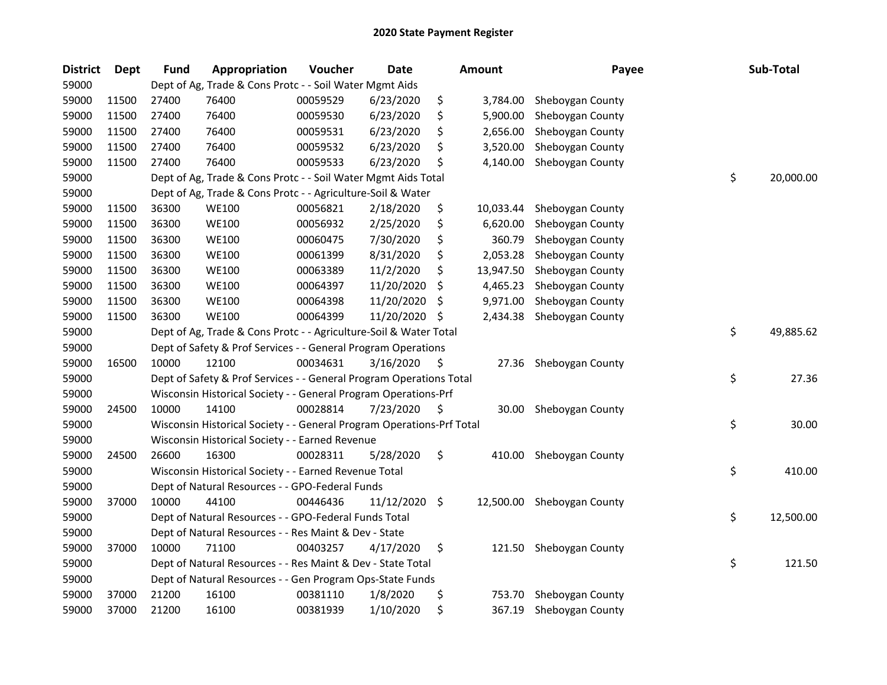# 2020 State Payment Register

| District | Dept | Fund | Appropriation | Voucher | Date | Amount | Payee | Sub-Total |
|---|---|---|---|---|---|---|---|---|
| 59000 | | Dept of Ag, Trade & Cons Protc - - Soil Water Mgmt Aids | | | | | | |
| 59000 | 11500 | 27400 | 76400 | 00059529 | 6/23/2020 | $ 3,784.00 | Sheboygan County | |
| 59000 | 11500 | 27400 | 76400 | 00059530 | 6/23/2020 | $ 5,900.00 | Sheboygan County | |
| 59000 | 11500 | 27400 | 76400 | 00059531 | 6/23/2020 | $ 2,656.00 | Sheboygan County | |
| 59000 | 11500 | 27400 | 76400 | 00059532 | 6/23/2020 | $ 3,520.00 | Sheboygan County | |
| 59000 | 11500 | 27400 | 76400 | 00059533 | 6/23/2020 | $ 4,140.00 | Sheboygan County | |
| 59000 | | Dept of Ag, Trade & Cons Protc - - Soil Water Mgmt Aids Total | | | | | | $ 20,000.00 |
| 59000 | | Dept of Ag, Trade & Cons Protc - - Agriculture-Soil & Water | | | | | | |
| 59000 | 11500 | 36300 | WE100 | 00056821 | 2/18/2020 | $ 10,033.44 | Sheboygan County | |
| 59000 | 11500 | 36300 | WE100 | 00056932 | 2/25/2020 | $ 6,620.00 | Sheboygan County | |
| 59000 | 11500 | 36300 | WE100 | 00060475 | 7/30/2020 | $ 360.79 | Sheboygan County | |
| 59000 | 11500 | 36300 | WE100 | 00061399 | 8/31/2020 | $ 2,053.28 | Sheboygan County | |
| 59000 | 11500 | 36300 | WE100 | 00063389 | 11/2/2020 | $ 13,947.50 | Sheboygan County | |
| 59000 | 11500 | 36300 | WE100 | 00064397 | 11/20/2020 | $ 4,465.23 | Sheboygan County | |
| 59000 | 11500 | 36300 | WE100 | 00064398 | 11/20/2020 | $ 9,971.00 | Sheboygan County | |
| 59000 | 11500 | 36300 | WE100 | 00064399 | 11/20/2020 | $ 2,434.38 | Sheboygan County | |
| 59000 | | Dept of Ag, Trade & Cons Protc - - Agriculture-Soil & Water Total | | | | | | $ 49,885.62 |
| 59000 | | Dept of Safety & Prof Services - - General Program Operations | | | | | | |
| 59000 | 16500 | 10000 | 12100 | 00034631 | 3/16/2020 | $ 27.36 | Sheboygan County | |
| 59000 | | Dept of Safety & Prof Services - - General Program Operations Total | | | | | | $ 27.36 |
| 59000 | | Wisconsin Historical Society - - General Program Operations-Prf | | | | | | |
| 59000 | 24500 | 10000 | 14100 | 00028814 | 7/23/2020 | $ 30.00 | Sheboygan County | |
| 59000 | | Wisconsin Historical Society - - General Program Operations-Prf Total | | | | | | $ 30.00 |
| 59000 | | Wisconsin Historical Society - - Earned Revenue | | | | | | |
| 59000 | 24500 | 26600 | 16300 | 00028311 | 5/28/2020 | $ 410.00 | Sheboygan County | |
| 59000 | | Wisconsin Historical Society - - Earned Revenue Total | | | | | | $ 410.00 |
| 59000 | | Dept of Natural Resources - - GPO-Federal Funds | | | | | | |
| 59000 | 37000 | 10000 | 44100 | 00446436 | 11/12/2020 | $ 12,500.00 | Sheboygan County | |
| 59000 | | Dept of Natural Resources - - GPO-Federal Funds Total | | | | | | $ 12,500.00 |
| 59000 | | Dept of Natural Resources - - Res Maint & Dev - State | | | | | | |
| 59000 | 37000 | 10000 | 71100 | 00403257 | 4/17/2020 | $ 121.50 | Sheboygan County | |
| 59000 | | Dept of Natural Resources - - Res Maint & Dev - State Total | | | | | | $ 121.50 |
| 59000 | | Dept of Natural Resources - - Gen Program Ops-State Funds | | | | | | |
| 59000 | 37000 | 21200 | 16100 | 00381110 | 1/8/2020 | $ 753.70 | Sheboygan County | |
| 59000 | 37000 | 21200 | 16100 | 00381939 | 1/10/2020 | $ 367.19 | Sheboygan County | |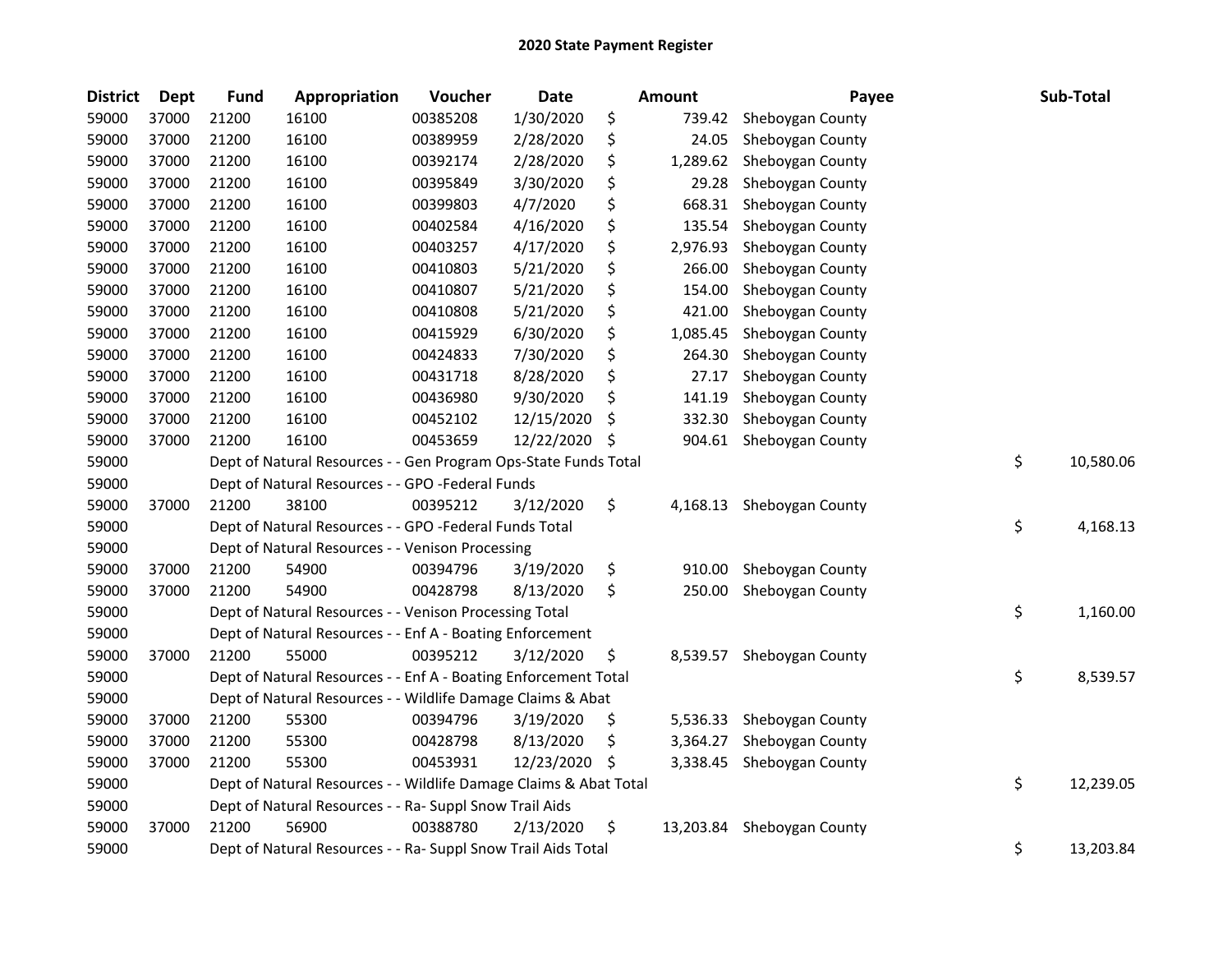# 2020 State Payment Register

| District | Dept | Fund | Appropriation | Voucher | Date | Amount | Payee | Sub-Total |
|---|---|---|---|---|---|---|---|---|
| 59000 | 37000 | 21200 | 16100 | 00385208 | 1/30/2020 | $ 739.42 | Sheboygan County | |
| 59000 | 37000 | 21200 | 16100 | 00389959 | 2/28/2020 | $ 24.05 | Sheboygan County | |
| 59000 | 37000 | 21200 | 16100 | 00392174 | 2/28/2020 | $ 1,289.62 | Sheboygan County | |
| 59000 | 37000 | 21200 | 16100 | 00395849 | 3/30/2020 | $ 29.28 | Sheboygan County | |
| 59000 | 37000 | 21200 | 16100 | 00399803 | 4/7/2020 | $ 668.31 | Sheboygan County | |
| 59000 | 37000 | 21200 | 16100 | 00402584 | 4/16/2020 | $ 135.54 | Sheboygan County | |
| 59000 | 37000 | 21200 | 16100 | 00403257 | 4/17/2020 | $ 2,976.93 | Sheboygan County | |
| 59000 | 37000 | 21200 | 16100 | 00410803 | 5/21/2020 | $ 266.00 | Sheboygan County | |
| 59000 | 37000 | 21200 | 16100 | 00410807 | 5/21/2020 | $ 154.00 | Sheboygan County | |
| 59000 | 37000 | 21200 | 16100 | 00410808 | 5/21/2020 | $ 421.00 | Sheboygan County | |
| 59000 | 37000 | 21200 | 16100 | 00415929 | 6/30/2020 | $ 1,085.45 | Sheboygan County | |
| 59000 | 37000 | 21200 | 16100 | 00424833 | 7/30/2020 | $ 264.30 | Sheboygan County | |
| 59000 | 37000 | 21200 | 16100 | 00431718 | 8/28/2020 | $ 27.17 | Sheboygan County | |
| 59000 | 37000 | 21200 | 16100 | 00436980 | 9/30/2020 | $ 141.19 | Sheboygan County | |
| 59000 | 37000 | 21200 | 16100 | 00452102 | 12/15/2020 | $ 332.30 | Sheboygan County | |
| 59000 | 37000 | 21200 | 16100 | 00453659 | 12/22/2020 | $ 904.61 | Sheboygan County | |
| 59000 | | Dept of Natural Resources - - Gen Program Ops-State Funds Total | | | | | | $ 10,580.06 |
| 59000 | | Dept of Natural Resources - - GPO -Federal Funds | | | | | | |
| 59000 | 37000 | 21200 | 38100 | 00395212 | 3/12/2020 | $ 4,168.13 | Sheboygan County | |
| 59000 | | Dept of Natural Resources - - GPO -Federal Funds Total | | | | | | $ 4,168.13 |
| 59000 | | Dept of Natural Resources - - Venison Processing | | | | | | |
| 59000 | 37000 | 21200 | 54900 | 00394796 | 3/19/2020 | $ 910.00 | Sheboygan County | |
| 59000 | 37000 | 21200 | 54900 | 00428798 | 8/13/2020 | $ 250.00 | Sheboygan County | |
| 59000 | | Dept of Natural Resources - - Venison Processing Total | | | | | | $ 1,160.00 |
| 59000 | | Dept of Natural Resources - - Enf A - Boating Enforcement | | | | | | |
| 59000 | 37000 | 21200 | 55000 | 00395212 | 3/12/2020 | $ 8,539.57 | Sheboygan County | |
| 59000 | | Dept of Natural Resources - - Enf A - Boating Enforcement Total | | | | | | $ 8,539.57 |
| 59000 | | Dept of Natural Resources - - Wildlife Damage Claims & Abat | | | | | | |
| 59000 | 37000 | 21200 | 55300 | 00394796 | 3/19/2020 | $ 5,536.33 | Sheboygan County | |
| 59000 | 37000 | 21200 | 55300 | 00428798 | 8/13/2020 | $ 3,364.27 | Sheboygan County | |
| 59000 | 37000 | 21200 | 55300 | 00453931 | 12/23/2020 | $ 3,338.45 | Sheboygan County | |
| 59000 | | Dept of Natural Resources - - Wildlife Damage Claims & Abat Total | | | | | | $ 12,239.05 |
| 59000 | | Dept of Natural Resources - - Ra- Suppl Snow Trail Aids | | | | | | |
| 59000 | 37000 | 21200 | 56900 | 00388780 | 2/13/2020 | $ 13,203.84 | Sheboygan County | |
| 59000 | | Dept of Natural Resources - - Ra- Suppl Snow Trail Aids Total | | | | | | $ 13,203.84 |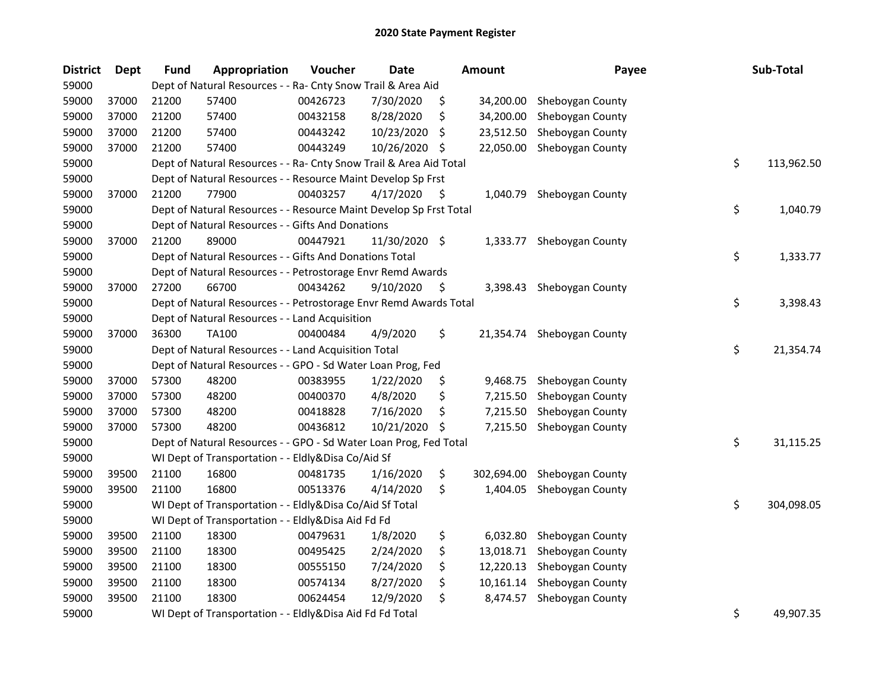# 2020 State Payment Register

| District | Dept | Fund | Appropriation | Voucher | Date | Amount | Payee | Sub-Total |
|---|---|---|---|---|---|---|---|---|
| 59000 | | Dept of Natural Resources - - Ra- Cnty Snow Trail & Area Aid | | | | | | |
| 59000 | 37000 | 21200 | 57400 | 00426723 | 7/30/2020 | $ 34,200.00 | Sheboygan County | |
| 59000 | 37000 | 21200 | 57400 | 00432158 | 8/28/2020 | $ 34,200.00 | Sheboygan County | |
| 59000 | 37000 | 21200 | 57400 | 00443242 | 10/23/2020 | $ 23,512.50 | Sheboygan County | |
| 59000 | 37000 | 21200 | 57400 | 00443249 | 10/26/2020 | $ 22,050.00 | Sheboygan County | |
| 59000 | | Dept of Natural Resources - - Ra- Cnty Snow Trail & Area Aid Total | | | | | | $ 113,962.50 |
| 59000 | | Dept of Natural Resources - - Resource Maint Develop Sp Frst | | | | | | |
| 59000 | 37000 | 21200 | 77900 | 00403257 | 4/17/2020 | $ 1,040.79 | Sheboygan County | |
| 59000 | | Dept of Natural Resources - - Resource Maint Develop Sp Frst Total | | | | | | $ 1,040.79 |
| 59000 | | Dept of Natural Resources - - Gifts And Donations | | | | | | |
| 59000 | 37000 | 21200 | 89000 | 00447921 | 11/30/2020 | $ 1,333.77 | Sheboygan County | |
| 59000 | | Dept of Natural Resources - - Gifts And Donations Total | | | | | | $ 1,333.77 |
| 59000 | | Dept of Natural Resources - - Petrostorage Envr Remd Awards | | | | | | |
| 59000 | 37000 | 27200 | 66700 | 00434262 | 9/10/2020 | $ 3,398.43 | Sheboygan County | |
| 59000 | | Dept of Natural Resources - - Petrostorage Envr Remd Awards Total | | | | | | $ 3,398.43 |
| 59000 | | Dept of Natural Resources - - Land Acquisition | | | | | | |
| 59000 | 37000 | 36300 | TA100 | 00400484 | 4/9/2020 | $ 21,354.74 | Sheboygan County | |
| 59000 | | Dept of Natural Resources - - Land Acquisition Total | | | | | | $ 21,354.74 |
| 59000 | | Dept of Natural Resources - - GPO - Sd Water Loan Prog, Fed | | | | | | |
| 59000 | 37000 | 57300 | 48200 | 00383955 | 1/22/2020 | $ 9,468.75 | Sheboygan County | |
| 59000 | 37000 | 57300 | 48200 | 00400370 | 4/8/2020 | $ 7,215.50 | Sheboygan County | |
| 59000 | 37000 | 57300 | 48200 | 00418828 | 7/16/2020 | $ 7,215.50 | Sheboygan County | |
| 59000 | 37000 | 57300 | 48200 | 00436812 | 10/21/2020 | $ 7,215.50 | Sheboygan County | |
| 59000 | | Dept of Natural Resources - - GPO - Sd Water Loan Prog, Fed Total | | | | | | $ 31,115.25 |
| 59000 | | WI Dept of Transportation - - Eldly&Disa Co/Aid Sf | | | | | | |
| 59000 | 39500 | 21100 | 16800 | 00481735 | 1/16/2020 | $ 302,694.00 | Sheboygan County | |
| 59000 | 39500 | 21100 | 16800 | 00513376 | 4/14/2020 | $ 1,404.05 | Sheboygan County | |
| 59000 | | WI Dept of Transportation - - Eldly&Disa Co/Aid Sf Total | | | | | | $ 304,098.05 |
| 59000 | | WI Dept of Transportation - - Eldly&Disa Aid Fd Fd | | | | | | |
| 59000 | 39500 | 21100 | 18300 | 00479631 | 1/8/2020 | $ 6,032.80 | Sheboygan County | |
| 59000 | 39500 | 21100 | 18300 | 00495425 | 2/24/2020 | $ 13,018.71 | Sheboygan County | |
| 59000 | 39500 | 21100 | 18300 | 00555150 | 7/24/2020 | $ 12,220.13 | Sheboygan County | |
| 59000 | 39500 | 21100 | 18300 | 00574134 | 8/27/2020 | $ 10,161.14 | Sheboygan County | |
| 59000 | 39500 | 21100 | 18300 | 00624454 | 12/9/2020 | $ 8,474.57 | Sheboygan County | |
| 59000 | | WI Dept of Transportation - - Eldly&Disa Aid Fd Fd Total | | | | | | $ 49,907.35 |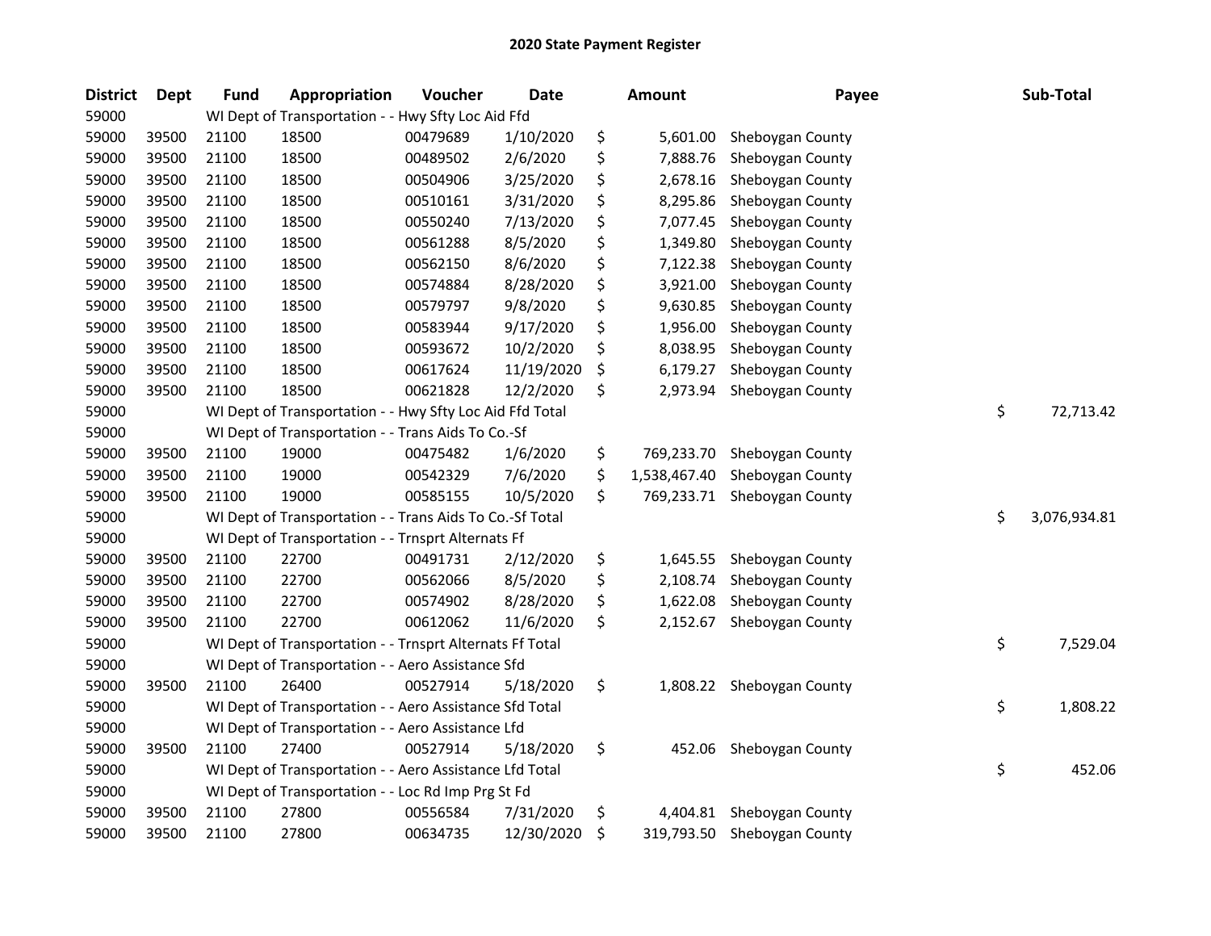# 2020 State Payment Register

| District | Dept | Fund | Appropriation | Voucher | Date | Amount | Payee | Sub-Total |
|---|---|---|---|---|---|---|---|---|
| 59000 | | WI Dept of Transportation - - Hwy Sfty Loc Aid Ffd | | | | | | |
| 59000 | 39500 | 21100 | 18500 | 00479689 | 1/10/2020 | $ 5,601.00 | Sheboygan County | |
| 59000 | 39500 | 21100 | 18500 | 00489502 | 2/6/2020 | $ 7,888.76 | Sheboygan County | |
| 59000 | 39500 | 21100 | 18500 | 00504906 | 3/25/2020 | $ 2,678.16 | Sheboygan County | |
| 59000 | 39500 | 21100 | 18500 | 00510161 | 3/31/2020 | $ 8,295.86 | Sheboygan County | |
| 59000 | 39500 | 21100 | 18500 | 00550240 | 7/13/2020 | $ 7,077.45 | Sheboygan County | |
| 59000 | 39500 | 21100 | 18500 | 00561288 | 8/5/2020 | $ 1,349.80 | Sheboygan County | |
| 59000 | 39500 | 21100 | 18500 | 00562150 | 8/6/2020 | $ 7,122.38 | Sheboygan County | |
| 59000 | 39500 | 21100 | 18500 | 00574884 | 8/28/2020 | $ 3,921.00 | Sheboygan County | |
| 59000 | 39500 | 21100 | 18500 | 00579797 | 9/8/2020 | $ 9,630.85 | Sheboygan County | |
| 59000 | 39500 | 21100 | 18500 | 00583944 | 9/17/2020 | $ 1,956.00 | Sheboygan County | |
| 59000 | 39500 | 21100 | 18500 | 00593672 | 10/2/2020 | $ 8,038.95 | Sheboygan County | |
| 59000 | 39500 | 21100 | 18500 | 00617624 | 11/19/2020 | $ 6,179.27 | Sheboygan County | |
| 59000 | 39500 | 21100 | 18500 | 00621828 | 12/2/2020 | $ 2,973.94 | Sheboygan County | |
| 59000 | | WI Dept of Transportation - - Hwy Sfty Loc Aid Ffd Total | | | | | | $ 72,713.42 |
| 59000 | | WI Dept of Transportation - - Trans Aids To Co.-Sf | | | | | | |
| 59000 | 39500 | 21100 | 19000 | 00475482 | 1/6/2020 | $ 769,233.70 | Sheboygan County | |
| 59000 | 39500 | 21100 | 19000 | 00542329 | 7/6/2020 | $ 1,538,467.40 | Sheboygan County | |
| 59000 | 39500 | 21100 | 19000 | 00585155 | 10/5/2020 | $ 769,233.71 | Sheboygan County | |
| 59000 | | WI Dept of Transportation - - Trans Aids To Co.-Sf Total | | | | | | $ 3,076,934.81 |
| 59000 | | WI Dept of Transportation - - Trnsprt Alternats Ff | | | | | | |
| 59000 | 39500 | 21100 | 22700 | 00491731 | 2/12/2020 | $ 1,645.55 | Sheboygan County | |
| 59000 | 39500 | 21100 | 22700 | 00562066 | 8/5/2020 | $ 2,108.74 | Sheboygan County | |
| 59000 | 39500 | 21100 | 22700 | 00574902 | 8/28/2020 | $ 1,622.08 | Sheboygan County | |
| 59000 | 39500 | 21100 | 22700 | 00612062 | 11/6/2020 | $ 2,152.67 | Sheboygan County | |
| 59000 | | WI Dept of Transportation - - Trnsprt Alternats Ff Total | | | | | | $ 7,529.04 |
| 59000 | | WI Dept of Transportation - - Aero Assistance Sfd | | | | | | |
| 59000 | 39500 | 21100 | 26400 | 00527914 | 5/18/2020 | $ 1,808.22 | Sheboygan County | |
| 59000 | | WI Dept of Transportation - - Aero Assistance Sfd Total | | | | | | $ 1,808.22 |
| 59000 | | WI Dept of Transportation - - Aero Assistance Lfd | | | | | | |
| 59000 | 39500 | 21100 | 27400 | 00527914 | 5/18/2020 | $ 452.06 | Sheboygan County | |
| 59000 | | WI Dept of Transportation - - Aero Assistance Lfd Total | | | | | | $ 452.06 |
| 59000 | | WI Dept of Transportation - - Loc Rd Imp Prg St Fd | | | | | | |
| 59000 | 39500 | 21100 | 27800 | 00556584 | 7/31/2020 | $ 4,404.81 | Sheboygan County | |
| 59000 | 39500 | 21100 | 27800 | 00634735 | 12/30/2020 | $ 319,793.50 | Sheboygan County | |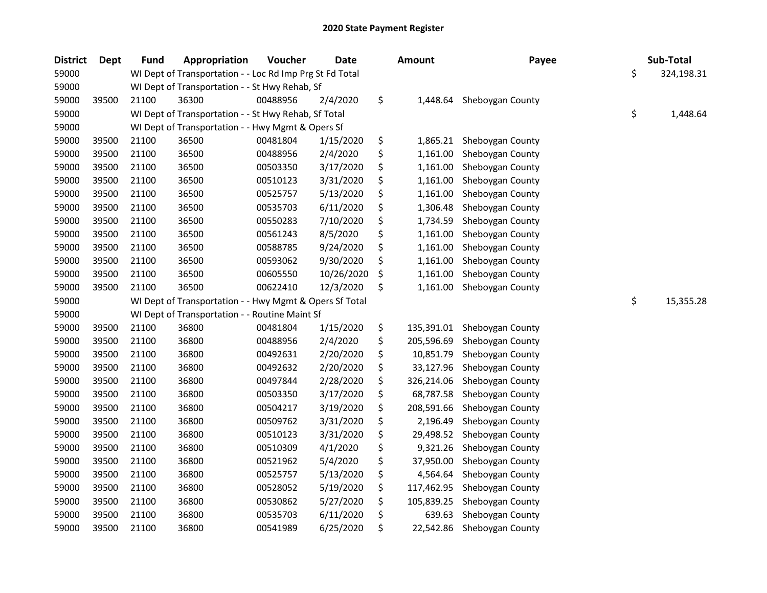# 2020 State Payment Register

| District | Dept | Fund | Appropriation | Voucher | Date | Amount | Payee | Sub-Total |
|---|---|---|---|---|---|---|---|---|
| 59000 | | WI Dept of Transportation - - Loc Rd Imp Prg St Fd Total | | | | | | $ 324,198.31 |
| 59000 | | WI Dept of Transportation - - St Hwy Rehab, Sf | | | | | | |
| 59000 | 39500 | 21100 | 36300 | 00488956 | 2/4/2020 | $ 1,448.64 | Sheboygan County | |
| 59000 | | WI Dept of Transportation - - St Hwy Rehab, Sf Total | | | | | | $ 1,448.64 |
| 59000 | | WI Dept of Transportation - - Hwy Mgmt & Opers Sf | | | | | | |
| 59000 | 39500 | 21100 | 36500 | 00481804 | 1/15/2020 | $ 1,865.21 | Sheboygan County | |
| 59000 | 39500 | 21100 | 36500 | 00488956 | 2/4/2020 | $ 1,161.00 | Sheboygan County | |
| 59000 | 39500 | 21100 | 36500 | 00503350 | 3/17/2020 | $ 1,161.00 | Sheboygan County | |
| 59000 | 39500 | 21100 | 36500 | 00510123 | 3/31/2020 | $ 1,161.00 | Sheboygan County | |
| 59000 | 39500 | 21100 | 36500 | 00525757 | 5/13/2020 | $ 1,161.00 | Sheboygan County | |
| 59000 | 39500 | 21100 | 36500 | 00535703 | 6/11/2020 | $ 1,306.48 | Sheboygan County | |
| 59000 | 39500 | 21100 | 36500 | 00550283 | 7/10/2020 | $ 1,734.59 | Sheboygan County | |
| 59000 | 39500 | 21100 | 36500 | 00561243 | 8/5/2020 | $ 1,161.00 | Sheboygan County | |
| 59000 | 39500 | 21100 | 36500 | 00588785 | 9/24/2020 | $ 1,161.00 | Sheboygan County | |
| 59000 | 39500 | 21100 | 36500 | 00593062 | 9/30/2020 | $ 1,161.00 | Sheboygan County | |
| 59000 | 39500 | 21100 | 36500 | 00605550 | 10/26/2020 | $ 1,161.00 | Sheboygan County | |
| 59000 | 39500 | 21100 | 36500 | 00622410 | 12/3/2020 | $ 1,161.00 | Sheboygan County | |
| 59000 | | WI Dept of Transportation - - Hwy Mgmt & Opers Sf Total | | | | | | $ 15,355.28 |
| 59000 | | WI Dept of Transportation - - Routine Maint Sf | | | | | | |
| 59000 | 39500 | 21100 | 36800 | 00481804 | 1/15/2020 | $ 135,391.01 | Sheboygan County | |
| 59000 | 39500 | 21100 | 36800 | 00488956 | 2/4/2020 | $ 205,596.69 | Sheboygan County | |
| 59000 | 39500 | 21100 | 36800 | 00492631 | 2/20/2020 | $ 10,851.79 | Sheboygan County | |
| 59000 | 39500 | 21100 | 36800 | 00492632 | 2/20/2020 | $ 33,127.96 | Sheboygan County | |
| 59000 | 39500 | 21100 | 36800 | 00497844 | 2/28/2020 | $ 326,214.06 | Sheboygan County | |
| 59000 | 39500 | 21100 | 36800 | 00503350 | 3/17/2020 | $ 68,787.58 | Sheboygan County | |
| 59000 | 39500 | 21100 | 36800 | 00504217 | 3/19/2020 | $ 208,591.66 | Sheboygan County | |
| 59000 | 39500 | 21100 | 36800 | 00509762 | 3/31/2020 | $ 2,196.49 | Sheboygan County | |
| 59000 | 39500 | 21100 | 36800 | 00510123 | 3/31/2020 | $ 29,498.52 | Sheboygan County | |
| 59000 | 39500 | 21100 | 36800 | 00510309 | 4/1/2020 | $ 9,321.26 | Sheboygan County | |
| 59000 | 39500 | 21100 | 36800 | 00521962 | 5/4/2020 | $ 37,950.00 | Sheboygan County | |
| 59000 | 39500 | 21100 | 36800 | 00525757 | 5/13/2020 | $ 4,564.64 | Sheboygan County | |
| 59000 | 39500 | 21100 | 36800 | 00528052 | 5/19/2020 | $ 117,462.95 | Sheboygan County | |
| 59000 | 39500 | 21100 | 36800 | 00530862 | 5/27/2020 | $ 105,839.25 | Sheboygan County | |
| 59000 | 39500 | 21100 | 36800 | 00535703 | 6/11/2020 | $ 639.63 | Sheboygan County | |
| 59000 | 39500 | 21100 | 36800 | 00541989 | 6/25/2020 | $ 22,542.86 | Sheboygan County | |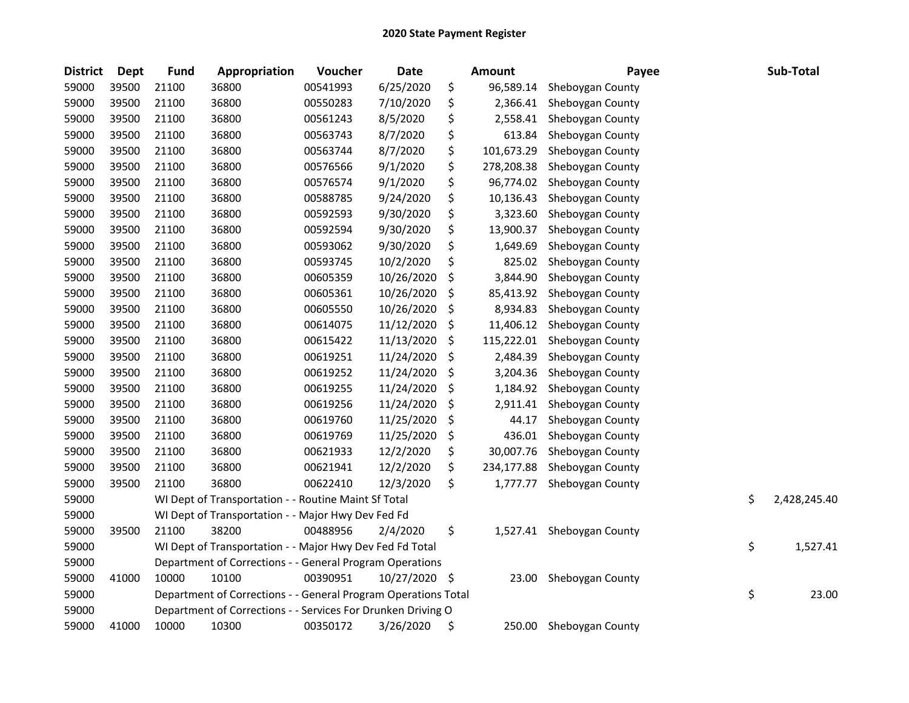# 2020 State Payment Register

| District | Dept | Fund | Appropriation | Voucher | Date | Amount | Payee | Sub-Total |
|---|---|---|---|---|---|---|---|---|
| 59000 | 39500 | 21100 | 36800 | 00541993 | 6/25/2020 | $ 96,589.14 | Sheboygan County | |
| 59000 | 39500 | 21100 | 36800 | 00550283 | 7/10/2020 | $ 2,366.41 | Sheboygan County | |
| 59000 | 39500 | 21100 | 36800 | 00561243 | 8/5/2020 | $ 2,558.41 | Sheboygan County | |
| 59000 | 39500 | 21100 | 36800 | 00563743 | 8/7/2020 | $ 613.84 | Sheboygan County | |
| 59000 | 39500 | 21100 | 36800 | 00563744 | 8/7/2020 | $ 101,673.29 | Sheboygan County | |
| 59000 | 39500 | 21100 | 36800 | 00576566 | 9/1/2020 | $ 278,208.38 | Sheboygan County | |
| 59000 | 39500 | 21100 | 36800 | 00576574 | 9/1/2020 | $ 96,774.02 | Sheboygan County | |
| 59000 | 39500 | 21100 | 36800 | 00588785 | 9/24/2020 | $ 10,136.43 | Sheboygan County | |
| 59000 | 39500 | 21100 | 36800 | 00592593 | 9/30/2020 | $ 3,323.60 | Sheboygan County | |
| 59000 | 39500 | 21100 | 36800 | 00592594 | 9/30/2020 | $ 13,900.37 | Sheboygan County | |
| 59000 | 39500 | 21100 | 36800 | 00593062 | 9/30/2020 | $ 1,649.69 | Sheboygan County | |
| 59000 | 39500 | 21100 | 36800 | 00593745 | 10/2/2020 | $ 825.02 | Sheboygan County | |
| 59000 | 39500 | 21100 | 36800 | 00605359 | 10/26/2020 | $ 3,844.90 | Sheboygan County | |
| 59000 | 39500 | 21100 | 36800 | 00605361 | 10/26/2020 | $ 85,413.92 | Sheboygan County | |
| 59000 | 39500 | 21100 | 36800 | 00605550 | 10/26/2020 | $ 8,934.83 | Sheboygan County | |
| 59000 | 39500 | 21100 | 36800 | 00614075 | 11/12/2020 | $ 11,406.12 | Sheboygan County | |
| 59000 | 39500 | 21100 | 36800 | 00615422 | 11/13/2020 | $ 115,222.01 | Sheboygan County | |
| 59000 | 39500 | 21100 | 36800 | 00619251 | 11/24/2020 | $ 2,484.39 | Sheboygan County | |
| 59000 | 39500 | 21100 | 36800 | 00619252 | 11/24/2020 | $ 3,204.36 | Sheboygan County | |
| 59000 | 39500 | 21100 | 36800 | 00619255 | 11/24/2020 | $ 1,184.92 | Sheboygan County | |
| 59000 | 39500 | 21100 | 36800 | 00619256 | 11/24/2020 | $ 2,911.41 | Sheboygan County | |
| 59000 | 39500 | 21100 | 36800 | 00619760 | 11/25/2020 | $ 44.17 | Sheboygan County | |
| 59000 | 39500 | 21100 | 36800 | 00619769 | 11/25/2020 | $ 436.01 | Sheboygan County | |
| 59000 | 39500 | 21100 | 36800 | 00621933 | 12/2/2020 | $ 30,007.76 | Sheboygan County | |
| 59000 | 39500 | 21100 | 36800 | 00621941 | 12/2/2020 | $ 234,177.88 | Sheboygan County | |
| 59000 | 39500 | 21100 | 36800 | 00622410 | 12/3/2020 | $ 1,777.77 | Sheboygan County | |
| 59000 | | WI Dept of Transportation - - Routine Maint Sf Total | | | | | | $ 2,428,245.40 |
| 59000 | | WI Dept of Transportation - - Major Hwy Dev Fed Fd | | | | | | |
| 59000 | 39500 | 21100 | 38200 | 00488956 | 2/4/2020 | $ 1,527.41 | Sheboygan County | |
| 59000 | | WI Dept of Transportation - - Major Hwy Dev Fed Fd Total | | | | | | $ 1,527.41 |
| 59000 | | Department of Corrections - - General Program Operations | | | | | | |
| 59000 | 41000 | 10000 | 10100 | 00390951 | 10/27/2020 | $ 23.00 | Sheboygan County | |
| 59000 | | Department of Corrections - - General Program Operations Total | | | | | | $ 23.00 |
| 59000 | | Department of Corrections - - Services For Drunken Driving O | | | | | | |
| 59000 | 41000 | 10000 | 10300 | 00350172 | 3/26/2020 | $ 250.00 | Sheboygan County | |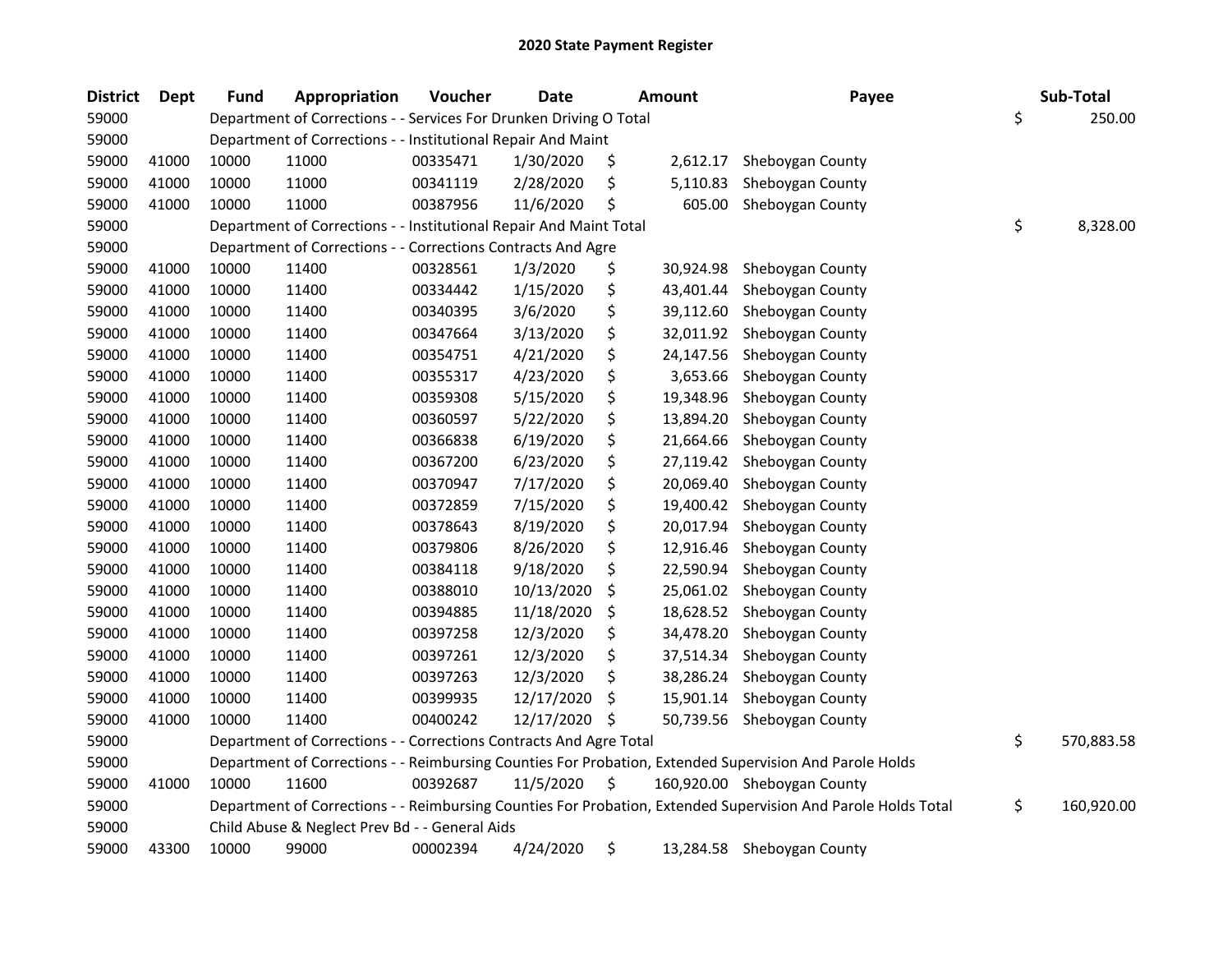# 2020 State Payment Register

| District | Dept | Fund | Appropriation | Voucher | Date | Amount | Payee | Sub-Total |
|---|---|---|---|---|---|---|---|---|
| 59000 | | Department of Corrections - - Services For Drunken Driving O Total | | | | | | $ 250.00 |
| 59000 | | Department of Corrections - - Institutional Repair And Maint | | | | | | |
| 59000 | 41000 | 10000 | 11000 | 00335471 | 1/30/2020 | $ 2,612.17 | Sheboygan County | |
| 59000 | 41000 | 10000 | 11000 | 00341119 | 2/28/2020 | $ 5,110.83 | Sheboygan County | |
| 59000 | 41000 | 10000 | 11000 | 00387956 | 11/6/2020 | $ 605.00 | Sheboygan County | |
| 59000 | | Department of Corrections - - Institutional Repair And Maint Total | | | | | | $ 8,328.00 |
| 59000 | | Department of Corrections - - Corrections Contracts And Agre | | | | | | |
| 59000 | 41000 | 10000 | 11400 | 00328561 | 1/3/2020 | $ 30,924.98 | Sheboygan County | |
| 59000 | 41000 | 10000 | 11400 | 00334442 | 1/15/2020 | $ 43,401.44 | Sheboygan County | |
| 59000 | 41000 | 10000 | 11400 | 00340395 | 3/6/2020 | $ 39,112.60 | Sheboygan County | |
| 59000 | 41000 | 10000 | 11400 | 00347664 | 3/13/2020 | $ 32,011.92 | Sheboygan County | |
| 59000 | 41000 | 10000 | 11400 | 00354751 | 4/21/2020 | $ 24,147.56 | Sheboygan County | |
| 59000 | 41000 | 10000 | 11400 | 00355317 | 4/23/2020 | $ 3,653.66 | Sheboygan County | |
| 59000 | 41000 | 10000 | 11400 | 00359308 | 5/15/2020 | $ 19,348.96 | Sheboygan County | |
| 59000 | 41000 | 10000 | 11400 | 00360597 | 5/22/2020 | $ 13,894.20 | Sheboygan County | |
| 59000 | 41000 | 10000 | 11400 | 00366838 | 6/19/2020 | $ 21,664.66 | Sheboygan County | |
| 59000 | 41000 | 10000 | 11400 | 00367200 | 6/23/2020 | $ 27,119.42 | Sheboygan County | |
| 59000 | 41000 | 10000 | 11400 | 00370947 | 7/17/2020 | $ 20,069.40 | Sheboygan County | |
| 59000 | 41000 | 10000 | 11400 | 00372859 | 7/15/2020 | $ 19,400.42 | Sheboygan County | |
| 59000 | 41000 | 10000 | 11400 | 00378643 | 8/19/2020 | $ 20,017.94 | Sheboygan County | |
| 59000 | 41000 | 10000 | 11400 | 00379806 | 8/26/2020 | $ 12,916.46 | Sheboygan County | |
| 59000 | 41000 | 10000 | 11400 | 00384118 | 9/18/2020 | $ 22,590.94 | Sheboygan County | |
| 59000 | 41000 | 10000 | 11400 | 00388010 | 10/13/2020 | $ 25,061.02 | Sheboygan County | |
| 59000 | 41000 | 10000 | 11400 | 00394885 | 11/18/2020 | $ 18,628.52 | Sheboygan County | |
| 59000 | 41000 | 10000 | 11400 | 00397258 | 12/3/2020 | $ 34,478.20 | Sheboygan County | |
| 59000 | 41000 | 10000 | 11400 | 00397261 | 12/3/2020 | $ 37,514.34 | Sheboygan County | |
| 59000 | 41000 | 10000 | 11400 | 00397263 | 12/3/2020 | $ 38,286.24 | Sheboygan County | |
| 59000 | 41000 | 10000 | 11400 | 00399935 | 12/17/2020 | $ 15,901.14 | Sheboygan County | |
| 59000 | 41000 | 10000 | 11400 | 00400242 | 12/17/2020 | $ 50,739.56 | Sheboygan County | |
| 59000 | | Department of Corrections - - Corrections Contracts And Agre Total | | | | | | $ 570,883.58 |
| 59000 | | Department of Corrections - - Reimbursing Counties For Probation, Extended Supervision And Parole Holds | | | | | | |
| 59000 | 41000 | 10000 | 11600 | 00392687 | 11/5/2020 | $ 160,920.00 | Sheboygan County | |
| 59000 | | Department of Corrections - - Reimbursing Counties For Probation, Extended Supervision And Parole Holds Total | | | | | | $ 160,920.00 |
| 59000 | | Child Abuse & Neglect Prev Bd - - General Aids | | | | | | |
| 59000 | 43300 | 10000 | 99000 | 00002394 | 4/24/2020 | $ 13,284.58 | Sheboygan County | |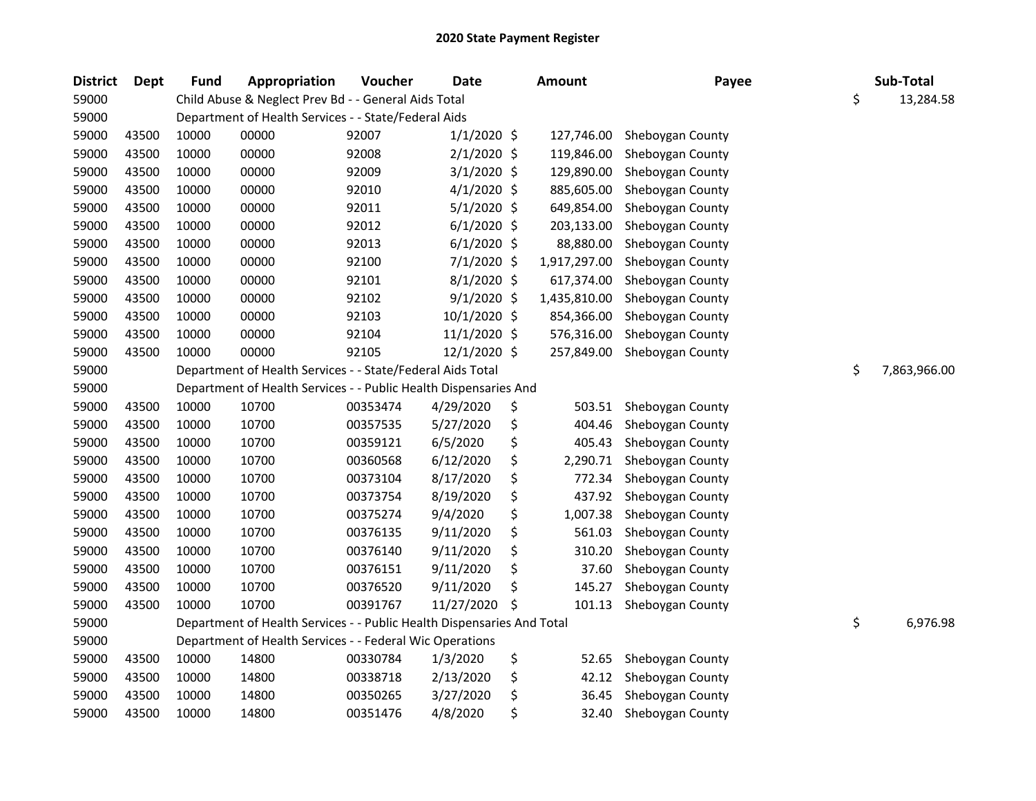## 2020 State Payment Register

| District | Dept | Fund | Appropriation | Voucher | Date | Amount | Payee | Sub-Total |
|---|---|---|---|---|---|---|---|---|
| 59000 | | Child Abuse & Neglect Prev Bd - - General Aids Total | | | | | | $ 13,284.58 |
| 59000 | | Department of Health Services - - State/Federal Aids | | | | | | |
| 59000 | 43500 | 10000 | 00000 | 92007 | 1/1/2020 | $ 127,746.00 | Sheboygan County | |
| 59000 | 43500 | 10000 | 00000 | 92008 | 2/1/2020 | $ 119,846.00 | Sheboygan County | |
| 59000 | 43500 | 10000 | 00000 | 92009 | 3/1/2020 | $ 129,890.00 | Sheboygan County | |
| 59000 | 43500 | 10000 | 00000 | 92010 | 4/1/2020 | $ 885,605.00 | Sheboygan County | |
| 59000 | 43500 | 10000 | 00000 | 92011 | 5/1/2020 | $ 649,854.00 | Sheboygan County | |
| 59000 | 43500 | 10000 | 00000 | 92012 | 6/1/2020 | $ 203,133.00 | Sheboygan County | |
| 59000 | 43500 | 10000 | 00000 | 92013 | 6/1/2020 | $ 88,880.00 | Sheboygan County | |
| 59000 | 43500 | 10000 | 00000 | 92100 | 7/1/2020 | $ 1,917,297.00 | Sheboygan County | |
| 59000 | 43500 | 10000 | 00000 | 92101 | 8/1/2020 | $ 617,374.00 | Sheboygan County | |
| 59000 | 43500 | 10000 | 00000 | 92102 | 9/1/2020 | $ 1,435,810.00 | Sheboygan County | |
| 59000 | 43500 | 10000 | 00000 | 92103 | 10/1/2020 | $ 854,366.00 | Sheboygan County | |
| 59000 | 43500 | 10000 | 00000 | 92104 | 11/1/2020 | $ 576,316.00 | Sheboygan County | |
| 59000 | 43500 | 10000 | 00000 | 92105 | 12/1/2020 | $ 257,849.00 | Sheboygan County | |
| 59000 | | Department of Health Services - - State/Federal Aids Total | | | | | | $ 7,863,966.00 |
| 59000 | | Department of Health Services - - Public Health Dispensaries And | | | | | | |
| 59000 | 43500 | 10000 | 10700 | 00353474 | 4/29/2020 | $ 503.51 | Sheboygan County | |
| 59000 | 43500 | 10000 | 10700 | 00357535 | 5/27/2020 | $ 404.46 | Sheboygan County | |
| 59000 | 43500 | 10000 | 10700 | 00359121 | 6/5/2020 | $ 405.43 | Sheboygan County | |
| 59000 | 43500 | 10000 | 10700 | 00360568 | 6/12/2020 | $ 2,290.71 | Sheboygan County | |
| 59000 | 43500 | 10000 | 10700 | 00373104 | 8/17/2020 | $ 772.34 | Sheboygan County | |
| 59000 | 43500 | 10000 | 10700 | 00373754 | 8/19/2020 | $ 437.92 | Sheboygan County | |
| 59000 | 43500 | 10000 | 10700 | 00375274 | 9/4/2020 | $ 1,007.38 | Sheboygan County | |
| 59000 | 43500 | 10000 | 10700 | 00376135 | 9/11/2020 | $ 561.03 | Sheboygan County | |
| 59000 | 43500 | 10000 | 10700 | 00376140 | 9/11/2020 | $ 310.20 | Sheboygan County | |
| 59000 | 43500 | 10000 | 10700 | 00376151 | 9/11/2020 | $ 37.60 | Sheboygan County | |
| 59000 | 43500 | 10000 | 10700 | 00376520 | 9/11/2020 | $ 145.27 | Sheboygan County | |
| 59000 | 43500 | 10000 | 10700 | 00391767 | 11/27/2020 | $ 101.13 | Sheboygan County | |
| 59000 | | Department of Health Services - - Public Health Dispensaries And Total | | | | | | $ 6,976.98 |
| 59000 | | Department of Health Services - - Federal Wic Operations | | | | | | |
| 59000 | 43500 | 10000 | 14800 | 00330784 | 1/3/2020 | $ 52.65 | Sheboygan County | |
| 59000 | 43500 | 10000 | 14800 | 00338718 | 2/13/2020 | $ 42.12 | Sheboygan County | |
| 59000 | 43500 | 10000 | 14800 | 00350265 | 3/27/2020 | $ 36.45 | Sheboygan County | |
| 59000 | 43500 | 10000 | 14800 | 00351476 | 4/8/2020 | $ 32.40 | Sheboygan County | |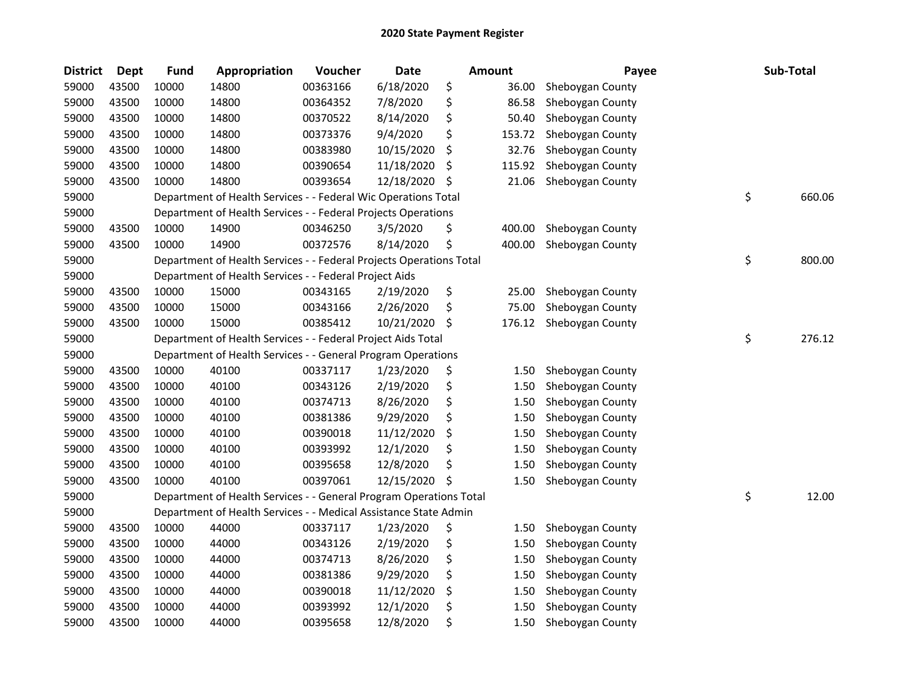## 2020 State Payment Register

| District | Dept | Fund | Appropriation | Voucher | Date | Amount | Payee | Sub-Total |
|---|---|---|---|---|---|---|---|---|
| 59000 | 43500 | 10000 | 14800 | 00363166 | 6/18/2020 | $ 36.00 | Sheboygan County | |
| 59000 | 43500 | 10000 | 14800 | 00364352 | 7/8/2020 | $ 86.58 | Sheboygan County | |
| 59000 | 43500 | 10000 | 14800 | 00370522 | 8/14/2020 | $ 50.40 | Sheboygan County | |
| 59000 | 43500 | 10000 | 14800 | 00373376 | 9/4/2020 | $ 153.72 | Sheboygan County | |
| 59000 | 43500 | 10000 | 14800 | 00383980 | 10/15/2020 | $ 32.76 | Sheboygan County | |
| 59000 | 43500 | 10000 | 14800 | 00390654 | 11/18/2020 | $ 115.92 | Sheboygan County | |
| 59000 | 43500 | 10000 | 14800 | 00393654 | 12/18/2020 | $ 21.06 | Sheboygan County | |
| 59000 | | Department of Health Services - - Federal Wic Operations Total | | | | | | $ 660.06 |
| 59000 | | Department of Health Services - - Federal Projects Operations | | | | | | |
| 59000 | 43500 | 10000 | 14900 | 00346250 | 3/5/2020 | $ 400.00 | Sheboygan County | |
| 59000 | 43500 | 10000 | 14900 | 00372576 | 8/14/2020 | $ 400.00 | Sheboygan County | |
| 59000 | | Department of Health Services - - Federal Projects Operations Total | | | | | | $ 800.00 |
| 59000 | | Department of Health Services - - Federal Project Aids | | | | | | |
| 59000 | 43500 | 10000 | 15000 | 00343165 | 2/19/2020 | $ 25.00 | Sheboygan County | |
| 59000 | 43500 | 10000 | 15000 | 00343166 | 2/26/2020 | $ 75.00 | Sheboygan County | |
| 59000 | 43500 | 10000 | 15000 | 00385412 | 10/21/2020 | $ 176.12 | Sheboygan County | |
| 59000 | | Department of Health Services - - Federal Project Aids Total | | | | | | $ 276.12 |
| 59000 | | Department of Health Services - - General Program Operations | | | | | | |
| 59000 | 43500 | 10000 | 40100 | 00337117 | 1/23/2020 | $ 1.50 | Sheboygan County | |
| 59000 | 43500 | 10000 | 40100 | 00343126 | 2/19/2020 | $ 1.50 | Sheboygan County | |
| 59000 | 43500 | 10000 | 40100 | 00374713 | 8/26/2020 | $ 1.50 | Sheboygan County | |
| 59000 | 43500 | 10000 | 40100 | 00381386 | 9/29/2020 | $ 1.50 | Sheboygan County | |
| 59000 | 43500 | 10000 | 40100 | 00390018 | 11/12/2020 | $ 1.50 | Sheboygan County | |
| 59000 | 43500 | 10000 | 40100 | 00393992 | 12/1/2020 | $ 1.50 | Sheboygan County | |
| 59000 | 43500 | 10000 | 40100 | 00395658 | 12/8/2020 | $ 1.50 | Sheboygan County | |
| 59000 | 43500 | 10000 | 40100 | 00397061 | 12/15/2020 | $ 1.50 | Sheboygan County | |
| 59000 | | Department of Health Services - - General Program Operations Total | | | | | | $ 12.00 |
| 59000 | | Department of Health Services - - Medical Assistance State Admin | | | | | | |
| 59000 | 43500 | 10000 | 44000 | 00337117 | 1/23/2020 | $ 1.50 | Sheboygan County | |
| 59000 | 43500 | 10000 | 44000 | 00343126 | 2/19/2020 | $ 1.50 | Sheboygan County | |
| 59000 | 43500 | 10000 | 44000 | 00374713 | 8/26/2020 | $ 1.50 | Sheboygan County | |
| 59000 | 43500 | 10000 | 44000 | 00381386 | 9/29/2020 | $ 1.50 | Sheboygan County | |
| 59000 | 43500 | 10000 | 44000 | 00390018 | 11/12/2020 | $ 1.50 | Sheboygan County | |
| 59000 | 43500 | 10000 | 44000 | 00393992 | 12/1/2020 | $ 1.50 | Sheboygan County | |
| 59000 | 43500 | 10000 | 44000 | 00395658 | 12/8/2020 | $ 1.50 | Sheboygan County | |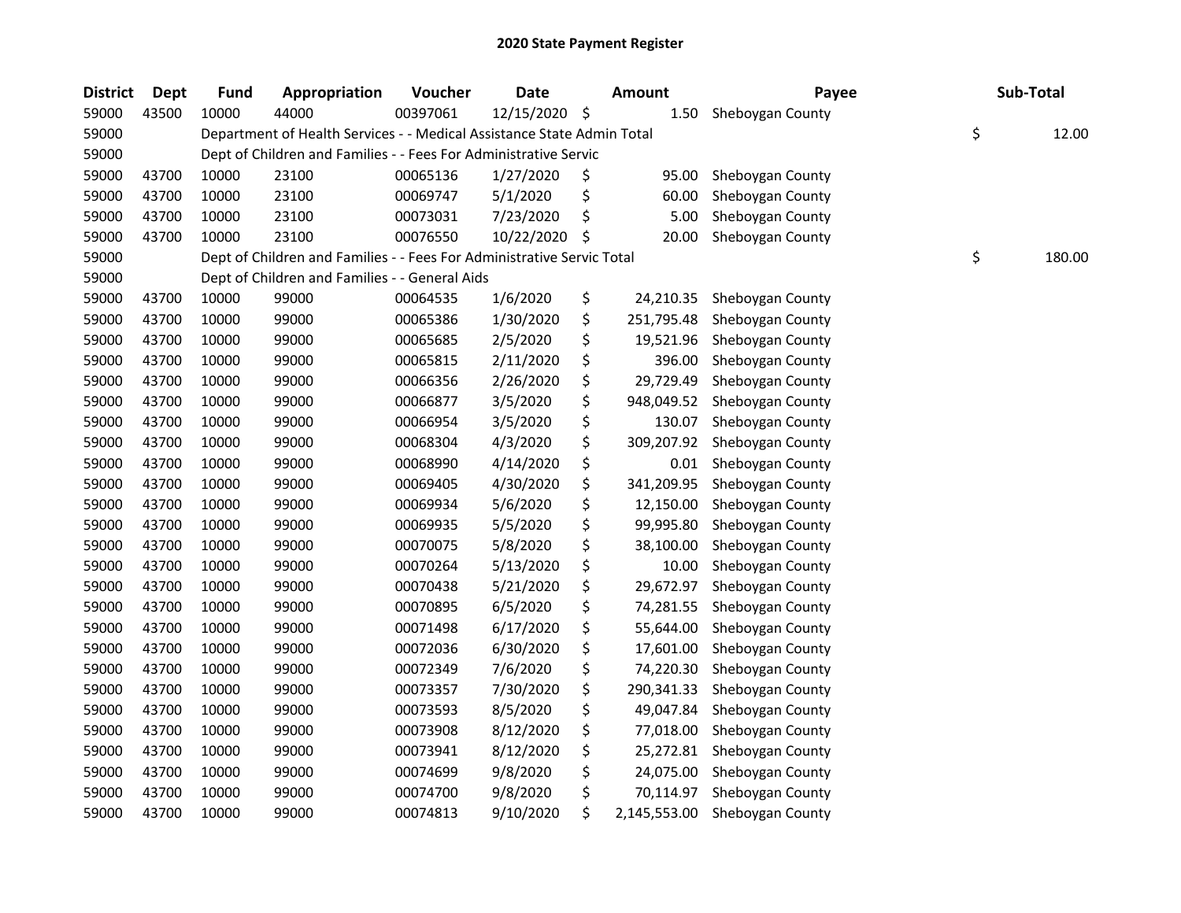# 2020 State Payment Register

| District | Dept | Fund | Appropriation | Voucher | Date | Amount | Payee | Sub-Total |
|---|---|---|---|---|---|---|---|---|
| 59000 | 43500 | 10000 | 44000 | 00397061 | 12/15/2020 | $ 1.50 | Sheboygan County | |
| 59000 | | Department of Health Services - - Medical Assistance State Admin Total | | | | | | $ 12.00 |
| 59000 | | Dept of Children and Families - - Fees For Administrative Servic | | | | | | |
| 59000 | 43700 | 10000 | 23100 | 00065136 | 1/27/2020 | $ 95.00 | Sheboygan County | |
| 59000 | 43700 | 10000 | 23100 | 00069747 | 5/1/2020 | $ 60.00 | Sheboygan County | |
| 59000 | 43700 | 10000 | 23100 | 00073031 | 7/23/2020 | $ 5.00 | Sheboygan County | |
| 59000 | 43700 | 10000 | 23100 | 00076550 | 10/22/2020 | $ 20.00 | Sheboygan County | |
| 59000 | | Dept of Children and Families - - Fees For Administrative Servic Total | | | | | | $ 180.00 |
| 59000 | | Dept of Children and Families - - General Aids | | | | | | |
| 59000 | 43700 | 10000 | 99000 | 00064535 | 1/6/2020 | $ 24,210.35 | Sheboygan County | |
| 59000 | 43700 | 10000 | 99000 | 00065386 | 1/30/2020 | $ 251,795.48 | Sheboygan County | |
| 59000 | 43700 | 10000 | 99000 | 00065685 | 2/5/2020 | $ 19,521.96 | Sheboygan County | |
| 59000 | 43700 | 10000 | 99000 | 00065815 | 2/11/2020 | $ 396.00 | Sheboygan County | |
| 59000 | 43700 | 10000 | 99000 | 00066356 | 2/26/2020 | $ 29,729.49 | Sheboygan County | |
| 59000 | 43700 | 10000 | 99000 | 00066877 | 3/5/2020 | $ 948,049.52 | Sheboygan County | |
| 59000 | 43700 | 10000 | 99000 | 00066954 | 3/5/2020 | $ 130.07 | Sheboygan County | |
| 59000 | 43700 | 10000 | 99000 | 00068304 | 4/3/2020 | $ 309,207.92 | Sheboygan County | |
| 59000 | 43700 | 10000 | 99000 | 00068990 | 4/14/2020 | $ 0.01 | Sheboygan County | |
| 59000 | 43700 | 10000 | 99000 | 00069405 | 4/30/2020 | $ 341,209.95 | Sheboygan County | |
| 59000 | 43700 | 10000 | 99000 | 00069934 | 5/6/2020 | $ 12,150.00 | Sheboygan County | |
| 59000 | 43700 | 10000 | 99000 | 00069935 | 5/5/2020 | $ 99,995.80 | Sheboygan County | |
| 59000 | 43700 | 10000 | 99000 | 00070075 | 5/8/2020 | $ 38,100.00 | Sheboygan County | |
| 59000 | 43700 | 10000 | 99000 | 00070264 | 5/13/2020 | $ 10.00 | Sheboygan County | |
| 59000 | 43700 | 10000 | 99000 | 00070438 | 5/21/2020 | $ 29,672.97 | Sheboygan County | |
| 59000 | 43700 | 10000 | 99000 | 00070895 | 6/5/2020 | $ 74,281.55 | Sheboygan County | |
| 59000 | 43700 | 10000 | 99000 | 00071498 | 6/17/2020 | $ 55,644.00 | Sheboygan County | |
| 59000 | 43700 | 10000 | 99000 | 00072036 | 6/30/2020 | $ 17,601.00 | Sheboygan County | |
| 59000 | 43700 | 10000 | 99000 | 00072349 | 7/6/2020 | $ 74,220.30 | Sheboygan County | |
| 59000 | 43700 | 10000 | 99000 | 00073357 | 7/30/2020 | $ 290,341.33 | Sheboygan County | |
| 59000 | 43700 | 10000 | 99000 | 00073593 | 8/5/2020 | $ 49,047.84 | Sheboygan County | |
| 59000 | 43700 | 10000 | 99000 | 00073908 | 8/12/2020 | $ 77,018.00 | Sheboygan County | |
| 59000 | 43700 | 10000 | 99000 | 00073941 | 8/12/2020 | $ 25,272.81 | Sheboygan County | |
| 59000 | 43700 | 10000 | 99000 | 00074699 | 9/8/2020 | $ 24,075.00 | Sheboygan County | |
| 59000 | 43700 | 10000 | 99000 | 00074700 | 9/8/2020 | $ 70,114.97 | Sheboygan County | |
| 59000 | 43700 | 10000 | 99000 | 00074813 | 9/10/2020 | $ 2,145,553.00 | Sheboygan County | |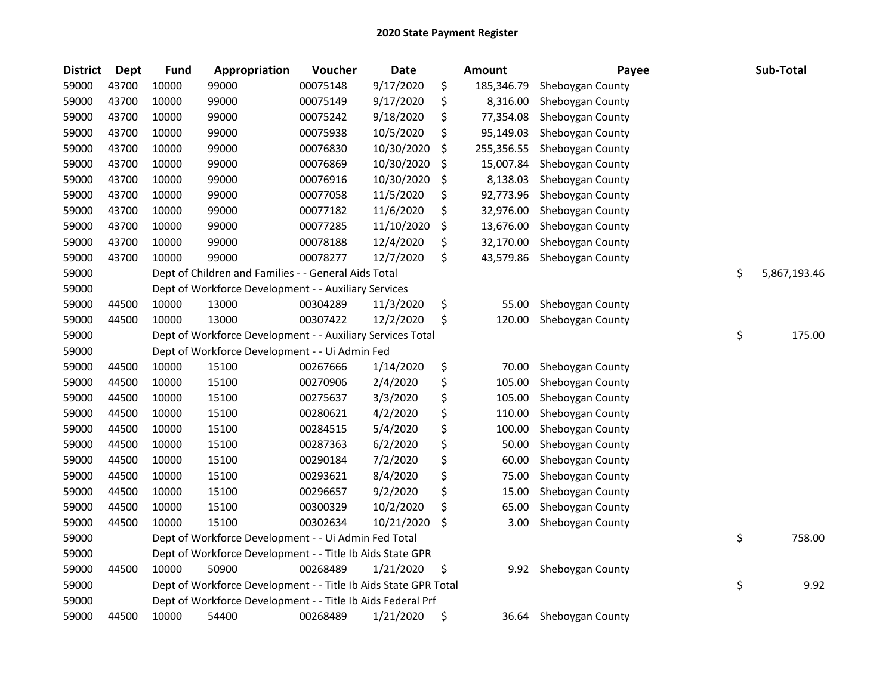# 2020 State Payment Register

| District | Dept | Fund | Appropriation | Voucher | Date | Amount | Payee | Sub-Total |
|---|---|---|---|---|---|---|---|---|
| 59000 | 43700 | 10000 | 99000 | 00075148 | 9/17/2020 | $ 185,346.79 | Sheboygan County | |
| 59000 | 43700 | 10000 | 99000 | 00075149 | 9/17/2020 | $ 8,316.00 | Sheboygan County | |
| 59000 | 43700 | 10000 | 99000 | 00075242 | 9/18/2020 | $ 77,354.08 | Sheboygan County | |
| 59000 | 43700 | 10000 | 99000 | 00075938 | 10/5/2020 | $ 95,149.03 | Sheboygan County | |
| 59000 | 43700 | 10000 | 99000 | 00076830 | 10/30/2020 | $ 255,356.55 | Sheboygan County | |
| 59000 | 43700 | 10000 | 99000 | 00076869 | 10/30/2020 | $ 15,007.84 | Sheboygan County | |
| 59000 | 43700 | 10000 | 99000 | 00076916 | 10/30/2020 | $ 8,138.03 | Sheboygan County | |
| 59000 | 43700 | 10000 | 99000 | 00077058 | 11/5/2020 | $ 92,773.96 | Sheboygan County | |
| 59000 | 43700 | 10000 | 99000 | 00077182 | 11/6/2020 | $ 32,976.00 | Sheboygan County | |
| 59000 | 43700 | 10000 | 99000 | 00077285 | 11/10/2020 | $ 13,676.00 | Sheboygan County | |
| 59000 | 43700 | 10000 | 99000 | 00078188 | 12/4/2020 | $ 32,170.00 | Sheboygan County | |
| 59000 | 43700 | 10000 | 99000 | 00078277 | 12/7/2020 | $ 43,579.86 | Sheboygan County | |
| 59000 | | Dept of Children and Families - - General Aids Total | | | | | | $ 5,867,193.46 |
| 59000 | | Dept of Workforce Development - - Auxiliary Services | | | | | | |
| 59000 | 44500 | 10000 | 13000 | 00304289 | 11/3/2020 | $ 55.00 | Sheboygan County | |
| 59000 | 44500 | 10000 | 13000 | 00307422 | 12/2/2020 | $ 120.00 | Sheboygan County | |
| 59000 | | Dept of Workforce Development - - Auxiliary Services Total | | | | | | $ 175.00 |
| 59000 | | Dept of Workforce Development - - Ui Admin Fed | | | | | | |
| 59000 | 44500 | 10000 | 15100 | 00267666 | 1/14/2020 | $ 70.00 | Sheboygan County | |
| 59000 | 44500 | 10000 | 15100 | 00270906 | 2/4/2020 | $ 105.00 | Sheboygan County | |
| 59000 | 44500 | 10000 | 15100 | 00275637 | 3/3/2020 | $ 105.00 | Sheboygan County | |
| 59000 | 44500 | 10000 | 15100 | 00280621 | 4/2/2020 | $ 110.00 | Sheboygan County | |
| 59000 | 44500 | 10000 | 15100 | 00284515 | 5/4/2020 | $ 100.00 | Sheboygan County | |
| 59000 | 44500 | 10000 | 15100 | 00287363 | 6/2/2020 | $ 50.00 | Sheboygan County | |
| 59000 | 44500 | 10000 | 15100 | 00290184 | 7/2/2020 | $ 60.00 | Sheboygan County | |
| 59000 | 44500 | 10000 | 15100 | 00293621 | 8/4/2020 | $ 75.00 | Sheboygan County | |
| 59000 | 44500 | 10000 | 15100 | 00296657 | 9/2/2020 | $ 15.00 | Sheboygan County | |
| 59000 | 44500 | 10000 | 15100 | 00300329 | 10/2/2020 | $ 65.00 | Sheboygan County | |
| 59000 | 44500 | 10000 | 15100 | 00302634 | 10/21/2020 | $ 3.00 | Sheboygan County | |
| 59000 | | Dept of Workforce Development - - Ui Admin Fed Total | | | | | | $ 758.00 |
| 59000 | | Dept of Workforce Development - - Title Ib Aids State GPR | | | | | | |
| 59000 | 44500 | 10000 | 50900 | 00268489 | 1/21/2020 | $ 9.92 | Sheboygan County | |
| 59000 | | Dept of Workforce Development - - Title Ib Aids State GPR Total | | | | | | $ 9.92 |
| 59000 | | Dept of Workforce Development - - Title Ib Aids Federal Prf | | | | | | |
| 59000 | 44500 | 10000 | 54400 | 00268489 | 1/21/2020 | $ 36.64 | Sheboygan County | |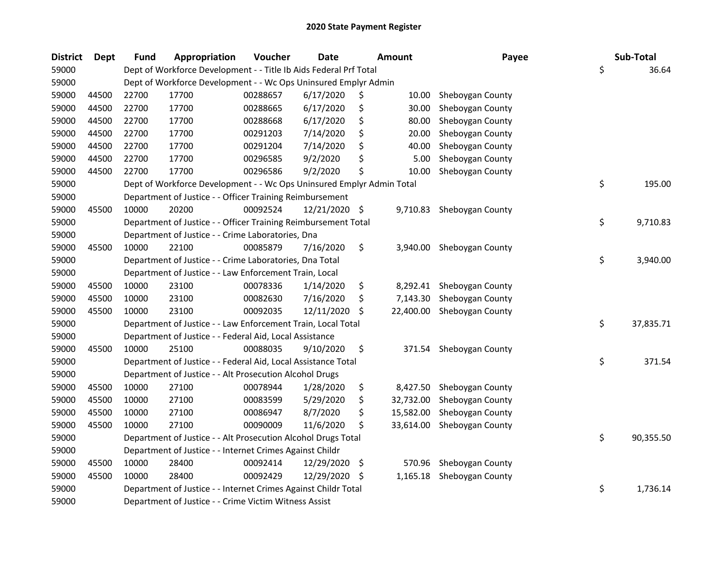# 2020 State Payment Register

| District | Dept | Fund | Appropriation | Voucher | Date | Amount | Payee | Sub-Total |
|---|---|---|---|---|---|---|---|---|
| 59000 | | Dept of Workforce Development - - Title Ib Aids Federal Prf Total | | | | | | $ 36.64 |
| 59000 | | Dept of Workforce Development - - Wc Ops Uninsured Emplyr Admin | | | | | | |
| 59000 | 44500 | 22700 | 17700 | 00288657 | 6/17/2020 | $ 10.00 | Sheboygan County | |
| 59000 | 44500 | 22700 | 17700 | 00288665 | 6/17/2020 | $ 30.00 | Sheboygan County | |
| 59000 | 44500 | 22700 | 17700 | 00288668 | 6/17/2020 | $ 80.00 | Sheboygan County | |
| 59000 | 44500 | 22700 | 17700 | 00291203 | 7/14/2020 | $ 20.00 | Sheboygan County | |
| 59000 | 44500 | 22700 | 17700 | 00291204 | 7/14/2020 | $ 40.00 | Sheboygan County | |
| 59000 | 44500 | 22700 | 17700 | 00296585 | 9/2/2020 | $ 5.00 | Sheboygan County | |
| 59000 | 44500 | 22700 | 17700 | 00296586 | 9/2/2020 | $ 10.00 | Sheboygan County | |
| 59000 | | Dept of Workforce Development - - Wc Ops Uninsured Emplyr Admin Total | | | | | | $ 195.00 |
| 59000 | | Department of Justice - - Officer Training Reimbursement | | | | | | |
| 59000 | 45500 | 10000 | 20200 | 00092524 | 12/21/2020 | $ 9,710.83 | Sheboygan County | |
| 59000 | | Department of Justice - - Officer Training Reimbursement Total | | | | | | $ 9,710.83 |
| 59000 | | Department of Justice - - Crime Laboratories, Dna | | | | | | |
| 59000 | 45500 | 10000 | 22100 | 00085879 | 7/16/2020 | $ 3,940.00 | Sheboygan County | |
| 59000 | | Department of Justice - - Crime Laboratories, Dna Total | | | | | | $ 3,940.00 |
| 59000 | | Department of Justice - - Law Enforcement Train, Local | | | | | | |
| 59000 | 45500 | 10000 | 23100 | 00078336 | 1/14/2020 | $ 8,292.41 | Sheboygan County | |
| 59000 | 45500 | 10000 | 23100 | 00082630 | 7/16/2020 | $ 7,143.30 | Sheboygan County | |
| 59000 | 45500 | 10000 | 23100 | 00092035 | 12/11/2020 | $ 22,400.00 | Sheboygan County | |
| 59000 | | Department of Justice - - Law Enforcement Train, Local Total | | | | | | $ 37,835.71 |
| 59000 | | Department of Justice - - Federal Aid, Local Assistance | | | | | | |
| 59000 | 45500 | 10000 | 25100 | 00088035 | 9/10/2020 | $ 371.54 | Sheboygan County | |
| 59000 | | Department of Justice - - Federal Aid, Local Assistance Total | | | | | | $ 371.54 |
| 59000 | | Department of Justice - - Alt Prosecution Alcohol Drugs | | | | | | |
| 59000 | 45500 | 10000 | 27100 | 00078944 | 1/28/2020 | $ 8,427.50 | Sheboygan County | |
| 59000 | 45500 | 10000 | 27100 | 00083599 | 5/29/2020 | $ 32,732.00 | Sheboygan County | |
| 59000 | 45500 | 10000 | 27100 | 00086947 | 8/7/2020 | $ 15,582.00 | Sheboygan County | |
| 59000 | 45500 | 10000 | 27100 | 00090009 | 11/6/2020 | $ 33,614.00 | Sheboygan County | |
| 59000 | | Department of Justice - - Alt Prosecution Alcohol Drugs Total | | | | | | $ 90,355.50 |
| 59000 | | Department of Justice - - Internet Crimes Against Childr | | | | | | |
| 59000 | 45500 | 10000 | 28400 | 00092414 | 12/29/2020 | $ 570.96 | Sheboygan County | |
| 59000 | 45500 | 10000 | 28400 | 00092429 | 12/29/2020 | $ 1,165.18 | Sheboygan County | |
| 59000 | | Department of Justice - - Internet Crimes Against Childr Total | | | | | | $ 1,736.14 |
| 59000 | | Department of Justice - - Crime Victim Witness Assist | | | | | | |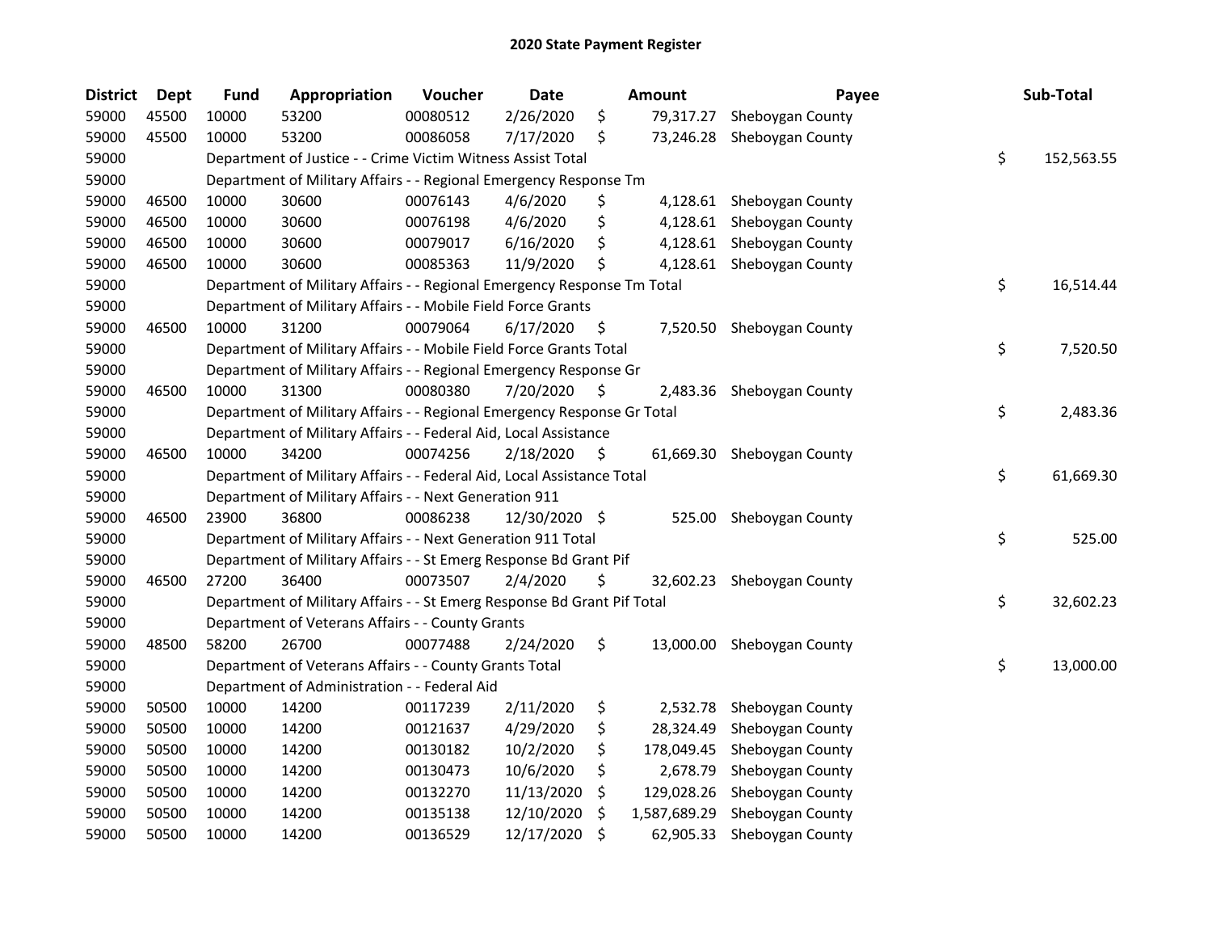# 2020 State Payment Register

| District | Dept | Fund | Appropriation | Voucher | Date | Amount | Payee | Sub-Total |
|---|---|---|---|---|---|---|---|---|
| 59000 | 45500 | 10000 | 53200 | 00080512 | 2/26/2020 | $ 79,317.27 | Sheboygan County | |
| 59000 | 45500 | 10000 | 53200 | 00086058 | 7/17/2020 | $ 73,246.28 | Sheboygan County | |
| 59000 | | Department of Justice - - Crime Victim Witness Assist Total | | | | | | $ 152,563.55 |
| 59000 | | Department of Military Affairs - - Regional Emergency Response Tm | | | | | | |
| 59000 | 46500 | 10000 | 30600 | 00076143 | 4/6/2020 | $ 4,128.61 | Sheboygan County | |
| 59000 | 46500 | 10000 | 30600 | 00076198 | 4/6/2020 | $ 4,128.61 | Sheboygan County | |
| 59000 | 46500 | 10000 | 30600 | 00079017 | 6/16/2020 | $ 4,128.61 | Sheboygan County | |
| 59000 | 46500 | 10000 | 30600 | 00085363 | 11/9/2020 | $ 4,128.61 | Sheboygan County | |
| 59000 | | Department of Military Affairs - - Regional Emergency Response Tm Total | | | | | | $ 16,514.44 |
| 59000 | | Department of Military Affairs - - Mobile Field Force Grants | | | | | | |
| 59000 | 46500 | 10000 | 31200 | 00079064 | 6/17/2020 | $ 7,520.50 | Sheboygan County | |
| 59000 | | Department of Military Affairs - - Mobile Field Force Grants Total | | | | | | $ 7,520.50 |
| 59000 | | Department of Military Affairs - - Regional Emergency Response Gr | | | | | | |
| 59000 | 46500 | 10000 | 31300 | 00080380 | 7/20/2020 | $ 2,483.36 | Sheboygan County | |
| 59000 | | Department of Military Affairs - - Regional Emergency Response Gr Total | | | | | | $ 2,483.36 |
| 59000 | | Department of Military Affairs - - Federal Aid, Local Assistance | | | | | | |
| 59000 | 46500 | 10000 | 34200 | 00074256 | 2/18/2020 | $ 61,669.30 | Sheboygan County | |
| 59000 | | Department of Military Affairs - - Federal Aid, Local Assistance Total | | | | | | $ 61,669.30 |
| 59000 | | Department of Military Affairs - - Next Generation 911 | | | | | | |
| 59000 | 46500 | 23900 | 36800 | 00086238 | 12/30/2020 | $ 525.00 | Sheboygan County | |
| 59000 | | Department of Military Affairs - - Next Generation 911 Total | | | | | | $ 525.00 |
| 59000 | | Department of Military Affairs - - St Emerg Response Bd Grant Pif | | | | | | |
| 59000 | 46500 | 27200 | 36400 | 00073507 | 2/4/2020 | $ 32,602.23 | Sheboygan County | |
| 59000 | | Department of Military Affairs - - St Emerg Response Bd Grant Pif Total | | | | | | $ 32,602.23 |
| 59000 | | Department of Veterans Affairs - - County Grants | | | | | | |
| 59000 | 48500 | 58200 | 26700 | 00077488 | 2/24/2020 | $ 13,000.00 | Sheboygan County | |
| 59000 | | Department of Veterans Affairs - - County Grants Total | | | | | | $ 13,000.00 |
| 59000 | | Department of Administration - - Federal Aid | | | | | | |
| 59000 | 50500 | 10000 | 14200 | 00117239 | 2/11/2020 | $ 2,532.78 | Sheboygan County | |
| 59000 | 50500 | 10000 | 14200 | 00121637 | 4/29/2020 | $ 28,324.49 | Sheboygan County | |
| 59000 | 50500 | 10000 | 14200 | 00130182 | 10/2/2020 | $ 178,049.45 | Sheboygan County | |
| 59000 | 50500 | 10000 | 14200 | 00130473 | 10/6/2020 | $ 2,678.79 | Sheboygan County | |
| 59000 | 50500 | 10000 | 14200 | 00132270 | 11/13/2020 | $ 129,028.26 | Sheboygan County | |
| 59000 | 50500 | 10000 | 14200 | 00135138 | 12/10/2020 | $ 1,587,689.29 | Sheboygan County | |
| 59000 | 50500 | 10000 | 14200 | 00136529 | 12/17/2020 | $ 62,905.33 | Sheboygan County | |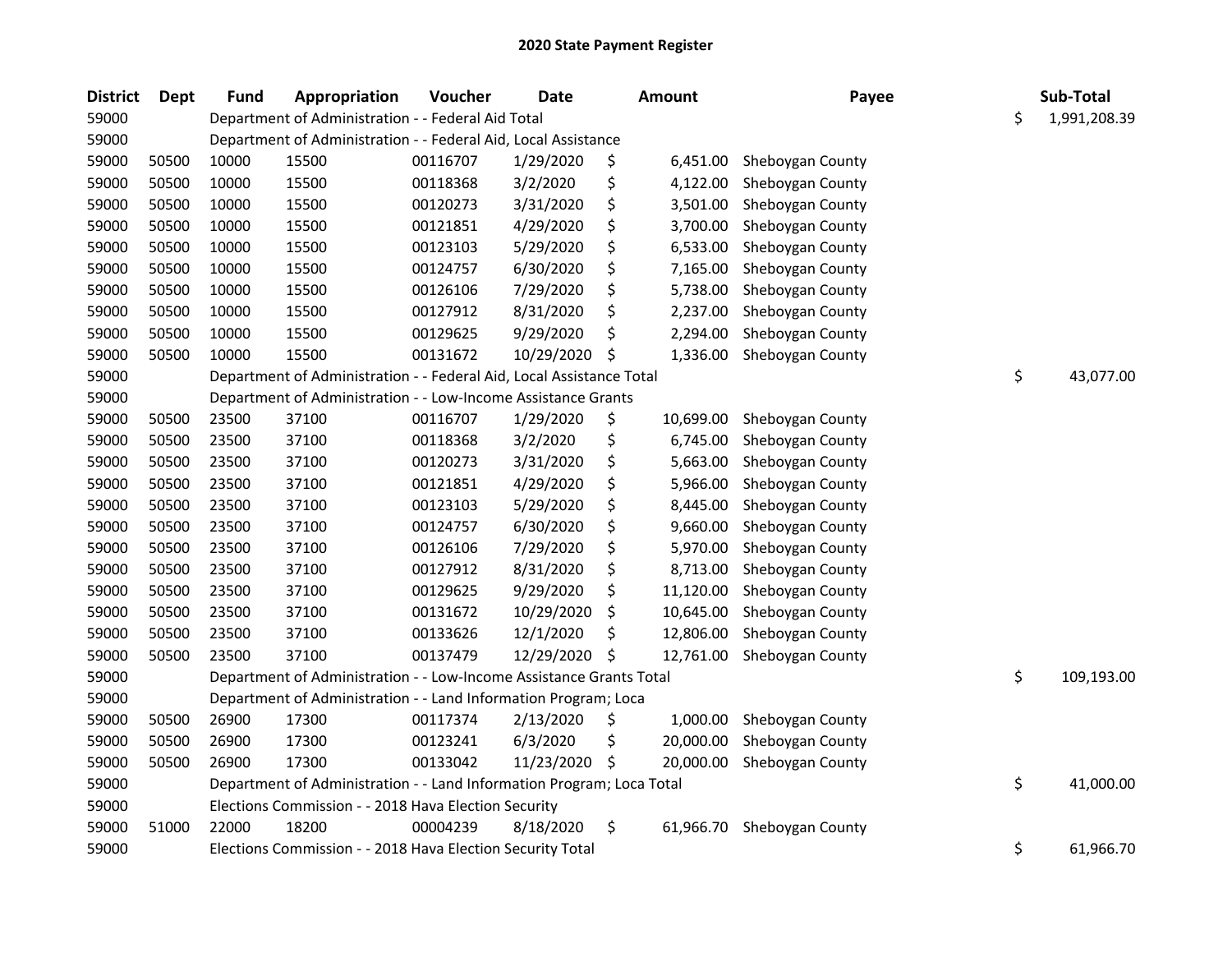## 2020 State Payment Register

| District | Dept | Fund | Appropriation | Voucher | Date | Amount | Payee | Sub-Total |
|---|---|---|---|---|---|---|---|---|
| 59000 | | Department of Administration - - Federal Aid Total | | | | | | $ 1,991,208.39 |
| 59000 | | Department of Administration - - Federal Aid, Local Assistance | | | | | | |
| 59000 | 50500 | 10000 | 15500 | 00116707 | 1/29/2020 | $ 6,451.00 | Sheboygan County | |
| 59000 | 50500 | 10000 | 15500 | 00118368 | 3/2/2020 | $ 4,122.00 | Sheboygan County | |
| 59000 | 50500 | 10000 | 15500 | 00120273 | 3/31/2020 | $ 3,501.00 | Sheboygan County | |
| 59000 | 50500 | 10000 | 15500 | 00121851 | 4/29/2020 | $ 3,700.00 | Sheboygan County | |
| 59000 | 50500 | 10000 | 15500 | 00123103 | 5/29/2020 | $ 6,533.00 | Sheboygan County | |
| 59000 | 50500 | 10000 | 15500 | 00124757 | 6/30/2020 | $ 7,165.00 | Sheboygan County | |
| 59000 | 50500 | 10000 | 15500 | 00126106 | 7/29/2020 | $ 5,738.00 | Sheboygan County | |
| 59000 | 50500 | 10000 | 15500 | 00127912 | 8/31/2020 | $ 2,237.00 | Sheboygan County | |
| 59000 | 50500 | 10000 | 15500 | 00129625 | 9/29/2020 | $ 2,294.00 | Sheboygan County | |
| 59000 | 50500 | 10000 | 15500 | 00131672 | 10/29/2020 | $ 1,336.00 | Sheboygan County | |
| 59000 | | Department of Administration - - Federal Aid, Local Assistance Total | | | | | | $ 43,077.00 |
| 59000 | | Department of Administration - - Low-Income Assistance Grants | | | | | | |
| 59000 | 50500 | 23500 | 37100 | 00116707 | 1/29/2020 | $ 10,699.00 | Sheboygan County | |
| 59000 | 50500 | 23500 | 37100 | 00118368 | 3/2/2020 | $ 6,745.00 | Sheboygan County | |
| 59000 | 50500 | 23500 | 37100 | 00120273 | 3/31/2020 | $ 5,663.00 | Sheboygan County | |
| 59000 | 50500 | 23500 | 37100 | 00121851 | 4/29/2020 | $ 5,966.00 | Sheboygan County | |
| 59000 | 50500 | 23500 | 37100 | 00123103 | 5/29/2020 | $ 8,445.00 | Sheboygan County | |
| 59000 | 50500 | 23500 | 37100 | 00124757 | 6/30/2020 | $ 9,660.00 | Sheboygan County | |
| 59000 | 50500 | 23500 | 37100 | 00126106 | 7/29/2020 | $ 5,970.00 | Sheboygan County | |
| 59000 | 50500 | 23500 | 37100 | 00127912 | 8/31/2020 | $ 8,713.00 | Sheboygan County | |
| 59000 | 50500 | 23500 | 37100 | 00129625 | 9/29/2020 | $ 11,120.00 | Sheboygan County | |
| 59000 | 50500 | 23500 | 37100 | 00131672 | 10/29/2020 | $ 10,645.00 | Sheboygan County | |
| 59000 | 50500 | 23500 | 37100 | 00133626 | 12/1/2020 | $ 12,806.00 | Sheboygan County | |
| 59000 | 50500 | 23500 | 37100 | 00137479 | 12/29/2020 | $ 12,761.00 | Sheboygan County | |
| 59000 | | Department of Administration - - Low-Income Assistance Grants Total | | | | | | $ 109,193.00 |
| 59000 | | Department of Administration - - Land Information Program; Loca | | | | | | |
| 59000 | 50500 | 26900 | 17300 | 00117374 | 2/13/2020 | $ 1,000.00 | Sheboygan County | |
| 59000 | 50500 | 26900 | 17300 | 00123241 | 6/3/2020 | $ 20,000.00 | Sheboygan County | |
| 59000 | 50500 | 26900 | 17300 | 00133042 | 11/23/2020 | $ 20,000.00 | Sheboygan County | |
| 59000 | | Department of Administration - - Land Information Program; Loca Total | | | | | | $ 41,000.00 |
| 59000 | | Elections Commission - - 2018 Hava Election Security | | | | | | |
| 59000 | 51000 | 22000 | 18200 | 00004239 | 8/18/2020 | $ 61,966.70 | Sheboygan County | |
| 59000 | | Elections Commission - - 2018 Hava Election Security Total | | | | | | $ 61,966.70 |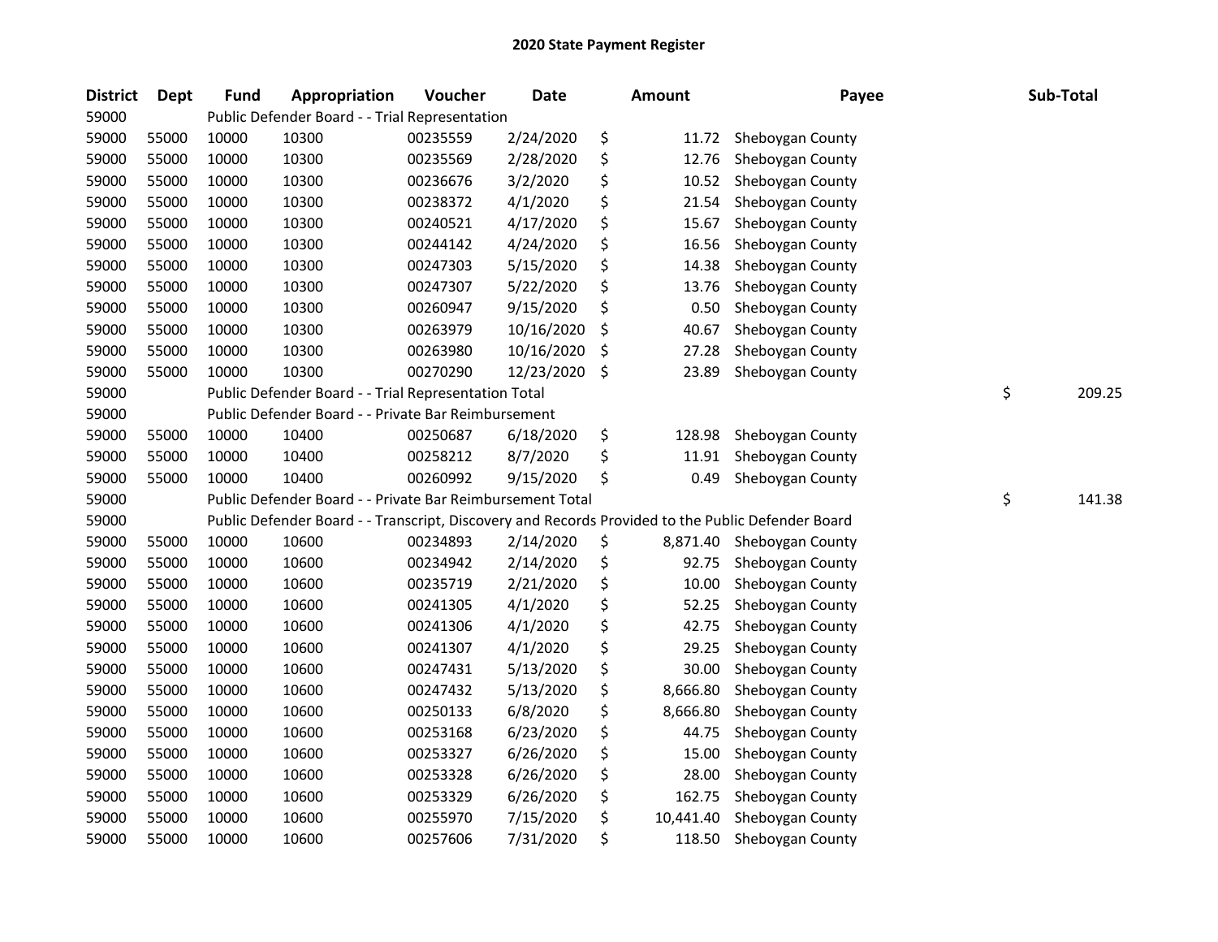# 2020 State Payment Register

| District | Dept | Fund | Appropriation | Voucher | Date | Amount | Payee | Sub-Total |
|---|---|---|---|---|---|---|---|---|
| 59000 | | Public Defender Board - - Trial Representation | | | | | | |
| 59000 | 55000 | 10000 | 10300 | 00235559 | 2/24/2020 | $ 11.72 | Sheboygan County | |
| 59000 | 55000 | 10000 | 10300 | 00235569 | 2/28/2020 | $ 12.76 | Sheboygan County | |
| 59000 | 55000 | 10000 | 10300 | 00236676 | 3/2/2020 | $ 10.52 | Sheboygan County | |
| 59000 | 55000 | 10000 | 10300 | 00238372 | 4/1/2020 | $ 21.54 | Sheboygan County | |
| 59000 | 55000 | 10000 | 10300 | 00240521 | 4/17/2020 | $ 15.67 | Sheboygan County | |
| 59000 | 55000 | 10000 | 10300 | 00244142 | 4/24/2020 | $ 16.56 | Sheboygan County | |
| 59000 | 55000 | 10000 | 10300 | 00247303 | 5/15/2020 | $ 14.38 | Sheboygan County | |
| 59000 | 55000 | 10000 | 10300 | 00247307 | 5/22/2020 | $ 13.76 | Sheboygan County | |
| 59000 | 55000 | 10000 | 10300 | 00260947 | 9/15/2020 | $ 0.50 | Sheboygan County | |
| 59000 | 55000 | 10000 | 10300 | 00263979 | 10/16/2020 | $ 40.67 | Sheboygan County | |
| 59000 | 55000 | 10000 | 10300 | 00263980 | 10/16/2020 | $ 27.28 | Sheboygan County | |
| 59000 | 55000 | 10000 | 10300 | 00270290 | 12/23/2020 | $ 23.89 | Sheboygan County | |
| 59000 | | Public Defender Board - - Trial Representation Total | | | | | | $ 209.25 |
| 59000 | | Public Defender Board - - Private Bar Reimbursement | | | | | | |
| 59000 | 55000 | 10000 | 10400 | 00250687 | 6/18/2020 | $ 128.98 | Sheboygan County | |
| 59000 | 55000 | 10000 | 10400 | 00258212 | 8/7/2020 | $ 11.91 | Sheboygan County | |
| 59000 | 55000 | 10000 | 10400 | 00260992 | 9/15/2020 | $ 0.49 | Sheboygan County | |
| 59000 | | Public Defender Board - - Private Bar Reimbursement Total | | | | | | $ 141.38 |
| 59000 | | Public Defender Board - - Transcript, Discovery and Records Provided to the Public Defender Board | | | | | | |
| 59000 | 55000 | 10000 | 10600 | 00234893 | 2/14/2020 | $ 8,871.40 | Sheboygan County | |
| 59000 | 55000 | 10000 | 10600 | 00234942 | 2/14/2020 | $ 92.75 | Sheboygan County | |
| 59000 | 55000 | 10000 | 10600 | 00235719 | 2/21/2020 | $ 10.00 | Sheboygan County | |
| 59000 | 55000 | 10000 | 10600 | 00241305 | 4/1/2020 | $ 52.25 | Sheboygan County | |
| 59000 | 55000 | 10000 | 10600 | 00241306 | 4/1/2020 | $ 42.75 | Sheboygan County | |
| 59000 | 55000 | 10000 | 10600 | 00241307 | 4/1/2020 | $ 29.25 | Sheboygan County | |
| 59000 | 55000 | 10000 | 10600 | 00247431 | 5/13/2020 | $ 30.00 | Sheboygan County | |
| 59000 | 55000 | 10000 | 10600 | 00247432 | 5/13/2020 | $ 8,666.80 | Sheboygan County | |
| 59000 | 55000 | 10000 | 10600 | 00250133 | 6/8/2020 | $ 8,666.80 | Sheboygan County | |
| 59000 | 55000 | 10000 | 10600 | 00253168 | 6/23/2020 | $ 44.75 | Sheboygan County | |
| 59000 | 55000 | 10000 | 10600 | 00253327 | 6/26/2020 | $ 15.00 | Sheboygan County | |
| 59000 | 55000 | 10000 | 10600 | 00253328 | 6/26/2020 | $ 28.00 | Sheboygan County | |
| 59000 | 55000 | 10000 | 10600 | 00253329 | 6/26/2020 | $ 162.75 | Sheboygan County | |
| 59000 | 55000 | 10000 | 10600 | 00255970 | 7/15/2020 | $ 10,441.40 | Sheboygan County | |
| 59000 | 55000 | 10000 | 10600 | 00257606 | 7/31/2020 | $ 118.50 | Sheboygan County | |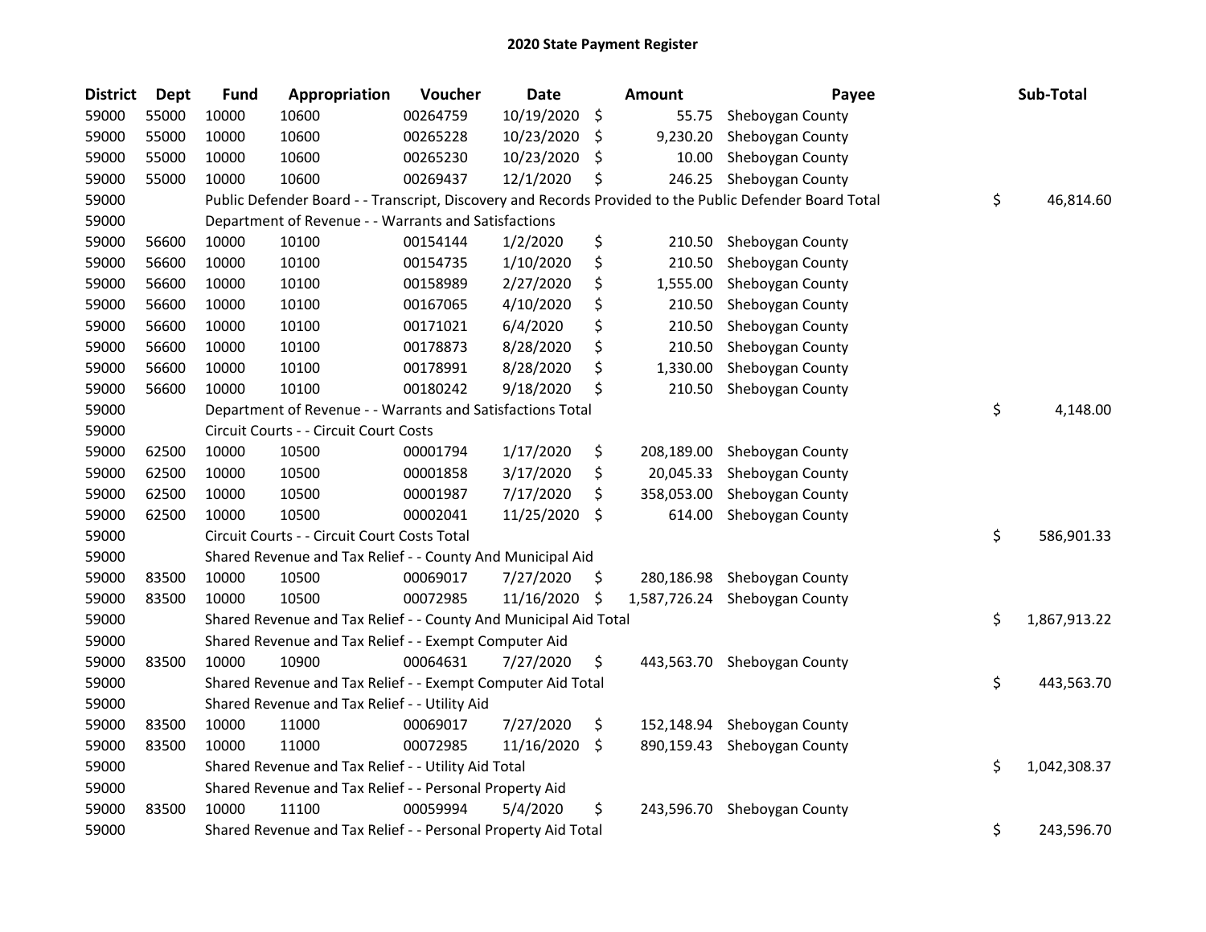# 2020 State Payment Register

| District | Dept | Fund | Appropriation | Voucher | Date | Amount | Payee | Sub-Total |
|---|---|---|---|---|---|---|---|---|
| 59000 | 55000 | 10000 | 10600 | 00264759 | 10/19/2020 | $ 55.75 | Sheboygan County | |
| 59000 | 55000 | 10000 | 10600 | 00265228 | 10/23/2020 | $ 9,230.20 | Sheboygan County | |
| 59000 | 55000 | 10000 | 10600 | 00265230 | 10/23/2020 | $ 10.00 | Sheboygan County | |
| 59000 | 55000 | 10000 | 10600 | 00269437 | 12/1/2020 | $ 246.25 | Sheboygan County | |
| 59000 | | Public Defender Board - - Transcript, Discovery and Records Provided to the Public Defender Board Total | | | | | | $ 46,814.60 |
| 59000 | | Department of Revenue - - Warrants and Satisfactions | | | | | | |
| 59000 | 56600 | 10000 | 10100 | 00154144 | 1/2/2020 | $ 210.50 | Sheboygan County | |
| 59000 | 56600 | 10000 | 10100 | 00154735 | 1/10/2020 | $ 210.50 | Sheboygan County | |
| 59000 | 56600 | 10000 | 10100 | 00158989 | 2/27/2020 | $ 1,555.00 | Sheboygan County | |
| 59000 | 56600 | 10000 | 10100 | 00167065 | 4/10/2020 | $ 210.50 | Sheboygan County | |
| 59000 | 56600 | 10000 | 10100 | 00171021 | 6/4/2020 | $ 210.50 | Sheboygan County | |
| 59000 | 56600 | 10000 | 10100 | 00178873 | 8/28/2020 | $ 210.50 | Sheboygan County | |
| 59000 | 56600 | 10000 | 10100 | 00178991 | 8/28/2020 | $ 1,330.00 | Sheboygan County | |
| 59000 | 56600 | 10000 | 10100 | 00180242 | 9/18/2020 | $ 210.50 | Sheboygan County | |
| 59000 | | Department of Revenue - - Warrants and Satisfactions Total | | | | | | $ 4,148.00 |
| 59000 | | Circuit Courts - - Circuit Court Costs | | | | | | |
| 59000 | 62500 | 10000 | 10500 | 00001794 | 1/17/2020 | $ 208,189.00 | Sheboygan County | |
| 59000 | 62500 | 10000 | 10500 | 00001858 | 3/17/2020 | $ 20,045.33 | Sheboygan County | |
| 59000 | 62500 | 10000 | 10500 | 00001987 | 7/17/2020 | $ 358,053.00 | Sheboygan County | |
| 59000 | 62500 | 10000 | 10500 | 00002041 | 11/25/2020 | $ 614.00 | Sheboygan County | |
| 59000 | | Circuit Courts - - Circuit Court Costs Total | | | | | | $ 586,901.33 |
| 59000 | | Shared Revenue and Tax Relief - - County And Municipal Aid | | | | | | |
| 59000 | 83500 | 10000 | 10500 | 00069017 | 7/27/2020 | $ 280,186.98 | Sheboygan County | |
| 59000 | 83500 | 10000 | 10500 | 00072985 | 11/16/2020 | $ 1,587,726.24 | Sheboygan County | |
| 59000 | | Shared Revenue and Tax Relief - - County And Municipal Aid Total | | | | | | $ 1,867,913.22 |
| 59000 | | Shared Revenue and Tax Relief - - Exempt Computer Aid | | | | | | |
| 59000 | 83500 | 10000 | 10900 | 00064631 | 7/27/2020 | $ 443,563.70 | Sheboygan County | |
| 59000 | | Shared Revenue and Tax Relief - - Exempt Computer Aid Total | | | | | | $ 443,563.70 |
| 59000 | | Shared Revenue and Tax Relief - - Utility Aid | | | | | | |
| 59000 | 83500 | 10000 | 11000 | 00069017 | 7/27/2020 | $ 152,148.94 | Sheboygan County | |
| 59000 | 83500 | 10000 | 11000 | 00072985 | 11/16/2020 | $ 890,159.43 | Sheboygan County | |
| 59000 | | Shared Revenue and Tax Relief - - Utility Aid Total | | | | | | $ 1,042,308.37 |
| 59000 | | Shared Revenue and Tax Relief - - Personal Property Aid | | | | | | |
| 59000 | 83500 | 10000 | 11100 | 00059994 | 5/4/2020 | $ 243,596.70 | Sheboygan County | |
| 59000 | | Shared Revenue and Tax Relief - - Personal Property Aid Total | | | | | | $ 243,596.70 |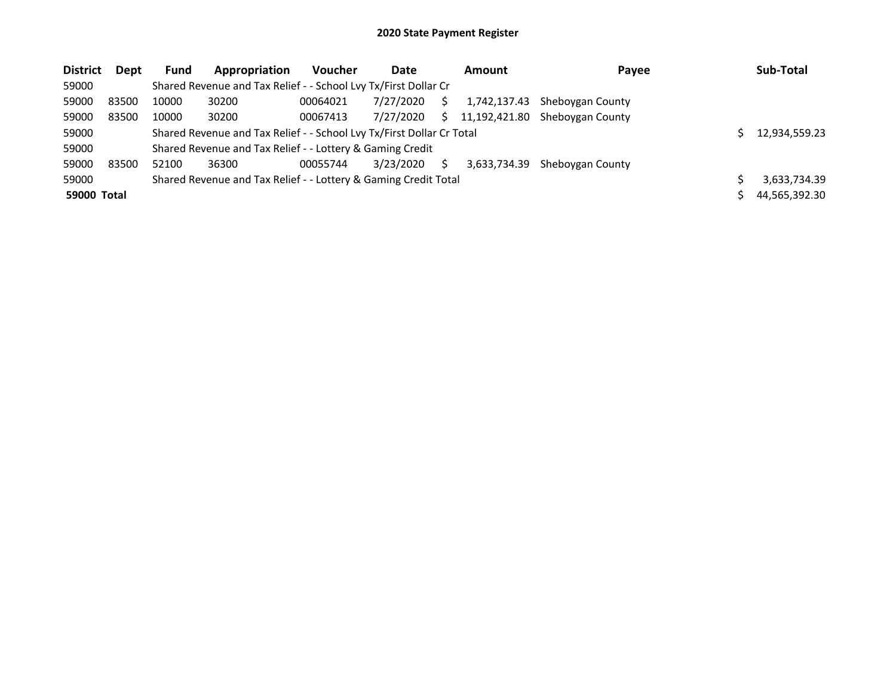# 2020 State Payment Register

| District | Dept | Fund | Appropriation | Voucher | Date | Amount | Payee | Sub-Total |
|---|---|---|---|---|---|---|---|---|
| 59000 | | Shared Revenue and Tax Relief - - School Lvy Tx/First Dollar Cr | | | | | | |
| 59000 | 83500 | 10000 | 30200 | 00064021 | 7/27/2020 | $ 1,742,137.43 | Sheboygan County | |
| 59000 | 83500 | 10000 | 30200 | 00067413 | 7/27/2020 | $ 11,192,421.80 | Sheboygan County | |
| 59000 | | Shared Revenue and Tax Relief - - School Lvy Tx/First Dollar Cr Total | | | | | | $ 12,934,559.23 |
| 59000 | | Shared Revenue and Tax Relief - - Lottery & Gaming Credit | | | | | | |
| 59000 | 83500 | 52100 | 36300 | 00055744 | 3/23/2020 | $ 3,633,734.39 | Sheboygan County | |
| 59000 | | Shared Revenue and Tax Relief - - Lottery & Gaming Credit Total | | | | | | $ 3,633,734.39 |
| **59000 Total** | | | | | | | | $ 44,565,392.30 |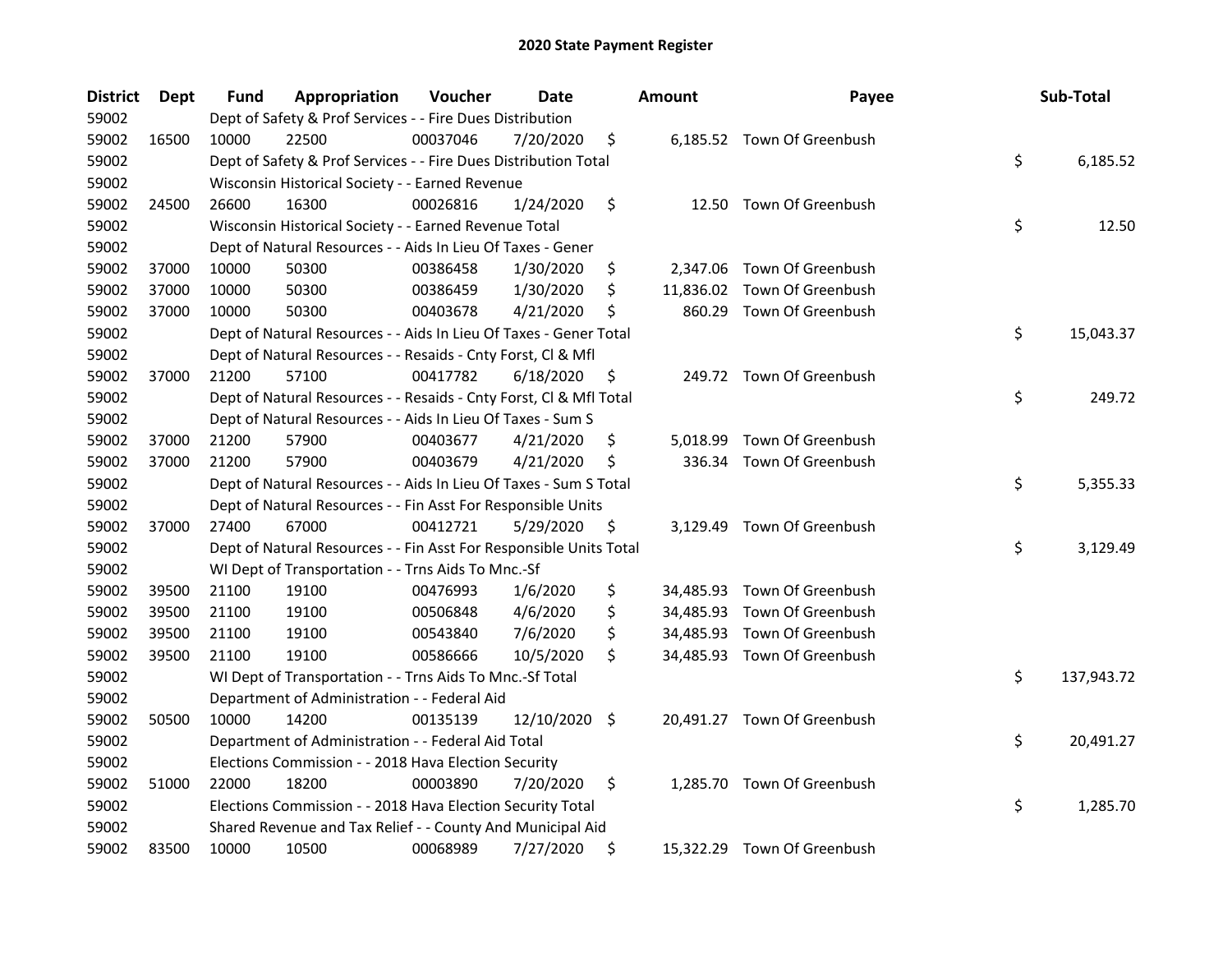# 2020 State Payment Register

| District | Dept | Fund | Appropriation | Voucher | Date | Amount | Payee | Sub-Total |
|---|---|---|---|---|---|---|---|---|
| 59002 | | Dept of Safety & Prof Services - - Fire Dues Distribution | | | | | | |
| 59002 | 16500 | 10000 | 22500 | 00037046 | 7/20/2020 | $ 6,185.52 | Town Of Greenbush | |
| 59002 | | Dept of Safety & Prof Services - - Fire Dues Distribution Total | | | | | | $ 6,185.52 |
| 59002 | | Wisconsin Historical Society - - Earned Revenue | | | | | | |
| 59002 | 24500 | 26600 | 16300 | 00026816 | 1/24/2020 | $ 12.50 | Town Of Greenbush | |
| 59002 | | Wisconsin Historical Society - - Earned Revenue Total | | | | | | $ 12.50 |
| 59002 | | Dept of Natural Resources - - Aids In Lieu Of Taxes - Gener | | | | | | |
| 59002 | 37000 | 10000 | 50300 | 00386458 | 1/30/2020 | $ 2,347.06 | Town Of Greenbush | |
| 59002 | 37000 | 10000 | 50300 | 00386459 | 1/30/2020 | $ 11,836.02 | Town Of Greenbush | |
| 59002 | 37000 | 10000 | 50300 | 00403678 | 4/21/2020 | $ 860.29 | Town Of Greenbush | |
| 59002 | | Dept of Natural Resources - - Aids In Lieu Of Taxes - Gener Total | | | | | | $ 15,043.37 |
| 59002 | | Dept of Natural Resources - - Resaids - Cnty Forst, Cl & Mfl | | | | | | |
| 59002 | 37000 | 21200 | 57100 | 00417782 | 6/18/2020 | $ 249.72 | Town Of Greenbush | |
| 59002 | | Dept of Natural Resources - - Resaids - Cnty Forst, Cl & Mfl Total | | | | | | $ 249.72 |
| 59002 | | Dept of Natural Resources - - Aids In Lieu Of Taxes - Sum S | | | | | | |
| 59002 | 37000 | 21200 | 57900 | 00403677 | 4/21/2020 | $ 5,018.99 | Town Of Greenbush | |
| 59002 | 37000 | 21200 | 57900 | 00403679 | 4/21/2020 | $ 336.34 | Town Of Greenbush | |
| 59002 | | Dept of Natural Resources - - Aids In Lieu Of Taxes - Sum S Total | | | | | | $ 5,355.33 |
| 59002 | | Dept of Natural Resources - - Fin Asst For Responsible Units | | | | | | |
| 59002 | 37000 | 27400 | 67000 | 00412721 | 5/29/2020 | $ 3,129.49 | Town Of Greenbush | |
| 59002 | | Dept of Natural Resources - - Fin Asst For Responsible Units Total | | | | | | $ 3,129.49 |
| 59002 | | WI Dept of Transportation - - Trns Aids To Mnc.-Sf | | | | | | |
| 59002 | 39500 | 21100 | 19100 | 00476993 | 1/6/2020 | $ 34,485.93 | Town Of Greenbush | |
| 59002 | 39500 | 21100 | 19100 | 00506848 | 4/6/2020 | $ 34,485.93 | Town Of Greenbush | |
| 59002 | 39500 | 21100 | 19100 | 00543840 | 7/6/2020 | $ 34,485.93 | Town Of Greenbush | |
| 59002 | 39500 | 21100 | 19100 | 00586666 | 10/5/2020 | $ 34,485.93 | Town Of Greenbush | |
| 59002 | | WI Dept of Transportation - - Trns Aids To Mnc.-Sf Total | | | | | | $ 137,943.72 |
| 59002 | | Department of Administration - - Federal Aid | | | | | | |
| 59002 | 50500 | 10000 | 14200 | 00135139 | 12/10/2020 | $ 20,491.27 | Town Of Greenbush | |
| 59002 | | Department of Administration - - Federal Aid Total | | | | | | $ 20,491.27 |
| 59002 | | Elections Commission - - 2018 Hava Election Security | | | | | | |
| 59002 | 51000 | 22000 | 18200 | 00003890 | 7/20/2020 | $ 1,285.70 | Town Of Greenbush | |
| 59002 | | Elections Commission - - 2018 Hava Election Security Total | | | | | | $ 1,285.70 |
| 59002 | | Shared Revenue and Tax Relief - - County And Municipal Aid | | | | | | |
| 59002 | 83500 | 10000 | 10500 | 00068989 | 7/27/2020 | $ 15,322.29 | Town Of Greenbush | |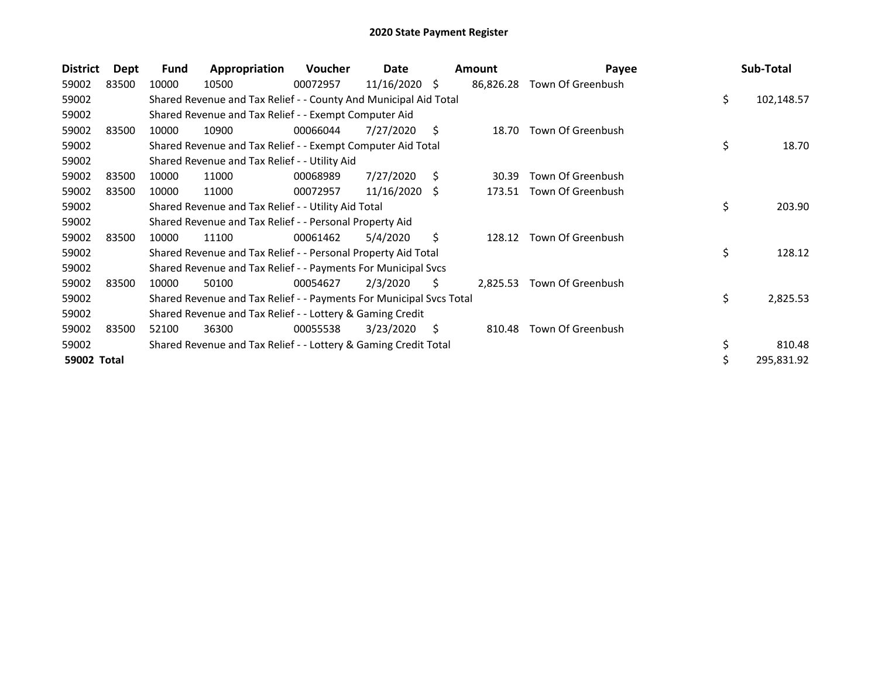## 2020 State Payment Register

| District | Dept | Fund | Appropriation | Voucher | Date | Amount | Payee | Sub-Total |
|---|---|---|---|---|---|---|---|---|
| 59002 | 83500 | 10000 | 10500 | 00072957 | 11/16/2020 | $ 86,826.28 | Town Of Greenbush | |
| 59002 | | Shared Revenue and Tax Relief - - County And Municipal Aid Total | | | | | | $ 102,148.57 |
| 59002 | | Shared Revenue and Tax Relief - - Exempt Computer Aid | | | | | | |
| 59002 | 83500 | 10000 | 10900 | 00066044 | 7/27/2020 | $ 18.70 | Town Of Greenbush | |
| 59002 | | Shared Revenue and Tax Relief - - Exempt Computer Aid Total | | | | | | $ 18.70 |
| 59002 | | Shared Revenue and Tax Relief - - Utility Aid | | | | | | |
| 59002 | 83500 | 10000 | 11000 | 00068989 | 7/27/2020 | $ 30.39 | Town Of Greenbush | |
| 59002 | 83500 | 10000 | 11000 | 00072957 | 11/16/2020 | $ 173.51 | Town Of Greenbush | |
| 59002 | | Shared Revenue and Tax Relief - - Utility Aid Total | | | | | | $ 203.90 |
| 59002 | | Shared Revenue and Tax Relief - - Personal Property Aid | | | | | | |
| 59002 | 83500 | 10000 | 11100 | 00061462 | 5/4/2020 | $ 128.12 | Town Of Greenbush | |
| 59002 | | Shared Revenue and Tax Relief - - Personal Property Aid Total | | | | | | $ 128.12 |
| 59002 | | Shared Revenue and Tax Relief - - Payments For Municipal Svcs | | | | | | |
| 59002 | 83500 | 10000 | 50100 | 00054627 | 2/3/2020 | $ 2,825.53 | Town Of Greenbush | |
| 59002 | | Shared Revenue and Tax Relief - - Payments For Municipal Svcs Total | | | | | | $ 2,825.53 |
| 59002 | | Shared Revenue and Tax Relief - - Lottery & Gaming Credit | | | | | | |
| 59002 | 83500 | 52100 | 36300 | 00055538 | 3/23/2020 | $ 810.48 | Town Of Greenbush | |
| 59002 | | Shared Revenue and Tax Relief - - Lottery & Gaming Credit Total | | | | | | $ 810.48 |
| **59002 Total** | | | | | | | | $ 295,831.92 |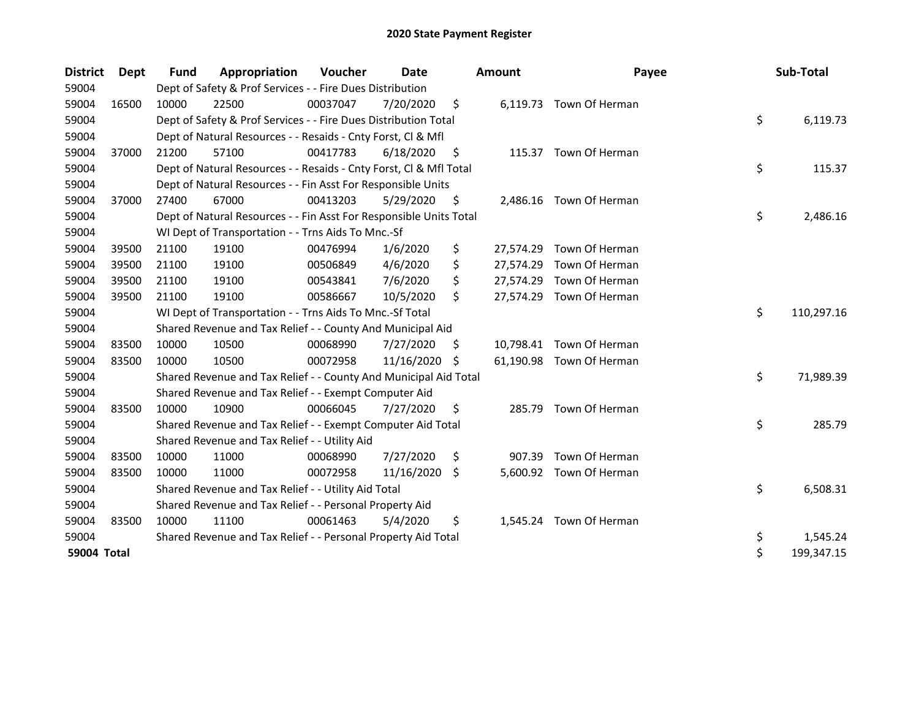# 2020 State Payment Register

| District | Dept | Fund | Appropriation | Voucher | Date | Amount | Payee | Sub-Total |
|---|---|---|---|---|---|---|---|---|
| 59004 | | Dept of Safety & Prof Services - - Fire Dues Distribution | | | | | | |
| 59004 | 16500 | 10000 | 22500 | 00037047 | 7/20/2020 | $ 6,119.73 | Town Of Herman | |
| 59004 | | Dept of Safety & Prof Services - - Fire Dues Distribution Total | | | | | | $ 6,119.73 |
| 59004 | | Dept of Natural Resources - - Resaids - Cnty Forst, Cl & Mfl | | | | | | |
| 59004 | 37000 | 21200 | 57100 | 00417783 | 6/18/2020 | $ 115.37 | Town Of Herman | |
| 59004 | | Dept of Natural Resources - - Resaids - Cnty Forst, Cl & Mfl Total | | | | | | $ 115.37 |
| 59004 | | Dept of Natural Resources - - Fin Asst For Responsible Units | | | | | | |
| 59004 | 37000 | 27400 | 67000 | 00413203 | 5/29/2020 | $ 2,486.16 | Town Of Herman | |
| 59004 | | Dept of Natural Resources - - Fin Asst For Responsible Units Total | | | | | | $ 2,486.16 |
| 59004 | | WI Dept of Transportation - - Trns Aids To Mnc.-Sf | | | | | | |
| 59004 | 39500 | 21100 | 19100 | 00476994 | 1/6/2020 | $ 27,574.29 | Town Of Herman | |
| 59004 | 39500 | 21100 | 19100 | 00506849 | 4/6/2020 | $ 27,574.29 | Town Of Herman | |
| 59004 | 39500 | 21100 | 19100 | 00543841 | 7/6/2020 | $ 27,574.29 | Town Of Herman | |
| 59004 | 39500 | 21100 | 19100 | 00586667 | 10/5/2020 | $ 27,574.29 | Town Of Herman | |
| 59004 | | WI Dept of Transportation - - Trns Aids To Mnc.-Sf Total | | | | | | $ 110,297.16 |
| 59004 | | Shared Revenue and Tax Relief - - County And Municipal Aid | | | | | | |
| 59004 | 83500 | 10000 | 10500 | 00068990 | 7/27/2020 | $ 10,798.41 | Town Of Herman | |
| 59004 | 83500 | 10000 | 10500 | 00072958 | 11/16/2020 | $ 61,190.98 | Town Of Herman | |
| 59004 | | Shared Revenue and Tax Relief - - County And Municipal Aid Total | | | | | | $ 71,989.39 |
| 59004 | | Shared Revenue and Tax Relief - - Exempt Computer Aid | | | | | | |
| 59004 | 83500 | 10000 | 10900 | 00066045 | 7/27/2020 | $ 285.79 | Town Of Herman | |
| 59004 | | Shared Revenue and Tax Relief - - Exempt Computer Aid Total | | | | | | $ 285.79 |
| 59004 | | Shared Revenue and Tax Relief - - Utility Aid | | | | | | |
| 59004 | 83500 | 10000 | 11000 | 00068990 | 7/27/2020 | $ 907.39 | Town Of Herman | |
| 59004 | 83500 | 10000 | 11000 | 00072958 | 11/16/2020 | $ 5,600.92 | Town Of Herman | |
| 59004 | | Shared Revenue and Tax Relief - - Utility Aid Total | | | | | | $ 6,508.31 |
| 59004 | | Shared Revenue and Tax Relief - - Personal Property Aid | | | | | | |
| 59004 | 83500 | 10000 | 11100 | 00061463 | 5/4/2020 | $ 1,545.24 | Town Of Herman | |
| 59004 | | Shared Revenue and Tax Relief - - Personal Property Aid Total | | | | | | $ 1,545.24 |
| **59004 Total** | | | | | | | | $ 199,347.15 |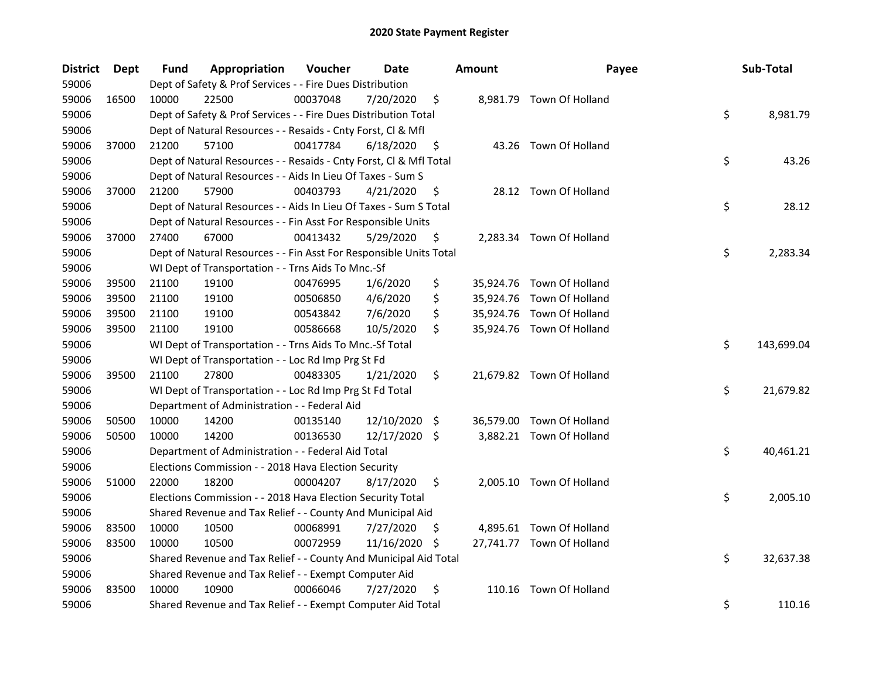# 2020 State Payment Register

| District | Dept | Fund | Appropriation | Voucher | Date | Amount | Payee | Sub-Total |
|---|---|---|---|---|---|---|---|---|
| 59006 | | Dept of Safety & Prof Services - - Fire Dues Distribution | | | | | | |
| 59006 | 16500 | 10000 | 22500 | 00037048 | 7/20/2020 | $ 8,981.79 | Town Of Holland | |
| 59006 | | Dept of Safety & Prof Services - - Fire Dues Distribution Total | | | | | | $ 8,981.79 |
| 59006 | | Dept of Natural Resources - - Resaids - Cnty Forst, Cl & Mfl | | | | | | |
| 59006 | 37000 | 21200 | 57100 | 00417784 | 6/18/2020 | $ 43.26 | Town Of Holland | |
| 59006 | | Dept of Natural Resources - - Resaids - Cnty Forst, Cl & Mfl Total | | | | | | $ 43.26 |
| 59006 | | Dept of Natural Resources - - Aids In Lieu Of Taxes - Sum S | | | | | | |
| 59006 | 37000 | 21200 | 57900 | 00403793 | 4/21/2020 | $ 28.12 | Town Of Holland | |
| 59006 | | Dept of Natural Resources - - Aids In Lieu Of Taxes - Sum S Total | | | | | | $ 28.12 |
| 59006 | | Dept of Natural Resources - - Fin Asst For Responsible Units | | | | | | |
| 59006 | 37000 | 27400 | 67000 | 00413432 | 5/29/2020 | $ 2,283.34 | Town Of Holland | |
| 59006 | | Dept of Natural Resources - - Fin Asst For Responsible Units Total | | | | | | $ 2,283.34 |
| 59006 | | WI Dept of Transportation - - Trns Aids To Mnc.-Sf | | | | | | |
| 59006 | 39500 | 21100 | 19100 | 00476995 | 1/6/2020 | $ 35,924.76 | Town Of Holland | |
| 59006 | 39500 | 21100 | 19100 | 00506850 | 4/6/2020 | $ 35,924.76 | Town Of Holland | |
| 59006 | 39500 | 21100 | 19100 | 00543842 | 7/6/2020 | $ 35,924.76 | Town Of Holland | |
| 59006 | 39500 | 21100 | 19100 | 00586668 | 10/5/2020 | $ 35,924.76 | Town Of Holland | |
| 59006 | | WI Dept of Transportation - - Trns Aids To Mnc.-Sf Total | | | | | | $ 143,699.04 |
| 59006 | | WI Dept of Transportation - - Loc Rd Imp Prg St Fd | | | | | | |
| 59006 | 39500 | 21100 | 27800 | 00483305 | 1/21/2020 | $ 21,679.82 | Town Of Holland | |
| 59006 | | WI Dept of Transportation - - Loc Rd Imp Prg St Fd Total | | | | | | $ 21,679.82 |
| 59006 | | Department of Administration - - Federal Aid | | | | | | |
| 59006 | 50500 | 10000 | 14200 | 00135140 | 12/10/2020 | $ 36,579.00 | Town Of Holland | |
| 59006 | 50500 | 10000 | 14200 | 00136530 | 12/17/2020 | $ 3,882.21 | Town Of Holland | |
| 59006 | | Department of Administration - - Federal Aid Total | | | | | | $ 40,461.21 |
| 59006 | | Elections Commission - - 2018 Hava Election Security | | | | | | |
| 59006 | 51000 | 22000 | 18200 | 00004207 | 8/17/2020 | $ 2,005.10 | Town Of Holland | |
| 59006 | | Elections Commission - - 2018 Hava Election Security Total | | | | | | $ 2,005.10 |
| 59006 | | Shared Revenue and Tax Relief - - County And Municipal Aid | | | | | | |
| 59006 | 83500 | 10000 | 10500 | 00068991 | 7/27/2020 | $ 4,895.61 | Town Of Holland | |
| 59006 | 83500 | 10000 | 10500 | 00072959 | 11/16/2020 | $ 27,741.77 | Town Of Holland | |
| 59006 | | Shared Revenue and Tax Relief - - County And Municipal Aid Total | | | | | | $ 32,637.38 |
| 59006 | | Shared Revenue and Tax Relief - - Exempt Computer Aid | | | | | | |
| 59006 | 83500 | 10000 | 10900 | 00066046 | 7/27/2020 | $ 110.16 | Town Of Holland | |
| 59006 | | Shared Revenue and Tax Relief - - Exempt Computer Aid Total | | | | | | $ 110.16 |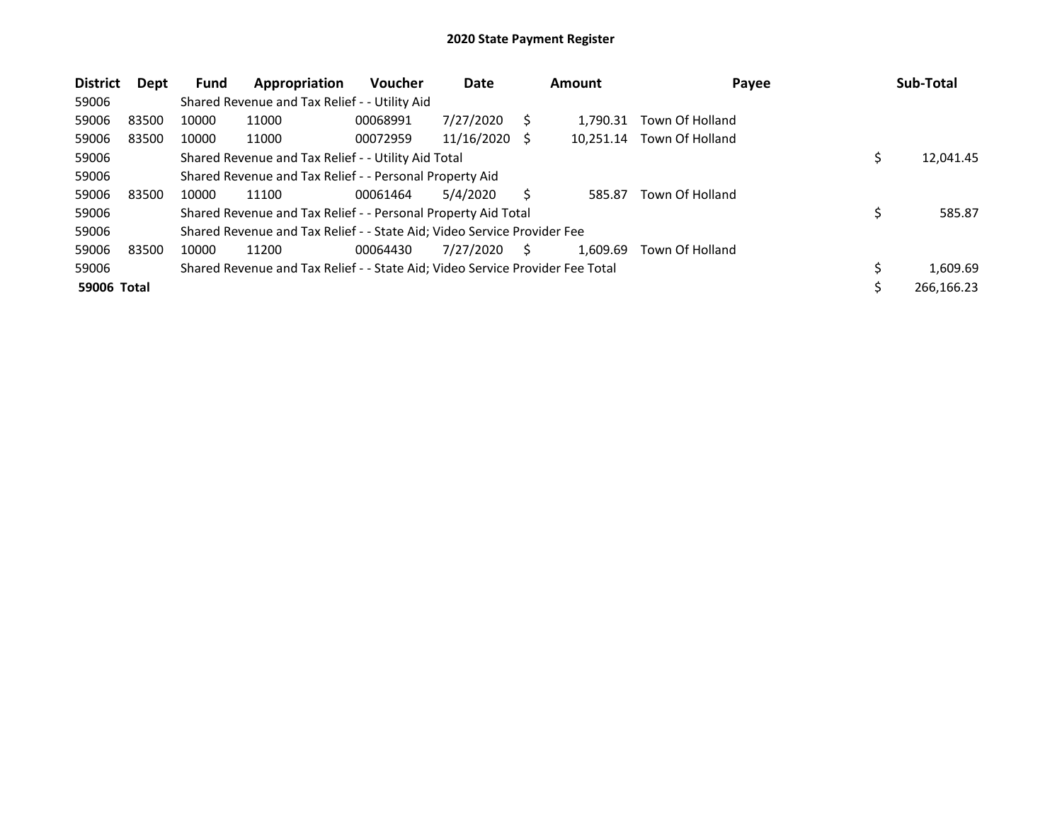# 2020 State Payment Register

| District | Dept | Fund | Appropriation | Voucher | Date | Amount | Payee | Sub-Total |
|---|---|---|---|---|---|---|---|---|
| 59006 | | Shared Revenue and Tax Relief - - Utility Aid | | | | | | |
| 59006 | 83500 | 10000 | 11000 | 00068991 | 7/27/2020 | $ 1,790.31 | Town Of Holland | |
| 59006 | 83500 | 10000 | 11000 | 00072959 | 11/16/2020 | $ 10,251.14 | Town Of Holland | |
| 59006 | | Shared Revenue and Tax Relief - - Utility Aid Total | | | | | | $ 12,041.45 |
| 59006 | | Shared Revenue and Tax Relief - - Personal Property Aid | | | | | | |
| 59006 | 83500 | 10000 | 11100 | 00061464 | 5/4/2020 | $ 585.87 | Town Of Holland | |
| 59006 | | Shared Revenue and Tax Relief - - Personal Property Aid Total | | | | | | $ 585.87 |
| 59006 | | Shared Revenue and Tax Relief - - State Aid; Video Service Provider Fee | | | | | | |
| 59006 | 83500 | 10000 | 11200 | 00064430 | 7/27/2020 | $ 1,609.69 | Town Of Holland | |
| 59006 | | Shared Revenue and Tax Relief - - State Aid; Video Service Provider Fee Total | | | | | | $ 1,609.69 |
| **59006 Total** | | | | | | | | $ 266,166.23 |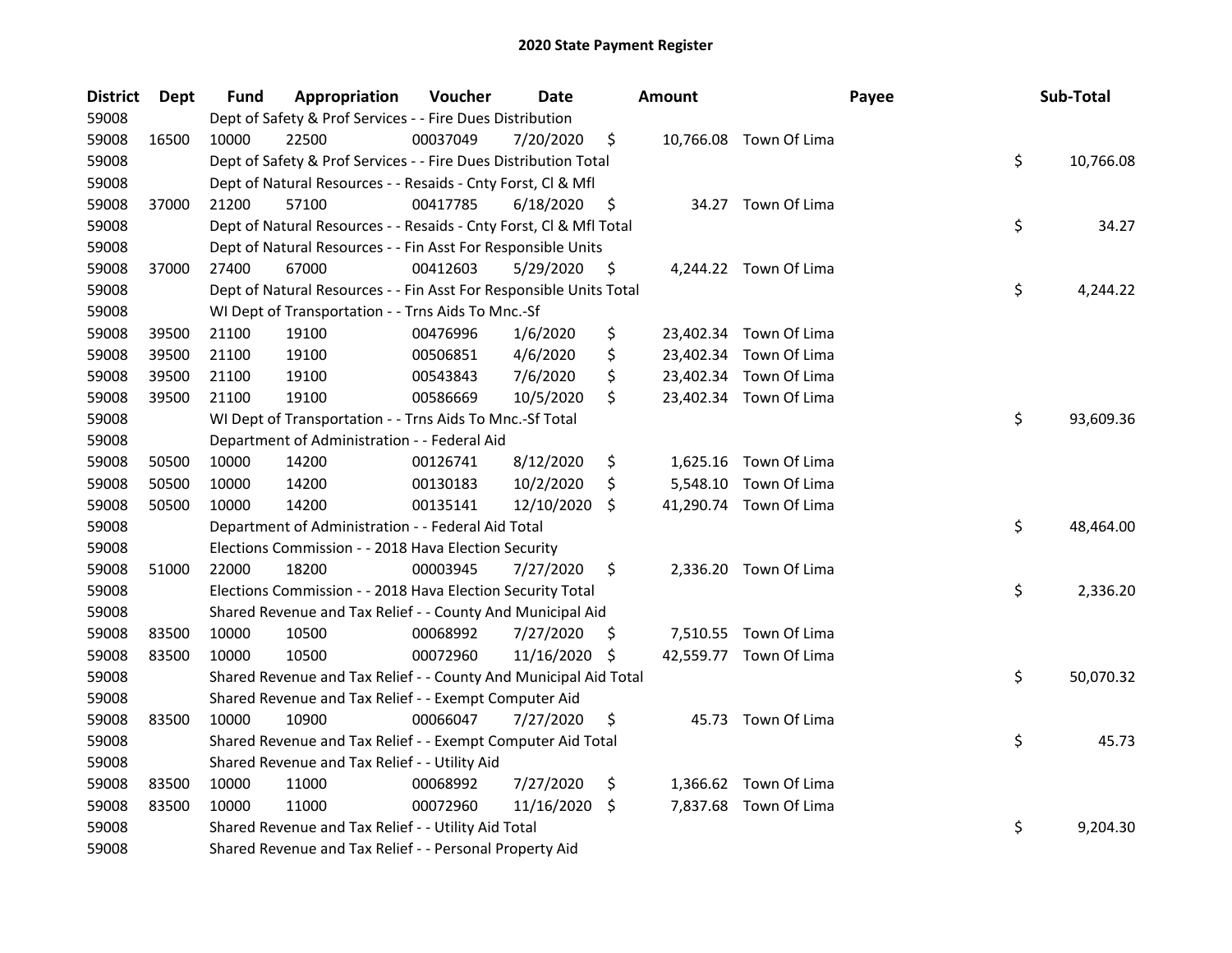# 2020 State Payment Register

| District | Dept | Fund | Appropriation | Voucher | Date | Amount | Payee | Sub-Total |
|---|---|---|---|---|---|---|---|---|
| 59008 | | Dept of Safety & Prof Services - - Fire Dues Distribution | | | | | | |
| 59008 | 16500 | 10000 | 22500 | 00037049 | 7/20/2020 | $ 10,766.08 | Town Of Lima | |
| 59008 | | Dept of Safety & Prof Services - - Fire Dues Distribution Total | | | | | | $ 10,766.08 |
| 59008 | | Dept of Natural Resources - - Resaids - Cnty Forst, Cl & Mfl | | | | | | |
| 59008 | 37000 | 21200 | 57100 | 00417785 | 6/18/2020 | $ 34.27 | Town Of Lima | |
| 59008 | | Dept of Natural Resources - - Resaids - Cnty Forst, Cl & Mfl Total | | | | | | $ 34.27 |
| 59008 | | Dept of Natural Resources - - Fin Asst For Responsible Units | | | | | | |
| 59008 | 37000 | 27400 | 67000 | 00412603 | 5/29/2020 | $ 4,244.22 | Town Of Lima | |
| 59008 | | Dept of Natural Resources - - Fin Asst For Responsible Units Total | | | | | | $ 4,244.22 |
| 59008 | | WI Dept of Transportation - - Trns Aids To Mnc.-Sf | | | | | | |
| 59008 | 39500 | 21100 | 19100 | 00476996 | 1/6/2020 | $ 23,402.34 | Town Of Lima | |
| 59008 | 39500 | 21100 | 19100 | 00506851 | 4/6/2020 | $ 23,402.34 | Town Of Lima | |
| 59008 | 39500 | 21100 | 19100 | 00543843 | 7/6/2020 | $ 23,402.34 | Town Of Lima | |
| 59008 | 39500 | 21100 | 19100 | 00586669 | 10/5/2020 | $ 23,402.34 | Town Of Lima | |
| 59008 | | WI Dept of Transportation - - Trns Aids To Mnc.-Sf Total | | | | | | $ 93,609.36 |
| 59008 | | Department of Administration - - Federal Aid | | | | | | |
| 59008 | 50500 | 10000 | 14200 | 00126741 | 8/12/2020 | $ 1,625.16 | Town Of Lima | |
| 59008 | 50500 | 10000 | 14200 | 00130183 | 10/2/2020 | $ 5,548.10 | Town Of Lima | |
| 59008 | 50500 | 10000 | 14200 | 00135141 | 12/10/2020 | $ 41,290.74 | Town Of Lima | |
| 59008 | | Department of Administration - - Federal Aid Total | | | | | | $ 48,464.00 |
| 59008 | | Elections Commission - - 2018 Hava Election Security | | | | | | |
| 59008 | 51000 | 22000 | 18200 | 00003945 | 7/27/2020 | $ 2,336.20 | Town Of Lima | |
| 59008 | | Elections Commission - - 2018 Hava Election Security Total | | | | | | $ 2,336.20 |
| 59008 | | Shared Revenue and Tax Relief - - County And Municipal Aid | | | | | | |
| 59008 | 83500 | 10000 | 10500 | 00068992 | 7/27/2020 | $ 7,510.55 | Town Of Lima | |
| 59008 | 83500 | 10000 | 10500 | 00072960 | 11/16/2020 | $ 42,559.77 | Town Of Lima | |
| 59008 | | Shared Revenue and Tax Relief - - County And Municipal Aid Total | | | | | | $ 50,070.32 |
| 59008 | | Shared Revenue and Tax Relief - - Exempt Computer Aid | | | | | | |
| 59008 | 83500 | 10000 | 10900 | 00066047 | 7/27/2020 | $ 45.73 | Town Of Lima | |
| 59008 | | Shared Revenue and Tax Relief - - Exempt Computer Aid Total | | | | | | $ 45.73 |
| 59008 | | Shared Revenue and Tax Relief - - Utility Aid | | | | | | |
| 59008 | 83500 | 10000 | 11000 | 00068992 | 7/27/2020 | $ 1,366.62 | Town Of Lima | |
| 59008 | 83500 | 10000 | 11000 | 00072960 | 11/16/2020 | $ 7,837.68 | Town Of Lima | |
| 59008 | | Shared Revenue and Tax Relief - - Utility Aid Total | | | | | | $ 9,204.30 |
| 59008 | | Shared Revenue and Tax Relief - - Personal Property Aid | | | | | | |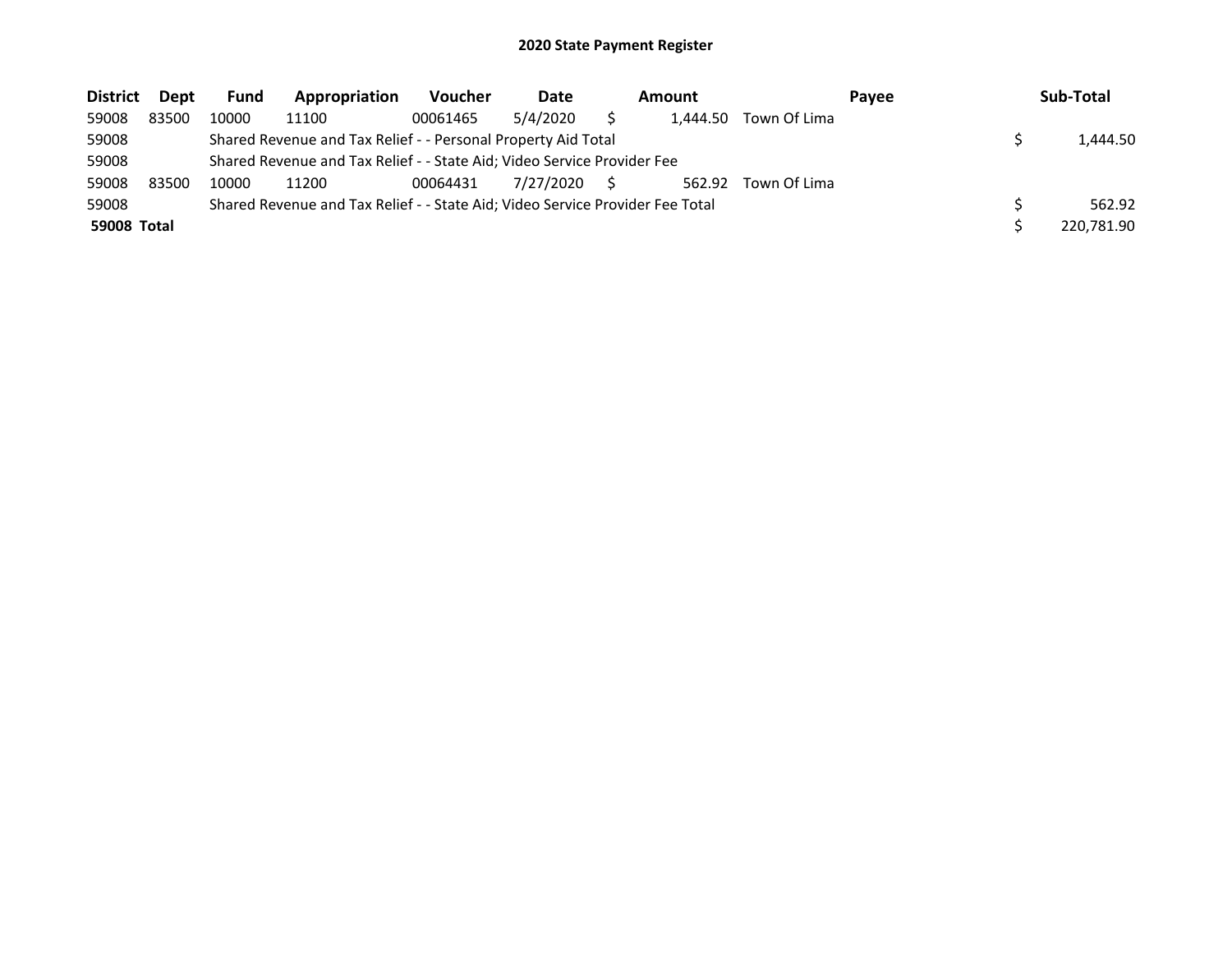## 2020 State Payment Register

| District | Dept | Fund | Appropriation | Voucher | Date | Amount | Payee | Sub-Total |
|---|---|---|---|---|---|---|---|---|
| 59008 | 83500 | 10000 | 11100 | 00061465 | 5/4/2020 | $ 1,444.50 | Town Of Lima | |
| 59008 | | Shared Revenue and Tax Relief - - Personal Property Aid Total | | | | | | $ 1,444.50 |
| 59008 | | Shared Revenue and Tax Relief - - State Aid; Video Service Provider Fee | | | | | | |
| 59008 | 83500 | 10000 | 11200 | 00064431 | 7/27/2020 | $ 562.92 | Town Of Lima | |
| 59008 | | Shared Revenue and Tax Relief - - State Aid; Video Service Provider Fee Total | | | | | | $ 562.92 |
| **59008 Total** | | | | | | | | $ 220,781.90 |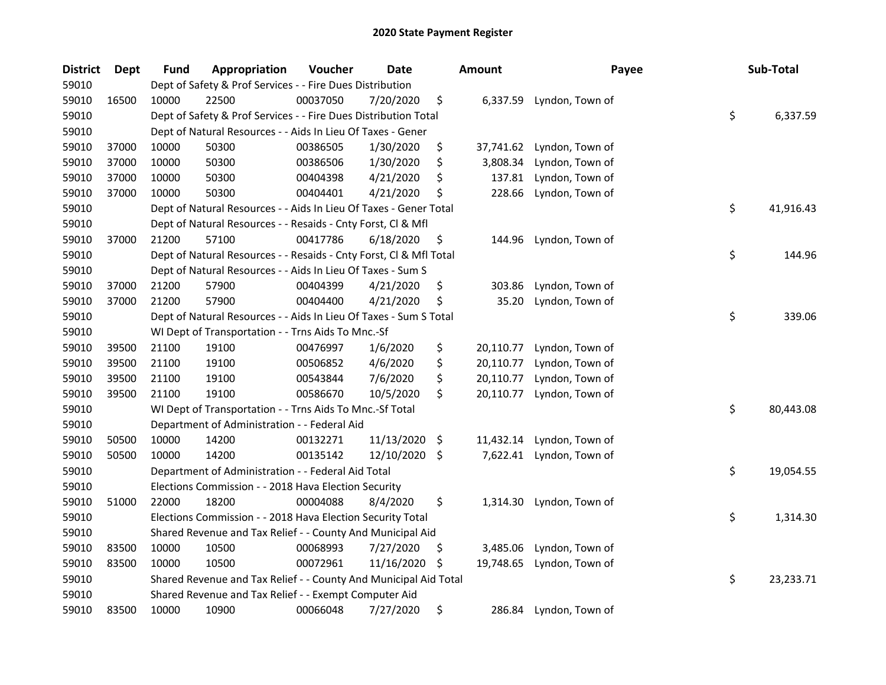# 2020 State Payment Register

| District | Dept | Fund | Appropriation | Voucher | Date | Amount | Payee | Sub-Total |
|---|---|---|---|---|---|---|---|---|
| 59010 | | Dept of Safety & Prof Services - - Fire Dues Distribution | | | | | | |
| 59010 | 16500 | 10000 | 22500 | 00037050 | 7/20/2020 | $ 6,337.59 | Lyndon, Town of | |
| 59010 | | Dept of Safety & Prof Services - - Fire Dues Distribution Total | | | | | | $ 6,337.59 |
| 59010 | | Dept of Natural Resources - - Aids In Lieu Of Taxes - Gener | | | | | | |
| 59010 | 37000 | 10000 | 50300 | 00386505 | 1/30/2020 | $ 37,741.62 | Lyndon, Town of | |
| 59010 | 37000 | 10000 | 50300 | 00386506 | 1/30/2020 | $ 3,808.34 | Lyndon, Town of | |
| 59010 | 37000 | 10000 | 50300 | 00404398 | 4/21/2020 | $ 137.81 | Lyndon, Town of | |
| 59010 | 37000 | 10000 | 50300 | 00404401 | 4/21/2020 | $ 228.66 | Lyndon, Town of | |
| 59010 | | Dept of Natural Resources - - Aids In Lieu Of Taxes - Gener Total | | | | | | $ 41,916.43 |
| 59010 | | Dept of Natural Resources - - Resaids - Cnty Forst, Cl & Mfl | | | | | | |
| 59010 | 37000 | 21200 | 57100 | 00417786 | 6/18/2020 | $ 144.96 | Lyndon, Town of | |
| 59010 | | Dept of Natural Resources - - Resaids - Cnty Forst, Cl & Mfl Total | | | | | | $ 144.96 |
| 59010 | | Dept of Natural Resources - - Aids In Lieu Of Taxes - Sum S | | | | | | |
| 59010 | 37000 | 21200 | 57900 | 00404399 | 4/21/2020 | $ 303.86 | Lyndon, Town of | |
| 59010 | 37000 | 21200 | 57900 | 00404400 | 4/21/2020 | $ 35.20 | Lyndon, Town of | |
| 59010 | | Dept of Natural Resources - - Aids In Lieu Of Taxes - Sum S Total | | | | | | $ 339.06 |
| 59010 | | WI Dept of Transportation - - Trns Aids To Mnc.-Sf | | | | | | |
| 59010 | 39500 | 21100 | 19100 | 00476997 | 1/6/2020 | $ 20,110.77 | Lyndon, Town of | |
| 59010 | 39500 | 21100 | 19100 | 00506852 | 4/6/2020 | $ 20,110.77 | Lyndon, Town of | |
| 59010 | 39500 | 21100 | 19100 | 00543844 | 7/6/2020 | $ 20,110.77 | Lyndon, Town of | |
| 59010 | 39500 | 21100 | 19100 | 00586670 | 10/5/2020 | $ 20,110.77 | Lyndon, Town of | |
| 59010 | | WI Dept of Transportation - - Trns Aids To Mnc.-Sf Total | | | | | | $ 80,443.08 |
| 59010 | | Department of Administration - - Federal Aid | | | | | | |
| 59010 | 50500 | 10000 | 14200 | 00132271 | 11/13/2020 | $ 11,432.14 | Lyndon, Town of | |
| 59010 | 50500 | 10000 | 14200 | 00135142 | 12/10/2020 | $ 7,622.41 | Lyndon, Town of | |
| 59010 | | Department of Administration - - Federal Aid Total | | | | | | $ 19,054.55 |
| 59010 | | Elections Commission - - 2018 Hava Election Security | | | | | | |
| 59010 | 51000 | 22000 | 18200 | 00004088 | 8/4/2020 | $ 1,314.30 | Lyndon, Town of | |
| 59010 | | Elections Commission - - 2018 Hava Election Security Total | | | | | | $ 1,314.30 |
| 59010 | | Shared Revenue and Tax Relief - - County And Municipal Aid | | | | | | |
| 59010 | 83500 | 10000 | 10500 | 00068993 | 7/27/2020 | $ 3,485.06 | Lyndon, Town of | |
| 59010 | 83500 | 10000 | 10500 | 00072961 | 11/16/2020 | $ 19,748.65 | Lyndon, Town of | |
| 59010 | | Shared Revenue and Tax Relief - - County And Municipal Aid Total | | | | | | $ 23,233.71 |
| 59010 | | Shared Revenue and Tax Relief - - Exempt Computer Aid | | | | | | |
| 59010 | 83500 | 10000 | 10900 | 00066048 | 7/27/2020 | $ 286.84 | Lyndon, Town of | |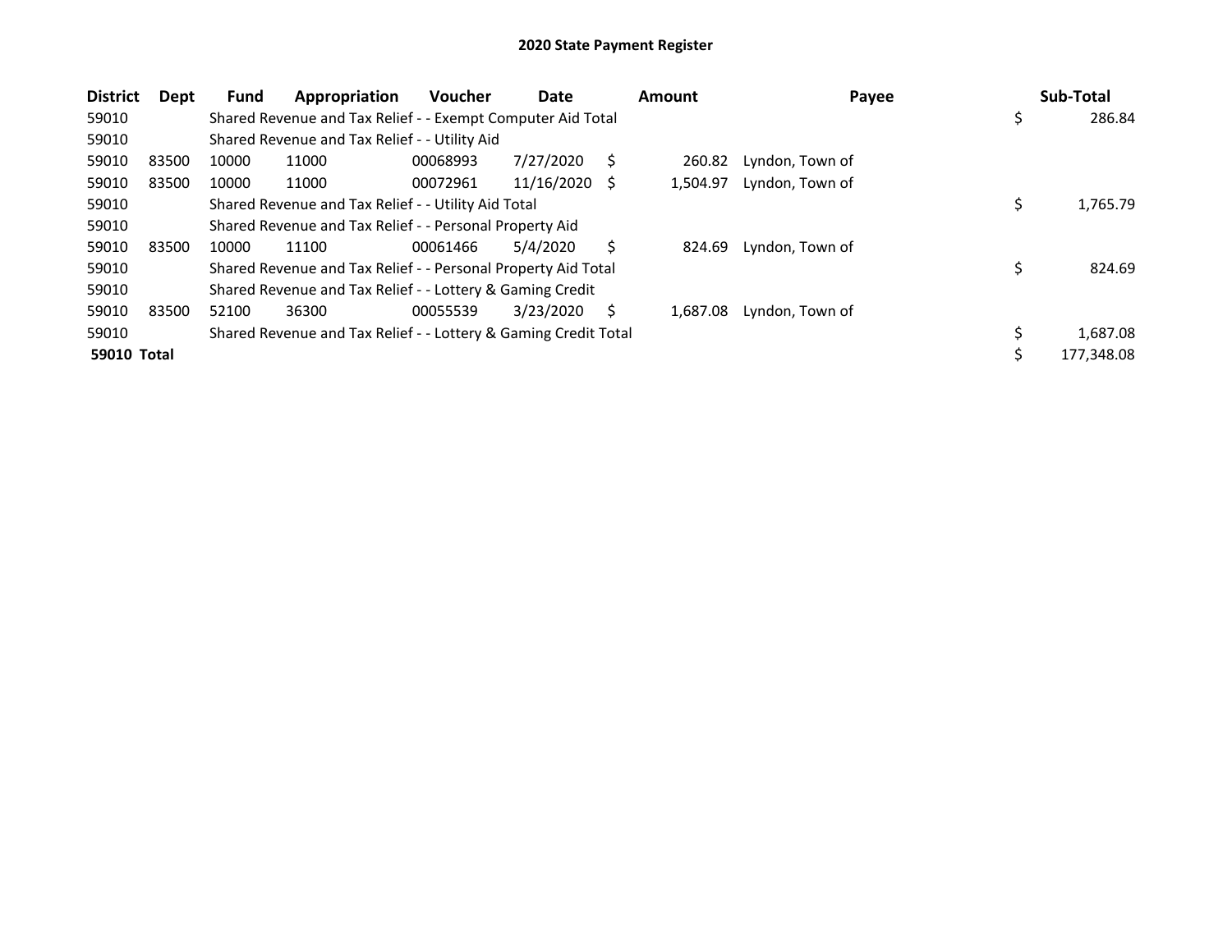# 2020 State Payment Register

| District | Dept | Fund | Appropriation | Voucher | Date | Amount | Payee | Sub-Total |
|---|---|---|---|---|---|---|---|---|
| 59010 | | Shared Revenue and Tax Relief - - Exempt Computer Aid Total | | | | | | $ 286.84 |
| 59010 | | Shared Revenue and Tax Relief - - Utility Aid | | | | | | |
| 59010 | 83500 | 10000 | 11000 | 00068993 | 7/27/2020 | $ 260.82 | Lyndon, Town of | |
| 59010 | 83500 | 10000 | 11000 | 00072961 | 11/16/2020 | $ 1,504.97 | Lyndon, Town of | |
| 59010 | | Shared Revenue and Tax Relief - - Utility Aid Total | | | | | | $ 1,765.79 |
| 59010 | | Shared Revenue and Tax Relief - - Personal Property Aid | | | | | | |
| 59010 | 83500 | 10000 | 11100 | 00061466 | 5/4/2020 | $ 824.69 | Lyndon, Town of | |
| 59010 | | Shared Revenue and Tax Relief - - Personal Property Aid Total | | | | | | $ 824.69 |
| 59010 | | Shared Revenue and Tax Relief - - Lottery & Gaming Credit | | | | | | |
| 59010 | 83500 | 52100 | 36300 | 00055539 | 3/23/2020 | $ 1,687.08 | Lyndon, Town of | |
| 59010 | | Shared Revenue and Tax Relief - - Lottery & Gaming Credit Total | | | | | | $ 1,687.08 |
| **59010 Total** | | | | | | | | $ 177,348.08 |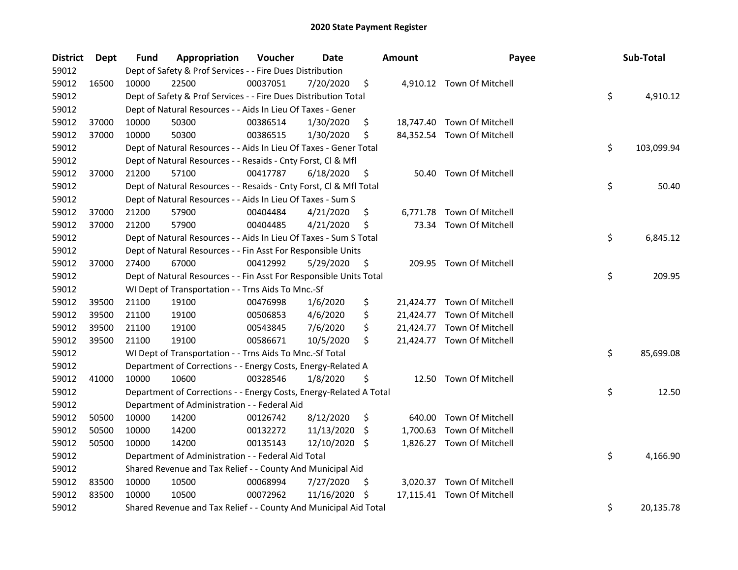# 2020 State Payment Register

| District | Dept | Fund | Appropriation | Voucher | Date | Amount | Payee | Sub-Total |
|---|---|---|---|---|---|---|---|---|
| 59012 | | Dept of Safety & Prof Services - - Fire Dues Distribution | | | | | | |
| 59012 | 16500 | 10000 | 22500 | 00037051 | 7/20/2020 | $ 4,910.12 | Town Of Mitchell | |
| 59012 | | Dept of Safety & Prof Services - - Fire Dues Distribution Total | | | | | | $ 4,910.12 |
| 59012 | | Dept of Natural Resources - - Aids In Lieu Of Taxes - Gener | | | | | | |
| 59012 | 37000 | 10000 | 50300 | 00386514 | 1/30/2020 | $ 18,747.40 | Town Of Mitchell | |
| 59012 | 37000 | 10000 | 50300 | 00386515 | 1/30/2020 | $ 84,352.54 | Town Of Mitchell | |
| 59012 | | Dept of Natural Resources - - Aids In Lieu Of Taxes - Gener Total | | | | | | $ 103,099.94 |
| 59012 | | Dept of Natural Resources - - Resaids - Cnty Forst, Cl & Mfl | | | | | | |
| 59012 | 37000 | 21200 | 57100 | 00417787 | 6/18/2020 | $ 50.40 | Town Of Mitchell | |
| 59012 | | Dept of Natural Resources - - Resaids - Cnty Forst, Cl & Mfl Total | | | | | | $ 50.40 |
| 59012 | | Dept of Natural Resources - - Aids In Lieu Of Taxes - Sum S | | | | | | |
| 59012 | 37000 | 21200 | 57900 | 00404484 | 4/21/2020 | $ 6,771.78 | Town Of Mitchell | |
| 59012 | 37000 | 21200 | 57900 | 00404485 | 4/21/2020 | $ 73.34 | Town Of Mitchell | |
| 59012 | | Dept of Natural Resources - - Aids In Lieu Of Taxes - Sum S Total | | | | | | $ 6,845.12 |
| 59012 | | Dept of Natural Resources - - Fin Asst For Responsible Units | | | | | | |
| 59012 | 37000 | 27400 | 67000 | 00412992 | 5/29/2020 | $ 209.95 | Town Of Mitchell | |
| 59012 | | Dept of Natural Resources - - Fin Asst For Responsible Units Total | | | | | | $ 209.95 |
| 59012 | | WI Dept of Transportation - - Trns Aids To Mnc.-Sf | | | | | | |
| 59012 | 39500 | 21100 | 19100 | 00476998 | 1/6/2020 | $ 21,424.77 | Town Of Mitchell | |
| 59012 | 39500 | 21100 | 19100 | 00506853 | 4/6/2020 | $ 21,424.77 | Town Of Mitchell | |
| 59012 | 39500 | 21100 | 19100 | 00543845 | 7/6/2020 | $ 21,424.77 | Town Of Mitchell | |
| 59012 | 39500 | 21100 | 19100 | 00586671 | 10/5/2020 | $ 21,424.77 | Town Of Mitchell | |
| 59012 | | WI Dept of Transportation - - Trns Aids To Mnc.-Sf Total | | | | | | $ 85,699.08 |
| 59012 | | Department of Corrections - - Energy Costs, Energy-Related A | | | | | | |
| 59012 | 41000 | 10000 | 10600 | 00328546 | 1/8/2020 | $ 12.50 | Town Of Mitchell | |
| 59012 | | Department of Corrections - - Energy Costs, Energy-Related A Total | | | | | | $ 12.50 |
| 59012 | | Department of Administration - - Federal Aid | | | | | | |
| 59012 | 50500 | 10000 | 14200 | 00126742 | 8/12/2020 | $ 640.00 | Town Of Mitchell | |
| 59012 | 50500 | 10000 | 14200 | 00132272 | 11/13/2020 | $ 1,700.63 | Town Of Mitchell | |
| 59012 | 50500 | 10000 | 14200 | 00135143 | 12/10/2020 | $ 1,826.27 | Town Of Mitchell | |
| 59012 | | Department of Administration - - Federal Aid Total | | | | | | $ 4,166.90 |
| 59012 | | Shared Revenue and Tax Relief - - County And Municipal Aid | | | | | | |
| 59012 | 83500 | 10000 | 10500 | 00068994 | 7/27/2020 | $ 3,020.37 | Town Of Mitchell | |
| 59012 | 83500 | 10000 | 10500 | 00072962 | 11/16/2020 | $ 17,115.41 | Town Of Mitchell | |
| 59012 | | Shared Revenue and Tax Relief - - County And Municipal Aid Total | | | | | | $ 20,135.78 |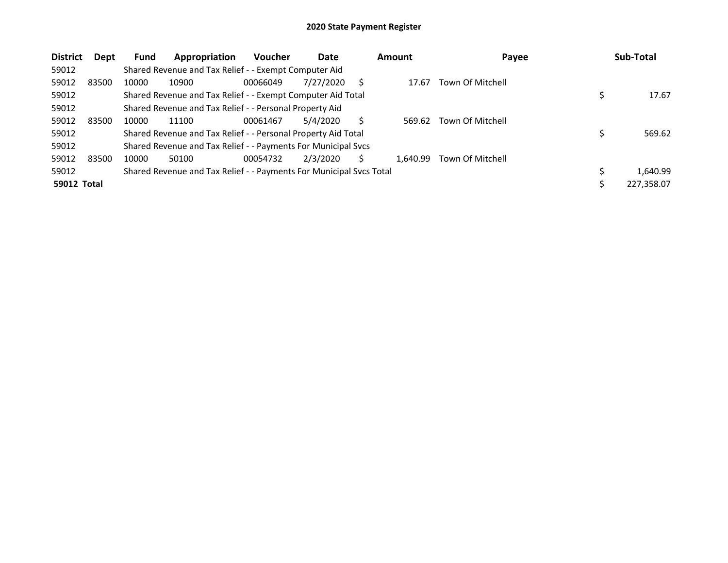# 2020 State Payment Register

| District | Dept | Fund | Appropriation | Voucher | Date | Amount | Payee | Sub-Total |
|---|---|---|---|---|---|---|---|---|
| 59012 | | Shared Revenue and Tax Relief - - Exempt Computer Aid | | | | | | |
| 59012 | 83500 | 10000 | 10900 | 00066049 | 7/27/2020 | $ 17.67 | Town Of Mitchell | |
| 59012 | | Shared Revenue and Tax Relief - - Exempt Computer Aid Total | | | | | | $ 17.67 |
| 59012 | | Shared Revenue and Tax Relief - - Personal Property Aid | | | | | | |
| 59012 | 83500 | 10000 | 11100 | 00061467 | 5/4/2020 | $ 569.62 | Town Of Mitchell | |
| 59012 | | Shared Revenue and Tax Relief - - Personal Property Aid Total | | | | | | $ 569.62 |
| 59012 | | Shared Revenue and Tax Relief - - Payments For Municipal Svcs | | | | | | |
| 59012 | 83500 | 10000 | 50100 | 00054732 | 2/3/2020 | $ 1,640.99 | Town Of Mitchell | |
| 59012 | | Shared Revenue and Tax Relief - - Payments For Municipal Svcs Total | | | | | | $ 1,640.99 |
| **59012 Total** | | | | | | | | $ 227,358.07 |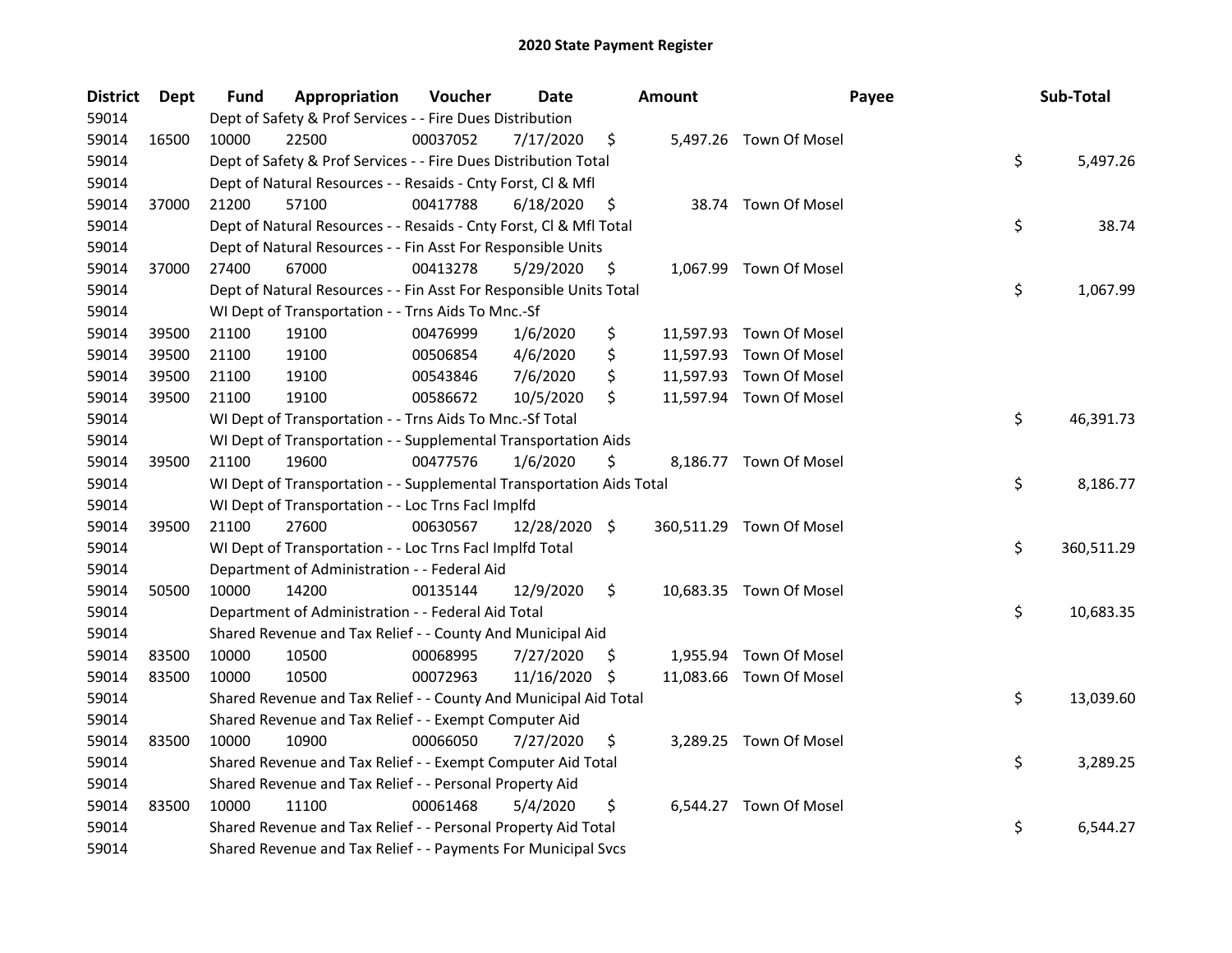# 2020 State Payment Register

| District | Dept | Fund | Appropriation | Voucher | Date | Amount | Payee | Sub-Total |
|---|---|---|---|---|---|---|---|---|
| 59014 | | Dept of Safety & Prof Services - - Fire Dues Distribution | | | | | | |
| 59014 | 16500 | 10000 | 22500 | 00037052 | 7/17/2020 | $ 5,497.26 | Town Of Mosel | |
| 59014 | | Dept of Safety & Prof Services - - Fire Dues Distribution Total | | | | | | $ 5,497.26 |
| 59014 | | Dept of Natural Resources - - Resaids - Cnty Forst, Cl & Mfl | | | | | | |
| 59014 | 37000 | 21200 | 57100 | 00417788 | 6/18/2020 | $ 38.74 | Town Of Mosel | |
| 59014 | | Dept of Natural Resources - - Resaids - Cnty Forst, Cl & Mfl Total | | | | | | $ 38.74 |
| 59014 | | Dept of Natural Resources - - Fin Asst For Responsible Units | | | | | | |
| 59014 | 37000 | 27400 | 67000 | 00413278 | 5/29/2020 | $ 1,067.99 | Town Of Mosel | |
| 59014 | | Dept of Natural Resources - - Fin Asst For Responsible Units Total | | | | | | $ 1,067.99 |
| 59014 | | WI Dept of Transportation - - Trns Aids To Mnc.-Sf | | | | | | |
| 59014 | 39500 | 21100 | 19100 | 00476999 | 1/6/2020 | $ 11,597.93 | Town Of Mosel | |
| 59014 | 39500 | 21100 | 19100 | 00506854 | 4/6/2020 | $ 11,597.93 | Town Of Mosel | |
| 59014 | 39500 | 21100 | 19100 | 00543846 | 7/6/2020 | $ 11,597.93 | Town Of Mosel | |
| 59014 | 39500 | 21100 | 19100 | 00586672 | 10/5/2020 | $ 11,597.94 | Town Of Mosel | |
| 59014 | | WI Dept of Transportation - - Trns Aids To Mnc.-Sf Total | | | | | | $ 46,391.73 |
| 59014 | | WI Dept of Transportation - - Supplemental Transportation Aids | | | | | | |
| 59014 | 39500 | 21100 | 19600 | 00477576 | 1/6/2020 | $ 8,186.77 | Town Of Mosel | |
| 59014 | | WI Dept of Transportation - - Supplemental Transportation Aids Total | | | | | | $ 8,186.77 |
| 59014 | | WI Dept of Transportation - - Loc Trns Facl Implfd | | | | | | |
| 59014 | 39500 | 21100 | 27600 | 00630567 | 12/28/2020 | $ 360,511.29 | Town Of Mosel | |
| 59014 | | WI Dept of Transportation - - Loc Trns Facl Implfd Total | | | | | | $ 360,511.29 |
| 59014 | | Department of Administration - - Federal Aid | | | | | | |
| 59014 | 50500 | 10000 | 14200 | 00135144 | 12/9/2020 | $ 10,683.35 | Town Of Mosel | |
| 59014 | | Department of Administration - - Federal Aid Total | | | | | | $ 10,683.35 |
| 59014 | | Shared Revenue and Tax Relief - - County And Municipal Aid | | | | | | |
| 59014 | 83500 | 10000 | 10500 | 00068995 | 7/27/2020 | $ 1,955.94 | Town Of Mosel | |
| 59014 | 83500 | 10000 | 10500 | 00072963 | 11/16/2020 | $ 11,083.66 | Town Of Mosel | |
| 59014 | | Shared Revenue and Tax Relief - - County And Municipal Aid Total | | | | | | $ 13,039.60 |
| 59014 | | Shared Revenue and Tax Relief - - Exempt Computer Aid | | | | | | |
| 59014 | 83500 | 10000 | 10900 | 00066050 | 7/27/2020 | $ 3,289.25 | Town Of Mosel | |
| 59014 | | Shared Revenue and Tax Relief - - Exempt Computer Aid Total | | | | | | $ 3,289.25 |
| 59014 | | Shared Revenue and Tax Relief - - Personal Property Aid | | | | | | |
| 59014 | 83500 | 10000 | 11100 | 00061468 | 5/4/2020 | $ 6,544.27 | Town Of Mosel | |
| 59014 | | Shared Revenue and Tax Relief - - Personal Property Aid Total | | | | | | $ 6,544.27 |
| 59014 | | Shared Revenue and Tax Relief - - Payments For Municipal Svcs | | | | | | |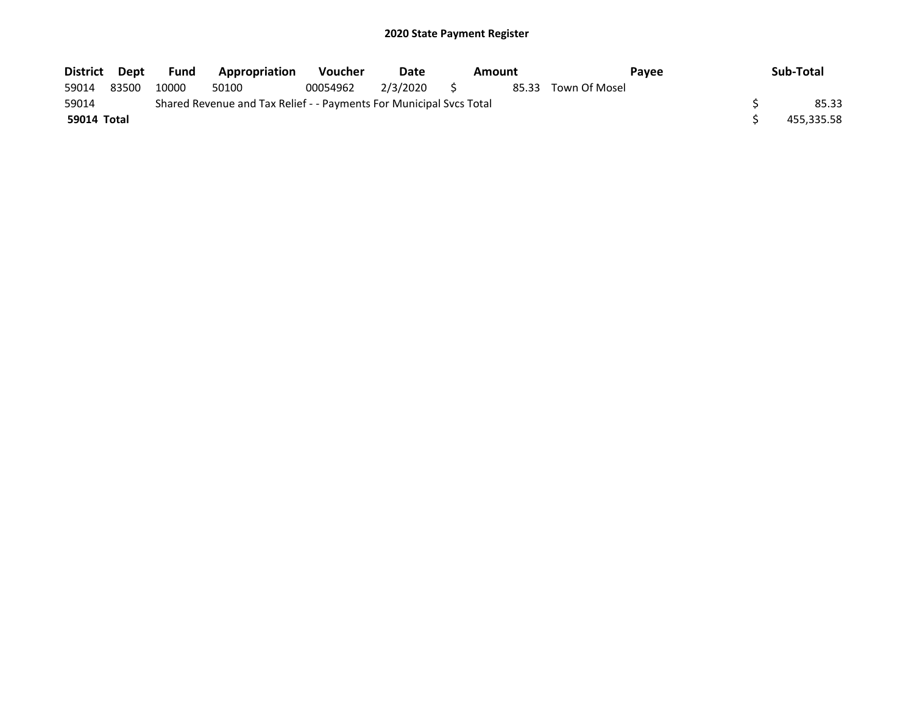# 2020 State Payment Register

| District | Dept | Fund | Appropriation | Voucher | Date | Amount | Payee | Sub-Total |
|---|---|---|---|---|---|---|---|---|
| 59014 | 83500 | 10000 | 50100 | 00054962 | 2/3/2020 | $ 85.33 | Town Of Mosel | |
| 59014 | | Shared Revenue and Tax Relief - - Payments For Municipal Svcs Total | | | | | | $ 85.33 |
| **59014 Total** | | | | | | | | $ 455,335.58 |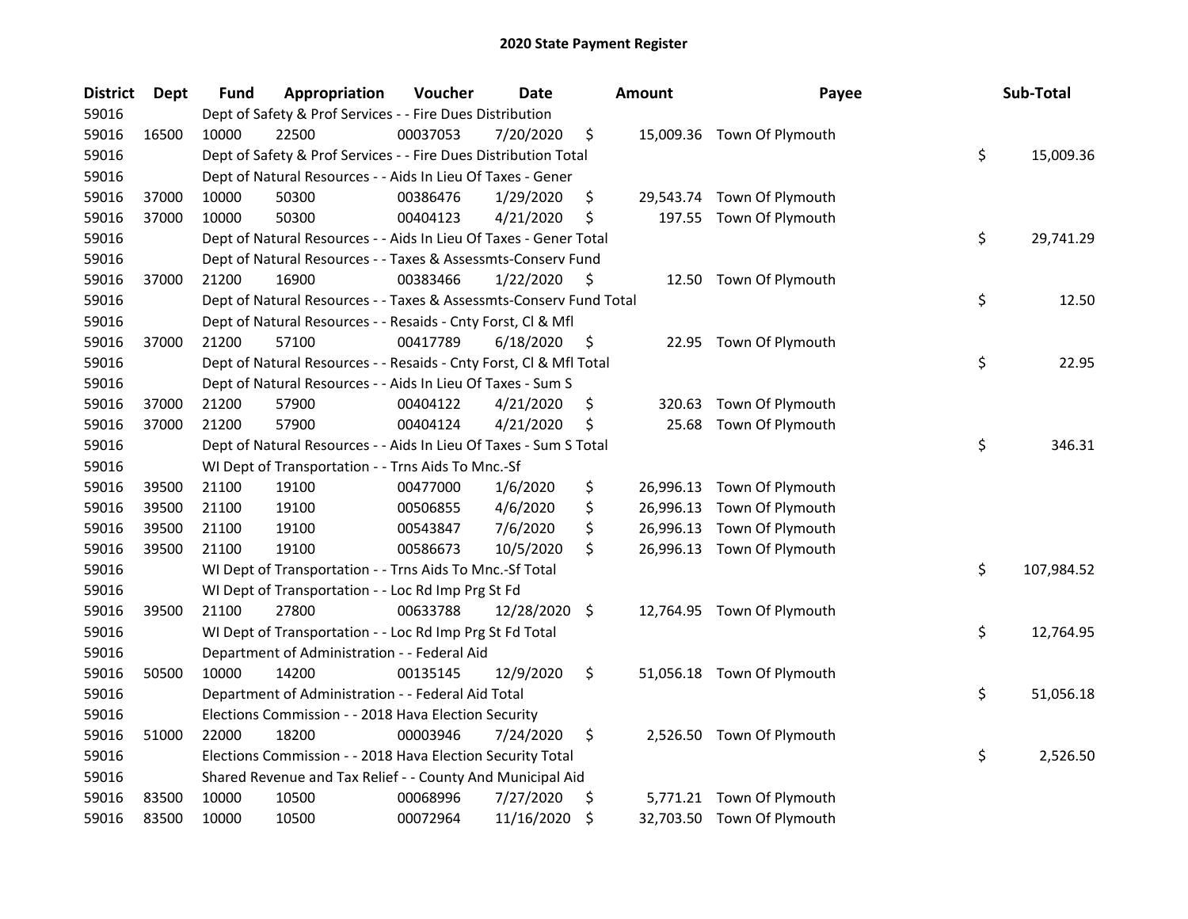# 2020 State Payment Register

| District | Dept | Fund | Appropriation | Voucher | Date | Amount | Payee | Sub-Total |
|---|---|---|---|---|---|---|---|---|
| 59016 | | Dept of Safety & Prof Services - - Fire Dues Distribution | | | | | | |
| 59016 | 16500 | 10000 | 22500 | 00037053 | 7/20/2020 | $ 15,009.36 | Town Of Plymouth | |
| 59016 | | Dept of Safety & Prof Services - - Fire Dues Distribution Total | | | | | | $ 15,009.36 |
| 59016 | | Dept of Natural Resources - - Aids In Lieu Of Taxes - Gener | | | | | | |
| 59016 | 37000 | 10000 | 50300 | 00386476 | 1/29/2020 | $ 29,543.74 | Town Of Plymouth | |
| 59016 | 37000 | 10000 | 50300 | 00404123 | 4/21/2020 | $ 197.55 | Town Of Plymouth | |
| 59016 | | Dept of Natural Resources - - Aids In Lieu Of Taxes - Gener Total | | | | | | $ 29,741.29 |
| 59016 | | Dept of Natural Resources - - Taxes & Assessmts-Conserv Fund | | | | | | |
| 59016 | 37000 | 21200 | 16900 | 00383466 | 1/22/2020 | $ 12.50 | Town Of Plymouth | |
| 59016 | | Dept of Natural Resources - - Taxes & Assessmts-Conserv Fund Total | | | | | | $ 12.50 |
| 59016 | | Dept of Natural Resources - - Resaids - Cnty Forst, Cl & Mfl | | | | | | |
| 59016 | 37000 | 21200 | 57100 | 00417789 | 6/18/2020 | $ 22.95 | Town Of Plymouth | |
| 59016 | | Dept of Natural Resources - - Resaids - Cnty Forst, Cl & Mfl Total | | | | | | $ 22.95 |
| 59016 | | Dept of Natural Resources - - Aids In Lieu Of Taxes - Sum S | | | | | | |
| 59016 | 37000 | 21200 | 57900 | 00404122 | 4/21/2020 | $ 320.63 | Town Of Plymouth | |
| 59016 | 37000 | 21200 | 57900 | 00404124 | 4/21/2020 | $ 25.68 | Town Of Plymouth | |
| 59016 | | Dept of Natural Resources - - Aids In Lieu Of Taxes - Sum S Total | | | | | | $ 346.31 |
| 59016 | | WI Dept of Transportation - - Trns Aids To Mnc.-Sf | | | | | | |
| 59016 | 39500 | 21100 | 19100 | 00477000 | 1/6/2020 | $ 26,996.13 | Town Of Plymouth | |
| 59016 | 39500 | 21100 | 19100 | 00506855 | 4/6/2020 | $ 26,996.13 | Town Of Plymouth | |
| 59016 | 39500 | 21100 | 19100 | 00543847 | 7/6/2020 | $ 26,996.13 | Town Of Plymouth | |
| 59016 | 39500 | 21100 | 19100 | 00586673 | 10/5/2020 | $ 26,996.13 | Town Of Plymouth | |
| 59016 | | WI Dept of Transportation - - Trns Aids To Mnc.-Sf Total | | | | | | $ 107,984.52 |
| 59016 | | WI Dept of Transportation - - Loc Rd Imp Prg St Fd | | | | | | |
| 59016 | 39500 | 21100 | 27800 | 00633788 | 12/28/2020 | $ 12,764.95 | Town Of Plymouth | |
| 59016 | | WI Dept of Transportation - - Loc Rd Imp Prg St Fd Total | | | | | | $ 12,764.95 |
| 59016 | | Department of Administration - - Federal Aid | | | | | | |
| 59016 | 50500 | 10000 | 14200 | 00135145 | 12/9/2020 | $ 51,056.18 | Town Of Plymouth | |
| 59016 | | Department of Administration - - Federal Aid Total | | | | | | $ 51,056.18 |
| 59016 | | Elections Commission - - 2018 Hava Election Security | | | | | | |
| 59016 | 51000 | 22000 | 18200 | 00003946 | 7/24/2020 | $ 2,526.50 | Town Of Plymouth | |
| 59016 | | Elections Commission - - 2018 Hava Election Security Total | | | | | | $ 2,526.50 |
| 59016 | | Shared Revenue and Tax Relief - - County And Municipal Aid | | | | | | |
| 59016 | 83500 | 10000 | 10500 | 00068996 | 7/27/2020 | $ 5,771.21 | Town Of Plymouth | |
| 59016 | 83500 | 10000 | 10500 | 00072964 | 11/16/2020 | $ 32,703.50 | Town Of Plymouth | |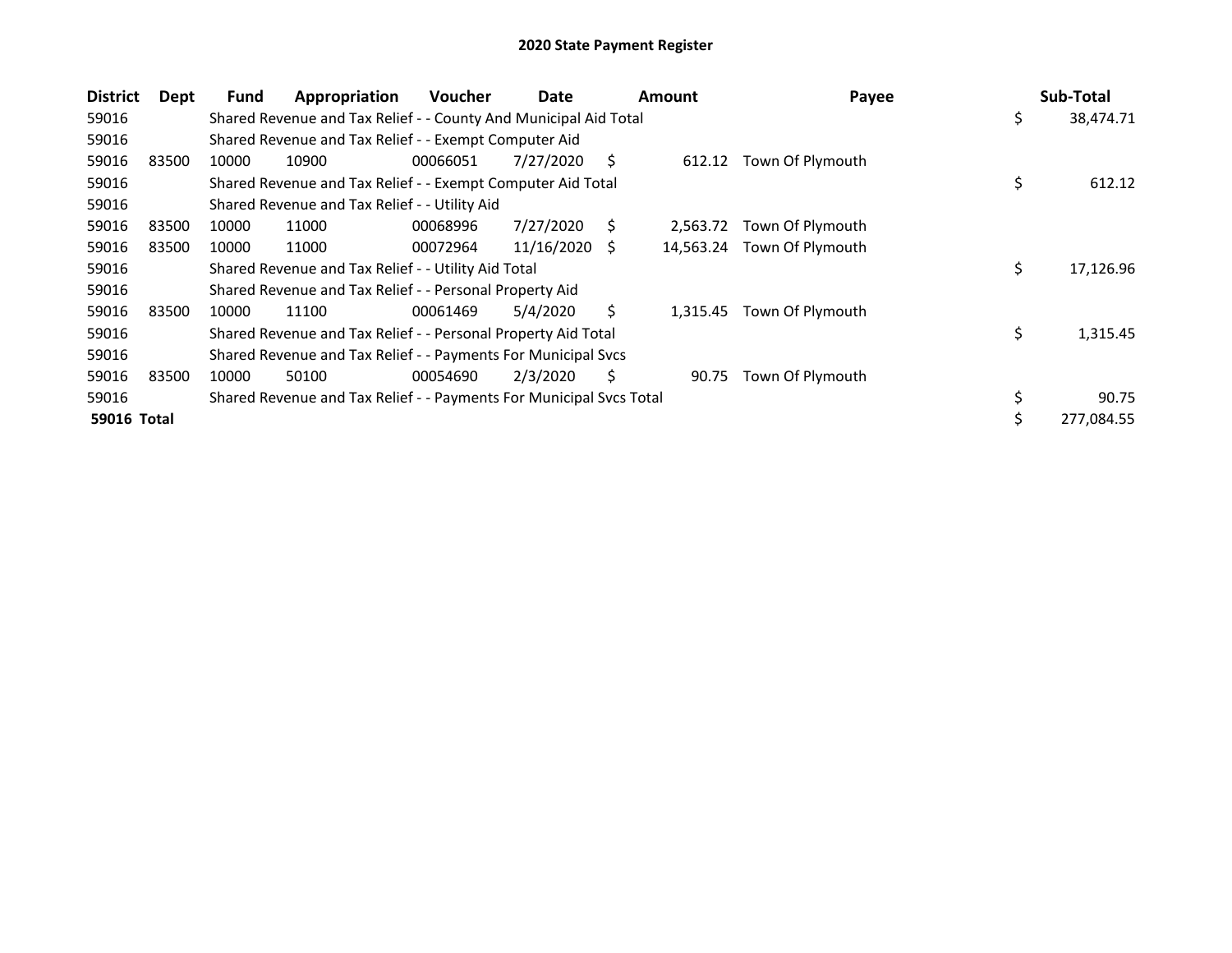# 2020 State Payment Register

| District | Dept | Fund | Appropriation | Voucher | Date | Amount | Payee | Sub-Total |
|---|---|---|---|---|---|---|---|---|
| 59016 | | Shared Revenue and Tax Relief - - County And Municipal Aid Total | | | | | | $ 38,474.71 |
| 59016 | | Shared Revenue and Tax Relief - - Exempt Computer Aid | | | | | | |
| 59016 | 83500 | 10000 | 10900 | 00066051 | 7/27/2020 | $ 612.12 | Town Of Plymouth | |
| 59016 | | Shared Revenue and Tax Relief - - Exempt Computer Aid Total | | | | | | $ 612.12 |
| 59016 | | Shared Revenue and Tax Relief - - Utility Aid | | | | | | |
| 59016 | 83500 | 10000 | 11000 | 00068996 | 7/27/2020 | $ 2,563.72 | Town Of Plymouth | |
| 59016 | 83500 | 10000 | 11000 | 00072964 | 11/16/2020 | $ 14,563.24 | Town Of Plymouth | |
| 59016 | | Shared Revenue and Tax Relief - - Utility Aid Total | | | | | | $ 17,126.96 |
| 59016 | | Shared Revenue and Tax Relief - - Personal Property Aid | | | | | | |
| 59016 | 83500 | 10000 | 11100 | 00061469 | 5/4/2020 | $ 1,315.45 | Town Of Plymouth | |
| 59016 | | Shared Revenue and Tax Relief - - Personal Property Aid Total | | | | | | $ 1,315.45 |
| 59016 | | Shared Revenue and Tax Relief - - Payments For Municipal Svcs | | | | | | |
| 59016 | 83500 | 10000 | 50100 | 00054690 | 2/3/2020 | $ 90.75 | Town Of Plymouth | |
| 59016 | | Shared Revenue and Tax Relief - - Payments For Municipal Svcs Total | | | | | | $ 90.75 |
| **59016 Total** | | | | | | | | $ 277,084.55 |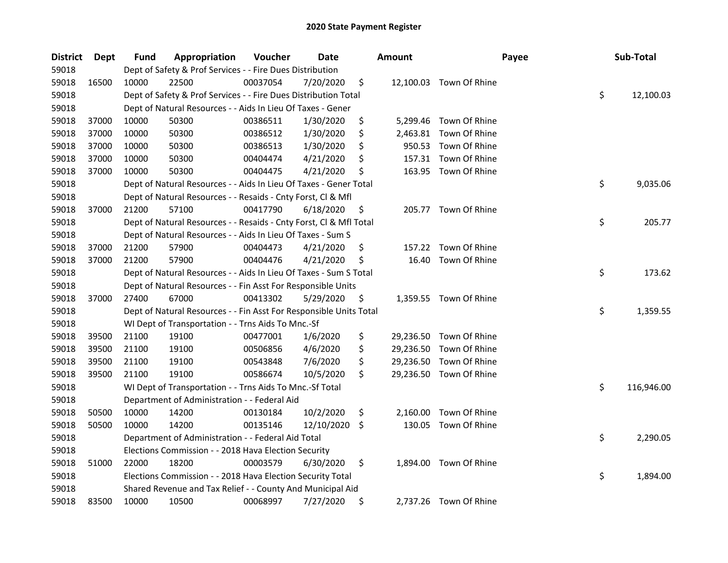# 2020 State Payment Register

| District | Dept | Fund | Appropriation | Voucher | Date | Amount | Payee | Sub-Total |
|---|---|---|---|---|---|---|---|---|
| 59018 | | Dept of Safety & Prof Services - - Fire Dues Distribution | | | | | | |
| 59018 | 16500 | 10000 | 22500 | 00037054 | 7/20/2020 | $ 12,100.03 | Town Of Rhine | |
| 59018 | | Dept of Safety & Prof Services - - Fire Dues Distribution Total | | | | | | $ 12,100.03 |
| 59018 | | Dept of Natural Resources - - Aids In Lieu Of Taxes - Gener | | | | | | |
| 59018 | 37000 | 10000 | 50300 | 00386511 | 1/30/2020 | $ 5,299.46 | Town Of Rhine | |
| 59018 | 37000 | 10000 | 50300 | 00386512 | 1/30/2020 | $ 2,463.81 | Town Of Rhine | |
| 59018 | 37000 | 10000 | 50300 | 00386513 | 1/30/2020 | $ 950.53 | Town Of Rhine | |
| 59018 | 37000 | 10000 | 50300 | 00404474 | 4/21/2020 | $ 157.31 | Town Of Rhine | |
| 59018 | 37000 | 10000 | 50300 | 00404475 | 4/21/2020 | $ 163.95 | Town Of Rhine | |
| 59018 | | Dept of Natural Resources - - Aids In Lieu Of Taxes - Gener Total | | | | | | $ 9,035.06 |
| 59018 | | Dept of Natural Resources - - Resaids - Cnty Forst, Cl & Mfl | | | | | | |
| 59018 | 37000 | 21200 | 57100 | 00417790 | 6/18/2020 | $ 205.77 | Town Of Rhine | |
| 59018 | | Dept of Natural Resources - - Resaids - Cnty Forst, Cl & Mfl Total | | | | | | $ 205.77 |
| 59018 | | Dept of Natural Resources - - Aids In Lieu Of Taxes - Sum S | | | | | | |
| 59018 | 37000 | 21200 | 57900 | 00404473 | 4/21/2020 | $ 157.22 | Town Of Rhine | |
| 59018 | 37000 | 21200 | 57900 | 00404476 | 4/21/2020 | $ 16.40 | Town Of Rhine | |
| 59018 | | Dept of Natural Resources - - Aids In Lieu Of Taxes - Sum S Total | | | | | | $ 173.62 |
| 59018 | | Dept of Natural Resources - - Fin Asst For Responsible Units | | | | | | |
| 59018 | 37000 | 27400 | 67000 | 00413302 | 5/29/2020 | $ 1,359.55 | Town Of Rhine | |
| 59018 | | Dept of Natural Resources - - Fin Asst For Responsible Units Total | | | | | | $ 1,359.55 |
| 59018 | | WI Dept of Transportation - - Trns Aids To Mnc.-Sf | | | | | | |
| 59018 | 39500 | 21100 | 19100 | 00477001 | 1/6/2020 | $ 29,236.50 | Town Of Rhine | |
| 59018 | 39500 | 21100 | 19100 | 00506856 | 4/6/2020 | $ 29,236.50 | Town Of Rhine | |
| 59018 | 39500 | 21100 | 19100 | 00543848 | 7/6/2020 | $ 29,236.50 | Town Of Rhine | |
| 59018 | 39500 | 21100 | 19100 | 00586674 | 10/5/2020 | $ 29,236.50 | Town Of Rhine | |
| 59018 | | WI Dept of Transportation - - Trns Aids To Mnc.-Sf Total | | | | | | $ 116,946.00 |
| 59018 | | Department of Administration - - Federal Aid | | | | | | |
| 59018 | 50500 | 10000 | 14200 | 00130184 | 10/2/2020 | $ 2,160.00 | Town Of Rhine | |
| 59018 | 50500 | 10000 | 14200 | 00135146 | 12/10/2020 | $ 130.05 | Town Of Rhine | |
| 59018 | | Department of Administration - - Federal Aid Total | | | | | | $ 2,290.05 |
| 59018 | | Elections Commission - - 2018 Hava Election Security | | | | | | |
| 59018 | 51000 | 22000 | 18200 | 00003579 | 6/30/2020 | $ 1,894.00 | Town Of Rhine | |
| 59018 | | Elections Commission - - 2018 Hava Election Security Total | | | | | | $ 1,894.00 |
| 59018 | | Shared Revenue and Tax Relief - - County And Municipal Aid | | | | | | |
| 59018 | 83500 | 10000 | 10500 | 00068997 | 7/27/2020 | $ 2,737.26 | Town Of Rhine | |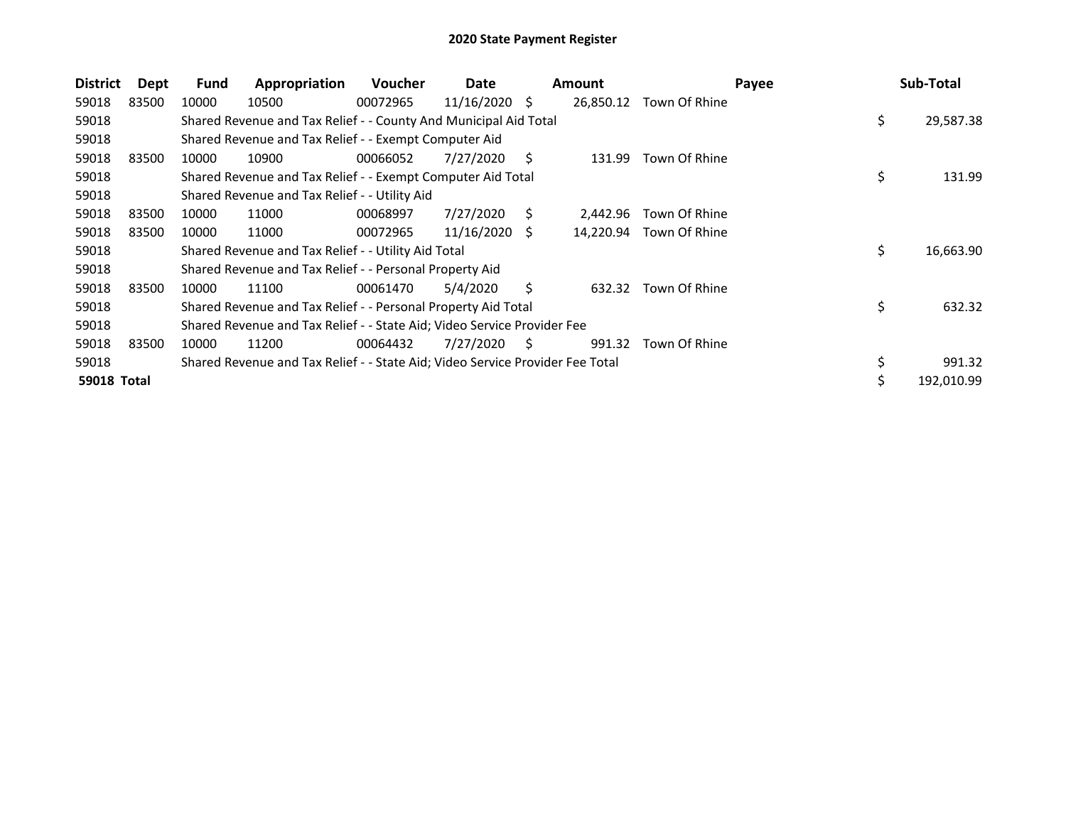## 2020 State Payment Register

| District | Dept | Fund | Appropriation | Voucher | Date | Amount | Payee | Sub-Total |
|---|---|---|---|---|---|---|---|---|
| 59018 | 83500 | 10000 | 10500 | 00072965 | 11/16/2020 | $ 26,850.12 | Town Of Rhine | |
| 59018 | | Shared Revenue and Tax Relief - - County And Municipal Aid Total | | | | | | $ 29,587.38 |
| 59018 | | Shared Revenue and Tax Relief - - Exempt Computer Aid | | | | | | |
| 59018 | 83500 | 10000 | 10900 | 00066052 | 7/27/2020 | $ 131.99 | Town Of Rhine | |
| 59018 | | Shared Revenue and Tax Relief - - Exempt Computer Aid Total | | | | | | $ 131.99 |
| 59018 | | Shared Revenue and Tax Relief - - Utility Aid | | | | | | |
| 59018 | 83500 | 10000 | 11000 | 00068997 | 7/27/2020 | $ 2,442.96 | Town Of Rhine | |
| 59018 | 83500 | 10000 | 11000 | 00072965 | 11/16/2020 | $ 14,220.94 | Town Of Rhine | |
| 59018 | | Shared Revenue and Tax Relief - - Utility Aid Total | | | | | | $ 16,663.90 |
| 59018 | | Shared Revenue and Tax Relief - - Personal Property Aid | | | | | | |
| 59018 | 83500 | 10000 | 11100 | 00061470 | 5/4/2020 | $ 632.32 | Town Of Rhine | |
| 59018 | | Shared Revenue and Tax Relief - - Personal Property Aid Total | | | | | | $ 632.32 |
| 59018 | | Shared Revenue and Tax Relief - - State Aid; Video Service Provider Fee | | | | | | |
| 59018 | 83500 | 10000 | 11200 | 00064432 | 7/27/2020 | $ 991.32 | Town Of Rhine | |
| 59018 | | Shared Revenue and Tax Relief - - State Aid; Video Service Provider Fee Total | | | | | | $ 991.32 |
| **59018 Total** | | | | | | | | $ 192,010.99 |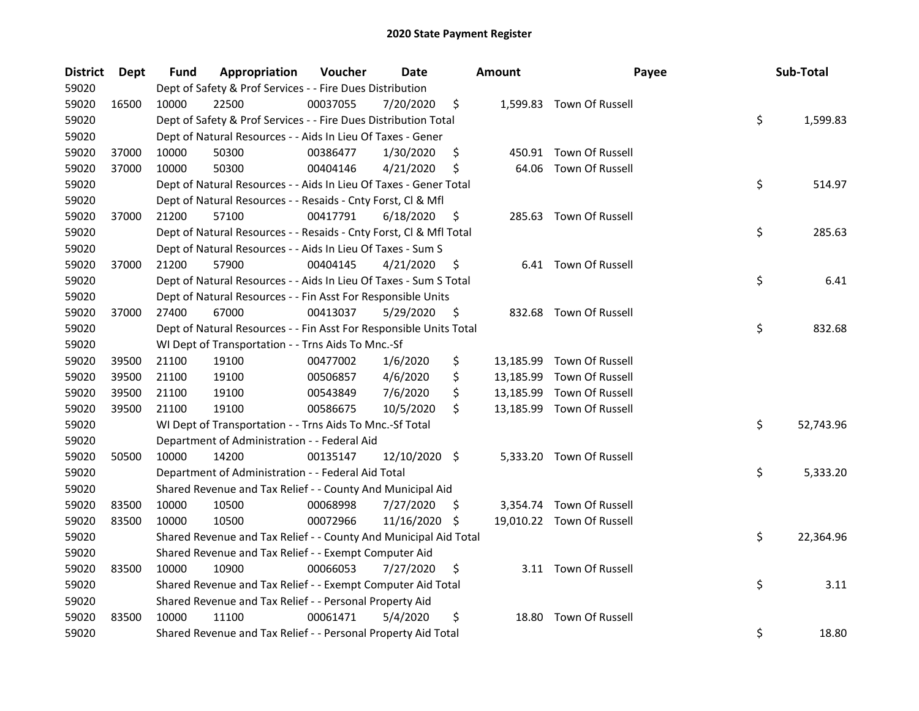# 2020 State Payment Register

| District | Dept | Fund | Appropriation | Voucher | Date | Amount | Payee | Sub-Total |
|---|---|---|---|---|---|---|---|---|
| 59020 | | Dept of Safety & Prof Services - - Fire Dues Distribution | | | | | | |
| 59020 | 16500 | 10000 | 22500 | 00037055 | 7/20/2020 | $ 1,599.83 | Town Of Russell | |
| 59020 | | Dept of Safety & Prof Services - - Fire Dues Distribution Total | | | | | | $ 1,599.83 |
| 59020 | | Dept of Natural Resources - - Aids In Lieu Of Taxes - Gener | | | | | | |
| 59020 | 37000 | 10000 | 50300 | 00386477 | 1/30/2020 | $ 450.91 | Town Of Russell | |
| 59020 | 37000 | 10000 | 50300 | 00404146 | 4/21/2020 | $ 64.06 | Town Of Russell | |
| 59020 | | Dept of Natural Resources - - Aids In Lieu Of Taxes - Gener Total | | | | | | $ 514.97 |
| 59020 | | Dept of Natural Resources - - Resaids - Cnty Forst, Cl & Mfl | | | | | | |
| 59020 | 37000 | 21200 | 57100 | 00417791 | 6/18/2020 | $ 285.63 | Town Of Russell | |
| 59020 | | Dept of Natural Resources - - Resaids - Cnty Forst, Cl & Mfl Total | | | | | | $ 285.63 |
| 59020 | | Dept of Natural Resources - - Aids In Lieu Of Taxes - Sum S | | | | | | |
| 59020 | 37000 | 21200 | 57900 | 00404145 | 4/21/2020 | $ 6.41 | Town Of Russell | |
| 59020 | | Dept of Natural Resources - - Aids In Lieu Of Taxes - Sum S Total | | | | | | $ 6.41 |
| 59020 | | Dept of Natural Resources - - Fin Asst For Responsible Units | | | | | | |
| 59020 | 37000 | 27400 | 67000 | 00413037 | 5/29/2020 | $ 832.68 | Town Of Russell | |
| 59020 | | Dept of Natural Resources - - Fin Asst For Responsible Units Total | | | | | | $ 832.68 |
| 59020 | | WI Dept of Transportation - - Trns Aids To Mnc.-Sf | | | | | | |
| 59020 | 39500 | 21100 | 19100 | 00477002 | 1/6/2020 | $ 13,185.99 | Town Of Russell | |
| 59020 | 39500 | 21100 | 19100 | 00506857 | 4/6/2020 | $ 13,185.99 | Town Of Russell | |
| 59020 | 39500 | 21100 | 19100 | 00543849 | 7/6/2020 | $ 13,185.99 | Town Of Russell | |
| 59020 | 39500 | 21100 | 19100 | 00586675 | 10/5/2020 | $ 13,185.99 | Town Of Russell | |
| 59020 | | WI Dept of Transportation - - Trns Aids To Mnc.-Sf Total | | | | | | $ 52,743.96 |
| 59020 | | Department of Administration - - Federal Aid | | | | | | |
| 59020 | 50500 | 10000 | 14200 | 00135147 | 12/10/2020 | $ 5,333.20 | Town Of Russell | |
| 59020 | | Department of Administration - - Federal Aid Total | | | | | | $ 5,333.20 |
| 59020 | | Shared Revenue and Tax Relief - - County And Municipal Aid | | | | | | |
| 59020 | 83500 | 10000 | 10500 | 00068998 | 7/27/2020 | $ 3,354.74 | Town Of Russell | |
| 59020 | 83500 | 10000 | 10500 | 00072966 | 11/16/2020 | $ 19,010.22 | Town Of Russell | |
| 59020 | | Shared Revenue and Tax Relief - - County And Municipal Aid Total | | | | | | $ 22,364.96 |
| 59020 | | Shared Revenue and Tax Relief - - Exempt Computer Aid | | | | | | |
| 59020 | 83500 | 10000 | 10900 | 00066053 | 7/27/2020 | $ 3.11 | Town Of Russell | |
| 59020 | | Shared Revenue and Tax Relief - - Exempt Computer Aid Total | | | | | | $ 3.11 |
| 59020 | | Shared Revenue and Tax Relief - - Personal Property Aid | | | | | | |
| 59020 | 83500 | 10000 | 11100 | 00061471 | 5/4/2020 | $ 18.80 | Town Of Russell | |
| 59020 | | Shared Revenue and Tax Relief - - Personal Property Aid Total | | | | | | $ 18.80 |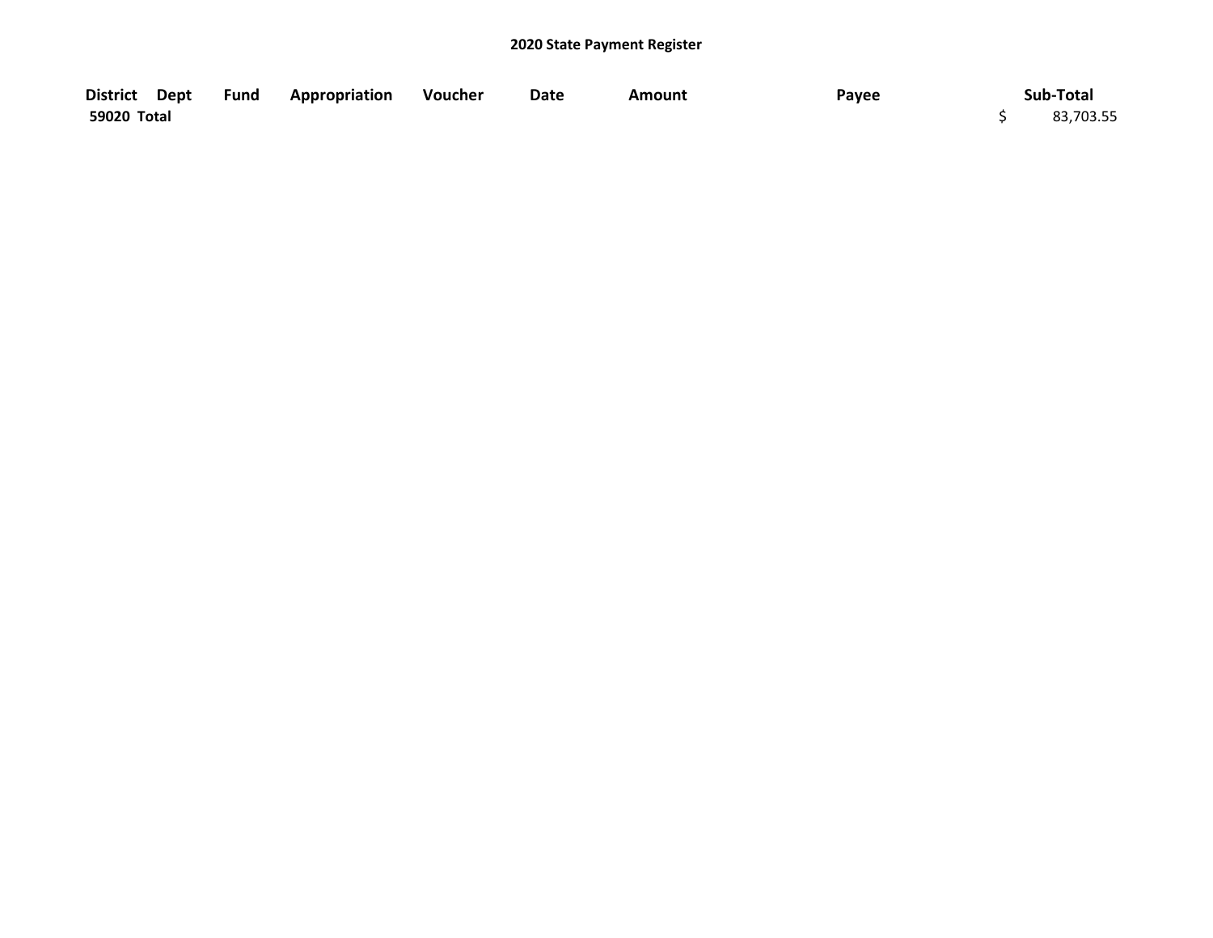**2020 State Payment Register**

| District | Dept | Fund | Appropriation | Voucher | Date | Amount | Payee | Sub-Total |
|---|---|---|---|---|---|---|---|---|
| **59020 Total** | | | | | | | | $ 83,703.55 |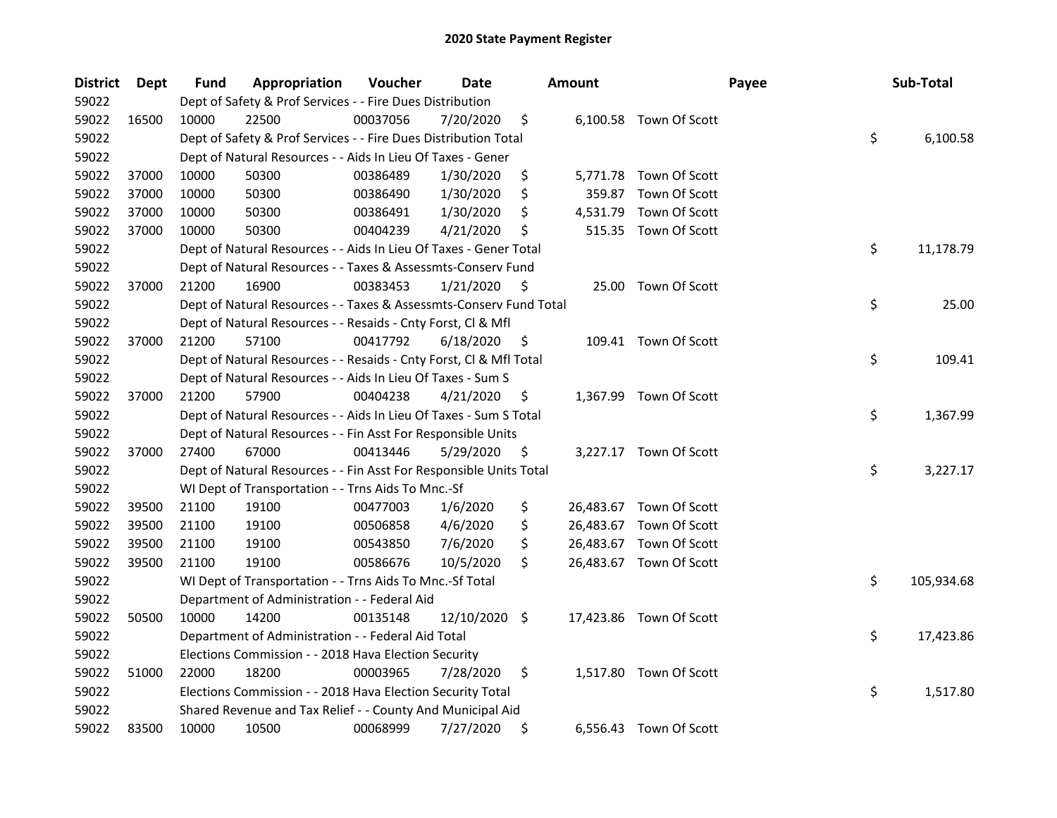# 2020 State Payment Register

| District | Dept | Fund | Appropriation | Voucher | Date | Amount | Payee | Sub-Total |
|---|---|---|---|---|---|---|---|---|
| 59022 | | Dept of Safety & Prof Services - - Fire Dues Distribution | | | | | | |
| 59022 | 16500 | 10000 | 22500 | 00037056 | 7/20/2020 | $ 6,100.58 | Town Of Scott | |
| 59022 | | Dept of Safety & Prof Services - - Fire Dues Distribution Total | | | | | | $ 6,100.58 |
| 59022 | | Dept of Natural Resources - - Aids In Lieu Of Taxes - Gener | | | | | | |
| 59022 | 37000 | 10000 | 50300 | 00386489 | 1/30/2020 | $ 5,771.78 | Town Of Scott | |
| 59022 | 37000 | 10000 | 50300 | 00386490 | 1/30/2020 | $ 359.87 | Town Of Scott | |
| 59022 | 37000 | 10000 | 50300 | 00386491 | 1/30/2020 | $ 4,531.79 | Town Of Scott | |
| 59022 | 37000 | 10000 | 50300 | 00404239 | 4/21/2020 | $ 515.35 | Town Of Scott | |
| 59022 | | Dept of Natural Resources - - Aids In Lieu Of Taxes - Gener Total | | | | | | $ 11,178.79 |
| 59022 | | Dept of Natural Resources - - Taxes & Assessmts-Conserv Fund | | | | | | |
| 59022 | 37000 | 21200 | 16900 | 00383453 | 1/21/2020 | $ 25.00 | Town Of Scott | |
| 59022 | | Dept of Natural Resources - - Taxes & Assessmts-Conserv Fund Total | | | | | | $ 25.00 |
| 59022 | | Dept of Natural Resources - - Resaids - Cnty Forst, Cl & Mfl | | | | | | |
| 59022 | 37000 | 21200 | 57100 | 00417792 | 6/18/2020 | $ 109.41 | Town Of Scott | |
| 59022 | | Dept of Natural Resources - - Resaids - Cnty Forst, Cl & Mfl Total | | | | | | $ 109.41 |
| 59022 | | Dept of Natural Resources - - Aids In Lieu Of Taxes - Sum S | | | | | | |
| 59022 | 37000 | 21200 | 57900 | 00404238 | 4/21/2020 | $ 1,367.99 | Town Of Scott | |
| 59022 | | Dept of Natural Resources - - Aids In Lieu Of Taxes - Sum S Total | | | | | | $ 1,367.99 |
| 59022 | | Dept of Natural Resources - - Fin Asst For Responsible Units | | | | | | |
| 59022 | 37000 | 27400 | 67000 | 00413446 | 5/29/2020 | $ 3,227.17 | Town Of Scott | |
| 59022 | | Dept of Natural Resources - - Fin Asst For Responsible Units Total | | | | | | $ 3,227.17 |
| 59022 | | WI Dept of Transportation - - Trns Aids To Mnc.-Sf | | | | | | |
| 59022 | 39500 | 21100 | 19100 | 00477003 | 1/6/2020 | $ 26,483.67 | Town Of Scott | |
| 59022 | 39500 | 21100 | 19100 | 00506858 | 4/6/2020 | $ 26,483.67 | Town Of Scott | |
| 59022 | 39500 | 21100 | 19100 | 00543850 | 7/6/2020 | $ 26,483.67 | Town Of Scott | |
| 59022 | 39500 | 21100 | 19100 | 00586676 | 10/5/2020 | $ 26,483.67 | Town Of Scott | |
| 59022 | | WI Dept of Transportation - - Trns Aids To Mnc.-Sf Total | | | | | | $ 105,934.68 |
| 59022 | | Department of Administration - - Federal Aid | | | | | | |
| 59022 | 50500 | 10000 | 14200 | 00135148 | 12/10/2020 | $ 17,423.86 | Town Of Scott | |
| 59022 | | Department of Administration - - Federal Aid Total | | | | | | $ 17,423.86 |
| 59022 | | Elections Commission - - 2018 Hava Election Security | | | | | | |
| 59022 | 51000 | 22000 | 18200 | 00003965 | 7/28/2020 | $ 1,517.80 | Town Of Scott | |
| 59022 | | Elections Commission - - 2018 Hava Election Security Total | | | | | | $ 1,517.80 |
| 59022 | | Shared Revenue and Tax Relief - - County And Municipal Aid | | | | | | |
| 59022 | 83500 | 10000 | 10500 | 00068999 | 7/27/2020 | $ 6,556.43 | Town Of Scott | |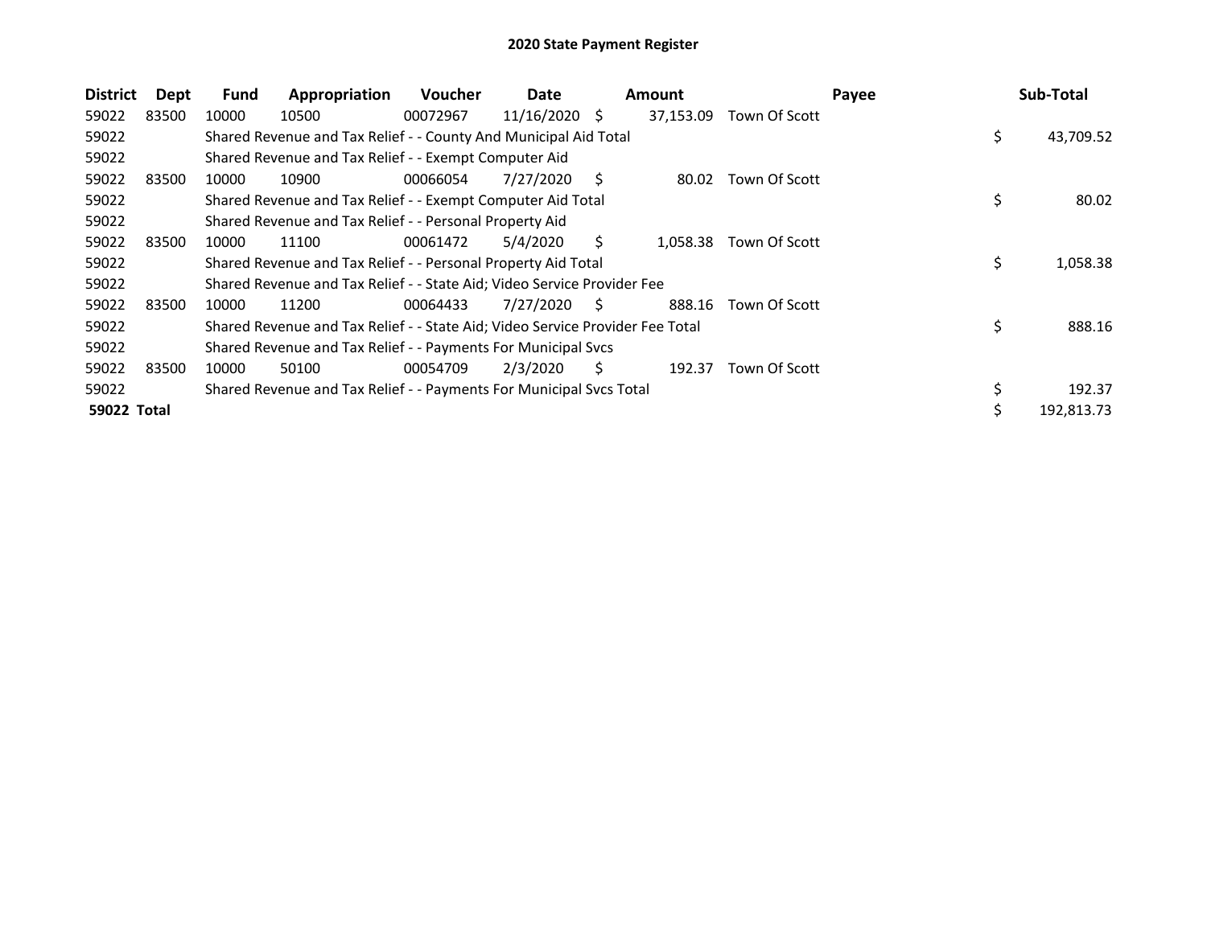# 2020 State Payment Register

| District | Dept | Fund | Appropriation | Voucher | Date | Amount | Payee | Sub-Total |
|---|---|---|---|---|---|---|---|---|
| 59022 | 83500 | 10000 | 10500 | 00072967 | 11/16/2020 | $ 37,153.09 | Town Of Scott | |
| 59022 | | Shared Revenue and Tax Relief - - County And Municipal Aid Total | | | | | | $ 43,709.52 |
| 59022 | | Shared Revenue and Tax Relief - - Exempt Computer Aid | | | | | | |
| 59022 | 83500 | 10000 | 10900 | 00066054 | 7/27/2020 | $ 80.02 | Town Of Scott | |
| 59022 | | Shared Revenue and Tax Relief - - Exempt Computer Aid Total | | | | | | $ 80.02 |
| 59022 | | Shared Revenue and Tax Relief - - Personal Property Aid | | | | | | |
| 59022 | 83500 | 10000 | 11100 | 00061472 | 5/4/2020 | $ 1,058.38 | Town Of Scott | |
| 59022 | | Shared Revenue and Tax Relief - - Personal Property Aid Total | | | | | | $ 1,058.38 |
| 59022 | | Shared Revenue and Tax Relief - - State Aid; Video Service Provider Fee | | | | | | |
| 59022 | 83500 | 10000 | 11200 | 00064433 | 7/27/2020 | $ 888.16 | Town Of Scott | |
| 59022 | | Shared Revenue and Tax Relief - - State Aid; Video Service Provider Fee Total | | | | | | $ 888.16 |
| 59022 | | Shared Revenue and Tax Relief - - Payments For Municipal Svcs | | | | | | |
| 59022 | 83500 | 10000 | 50100 | 00054709 | 2/3/2020 | $ 192.37 | Town Of Scott | |
| 59022 | | Shared Revenue and Tax Relief - - Payments For Municipal Svcs Total | | | | | | $ 192.37 |
| **59022 Total** | | | | | | | | $ 192,813.73 |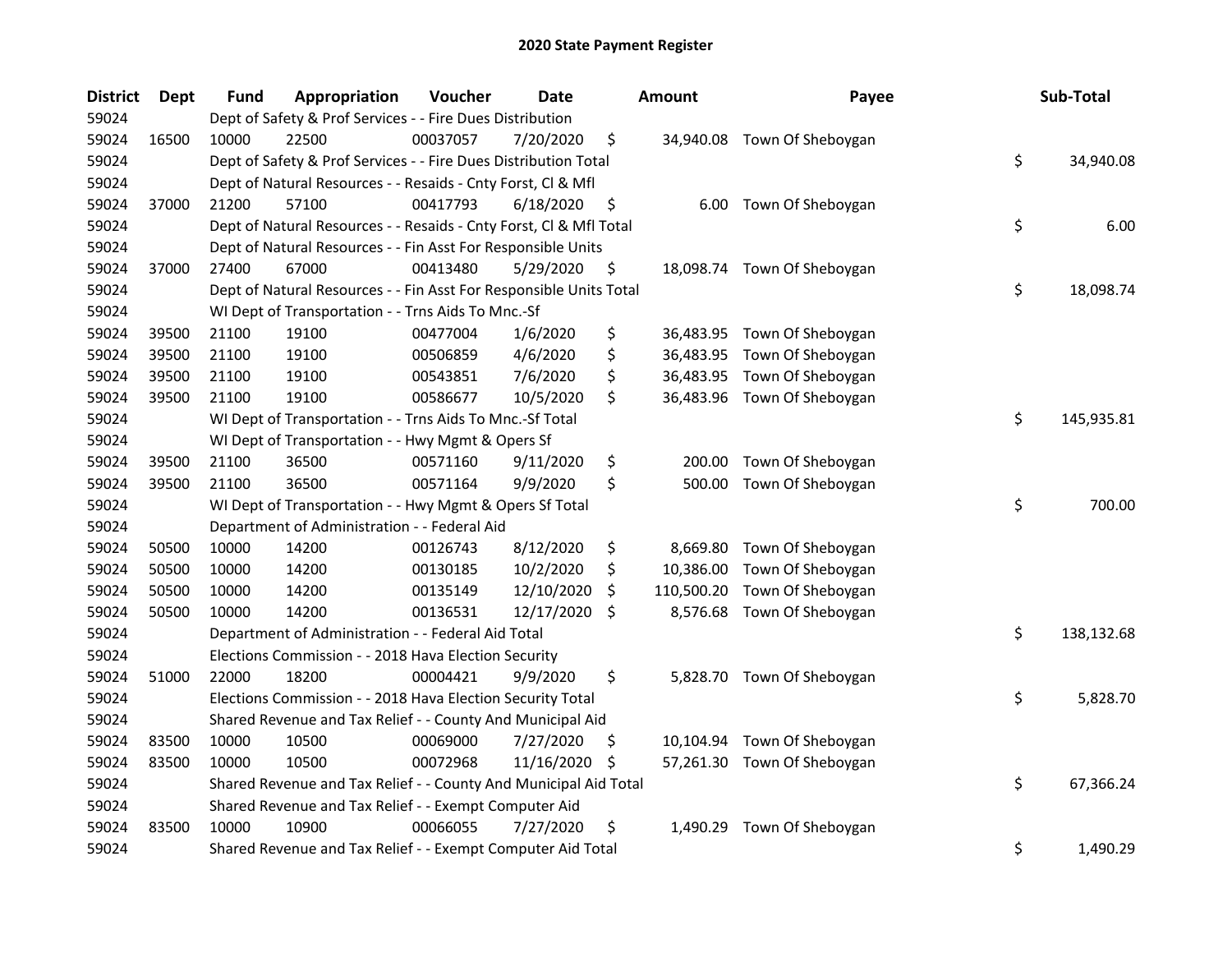# 2020 State Payment Register

| District | Dept | Fund | Appropriation | Voucher | Date | Amount | Payee | Sub-Total |
|---|---|---|---|---|---|---|---|---|
| 59024 | | Dept of Safety & Prof Services - - Fire Dues Distribution | | | | | | |
| 59024 | 16500 | 10000 | 22500 | 00037057 | 7/20/2020 | $ 34,940.08 | Town Of Sheboygan | |
| 59024 | | Dept of Safety & Prof Services - - Fire Dues Distribution Total | | | | | | $ 34,940.08 |
| 59024 | | Dept of Natural Resources - - Resaids - Cnty Forst, Cl & Mfl | | | | | | |
| 59024 | 37000 | 21200 | 57100 | 00417793 | 6/18/2020 | $ 6.00 | Town Of Sheboygan | |
| 59024 | | Dept of Natural Resources - - Resaids - Cnty Forst, Cl & Mfl Total | | | | | | $ 6.00 |
| 59024 | | Dept of Natural Resources - - Fin Asst For Responsible Units | | | | | | |
| 59024 | 37000 | 27400 | 67000 | 00413480 | 5/29/2020 | $ 18,098.74 | Town Of Sheboygan | |
| 59024 | | Dept of Natural Resources - - Fin Asst For Responsible Units Total | | | | | | $ 18,098.74 |
| 59024 | | WI Dept of Transportation - - Trns Aids To Mnc.-Sf | | | | | | |
| 59024 | 39500 | 21100 | 19100 | 00477004 | 1/6/2020 | $ 36,483.95 | Town Of Sheboygan | |
| 59024 | 39500 | 21100 | 19100 | 00506859 | 4/6/2020 | $ 36,483.95 | Town Of Sheboygan | |
| 59024 | 39500 | 21100 | 19100 | 00543851 | 7/6/2020 | $ 36,483.95 | Town Of Sheboygan | |
| 59024 | 39500 | 21100 | 19100 | 00586677 | 10/5/2020 | $ 36,483.96 | Town Of Sheboygan | |
| 59024 | | WI Dept of Transportation - - Trns Aids To Mnc.-Sf Total | | | | | | $ 145,935.81 |
| 59024 | | WI Dept of Transportation - - Hwy Mgmt & Opers Sf | | | | | | |
| 59024 | 39500 | 21100 | 36500 | 00571160 | 9/11/2020 | $ 200.00 | Town Of Sheboygan | |
| 59024 | 39500 | 21100 | 36500 | 00571164 | 9/9/2020 | $ 500.00 | Town Of Sheboygan | |
| 59024 | | WI Dept of Transportation - - Hwy Mgmt & Opers Sf Total | | | | | | $ 700.00 |
| 59024 | | Department of Administration - - Federal Aid | | | | | | |
| 59024 | 50500 | 10000 | 14200 | 00126743 | 8/12/2020 | $ 8,669.80 | Town Of Sheboygan | |
| 59024 | 50500 | 10000 | 14200 | 00130185 | 10/2/2020 | $ 10,386.00 | Town Of Sheboygan | |
| 59024 | 50500 | 10000 | 14200 | 00135149 | 12/10/2020 | $ 110,500.20 | Town Of Sheboygan | |
| 59024 | 50500 | 10000 | 14200 | 00136531 | 12/17/2020 | $ 8,576.68 | Town Of Sheboygan | |
| 59024 | | Department of Administration - - Federal Aid Total | | | | | | $ 138,132.68 |
| 59024 | | Elections Commission - - 2018 Hava Election Security | | | | | | |
| 59024 | 51000 | 22000 | 18200 | 00004421 | 9/9/2020 | $ 5,828.70 | Town Of Sheboygan | |
| 59024 | | Elections Commission - - 2018 Hava Election Security Total | | | | | | $ 5,828.70 |
| 59024 | | Shared Revenue and Tax Relief - - County And Municipal Aid | | | | | | |
| 59024 | 83500 | 10000 | 10500 | 00069000 | 7/27/2020 | $ 10,104.94 | Town Of Sheboygan | |
| 59024 | 83500 | 10000 | 10500 | 00072968 | 11/16/2020 | $ 57,261.30 | Town Of Sheboygan | |
| 59024 | | Shared Revenue and Tax Relief - - County And Municipal Aid Total | | | | | | $ 67,366.24 |
| 59024 | | Shared Revenue and Tax Relief - - Exempt Computer Aid | | | | | | |
| 59024 | 83500 | 10000 | 10900 | 00066055 | 7/27/2020 | $ 1,490.29 | Town Of Sheboygan | |
| 59024 | | Shared Revenue and Tax Relief - - Exempt Computer Aid Total | | | | | | $ 1,490.29 |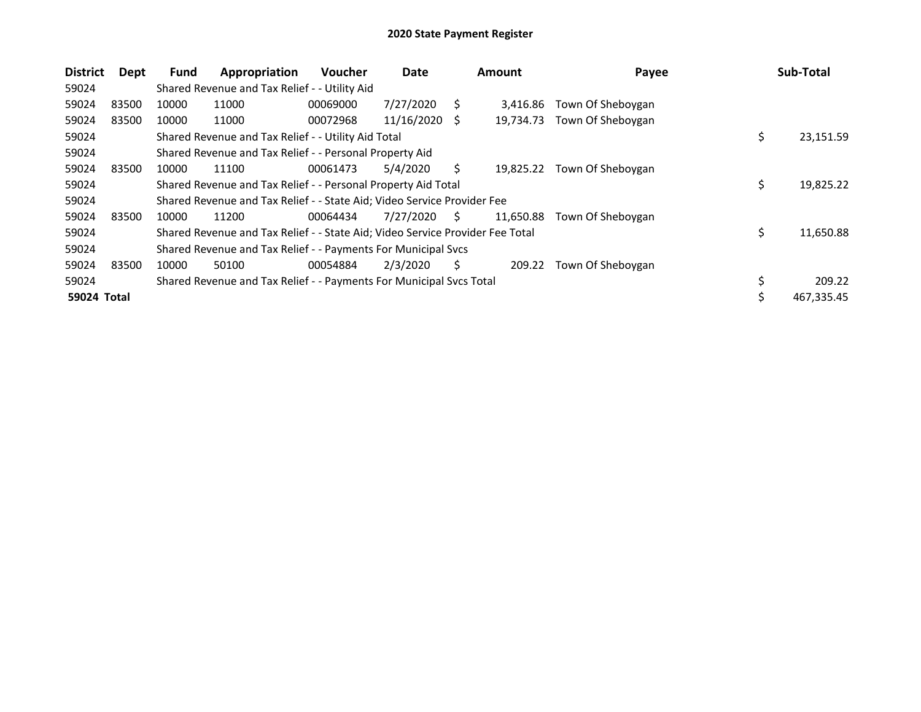# 2020 State Payment Register

| District | Dept | Fund | Appropriation | Voucher | Date | Amount | Payee | Sub-Total |
|---|---|---|---|---|---|---|---|---|
| 59024 | | Shared Revenue and Tax Relief - - Utility Aid | | | | | | |
| 59024 | 83500 | 10000 | 11000 | 00069000 | 7/27/2020 | $ 3,416.86 | Town Of Sheboygan | |
| 59024 | 83500 | 10000 | 11000 | 00072968 | 11/16/2020 | $ 19,734.73 | Town Of Sheboygan | |
| 59024 | | Shared Revenue and Tax Relief - - Utility Aid Total | | | | | | $ 23,151.59 |
| 59024 | | Shared Revenue and Tax Relief - - Personal Property Aid | | | | | | |
| 59024 | 83500 | 10000 | 11100 | 00061473 | 5/4/2020 | $ 19,825.22 | Town Of Sheboygan | |
| 59024 | | Shared Revenue and Tax Relief - - Personal Property Aid Total | | | | | | $ 19,825.22 |
| 59024 | | Shared Revenue and Tax Relief - - State Aid; Video Service Provider Fee | | | | | | |
| 59024 | 83500 | 10000 | 11200 | 00064434 | 7/27/2020 | $ 11,650.88 | Town Of Sheboygan | |
| 59024 | | Shared Revenue and Tax Relief - - State Aid; Video Service Provider Fee Total | | | | | | $ 11,650.88 |
| 59024 | | Shared Revenue and Tax Relief - - Payments For Municipal Svcs | | | | | | |
| 59024 | 83500 | 10000 | 50100 | 00054884 | 2/3/2020 | $ 209.22 | Town Of Sheboygan | |
| 59024 | | Shared Revenue and Tax Relief - - Payments For Municipal Svcs Total | | | | | | $ 209.22 |
| **59024 Total** | | | | | | | | $ 467,335.45 |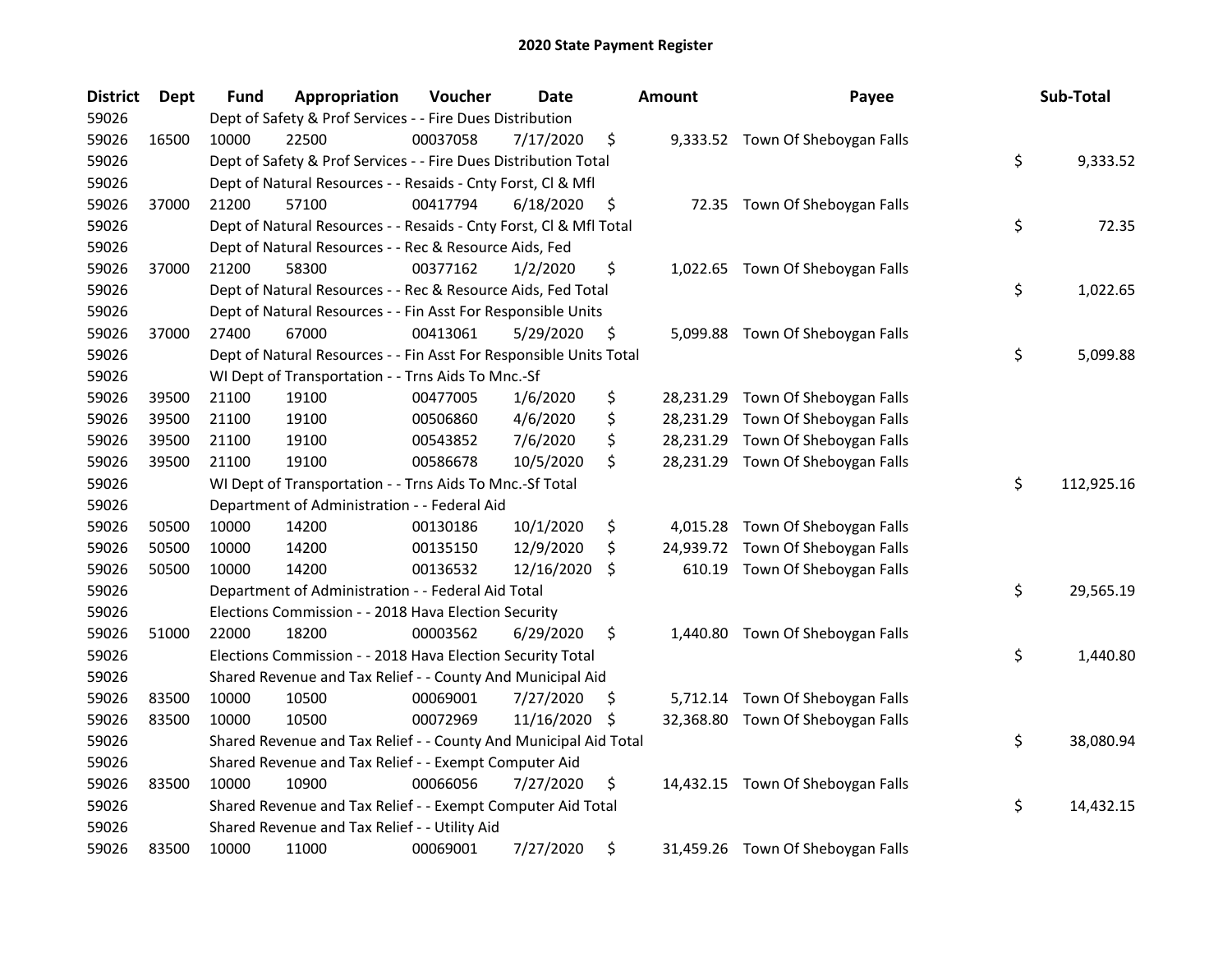# 2020 State Payment Register

| District | Dept | Fund | Appropriation | Voucher | Date | Amount | Payee | Sub-Total |
|---|---|---|---|---|---|---|---|---|
| 59026 | | Dept of Safety & Prof Services - - Fire Dues Distribution | | | | | | |
| 59026 | 16500 | 10000 | 22500 | 00037058 | 7/17/2020 | $ 9,333.52 | Town Of Sheboygan Falls | |
| 59026 | | Dept of Safety & Prof Services - - Fire Dues Distribution Total | | | | | | $ 9,333.52 |
| 59026 | | Dept of Natural Resources - - Resaids - Cnty Forst, Cl & Mfl | | | | | | |
| 59026 | 37000 | 21200 | 57100 | 00417794 | 6/18/2020 | $ 72.35 | Town Of Sheboygan Falls | |
| 59026 | | Dept of Natural Resources - - Resaids - Cnty Forst, Cl & Mfl Total | | | | | | $ 72.35 |
| 59026 | | Dept of Natural Resources - - Rec & Resource Aids, Fed | | | | | | |
| 59026 | 37000 | 21200 | 58300 | 00377162 | 1/2/2020 | $ 1,022.65 | Town Of Sheboygan Falls | |
| 59026 | | Dept of Natural Resources - - Rec & Resource Aids, Fed Total | | | | | | $ 1,022.65 |
| 59026 | | Dept of Natural Resources - - Fin Asst For Responsible Units | | | | | | |
| 59026 | 37000 | 27400 | 67000 | 00413061 | 5/29/2020 | $ 5,099.88 | Town Of Sheboygan Falls | |
| 59026 | | Dept of Natural Resources - - Fin Asst For Responsible Units Total | | | | | | $ 5,099.88 |
| 59026 | | WI Dept of Transportation - - Trns Aids To Mnc.-Sf | | | | | | |
| 59026 | 39500 | 21100 | 19100 | 00477005 | 1/6/2020 | $ 28,231.29 | Town Of Sheboygan Falls | |
| 59026 | 39500 | 21100 | 19100 | 00506860 | 4/6/2020 | $ 28,231.29 | Town Of Sheboygan Falls | |
| 59026 | 39500 | 21100 | 19100 | 00543852 | 7/6/2020 | $ 28,231.29 | Town Of Sheboygan Falls | |
| 59026 | 39500 | 21100 | 19100 | 00586678 | 10/5/2020 | $ 28,231.29 | Town Of Sheboygan Falls | |
| 59026 | | WI Dept of Transportation - - Trns Aids To Mnc.-Sf Total | | | | | | $ 112,925.16 |
| 59026 | | Department of Administration - - Federal Aid | | | | | | |
| 59026 | 50500 | 10000 | 14200 | 00130186 | 10/1/2020 | $ 4,015.28 | Town Of Sheboygan Falls | |
| 59026 | 50500 | 10000 | 14200 | 00135150 | 12/9/2020 | $ 24,939.72 | Town Of Sheboygan Falls | |
| 59026 | 50500 | 10000 | 14200 | 00136532 | 12/16/2020 | $ 610.19 | Town Of Sheboygan Falls | |
| 59026 | | Department of Administration - - Federal Aid Total | | | | | | $ 29,565.19 |
| 59026 | | Elections Commission - - 2018 Hava Election Security | | | | | | |
| 59026 | 51000 | 22000 | 18200 | 00003562 | 6/29/2020 | $ 1,440.80 | Town Of Sheboygan Falls | |
| 59026 | | Elections Commission - - 2018 Hava Election Security Total | | | | | | $ 1,440.80 |
| 59026 | | Shared Revenue and Tax Relief - - County And Municipal Aid | | | | | | |
| 59026 | 83500 | 10000 | 10500 | 00069001 | 7/27/2020 | $ 5,712.14 | Town Of Sheboygan Falls | |
| 59026 | 83500 | 10000 | 10500 | 00072969 | 11/16/2020 | $ 32,368.80 | Town Of Sheboygan Falls | |
| 59026 | | Shared Revenue and Tax Relief - - County And Municipal Aid Total | | | | | | $ 38,080.94 |
| 59026 | | Shared Revenue and Tax Relief - - Exempt Computer Aid | | | | | | |
| 59026 | 83500 | 10000 | 10900 | 00066056 | 7/27/2020 | $ 14,432.15 | Town Of Sheboygan Falls | |
| 59026 | | Shared Revenue and Tax Relief - - Exempt Computer Aid Total | | | | | | $ 14,432.15 |
| 59026 | | Shared Revenue and Tax Relief - - Utility Aid | | | | | | |
| 59026 | 83500 | 10000 | 11000 | 00069001 | 7/27/2020 | $ 31,459.26 | Town Of Sheboygan Falls | |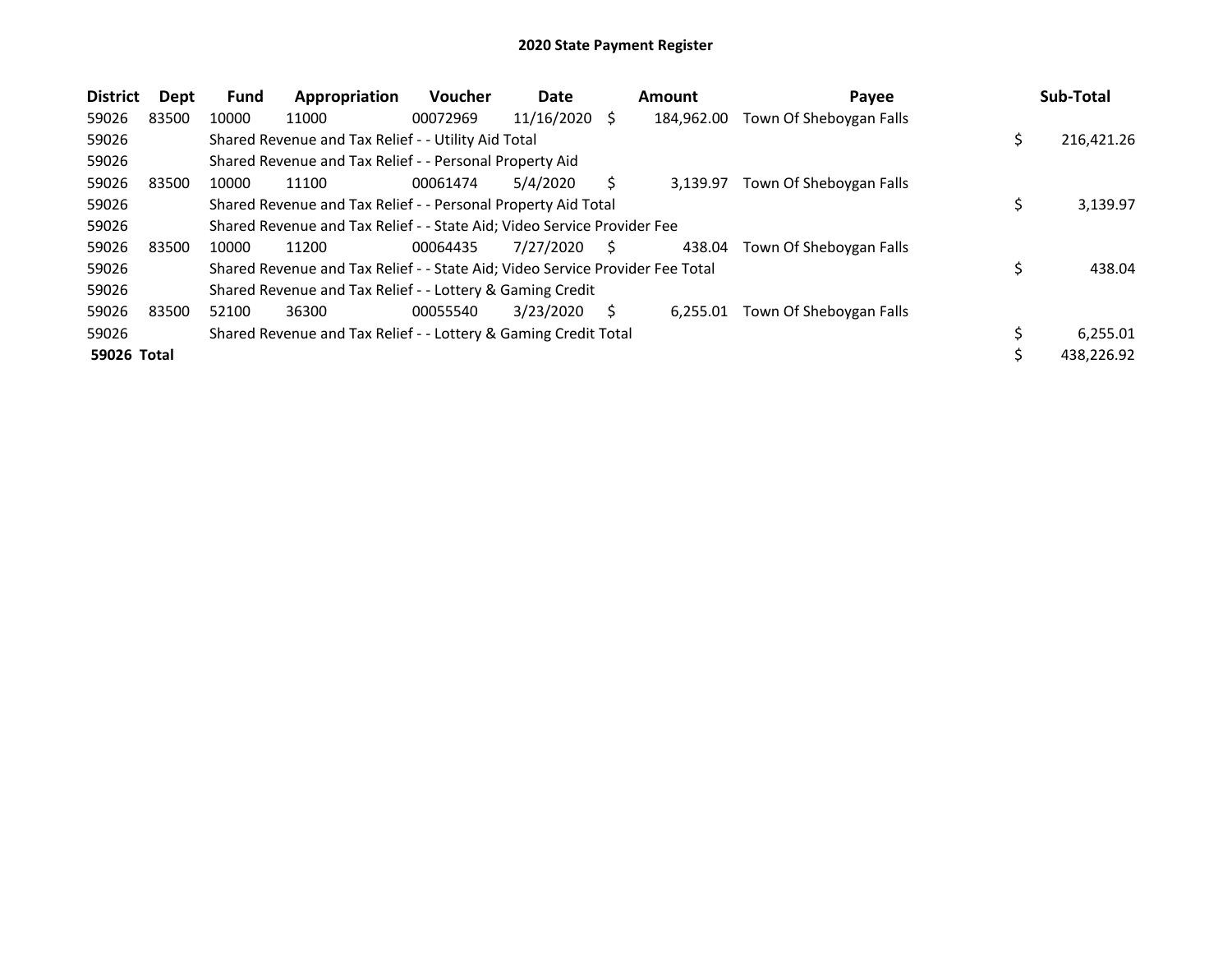## 2020 State Payment Register

| District | Dept | Fund | Appropriation | Voucher | Date | Amount | Payee | Sub-Total |
|---|---|---|---|---|---|---|---|---|
| 59026 | 83500 | 10000 | 11000 | 00072969 | 11/16/2020 | $ 184,962.00 | Town Of Sheboygan Falls | |
| 59026 | | Shared Revenue and Tax Relief - - Utility Aid Total | | | | | | $ 216,421.26 |
| 59026 | | Shared Revenue and Tax Relief - - Personal Property Aid | | | | | | |
| 59026 | 83500 | 10000 | 11100 | 00061474 | 5/4/2020 | $ 3,139.97 | Town Of Sheboygan Falls | |
| 59026 | | Shared Revenue and Tax Relief - - Personal Property Aid Total | | | | | | $ 3,139.97 |
| 59026 | | Shared Revenue and Tax Relief - - State Aid; Video Service Provider Fee | | | | | | |
| 59026 | 83500 | 10000 | 11200 | 00064435 | 7/27/2020 | $ 438.04 | Town Of Sheboygan Falls | |
| 59026 | | Shared Revenue and Tax Relief - - State Aid; Video Service Provider Fee Total | | | | | | $ 438.04 |
| 59026 | | Shared Revenue and Tax Relief - - Lottery & Gaming Credit | | | | | | |
| 59026 | 83500 | 52100 | 36300 | 00055540 | 3/23/2020 | $ 6,255.01 | Town Of Sheboygan Falls | |
| 59026 | | Shared Revenue and Tax Relief - - Lottery & Gaming Credit Total | | | | | | $ 6,255.01 |
| **59026 Total** | | | | | | | | $ 438,226.92 |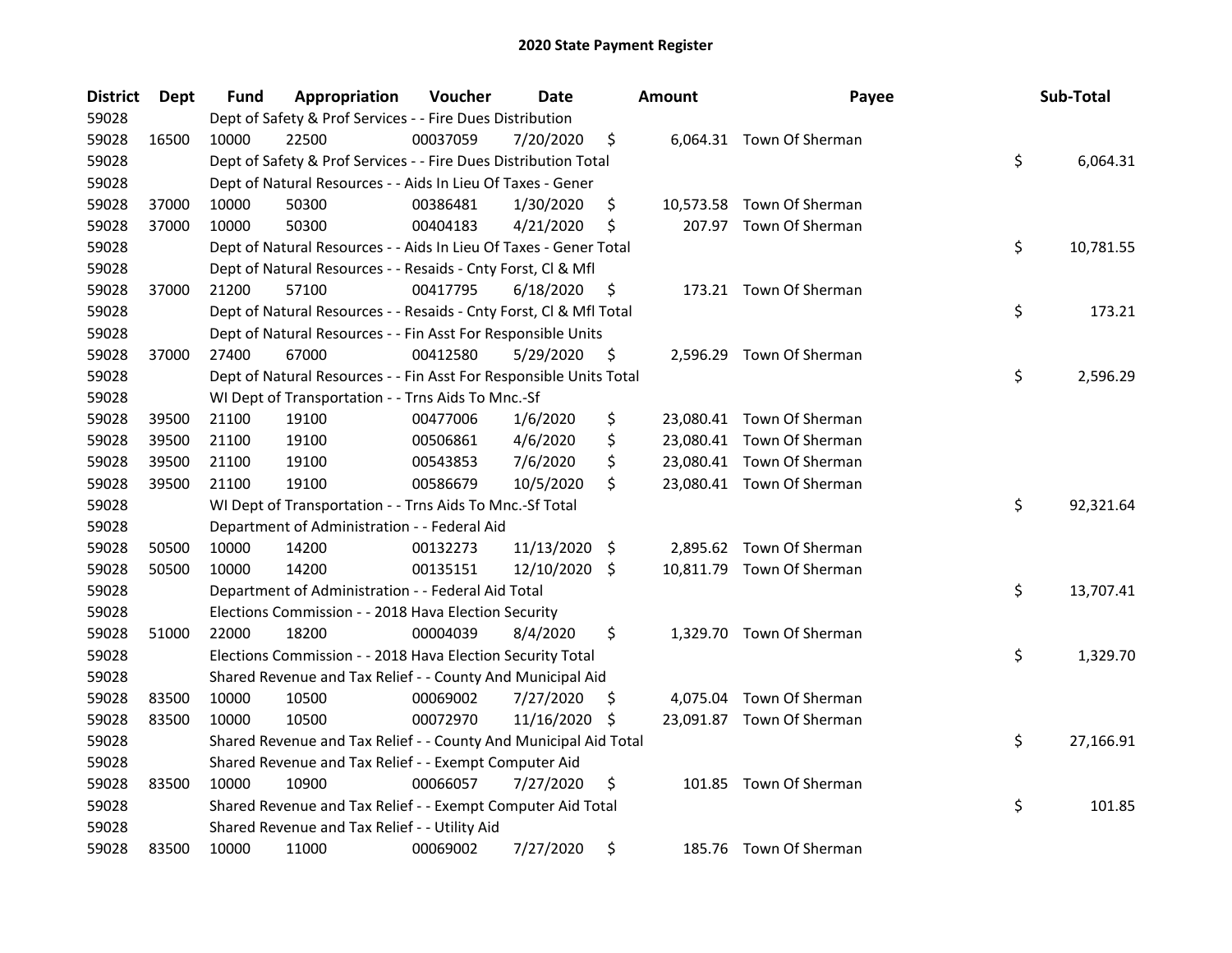# 2020 State Payment Register

| District | Dept | Fund | Appropriation | Voucher | Date | Amount | Payee | Sub-Total |
|---|---|---|---|---|---|---|---|---|
| 59028 | | Dept of Safety & Prof Services - - Fire Dues Distribution | | | | | | |
| 59028 | 16500 | 10000 | 22500 | 00037059 | 7/20/2020 | $ 6,064.31 | Town Of Sherman | |
| 59028 | | Dept of Safety & Prof Services - - Fire Dues Distribution Total | | | | | | $ 6,064.31 |
| 59028 | | Dept of Natural Resources - - Aids In Lieu Of Taxes - Gener | | | | | | |
| 59028 | 37000 | 10000 | 50300 | 00386481 | 1/30/2020 | $ 10,573.58 | Town Of Sherman | |
| 59028 | 37000 | 10000 | 50300 | 00404183 | 4/21/2020 | $ 207.97 | Town Of Sherman | |
| 59028 | | Dept of Natural Resources - - Aids In Lieu Of Taxes - Gener Total | | | | | | $ 10,781.55 |
| 59028 | | Dept of Natural Resources - - Resaids - Cnty Forst, Cl & Mfl | | | | | | |
| 59028 | 37000 | 21200 | 57100 | 00417795 | 6/18/2020 | $ 173.21 | Town Of Sherman | |
| 59028 | | Dept of Natural Resources - - Resaids - Cnty Forst, Cl & Mfl Total | | | | | | $ 173.21 |
| 59028 | | Dept of Natural Resources - - Fin Asst For Responsible Units | | | | | | |
| 59028 | 37000 | 27400 | 67000 | 00412580 | 5/29/2020 | $ 2,596.29 | Town Of Sherman | |
| 59028 | | Dept of Natural Resources - - Fin Asst For Responsible Units Total | | | | | | $ 2,596.29 |
| 59028 | | WI Dept of Transportation - - Trns Aids To Mnc.-Sf | | | | | | |
| 59028 | 39500 | 21100 | 19100 | 00477006 | 1/6/2020 | $ 23,080.41 | Town Of Sherman | |
| 59028 | 39500 | 21100 | 19100 | 00506861 | 4/6/2020 | $ 23,080.41 | Town Of Sherman | |
| 59028 | 39500 | 21100 | 19100 | 00543853 | 7/6/2020 | $ 23,080.41 | Town Of Sherman | |
| 59028 | 39500 | 21100 | 19100 | 00586679 | 10/5/2020 | $ 23,080.41 | Town Of Sherman | |
| 59028 | | WI Dept of Transportation - - Trns Aids To Mnc.-Sf Total | | | | | | $ 92,321.64 |
| 59028 | | Department of Administration - - Federal Aid | | | | | | |
| 59028 | 50500 | 10000 | 14200 | 00132273 | 11/13/2020 | $ 2,895.62 | Town Of Sherman | |
| 59028 | 50500 | 10000 | 14200 | 00135151 | 12/10/2020 | $ 10,811.79 | Town Of Sherman | |
| 59028 | | Department of Administration - - Federal Aid Total | | | | | | $ 13,707.41 |
| 59028 | | Elections Commission - - 2018 Hava Election Security | | | | | | |
| 59028 | 51000 | 22000 | 18200 | 00004039 | 8/4/2020 | $ 1,329.70 | Town Of Sherman | |
| 59028 | | Elections Commission - - 2018 Hava Election Security Total | | | | | | $ 1,329.70 |
| 59028 | | Shared Revenue and Tax Relief - - County And Municipal Aid | | | | | | |
| 59028 | 83500 | 10000 | 10500 | 00069002 | 7/27/2020 | $ 4,075.04 | Town Of Sherman | |
| 59028 | 83500 | 10000 | 10500 | 00072970 | 11/16/2020 | $ 23,091.87 | Town Of Sherman | |
| 59028 | | Shared Revenue and Tax Relief - - County And Municipal Aid Total | | | | | | $ 27,166.91 |
| 59028 | | Shared Revenue and Tax Relief - - Exempt Computer Aid | | | | | | |
| 59028 | 83500 | 10000 | 10900 | 00066057 | 7/27/2020 | $ 101.85 | Town Of Sherman | |
| 59028 | | Shared Revenue and Tax Relief - - Exempt Computer Aid Total | | | | | | $ 101.85 |
| 59028 | | Shared Revenue and Tax Relief - - Utility Aid | | | | | | |
| 59028 | 83500 | 10000 | 11000 | 00069002 | 7/27/2020 | $ 185.76 | Town Of Sherman | |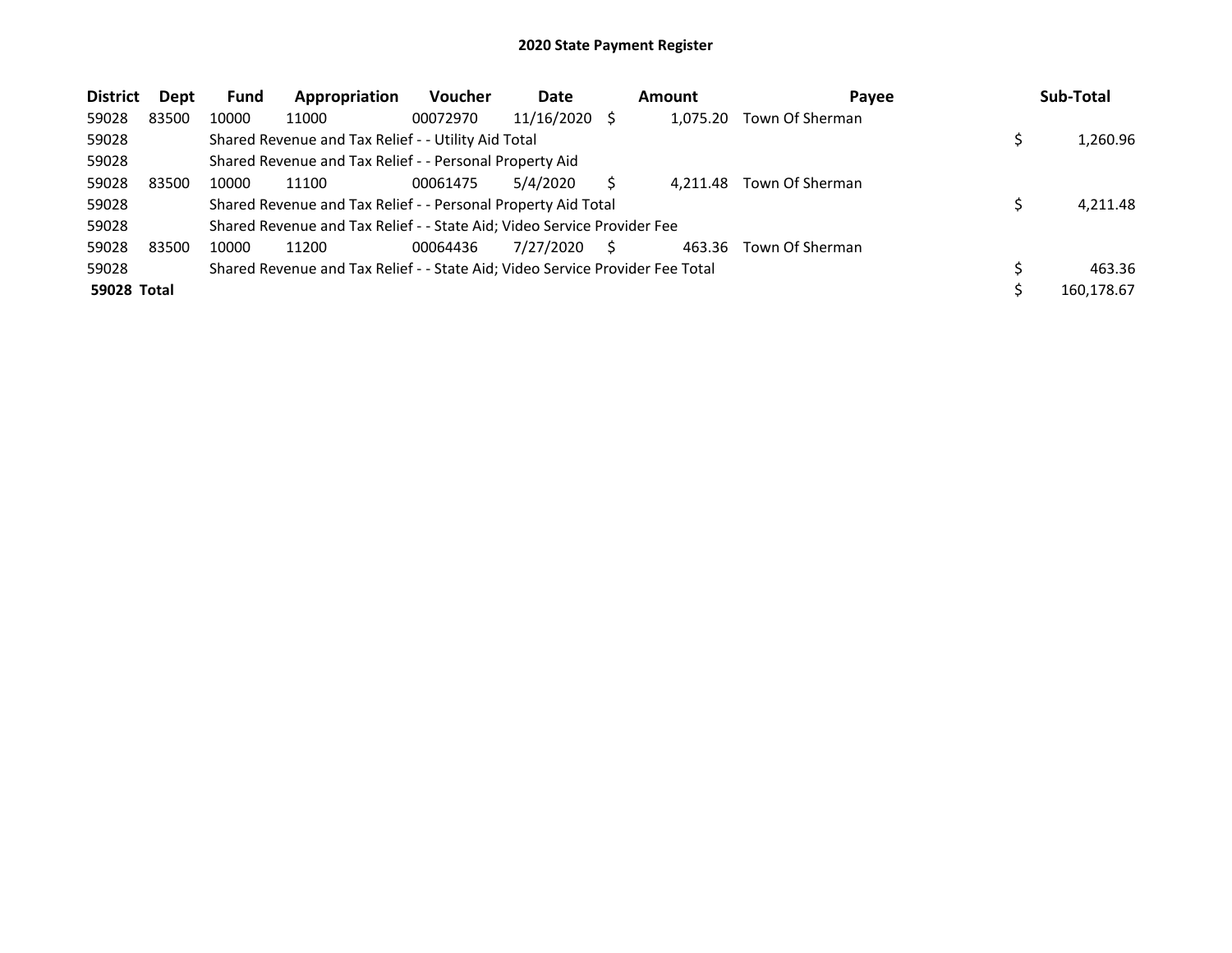# 2020 State Payment Register

| District | Dept | Fund | Appropriation | Voucher | Date | Amount | Payee | Sub-Total |
|---|---|---|---|---|---|---|---|---|
| 59028 | 83500 | 10000 | 11000 | 00072970 | 11/16/2020 | $ 1,075.20 | Town Of Sherman | |
| 59028 | | Shared Revenue and Tax Relief - - Utility Aid Total | | | | | | $ 1,260.96 |
| 59028 | | Shared Revenue and Tax Relief - - Personal Property Aid | | | | | | |
| 59028 | 83500 | 10000 | 11100 | 00061475 | 5/4/2020 | $ 4,211.48 | Town Of Sherman | |
| 59028 | | Shared Revenue and Tax Relief - - Personal Property Aid Total | | | | | | $ 4,211.48 |
| 59028 | | Shared Revenue and Tax Relief - - State Aid; Video Service Provider Fee | | | | | | |
| 59028 | 83500 | 10000 | 11200 | 00064436 | 7/27/2020 | $ 463.36 | Town Of Sherman | |
| 59028 | | Shared Revenue and Tax Relief - - State Aid; Video Service Provider Fee Total | | | | | | $ 463.36 |
| **59028 Total** | | | | | | | | $ 160,178.67 |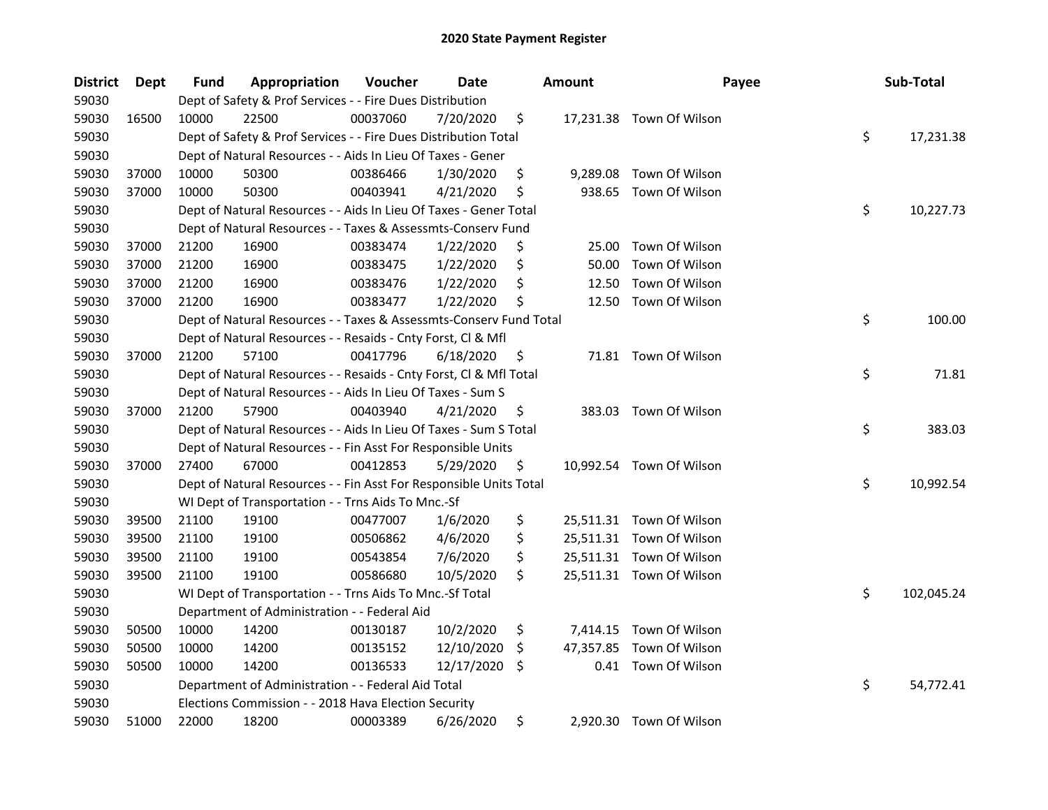# 2020 State Payment Register

| District | Dept | Fund | Appropriation | Voucher | Date | Amount | Payee | Sub-Total |
|---|---|---|---|---|---|---|---|---|
| 59030 | | Dept of Safety & Prof Services - - Fire Dues Distribution | | | | | | |
| 59030 | 16500 | 10000 | 22500 | 00037060 | 7/20/2020 | $ 17,231.38 | Town Of Wilson | |
| 59030 | | Dept of Safety & Prof Services - - Fire Dues Distribution Total | | | | | | $ 17,231.38 |
| 59030 | | Dept of Natural Resources - - Aids In Lieu Of Taxes - Gener | | | | | | |
| 59030 | 37000 | 10000 | 50300 | 00386466 | 1/30/2020 | $ 9,289.08 | Town Of Wilson | |
| 59030 | 37000 | 10000 | 50300 | 00403941 | 4/21/2020 | $ 938.65 | Town Of Wilson | |
| 59030 | | Dept of Natural Resources - - Aids In Lieu Of Taxes - Gener Total | | | | | | $ 10,227.73 |
| 59030 | | Dept of Natural Resources - - Taxes & Assessmts-Conserv Fund | | | | | | |
| 59030 | 37000 | 21200 | 16900 | 00383474 | 1/22/2020 | $ 25.00 | Town Of Wilson | |
| 59030 | 37000 | 21200 | 16900 | 00383475 | 1/22/2020 | $ 50.00 | Town Of Wilson | |
| 59030 | 37000 | 21200 | 16900 | 00383476 | 1/22/2020 | $ 12.50 | Town Of Wilson | |
| 59030 | 37000 | 21200 | 16900 | 00383477 | 1/22/2020 | $ 12.50 | Town Of Wilson | |
| 59030 | | Dept of Natural Resources - - Taxes & Assessmts-Conserv Fund Total | | | | | | $ 100.00 |
| 59030 | | Dept of Natural Resources - - Resaids - Cnty Forst, Cl & Mfl | | | | | | |
| 59030 | 37000 | 21200 | 57100 | 00417796 | 6/18/2020 | $ 71.81 | Town Of Wilson | |
| 59030 | | Dept of Natural Resources - - Resaids - Cnty Forst, Cl & Mfl Total | | | | | | $ 71.81 |
| 59030 | | Dept of Natural Resources - - Aids In Lieu Of Taxes - Sum S | | | | | | |
| 59030 | 37000 | 21200 | 57900 | 00403940 | 4/21/2020 | $ 383.03 | Town Of Wilson | |
| 59030 | | Dept of Natural Resources - - Aids In Lieu Of Taxes - Sum S Total | | | | | | $ 383.03 |
| 59030 | | Dept of Natural Resources - - Fin Asst For Responsible Units | | | | | | |
| 59030 | 37000 | 27400 | 67000 | 00412853 | 5/29/2020 | $ 10,992.54 | Town Of Wilson | |
| 59030 | | Dept of Natural Resources - - Fin Asst For Responsible Units Total | | | | | | $ 10,992.54 |
| 59030 | | WI Dept of Transportation - - Trns Aids To Mnc.-Sf | | | | | | |
| 59030 | 39500 | 21100 | 19100 | 00477007 | 1/6/2020 | $ 25,511.31 | Town Of Wilson | |
| 59030 | 39500 | 21100 | 19100 | 00506862 | 4/6/2020 | $ 25,511.31 | Town Of Wilson | |
| 59030 | 39500 | 21100 | 19100 | 00543854 | 7/6/2020 | $ 25,511.31 | Town Of Wilson | |
| 59030 | 39500 | 21100 | 19100 | 00586680 | 10/5/2020 | $ 25,511.31 | Town Of Wilson | |
| 59030 | | WI Dept of Transportation - - Trns Aids To Mnc.-Sf Total | | | | | | $ 102,045.24 |
| 59030 | | Department of Administration - - Federal Aid | | | | | | |
| 59030 | 50500 | 10000 | 14200 | 00130187 | 10/2/2020 | $ 7,414.15 | Town Of Wilson | |
| 59030 | 50500 | 10000 | 14200 | 00135152 | 12/10/2020 | $ 47,357.85 | Town Of Wilson | |
| 59030 | 50500 | 10000 | 14200 | 00136533 | 12/17/2020 | $ 0.41 | Town Of Wilson | |
| 59030 | | Department of Administration - - Federal Aid Total | | | | | | $ 54,772.41 |
| 59030 | | Elections Commission - - 2018 Hava Election Security | | | | | | |
| 59030 | 51000 | 22000 | 18200 | 00003389 | 6/26/2020 | $ 2,920.30 | Town Of Wilson | |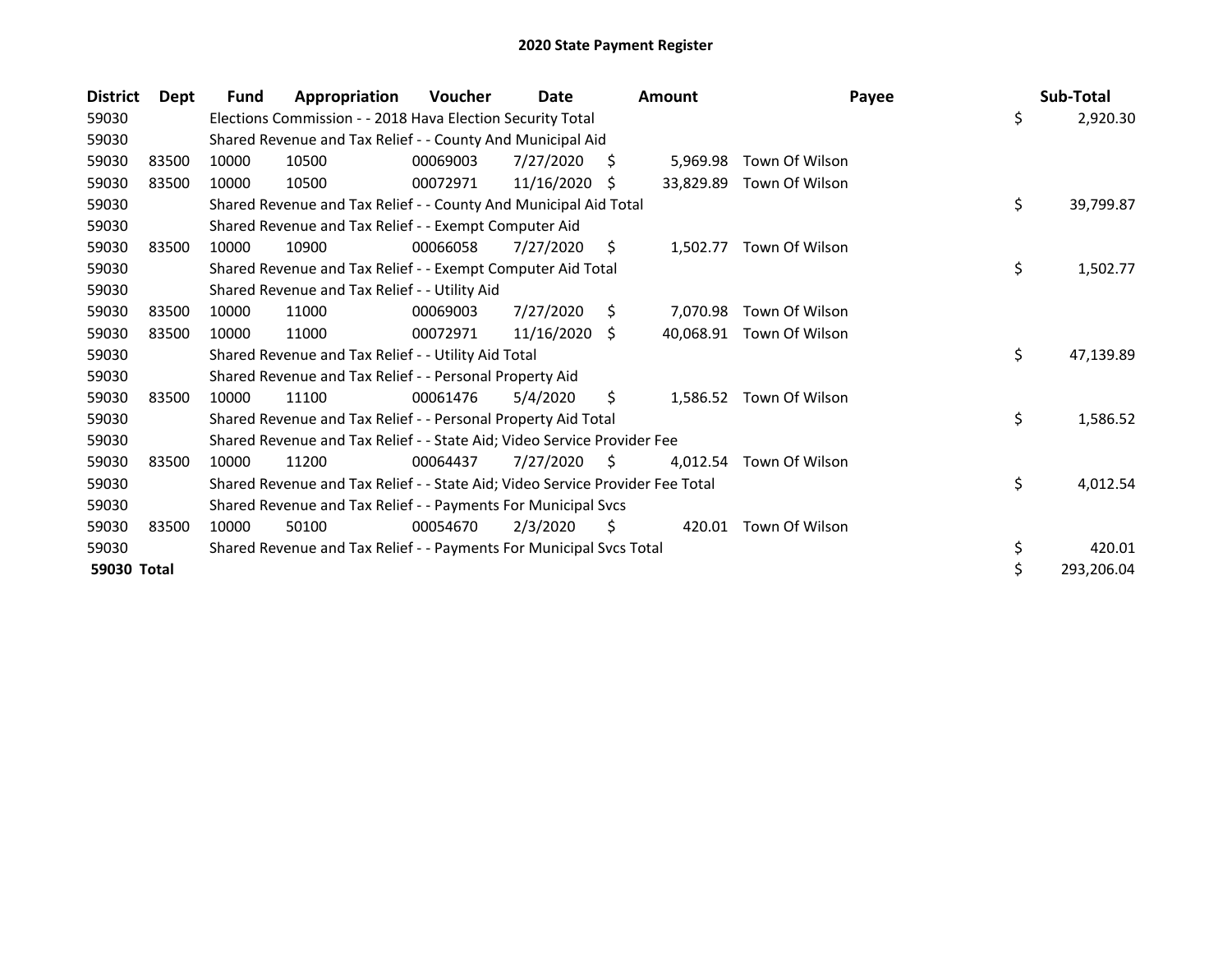# 2020 State Payment Register

| District | Dept | Fund | Appropriation | Voucher | Date | Amount | Payee | Sub-Total |
|---|---|---|---|---|---|---|---|---|
| 59030 | | Elections Commission - - 2018 Hava Election Security Total | | | | | | $ 2,920.30 |
| 59030 | | Shared Revenue and Tax Relief - - County And Municipal Aid | | | | | | |
| 59030 | 83500 | 10000 | 10500 | 00069003 | 7/27/2020 | $ 5,969.98 | Town Of Wilson | |
| 59030 | 83500 | 10000 | 10500 | 00072971 | 11/16/2020 | $ 33,829.89 | Town Of Wilson | |
| 59030 | | Shared Revenue and Tax Relief - - County And Municipal Aid Total | | | | | | $ 39,799.87 |
| 59030 | | Shared Revenue and Tax Relief - - Exempt Computer Aid | | | | | | |
| 59030 | 83500 | 10000 | 10900 | 00066058 | 7/27/2020 | $ 1,502.77 | Town Of Wilson | |
| 59030 | | Shared Revenue and Tax Relief - - Exempt Computer Aid Total | | | | | | $ 1,502.77 |
| 59030 | | Shared Revenue and Tax Relief - - Utility Aid | | | | | | |
| 59030 | 83500 | 10000 | 11000 | 00069003 | 7/27/2020 | $ 7,070.98 | Town Of Wilson | |
| 59030 | 83500 | 10000 | 11000 | 00072971 | 11/16/2020 | $ 40,068.91 | Town Of Wilson | |
| 59030 | | Shared Revenue and Tax Relief - - Utility Aid Total | | | | | | $ 47,139.89 |
| 59030 | | Shared Revenue and Tax Relief - - Personal Property Aid | | | | | | |
| 59030 | 83500 | 10000 | 11100 | 00061476 | 5/4/2020 | $ 1,586.52 | Town Of Wilson | |
| 59030 | | Shared Revenue and Tax Relief - - Personal Property Aid Total | | | | | | $ 1,586.52 |
| 59030 | | Shared Revenue and Tax Relief - - State Aid; Video Service Provider Fee | | | | | | |
| 59030 | 83500 | 10000 | 11200 | 00064437 | 7/27/2020 | $ 4,012.54 | Town Of Wilson | |
| 59030 | | Shared Revenue and Tax Relief - - State Aid; Video Service Provider Fee Total | | | | | | $ 4,012.54 |
| 59030 | | Shared Revenue and Tax Relief - - Payments For Municipal Svcs | | | | | | |
| 59030 | 83500 | 10000 | 50100 | 00054670 | 2/3/2020 | $ 420.01 | Town Of Wilson | |
| 59030 | | Shared Revenue and Tax Relief - - Payments For Municipal Svcs Total | | | | | | $ 420.01 |
| **59030 Total** | | | | | | | | $ 293,206.04 |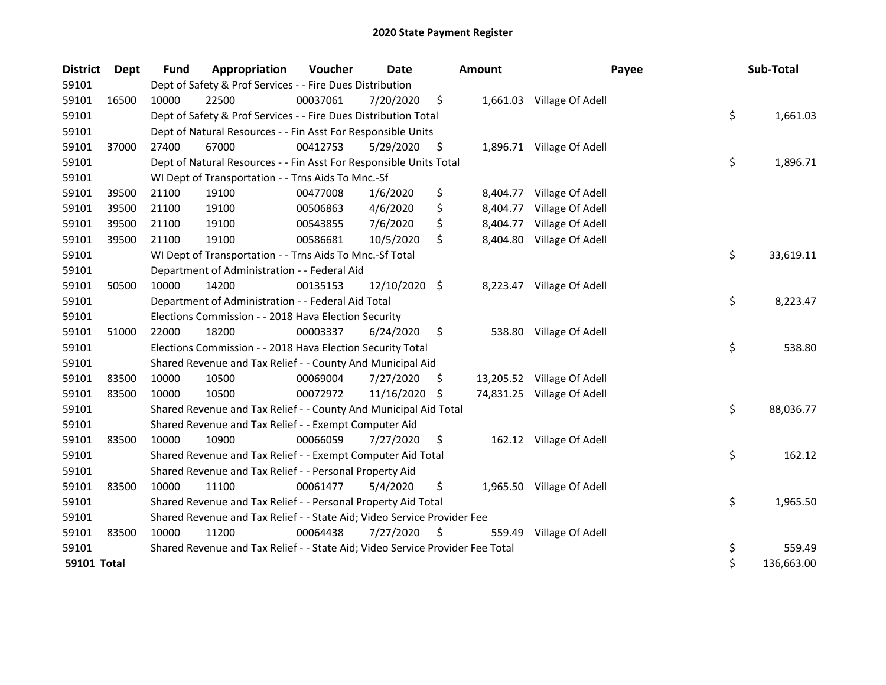# 2020 State Payment Register

| District | Dept | Fund | Appropriation | Voucher | Date | Amount | Payee | Sub-Total |
|---|---|---|---|---|---|---|---|---|
| 59101 | | Dept of Safety & Prof Services - - Fire Dues Distribution | | | | | | |
| 59101 | 16500 | 10000 | 22500 | 00037061 | 7/20/2020 | $ 1,661.03 | Village Of Adell | |
| 59101 | | Dept of Safety & Prof Services - - Fire Dues Distribution Total | | | | | | $ 1,661.03 |
| 59101 | | Dept of Natural Resources - - Fin Asst For Responsible Units | | | | | | |
| 59101 | 37000 | 27400 | 67000 | 00412753 | 5/29/2020 | $ 1,896.71 | Village Of Adell | |
| 59101 | | Dept of Natural Resources - - Fin Asst For Responsible Units Total | | | | | | $ 1,896.71 |
| 59101 | | WI Dept of Transportation - - Trns Aids To Mnc.-Sf | | | | | | |
| 59101 | 39500 | 21100 | 19100 | 00477008 | 1/6/2020 | $ 8,404.77 | Village Of Adell | |
| 59101 | 39500 | 21100 | 19100 | 00506863 | 4/6/2020 | $ 8,404.77 | Village Of Adell | |
| 59101 | 39500 | 21100 | 19100 | 00543855 | 7/6/2020 | $ 8,404.77 | Village Of Adell | |
| 59101 | 39500 | 21100 | 19100 | 00586681 | 10/5/2020 | $ 8,404.80 | Village Of Adell | |
| 59101 | | WI Dept of Transportation - - Trns Aids To Mnc.-Sf Total | | | | | | $ 33,619.11 |
| 59101 | | Department of Administration - - Federal Aid | | | | | | |
| 59101 | 50500 | 10000 | 14200 | 00135153 | 12/10/2020 | $ 8,223.47 | Village Of Adell | |
| 59101 | | Department of Administration - - Federal Aid Total | | | | | | $ 8,223.47 |
| 59101 | | Elections Commission - - 2018 Hava Election Security | | | | | | |
| 59101 | 51000 | 22000 | 18200 | 00003337 | 6/24/2020 | $ 538.80 | Village Of Adell | |
| 59101 | | Elections Commission - - 2018 Hava Election Security Total | | | | | | $ 538.80 |
| 59101 | | Shared Revenue and Tax Relief - - County And Municipal Aid | | | | | | |
| 59101 | 83500 | 10000 | 10500 | 00069004 | 7/27/2020 | $ 13,205.52 | Village Of Adell | |
| 59101 | 83500 | 10000 | 10500 | 00072972 | 11/16/2020 | $ 74,831.25 | Village Of Adell | |
| 59101 | | Shared Revenue and Tax Relief - - County And Municipal Aid Total | | | | | | $ 88,036.77 |
| 59101 | | Shared Revenue and Tax Relief - - Exempt Computer Aid | | | | | | |
| 59101 | 83500 | 10000 | 10900 | 00066059 | 7/27/2020 | $ 162.12 | Village Of Adell | |
| 59101 | | Shared Revenue and Tax Relief - - Exempt Computer Aid Total | | | | | | $ 162.12 |
| 59101 | | Shared Revenue and Tax Relief - - Personal Property Aid | | | | | | |
| 59101 | 83500 | 10000 | 11100 | 00061477 | 5/4/2020 | $ 1,965.50 | Village Of Adell | |
| 59101 | | Shared Revenue and Tax Relief - - Personal Property Aid Total | | | | | | $ 1,965.50 |
| 59101 | | Shared Revenue and Tax Relief - - State Aid; Video Service Provider Fee | | | | | | |
| 59101 | 83500 | 10000 | 11200 | 00064438 | 7/27/2020 | $ 559.49 | Village Of Adell | |
| 59101 | | Shared Revenue and Tax Relief - - State Aid; Video Service Provider Fee Total | | | | | | $ 559.49 |
| **59101 Total** | | | | | | | | $ 136,663.00 |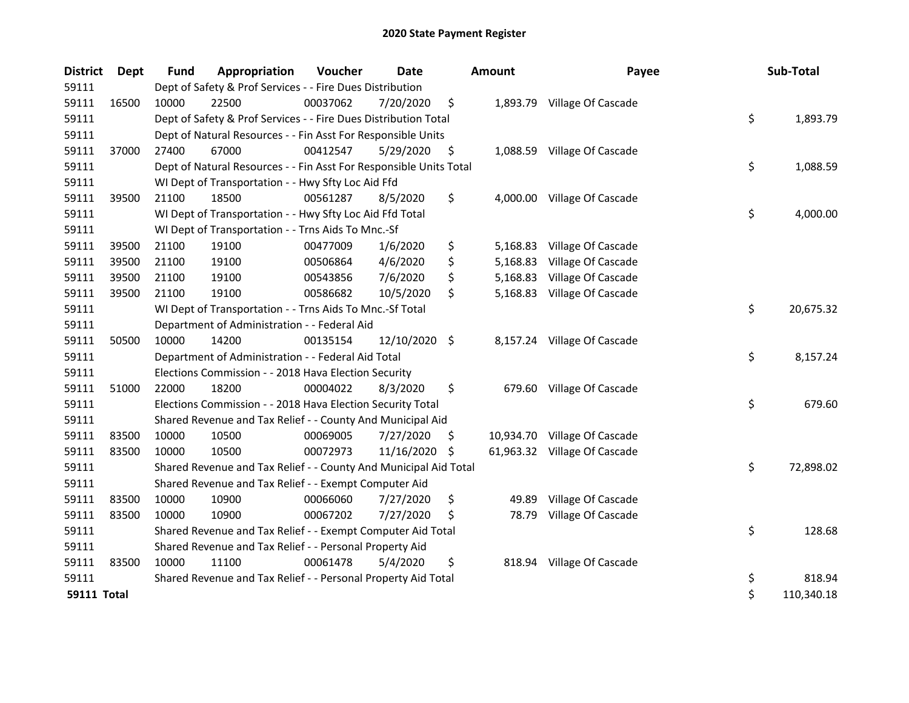# 2020 State Payment Register

| District | Dept | Fund | Appropriation | Voucher | Date | Amount | Payee | Sub-Total |
|---|---|---|---|---|---|---|---|---|
| 59111 | | Dept of Safety & Prof Services - - Fire Dues Distribution | | | | | | |
| 59111 | 16500 | 10000 | 22500 | 00037062 | 7/20/2020 | $ 1,893.79 | Village Of Cascade | |
| 59111 | | Dept of Safety & Prof Services - - Fire Dues Distribution Total | | | | | | $ 1,893.79 |
| 59111 | | Dept of Natural Resources - - Fin Asst For Responsible Units | | | | | | |
| 59111 | 37000 | 27400 | 67000 | 00412547 | 5/29/2020 | $ 1,088.59 | Village Of Cascade | |
| 59111 | | Dept of Natural Resources - - Fin Asst For Responsible Units Total | | | | | | $ 1,088.59 |
| 59111 | | WI Dept of Transportation - - Hwy Sfty Loc Aid Ffd | | | | | | |
| 59111 | 39500 | 21100 | 18500 | 00561287 | 8/5/2020 | $ 4,000.00 | Village Of Cascade | |
| 59111 | | WI Dept of Transportation - - Hwy Sfty Loc Aid Ffd Total | | | | | | $ 4,000.00 |
| 59111 | | WI Dept of Transportation - - Trns Aids To Mnc.-Sf | | | | | | |
| 59111 | 39500 | 21100 | 19100 | 00477009 | 1/6/2020 | $ 5,168.83 | Village Of Cascade | |
| 59111 | 39500 | 21100 | 19100 | 00506864 | 4/6/2020 | $ 5,168.83 | Village Of Cascade | |
| 59111 | 39500 | 21100 | 19100 | 00543856 | 7/6/2020 | $ 5,168.83 | Village Of Cascade | |
| 59111 | 39500 | 21100 | 19100 | 00586682 | 10/5/2020 | $ 5,168.83 | Village Of Cascade | |
| 59111 | | WI Dept of Transportation - - Trns Aids To Mnc.-Sf Total | | | | | | $ 20,675.32 |
| 59111 | | Department of Administration - - Federal Aid | | | | | | |
| 59111 | 50500 | 10000 | 14200 | 00135154 | 12/10/2020 | $ 8,157.24 | Village Of Cascade | |
| 59111 | | Department of Administration - - Federal Aid Total | | | | | | $ 8,157.24 |
| 59111 | | Elections Commission - - 2018 Hava Election Security | | | | | | |
| 59111 | 51000 | 22000 | 18200 | 00004022 | 8/3/2020 | $ 679.60 | Village Of Cascade | |
| 59111 | | Elections Commission - - 2018 Hava Election Security Total | | | | | | $ 679.60 |
| 59111 | | Shared Revenue and Tax Relief - - County And Municipal Aid | | | | | | |
| 59111 | 83500 | 10000 | 10500 | 00069005 | 7/27/2020 | $ 10,934.70 | Village Of Cascade | |
| 59111 | 83500 | 10000 | 10500 | 00072973 | 11/16/2020 | $ 61,963.32 | Village Of Cascade | |
| 59111 | | Shared Revenue and Tax Relief - - County And Municipal Aid Total | | | | | | $ 72,898.02 |
| 59111 | | Shared Revenue and Tax Relief - - Exempt Computer Aid | | | | | | |
| 59111 | 83500 | 10000 | 10900 | 00066060 | 7/27/2020 | $ 49.89 | Village Of Cascade | |
| 59111 | 83500 | 10000 | 10900 | 00067202 | 7/27/2020 | $ 78.79 | Village Of Cascade | |
| 59111 | | Shared Revenue and Tax Relief - - Exempt Computer Aid Total | | | | | | $ 128.68 |
| 59111 | | Shared Revenue and Tax Relief - - Personal Property Aid | | | | | | |
| 59111 | 83500 | 10000 | 11100 | 00061478 | 5/4/2020 | $ 818.94 | Village Of Cascade | |
| 59111 | | Shared Revenue and Tax Relief - - Personal Property Aid Total | | | | | | $ 818.94 |
| **59111 Total** | | | | | | | | $ 110,340.18 |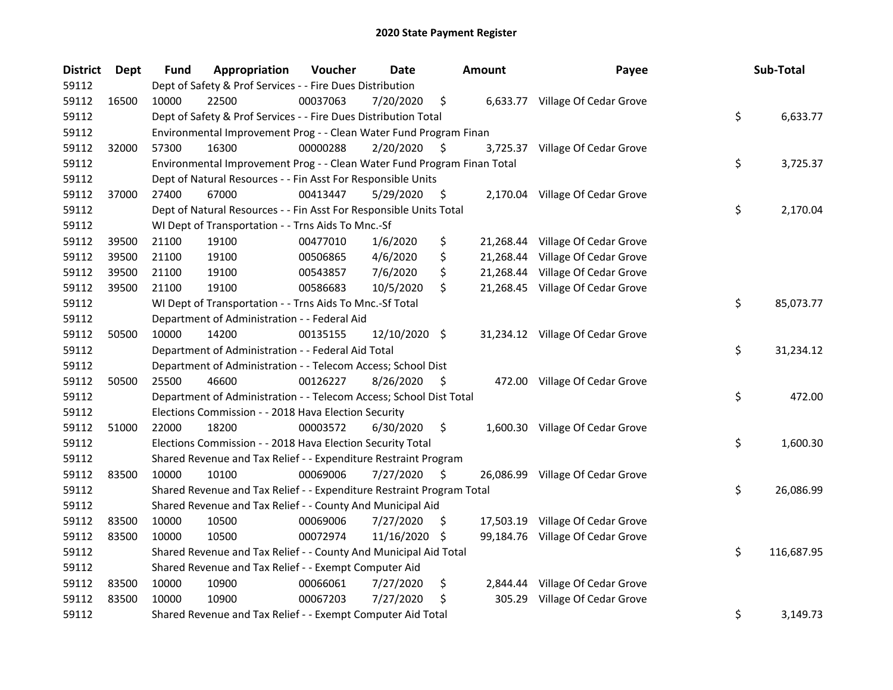# 2020 State Payment Register

| District | Dept | Fund | Appropriation | Voucher | Date | Amount | Payee | Sub-Total |
|---|---|---|---|---|---|---|---|---|
| 59112 | | Dept of Safety & Prof Services - - Fire Dues Distribution | | | | | | |
| 59112 | 16500 | 10000 | 22500 | 00037063 | 7/20/2020 | $ 6,633.77 | Village Of Cedar Grove | |
| 59112 | | Dept of Safety & Prof Services - - Fire Dues Distribution Total | | | | | | $ 6,633.77 |
| 59112 | | Environmental Improvement Prog - - Clean Water Fund Program Finan | | | | | | |
| 59112 | 32000 | 57300 | 16300 | 00000288 | 2/20/2020 | $ 3,725.37 | Village Of Cedar Grove | |
| 59112 | | Environmental Improvement Prog - - Clean Water Fund Program Finan Total | | | | | | $ 3,725.37 |
| 59112 | | Dept of Natural Resources - - Fin Asst For Responsible Units | | | | | | |
| 59112 | 37000 | 27400 | 67000 | 00413447 | 5/29/2020 | $ 2,170.04 | Village Of Cedar Grove | |
| 59112 | | Dept of Natural Resources - - Fin Asst For Responsible Units Total | | | | | | $ 2,170.04 |
| 59112 | | WI Dept of Transportation - - Trns Aids To Mnc.-Sf | | | | | | |
| 59112 | 39500 | 21100 | 19100 | 00477010 | 1/6/2020 | $ 21,268.44 | Village Of Cedar Grove | |
| 59112 | 39500 | 21100 | 19100 | 00506865 | 4/6/2020 | $ 21,268.44 | Village Of Cedar Grove | |
| 59112 | 39500 | 21100 | 19100 | 00543857 | 7/6/2020 | $ 21,268.44 | Village Of Cedar Grove | |
| 59112 | 39500 | 21100 | 19100 | 00586683 | 10/5/2020 | $ 21,268.45 | Village Of Cedar Grove | |
| 59112 | | WI Dept of Transportation - - Trns Aids To Mnc.-Sf Total | | | | | | $ 85,073.77 |
| 59112 | | Department of Administration - - Federal Aid | | | | | | |
| 59112 | 50500 | 10000 | 14200 | 00135155 | 12/10/2020 | $ 31,234.12 | Village Of Cedar Grove | |
| 59112 | | Department of Administration - - Federal Aid Total | | | | | | $ 31,234.12 |
| 59112 | | Department of Administration - - Telecom Access; School Dist | | | | | | |
| 59112 | 50500 | 25500 | 46600 | 00126227 | 8/26/2020 | $ 472.00 | Village Of Cedar Grove | |
| 59112 | | Department of Administration - - Telecom Access; School Dist Total | | | | | | $ 472.00 |
| 59112 | | Elections Commission - - 2018 Hava Election Security | | | | | | |
| 59112 | 51000 | 22000 | 18200 | 00003572 | 6/30/2020 | $ 1,600.30 | Village Of Cedar Grove | |
| 59112 | | Elections Commission - - 2018 Hava Election Security Total | | | | | | $ 1,600.30 |
| 59112 | | Shared Revenue and Tax Relief - - Expenditure Restraint Program | | | | | | |
| 59112 | 83500 | 10000 | 10100 | 00069006 | 7/27/2020 | $ 26,086.99 | Village Of Cedar Grove | |
| 59112 | | Shared Revenue and Tax Relief - - Expenditure Restraint Program Total | | | | | | $ 26,086.99 |
| 59112 | | Shared Revenue and Tax Relief - - County And Municipal Aid | | | | | | |
| 59112 | 83500 | 10000 | 10500 | 00069006 | 7/27/2020 | $ 17,503.19 | Village Of Cedar Grove | |
| 59112 | 83500 | 10000 | 10500 | 00072974 | 11/16/2020 | $ 99,184.76 | Village Of Cedar Grove | |
| 59112 | | Shared Revenue and Tax Relief - - County And Municipal Aid Total | | | | | | $ 116,687.95 |
| 59112 | | Shared Revenue and Tax Relief - - Exempt Computer Aid | | | | | | |
| 59112 | 83500 | 10000 | 10900 | 00066061 | 7/27/2020 | $ 2,844.44 | Village Of Cedar Grove | |
| 59112 | 83500 | 10000 | 10900 | 00067203 | 7/27/2020 | $ 305.29 | Village Of Cedar Grove | |
| 59112 | | Shared Revenue and Tax Relief - - Exempt Computer Aid Total | | | | | | $ 3,149.73 |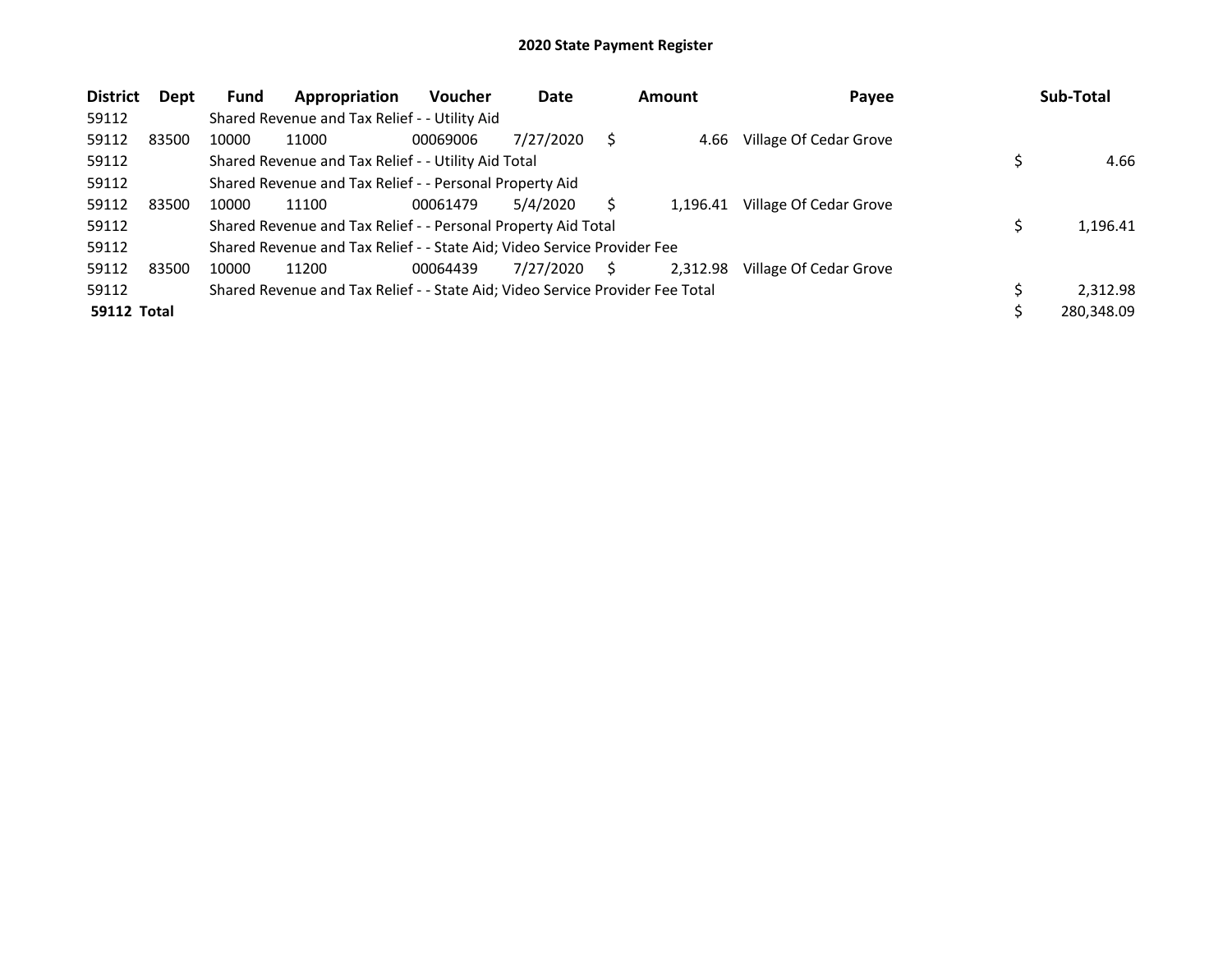# 2020 State Payment Register

| District | Dept | Fund | Appropriation | Voucher | Date | Amount | Payee | Sub-Total |
|---|---|---|---|---|---|---|---|---|
| 59112 | | Shared Revenue and Tax Relief - - Utility Aid | | | | | | |
| 59112 | 83500 | 10000 | 11000 | 00069006 | 7/27/2020 | $ 4.66 | Village Of Cedar Grove | |
| 59112 | | Shared Revenue and Tax Relief - - Utility Aid Total | | | | | | $ 4.66 |
| 59112 | | Shared Revenue and Tax Relief - - Personal Property Aid | | | | | | |
| 59112 | 83500 | 10000 | 11100 | 00061479 | 5/4/2020 | $ 1,196.41 | Village Of Cedar Grove | |
| 59112 | | Shared Revenue and Tax Relief - - Personal Property Aid Total | | | | | | $ 1,196.41 |
| 59112 | | Shared Revenue and Tax Relief - - State Aid; Video Service Provider Fee | | | | | | |
| 59112 | 83500 | 10000 | 11200 | 00064439 | 7/27/2020 | $ 2,312.98 | Village Of Cedar Grove | |
| 59112 | | Shared Revenue and Tax Relief - - State Aid; Video Service Provider Fee Total | | | | | | $ 2,312.98 |
| **59112 Total** | | | | | | | | $ 280,348.09 |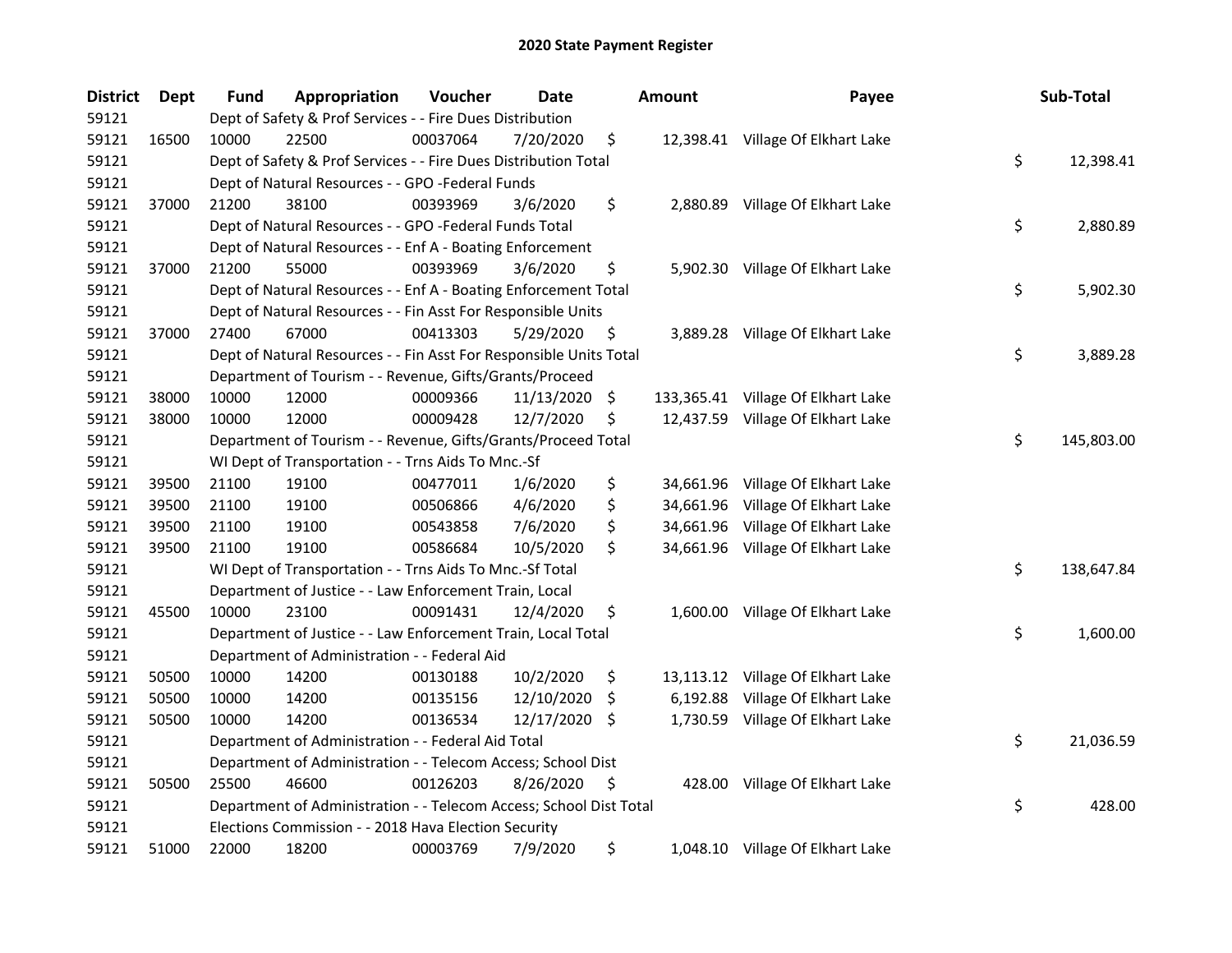## 2020 State Payment Register

| District | Dept | Fund | Appropriation | Voucher | Date | Amount | Payee | Sub-Total |
|---|---|---|---|---|---|---|---|---|
| 59121 | | Dept of Safety & Prof Services - - Fire Dues Distribution | | | | | | |
| 59121 | 16500 | 10000 | 22500 | 00037064 | 7/20/2020 | $ 12,398.41 | Village Of Elkhart Lake | |
| 59121 | | Dept of Safety & Prof Services - - Fire Dues Distribution Total | | | | | | $ 12,398.41 |
| 59121 | | Dept of Natural Resources - - GPO -Federal Funds | | | | | | |
| 59121 | 37000 | 21200 | 38100 | 00393969 | 3/6/2020 | $ 2,880.89 | Village Of Elkhart Lake | |
| 59121 | | Dept of Natural Resources - - GPO -Federal Funds Total | | | | | | $ 2,880.89 |
| 59121 | | Dept of Natural Resources - - Enf A - Boating Enforcement | | | | | | |
| 59121 | 37000 | 21200 | 55000 | 00393969 | 3/6/2020 | $ 5,902.30 | Village Of Elkhart Lake | |
| 59121 | | Dept of Natural Resources - - Enf A - Boating Enforcement Total | | | | | | $ 5,902.30 |
| 59121 | | Dept of Natural Resources - - Fin Asst For Responsible Units | | | | | | |
| 59121 | 37000 | 27400 | 67000 | 00413303 | 5/29/2020 | $ 3,889.28 | Village Of Elkhart Lake | |
| 59121 | | Dept of Natural Resources - - Fin Asst For Responsible Units Total | | | | | | $ 3,889.28 |
| 59121 | | Department of Tourism - - Revenue, Gifts/Grants/Proceed | | | | | | |
| 59121 | 38000 | 10000 | 12000 | 00009366 | 11/13/2020 | $ 133,365.41 | Village Of Elkhart Lake | |
| 59121 | 38000 | 10000 | 12000 | 00009428 | 12/7/2020 | $ 12,437.59 | Village Of Elkhart Lake | |
| 59121 | | Department of Tourism - - Revenue, Gifts/Grants/Proceed Total | | | | | | $ 145,803.00 |
| 59121 | | WI Dept of Transportation - - Trns Aids To Mnc.-Sf | | | | | | |
| 59121 | 39500 | 21100 | 19100 | 00477011 | 1/6/2020 | $ 34,661.96 | Village Of Elkhart Lake | |
| 59121 | 39500 | 21100 | 19100 | 00506866 | 4/6/2020 | $ 34,661.96 | Village Of Elkhart Lake | |
| 59121 | 39500 | 21100 | 19100 | 00543858 | 7/6/2020 | $ 34,661.96 | Village Of Elkhart Lake | |
| 59121 | 39500 | 21100 | 19100 | 00586684 | 10/5/2020 | $ 34,661.96 | Village Of Elkhart Lake | |
| 59121 | | WI Dept of Transportation - - Trns Aids To Mnc.-Sf Total | | | | | | $ 138,647.84 |
| 59121 | | Department of Justice - - Law Enforcement Train, Local | | | | | | |
| 59121 | 45500 | 10000 | 23100 | 00091431 | 12/4/2020 | $ 1,600.00 | Village Of Elkhart Lake | |
| 59121 | | Department of Justice - - Law Enforcement Train, Local Total | | | | | | $ 1,600.00 |
| 59121 | | Department of Administration - - Federal Aid | | | | | | |
| 59121 | 50500 | 10000 | 14200 | 00130188 | 10/2/2020 | $ 13,113.12 | Village Of Elkhart Lake | |
| 59121 | 50500 | 10000 | 14200 | 00135156 | 12/10/2020 | $ 6,192.88 | Village Of Elkhart Lake | |
| 59121 | 50500 | 10000 | 14200 | 00136534 | 12/17/2020 | $ 1,730.59 | Village Of Elkhart Lake | |
| 59121 | | Department of Administration - - Federal Aid Total | | | | | | $ 21,036.59 |
| 59121 | | Department of Administration - - Telecom Access; School Dist | | | | | | |
| 59121 | 50500 | 25500 | 46600 | 00126203 | 8/26/2020 | $ 428.00 | Village Of Elkhart Lake | |
| 59121 | | Department of Administration - - Telecom Access; School Dist Total | | | | | | $ 428.00 |
| 59121 | | Elections Commission - - 2018 Hava Election Security | | | | | | |
| 59121 | 51000 | 22000 | 18200 | 00003769 | 7/9/2020 | $ 1,048.10 | Village Of Elkhart Lake | |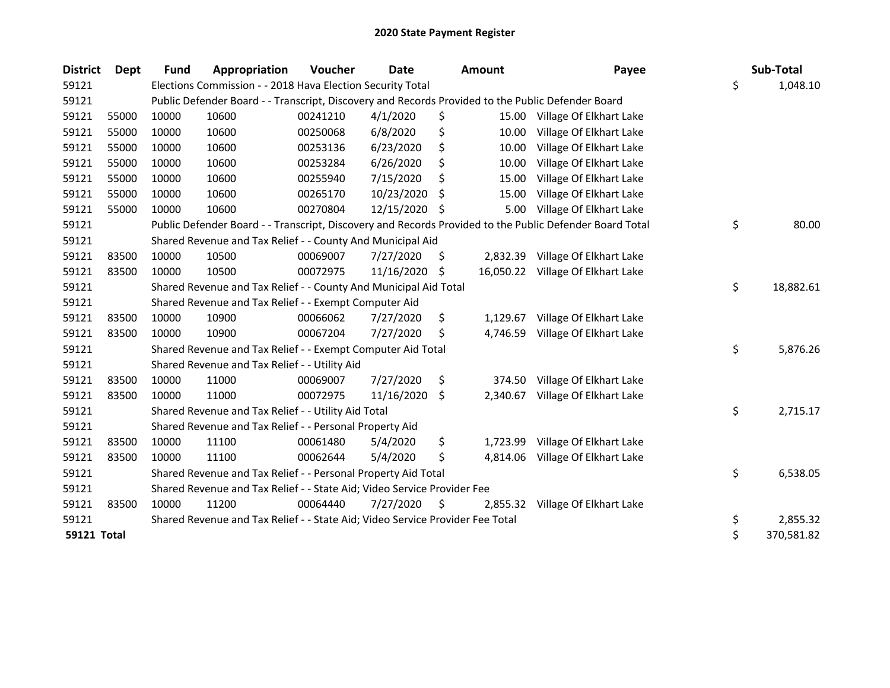## 2020 State Payment Register

| District | Dept | Fund | Appropriation | Voucher | Date | Amount | Payee | Sub-Total |
|---|---|---|---|---|---|---|---|---|
| 59121 | | Elections Commission - - 2018 Hava Election Security Total | | | | | | $ 1,048.10 |
| 59121 | | Public Defender Board - - Transcript, Discovery and Records Provided to the Public Defender Board | | | | | | |
| 59121 | 55000 | 10000 | 10600 | 00241210 | 4/1/2020 | $ 15.00 | Village Of Elkhart Lake | |
| 59121 | 55000 | 10000 | 10600 | 00250068 | 6/8/2020 | $ 10.00 | Village Of Elkhart Lake | |
| 59121 | 55000 | 10000 | 10600 | 00253136 | 6/23/2020 | $ 10.00 | Village Of Elkhart Lake | |
| 59121 | 55000 | 10000 | 10600 | 00253284 | 6/26/2020 | $ 10.00 | Village Of Elkhart Lake | |
| 59121 | 55000 | 10000 | 10600 | 00255940 | 7/15/2020 | $ 15.00 | Village Of Elkhart Lake | |
| 59121 | 55000 | 10000 | 10600 | 00265170 | 10/23/2020 | $ 15.00 | Village Of Elkhart Lake | |
| 59121 | 55000 | 10000 | 10600 | 00270804 | 12/15/2020 | $ 5.00 | Village Of Elkhart Lake | |
| 59121 | | Public Defender Board - - Transcript, Discovery and Records Provided to the Public Defender Board Total | | | | | | $ 80.00 |
| 59121 | | Shared Revenue and Tax Relief - - County And Municipal Aid | | | | | | |
| 59121 | 83500 | 10000 | 10500 | 00069007 | 7/27/2020 | $ 2,832.39 | Village Of Elkhart Lake | |
| 59121 | 83500 | 10000 | 10500 | 00072975 | 11/16/2020 | $ 16,050.22 | Village Of Elkhart Lake | |
| 59121 | | Shared Revenue and Tax Relief - - County And Municipal Aid Total | | | | | | $ 18,882.61 |
| 59121 | | Shared Revenue and Tax Relief - - Exempt Computer Aid | | | | | | |
| 59121 | 83500 | 10000 | 10900 | 00066062 | 7/27/2020 | $ 1,129.67 | Village Of Elkhart Lake | |
| 59121 | 83500 | 10000 | 10900 | 00067204 | 7/27/2020 | $ 4,746.59 | Village Of Elkhart Lake | |
| 59121 | | Shared Revenue and Tax Relief - - Exempt Computer Aid Total | | | | | | $ 5,876.26 |
| 59121 | | Shared Revenue and Tax Relief - - Utility Aid | | | | | | |
| 59121 | 83500 | 10000 | 11000 | 00069007 | 7/27/2020 | $ 374.50 | Village Of Elkhart Lake | |
| 59121 | 83500 | 10000 | 11000 | 00072975 | 11/16/2020 | $ 2,340.67 | Village Of Elkhart Lake | |
| 59121 | | Shared Revenue and Tax Relief - - Utility Aid Total | | | | | | $ 2,715.17 |
| 59121 | | Shared Revenue and Tax Relief - - Personal Property Aid | | | | | | |
| 59121 | 83500 | 10000 | 11100 | 00061480 | 5/4/2020 | $ 1,723.99 | Village Of Elkhart Lake | |
| 59121 | 83500 | 10000 | 11100 | 00062644 | 5/4/2020 | $ 4,814.06 | Village Of Elkhart Lake | |
| 59121 | | Shared Revenue and Tax Relief - - Personal Property Aid Total | | | | | | $ 6,538.05 |
| 59121 | | Shared Revenue and Tax Relief - - State Aid; Video Service Provider Fee | | | | | | |
| 59121 | 83500 | 10000 | 11200 | 00064440 | 7/27/2020 | $ 2,855.32 | Village Of Elkhart Lake | |
| 59121 | | Shared Revenue and Tax Relief - - State Aid; Video Service Provider Fee Total | | | | | | $ 2,855.32 |
| **59121 Total** | | | | | | | | $ 370,581.82 |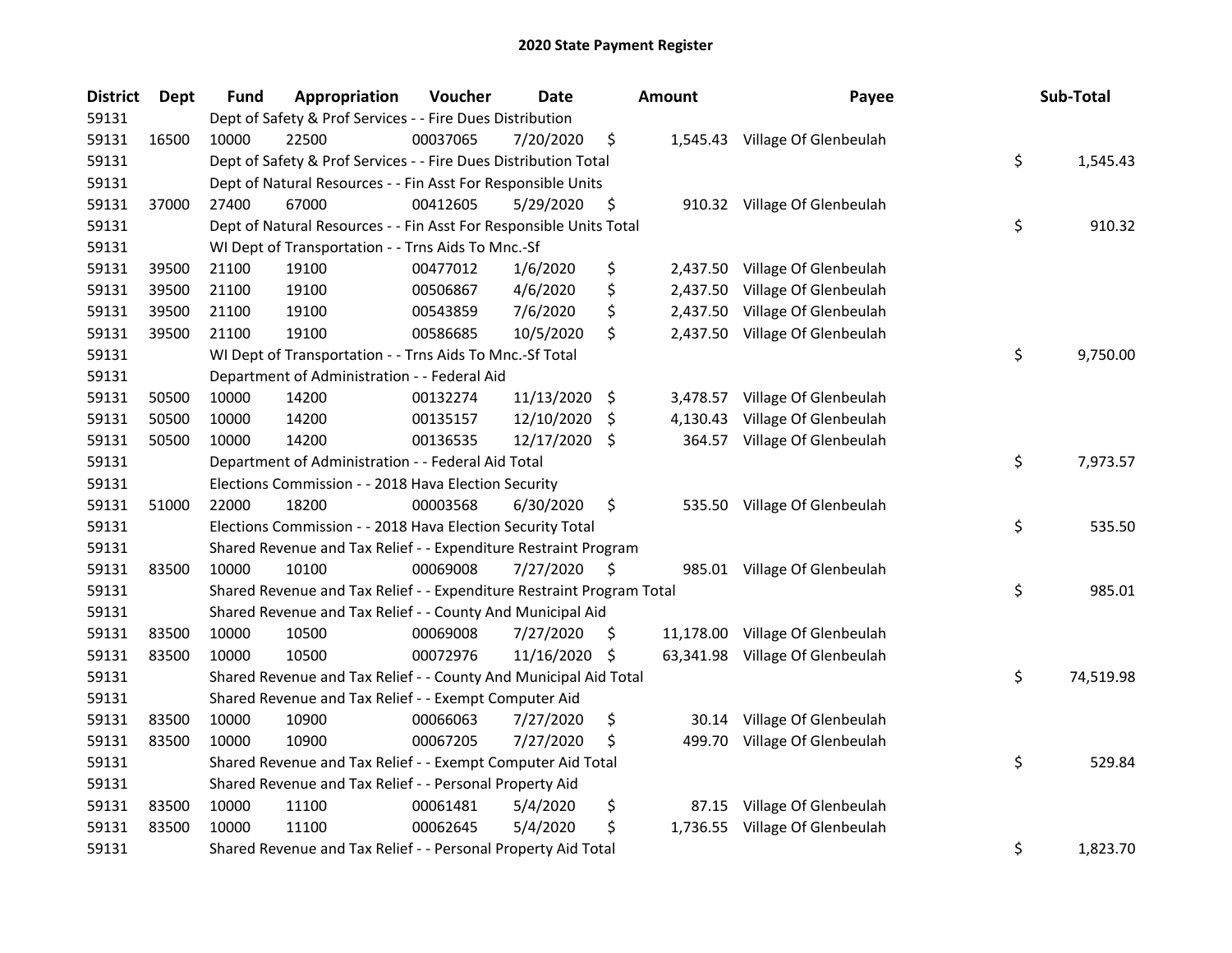# 2020 State Payment Register

| District | Dept | Fund | Appropriation | Voucher | Date | Amount | Payee | Sub-Total |
|---|---|---|---|---|---|---|---|---|
| 59131 | | Dept of Safety & Prof Services - - Fire Dues Distribution | | | | | | |
| 59131 | 16500 | 10000 | 22500 | 00037065 | 7/20/2020 | $ 1,545.43 | Village Of Glenbeulah | |
| 59131 | | Dept of Safety & Prof Services - - Fire Dues Distribution Total | | | | | | $ 1,545.43 |
| 59131 | | Dept of Natural Resources - - Fin Asst For Responsible Units | | | | | | |
| 59131 | 37000 | 27400 | 67000 | 00412605 | 5/29/2020 | $ 910.32 | Village Of Glenbeulah | |
| 59131 | | Dept of Natural Resources - - Fin Asst For Responsible Units Total | | | | | | $ 910.32 |
| 59131 | | WI Dept of Transportation - - Trns Aids To Mnc.-Sf | | | | | | |
| 59131 | 39500 | 21100 | 19100 | 00477012 | 1/6/2020 | $ 2,437.50 | Village Of Glenbeulah | |
| 59131 | 39500 | 21100 | 19100 | 00506867 | 4/6/2020 | $ 2,437.50 | Village Of Glenbeulah | |
| 59131 | 39500 | 21100 | 19100 | 00543859 | 7/6/2020 | $ 2,437.50 | Village Of Glenbeulah | |
| 59131 | 39500 | 21100 | 19100 | 00586685 | 10/5/2020 | $ 2,437.50 | Village Of Glenbeulah | |
| 59131 | | WI Dept of Transportation - - Trns Aids To Mnc.-Sf Total | | | | | | $ 9,750.00 |
| 59131 | | Department of Administration - - Federal Aid | | | | | | |
| 59131 | 50500 | 10000 | 14200 | 00132274 | 11/13/2020 | $ 3,478.57 | Village Of Glenbeulah | |
| 59131 | 50500 | 10000 | 14200 | 00135157 | 12/10/2020 | $ 4,130.43 | Village Of Glenbeulah | |
| 59131 | 50500 | 10000 | 14200 | 00136535 | 12/17/2020 | $ 364.57 | Village Of Glenbeulah | |
| 59131 | | Department of Administration - - Federal Aid Total | | | | | | $ 7,973.57 |
| 59131 | | Elections Commission - - 2018 Hava Election Security | | | | | | |
| 59131 | 51000 | 22000 | 18200 | 00003568 | 6/30/2020 | $ 535.50 | Village Of Glenbeulah | |
| 59131 | | Elections Commission - - 2018 Hava Election Security Total | | | | | | $ 535.50 |
| 59131 | | Shared Revenue and Tax Relief - - Expenditure Restraint Program | | | | | | |
| 59131 | 83500 | 10000 | 10100 | 00069008 | 7/27/2020 | $ 985.01 | Village Of Glenbeulah | |
| 59131 | | Shared Revenue and Tax Relief - - Expenditure Restraint Program Total | | | | | | $ 985.01 |
| 59131 | | Shared Revenue and Tax Relief - - County And Municipal Aid | | | | | | |
| 59131 | 83500 | 10000 | 10500 | 00069008 | 7/27/2020 | $ 11,178.00 | Village Of Glenbeulah | |
| 59131 | 83500 | 10000 | 10500 | 00072976 | 11/16/2020 | $ 63,341.98 | Village Of Glenbeulah | |
| 59131 | | Shared Revenue and Tax Relief - - County And Municipal Aid Total | | | | | | $ 74,519.98 |
| 59131 | | Shared Revenue and Tax Relief - - Exempt Computer Aid | | | | | | |
| 59131 | 83500 | 10000 | 10900 | 00066063 | 7/27/2020 | $ 30.14 | Village Of Glenbeulah | |
| 59131 | 83500 | 10000 | 10900 | 00067205 | 7/27/2020 | $ 499.70 | Village Of Glenbeulah | |
| 59131 | | Shared Revenue and Tax Relief - - Exempt Computer Aid Total | | | | | | $ 529.84 |
| 59131 | | Shared Revenue and Tax Relief - - Personal Property Aid | | | | | | |
| 59131 | 83500 | 10000 | 11100 | 00061481 | 5/4/2020 | $ 87.15 | Village Of Glenbeulah | |
| 59131 | 83500 | 10000 | 11100 | 00062645 | 5/4/2020 | $ 1,736.55 | Village Of Glenbeulah | |
| 59131 | | Shared Revenue and Tax Relief - - Personal Property Aid Total | | | | | | $ 1,823.70 |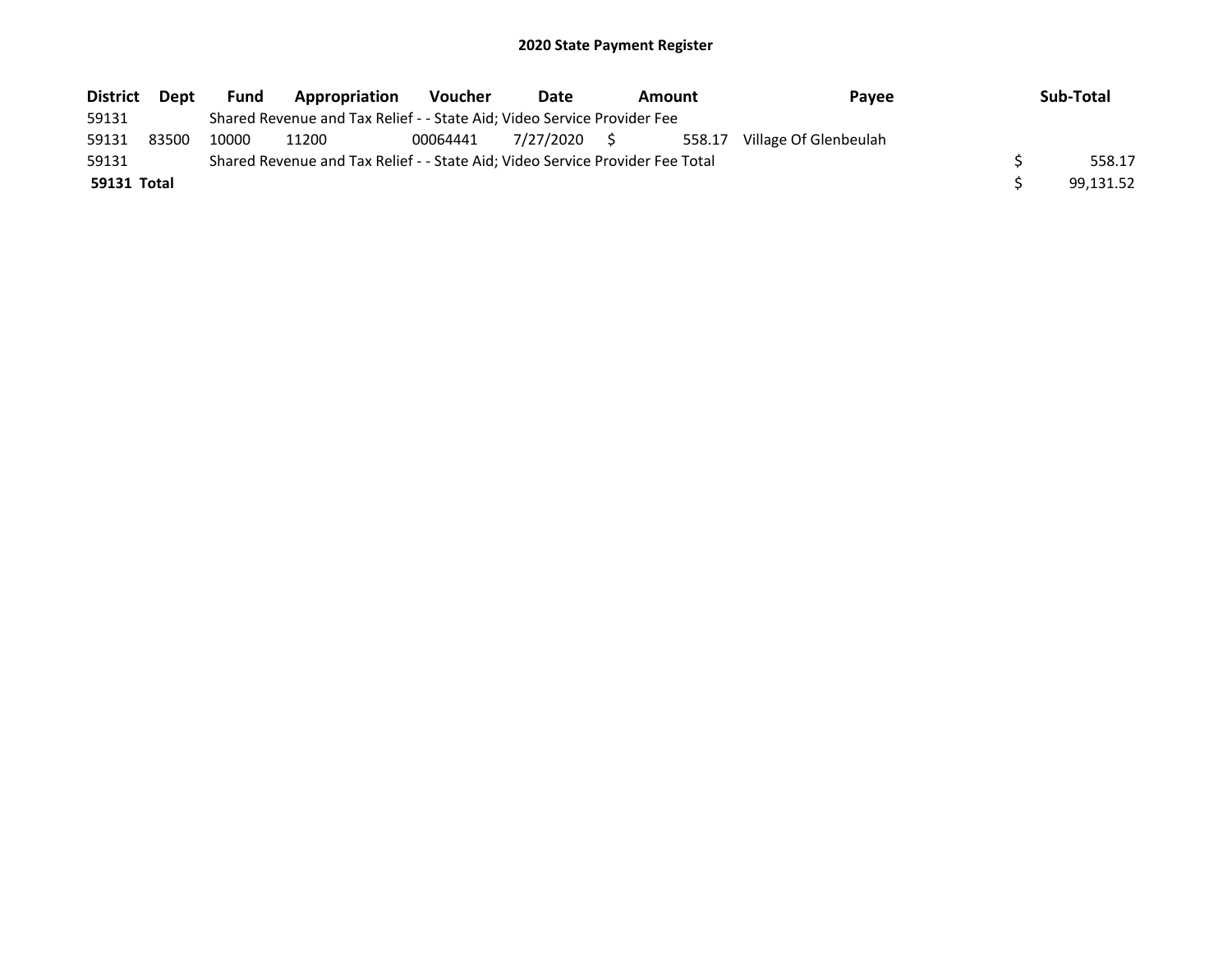# 2020 State Payment Register

| District | Dept | Fund | Appropriation | Voucher | Date | Amount | Payee | Sub-Total |
|---|---|---|---|---|---|---|---|---|
| 59131 | | Shared Revenue and Tax Relief - - State Aid; Video Service Provider Fee | | | | | | |
| 59131 | 83500 | 10000 | 11200 | 00064441 | 7/27/2020 | $ 558.17 | Village Of Glenbeulah | |
| 59131 | | Shared Revenue and Tax Relief - - State Aid; Video Service Provider Fee Total | | | | | | $ 558.17 |
| **59131 Total** | | | | | | | | $ 99,131.52 |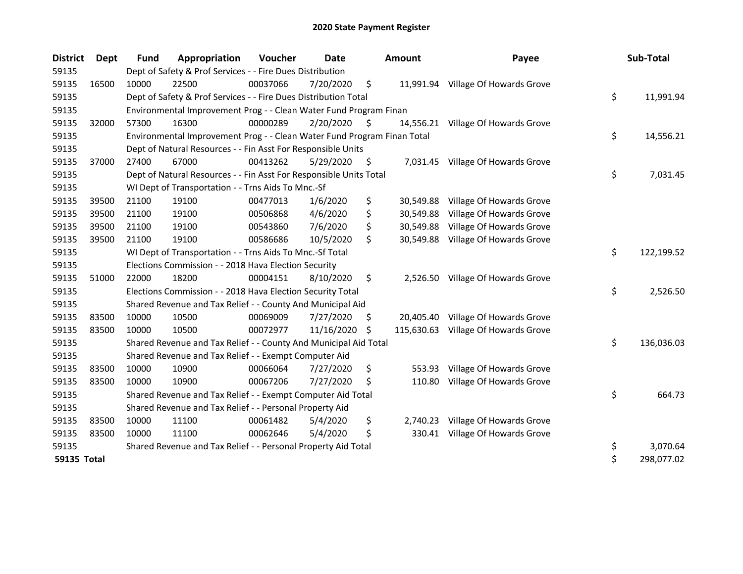# 2020 State Payment Register

| District | Dept | Fund | Appropriation | Voucher | Date | Amount | Payee | Sub-Total |
|---|---|---|---|---|---|---|---|---|
| 59135 | | Dept of Safety & Prof Services - - Fire Dues Distribution | | | | | | |
| 59135 | 16500 | 10000 | 22500 | 00037066 | 7/20/2020 | $ 11,991.94 | Village Of Howards Grove | |
| 59135 | | Dept of Safety & Prof Services - - Fire Dues Distribution Total | | | | | | $ 11,991.94 |
| 59135 | | Environmental Improvement Prog - - Clean Water Fund Program Finan | | | | | | |
| 59135 | 32000 | 57300 | 16300 | 00000289 | 2/20/2020 | $ 14,556.21 | Village Of Howards Grove | |
| 59135 | | Environmental Improvement Prog - - Clean Water Fund Program Finan Total | | | | | | $ 14,556.21 |
| 59135 | | Dept of Natural Resources - - Fin Asst For Responsible Units | | | | | | |
| 59135 | 37000 | 27400 | 67000 | 00413262 | 5/29/2020 | $ 7,031.45 | Village Of Howards Grove | |
| 59135 | | Dept of Natural Resources - - Fin Asst For Responsible Units Total | | | | | | $ 7,031.45 |
| 59135 | | WI Dept of Transportation - - Trns Aids To Mnc.-Sf | | | | | | |
| 59135 | 39500 | 21100 | 19100 | 00477013 | 1/6/2020 | $ 30,549.88 | Village Of Howards Grove | |
| 59135 | 39500 | 21100 | 19100 | 00506868 | 4/6/2020 | $ 30,549.88 | Village Of Howards Grove | |
| 59135 | 39500 | 21100 | 19100 | 00543860 | 7/6/2020 | $ 30,549.88 | Village Of Howards Grove | |
| 59135 | 39500 | 21100 | 19100 | 00586686 | 10/5/2020 | $ 30,549.88 | Village Of Howards Grove | |
| 59135 | | WI Dept of Transportation - - Trns Aids To Mnc.-Sf Total | | | | | | $ 122,199.52 |
| 59135 | | Elections Commission - - 2018 Hava Election Security | | | | | | |
| 59135 | 51000 | 22000 | 18200 | 00004151 | 8/10/2020 | $ 2,526.50 | Village Of Howards Grove | |
| 59135 | | Elections Commission - - 2018 Hava Election Security Total | | | | | | $ 2,526.50 |
| 59135 | | Shared Revenue and Tax Relief - - County And Municipal Aid | | | | | | |
| 59135 | 83500 | 10000 | 10500 | 00069009 | 7/27/2020 | $ 20,405.40 | Village Of Howards Grove | |
| 59135 | 83500 | 10000 | 10500 | 00072977 | 11/16/2020 | $ 115,630.63 | Village Of Howards Grove | |
| 59135 | | Shared Revenue and Tax Relief - - County And Municipal Aid Total | | | | | | $ 136,036.03 |
| 59135 | | Shared Revenue and Tax Relief - - Exempt Computer Aid | | | | | | |
| 59135 | 83500 | 10000 | 10900 | 00066064 | 7/27/2020 | $ 553.93 | Village Of Howards Grove | |
| 59135 | 83500 | 10000 | 10900 | 00067206 | 7/27/2020 | $ 110.80 | Village Of Howards Grove | |
| 59135 | | Shared Revenue and Tax Relief - - Exempt Computer Aid Total | | | | | | $ 664.73 |
| 59135 | | Shared Revenue and Tax Relief - - Personal Property Aid | | | | | | |
| 59135 | 83500 | 10000 | 11100 | 00061482 | 5/4/2020 | $ 2,740.23 | Village Of Howards Grove | |
| 59135 | 83500 | 10000 | 11100 | 00062646 | 5/4/2020 | $ 330.41 | Village Of Howards Grove | |
| 59135 | | Shared Revenue and Tax Relief - - Personal Property Aid Total | | | | | | $ 3,070.64 |
| **59135 Total** | | | | | | | | $ 298,077.02 |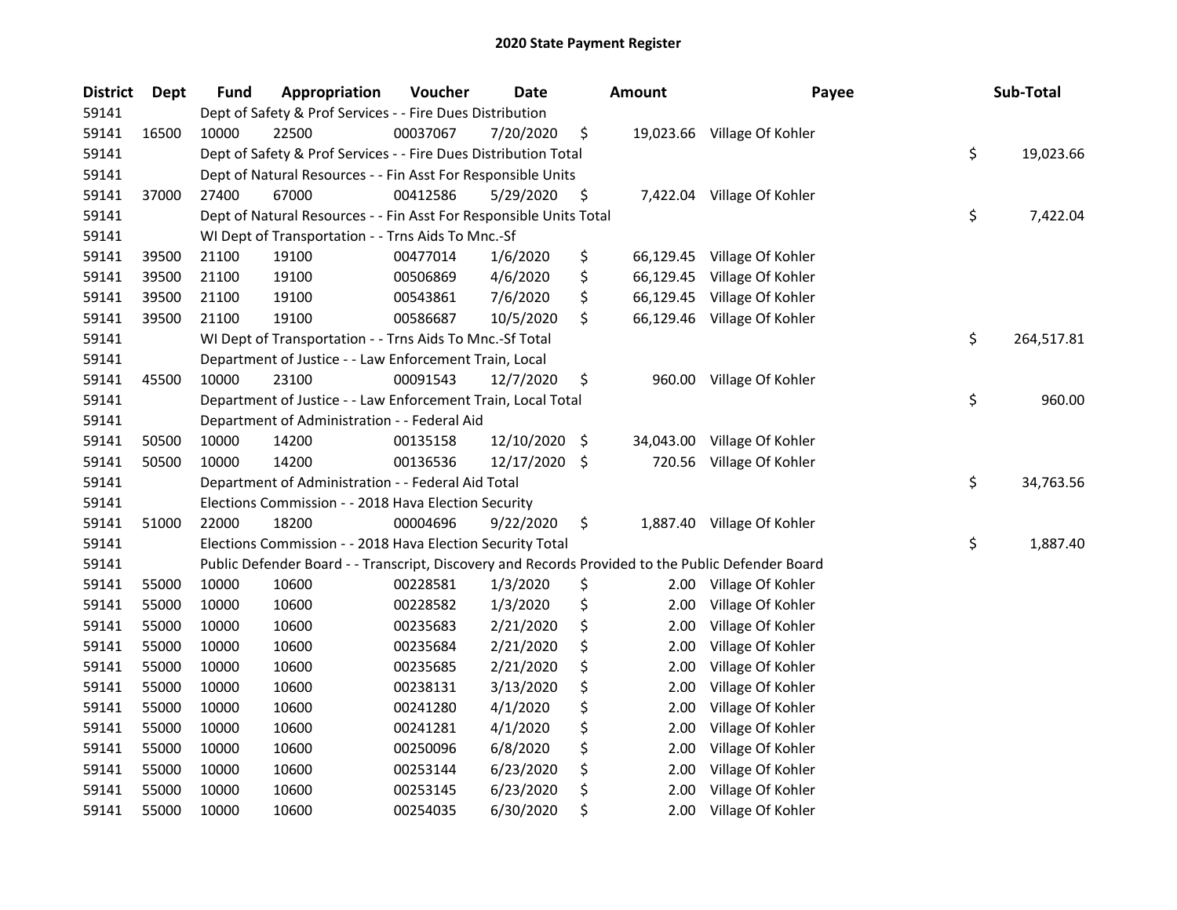# 2020 State Payment Register

| District | Dept | Fund | Appropriation | Voucher | Date | Amount | Payee | Sub-Total |
|---|---|---|---|---|---|---|---|---|
| 59141 | | Dept of Safety & Prof Services - - Fire Dues Distribution | | | | | | |
| 59141 | 16500 | 10000 | 22500 | 00037067 | 7/20/2020 | $ 19,023.66 | Village Of Kohler | |
| 59141 | | Dept of Safety & Prof Services - - Fire Dues Distribution Total | | | | | | $ 19,023.66 |
| 59141 | | Dept of Natural Resources - - Fin Asst For Responsible Units | | | | | | |
| 59141 | 37000 | 27400 | 67000 | 00412586 | 5/29/2020 | $ 7,422.04 | Village Of Kohler | |
| 59141 | | Dept of Natural Resources - - Fin Asst For Responsible Units Total | | | | | | $ 7,422.04 |
| 59141 | | WI Dept of Transportation - - Trns Aids To Mnc.-Sf | | | | | | |
| 59141 | 39500 | 21100 | 19100 | 00477014 | 1/6/2020 | $ 66,129.45 | Village Of Kohler | |
| 59141 | 39500 | 21100 | 19100 | 00506869 | 4/6/2020 | $ 66,129.45 | Village Of Kohler | |
| 59141 | 39500 | 21100 | 19100 | 00543861 | 7/6/2020 | $ 66,129.45 | Village Of Kohler | |
| 59141 | 39500 | 21100 | 19100 | 00586687 | 10/5/2020 | $ 66,129.46 | Village Of Kohler | |
| 59141 | | WI Dept of Transportation - - Trns Aids To Mnc.-Sf Total | | | | | | $ 264,517.81 |
| 59141 | | Department of Justice - - Law Enforcement Train, Local | | | | | | |
| 59141 | 45500 | 10000 | 23100 | 00091543 | 12/7/2020 | $ 960.00 | Village Of Kohler | |
| 59141 | | Department of Justice - - Law Enforcement Train, Local Total | | | | | | $ 960.00 |
| 59141 | | Department of Administration - - Federal Aid | | | | | | |
| 59141 | 50500 | 10000 | 14200 | 00135158 | 12/10/2020 | $ 34,043.00 | Village Of Kohler | |
| 59141 | 50500 | 10000 | 14200 | 00136536 | 12/17/2020 | $ 720.56 | Village Of Kohler | |
| 59141 | | Department of Administration - - Federal Aid Total | | | | | | $ 34,763.56 |
| 59141 | | Elections Commission - - 2018 Hava Election Security | | | | | | |
| 59141 | 51000 | 22000 | 18200 | 00004696 | 9/22/2020 | $ 1,887.40 | Village Of Kohler | |
| 59141 | | Elections Commission - - 2018 Hava Election Security Total | | | | | | $ 1,887.40 |
| 59141 | | Public Defender Board - - Transcript, Discovery and Records Provided to the Public Defender Board | | | | | | |
| 59141 | 55000 | 10000 | 10600 | 00228581 | 1/3/2020 | $ 2.00 | Village Of Kohler | |
| 59141 | 55000 | 10000 | 10600 | 00228582 | 1/3/2020 | $ 2.00 | Village Of Kohler | |
| 59141 | 55000 | 10000 | 10600 | 00235683 | 2/21/2020 | $ 2.00 | Village Of Kohler | |
| 59141 | 55000 | 10000 | 10600 | 00235684 | 2/21/2020 | $ 2.00 | Village Of Kohler | |
| 59141 | 55000 | 10000 | 10600 | 00235685 | 2/21/2020 | $ 2.00 | Village Of Kohler | |
| 59141 | 55000 | 10000 | 10600 | 00238131 | 3/13/2020 | $ 2.00 | Village Of Kohler | |
| 59141 | 55000 | 10000 | 10600 | 00241280 | 4/1/2020 | $ 2.00 | Village Of Kohler | |
| 59141 | 55000 | 10000 | 10600 | 00241281 | 4/1/2020 | $ 2.00 | Village Of Kohler | |
| 59141 | 55000 | 10000 | 10600 | 00250096 | 6/8/2020 | $ 2.00 | Village Of Kohler | |
| 59141 | 55000 | 10000 | 10600 | 00253144 | 6/23/2020 | $ 2.00 | Village Of Kohler | |
| 59141 | 55000 | 10000 | 10600 | 00253145 | 6/23/2020 | $ 2.00 | Village Of Kohler | |
| 59141 | 55000 | 10000 | 10600 | 00254035 | 6/30/2020 | $ 2.00 | Village Of Kohler | |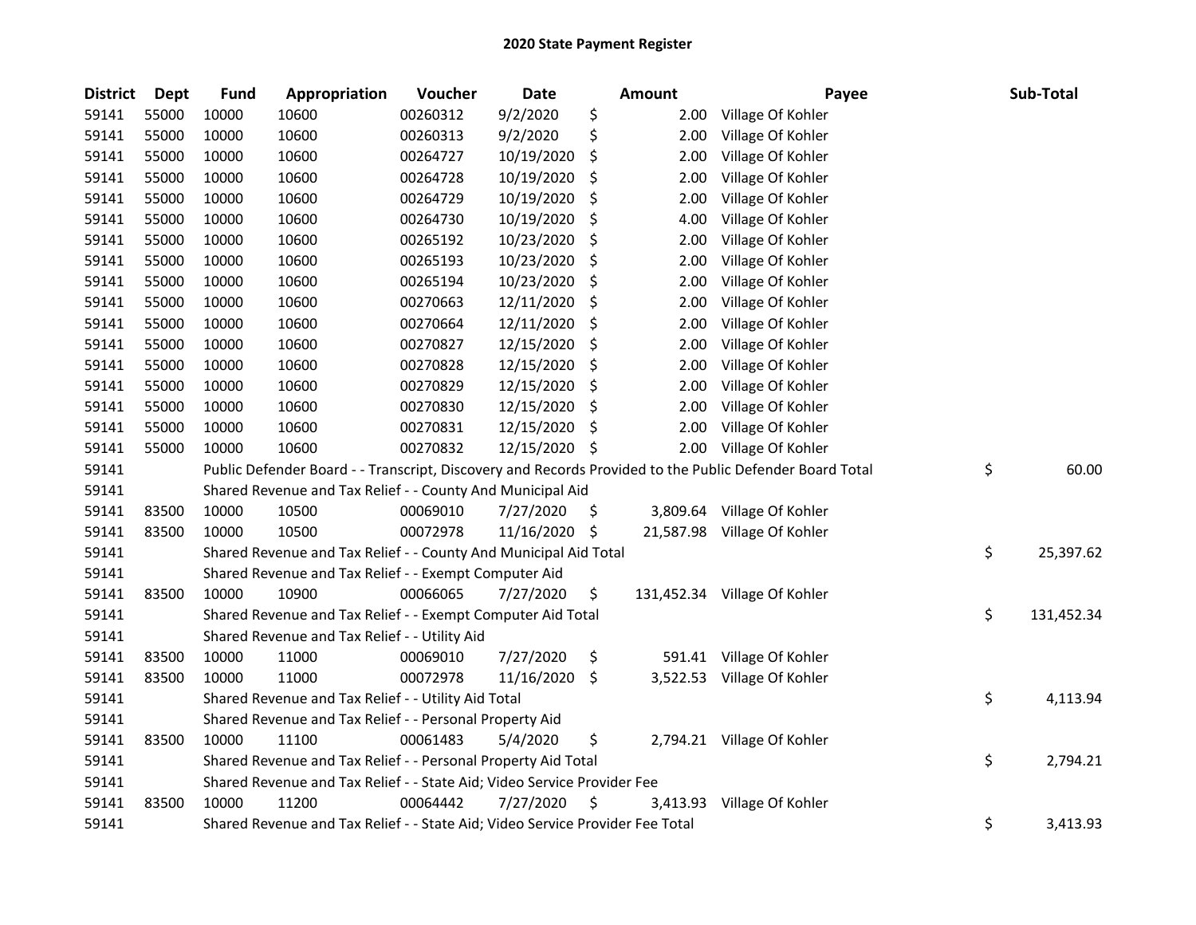# 2020 State Payment Register

| District | Dept | Fund | Appropriation | Voucher | Date | Amount | Payee | Sub-Total |
|---|---|---|---|---|---|---|---|---|
| 59141 | 55000 | 10000 | 10600 | 00260312 | 9/2/2020 | $ 2.00 | Village Of Kohler | |
| 59141 | 55000 | 10000 | 10600 | 00260313 | 9/2/2020 | $ 2.00 | Village Of Kohler | |
| 59141 | 55000 | 10000 | 10600 | 00264727 | 10/19/2020 | $ 2.00 | Village Of Kohler | |
| 59141 | 55000 | 10000 | 10600 | 00264728 | 10/19/2020 | $ 2.00 | Village Of Kohler | |
| 59141 | 55000 | 10000 | 10600 | 00264729 | 10/19/2020 | $ 2.00 | Village Of Kohler | |
| 59141 | 55000 | 10000 | 10600 | 00264730 | 10/19/2020 | $ 4.00 | Village Of Kohler | |
| 59141 | 55000 | 10000 | 10600 | 00265192 | 10/23/2020 | $ 2.00 | Village Of Kohler | |
| 59141 | 55000 | 10000 | 10600 | 00265193 | 10/23/2020 | $ 2.00 | Village Of Kohler | |
| 59141 | 55000 | 10000 | 10600 | 00265194 | 10/23/2020 | $ 2.00 | Village Of Kohler | |
| 59141 | 55000 | 10000 | 10600 | 00270663 | 12/11/2020 | $ 2.00 | Village Of Kohler | |
| 59141 | 55000 | 10000 | 10600 | 00270664 | 12/11/2020 | $ 2.00 | Village Of Kohler | |
| 59141 | 55000 | 10000 | 10600 | 00270827 | 12/15/2020 | $ 2.00 | Village Of Kohler | |
| 59141 | 55000 | 10000 | 10600 | 00270828 | 12/15/2020 | $ 2.00 | Village Of Kohler | |
| 59141 | 55000 | 10000 | 10600 | 00270829 | 12/15/2020 | $ 2.00 | Village Of Kohler | |
| 59141 | 55000 | 10000 | 10600 | 00270830 | 12/15/2020 | $ 2.00 | Village Of Kohler | |
| 59141 | 55000 | 10000 | 10600 | 00270831 | 12/15/2020 | $ 2.00 | Village Of Kohler | |
| 59141 | 55000 | 10000 | 10600 | 00270832 | 12/15/2020 | $ 2.00 | Village Of Kohler | |
| 59141 | | Public Defender Board - - Transcript, Discovery and Records Provided to the Public Defender Board Total | | | | | | $ 60.00 |
| 59141 | | Shared Revenue and Tax Relief - - County And Municipal Aid | | | | | | |
| 59141 | 83500 | 10000 | 10500 | 00069010 | 7/27/2020 | $ 3,809.64 | Village Of Kohler | |
| 59141 | 83500 | 10000 | 10500 | 00072978 | 11/16/2020 | $ 21,587.98 | Village Of Kohler | |
| 59141 | | Shared Revenue and Tax Relief - - County And Municipal Aid Total | | | | | | $ 25,397.62 |
| 59141 | | Shared Revenue and Tax Relief - - Exempt Computer Aid | | | | | | |
| 59141 | 83500 | 10000 | 10900 | 00066065 | 7/27/2020 | $ 131,452.34 | Village Of Kohler | |
| 59141 | | Shared Revenue and Tax Relief - - Exempt Computer Aid Total | | | | | | $ 131,452.34 |
| 59141 | | Shared Revenue and Tax Relief - - Utility Aid | | | | | | |
| 59141 | 83500 | 10000 | 11000 | 00069010 | 7/27/2020 | $ 591.41 | Village Of Kohler | |
| 59141 | 83500 | 10000 | 11000 | 00072978 | 11/16/2020 | $ 3,522.53 | Village Of Kohler | |
| 59141 | | Shared Revenue and Tax Relief - - Utility Aid Total | | | | | | $ 4,113.94 |
| 59141 | | Shared Revenue and Tax Relief - - Personal Property Aid | | | | | | |
| 59141 | 83500 | 10000 | 11100 | 00061483 | 5/4/2020 | $ 2,794.21 | Village Of Kohler | |
| 59141 | | Shared Revenue and Tax Relief - - Personal Property Aid Total | | | | | | $ 2,794.21 |
| 59141 | | Shared Revenue and Tax Relief - - State Aid; Video Service Provider Fee | | | | | | |
| 59141 | 83500 | 10000 | 11200 | 00064442 | 7/27/2020 | $ 3,413.93 | Village Of Kohler | |
| 59141 | | Shared Revenue and Tax Relief - - State Aid; Video Service Provider Fee Total | | | | | | $ 3,413.93 |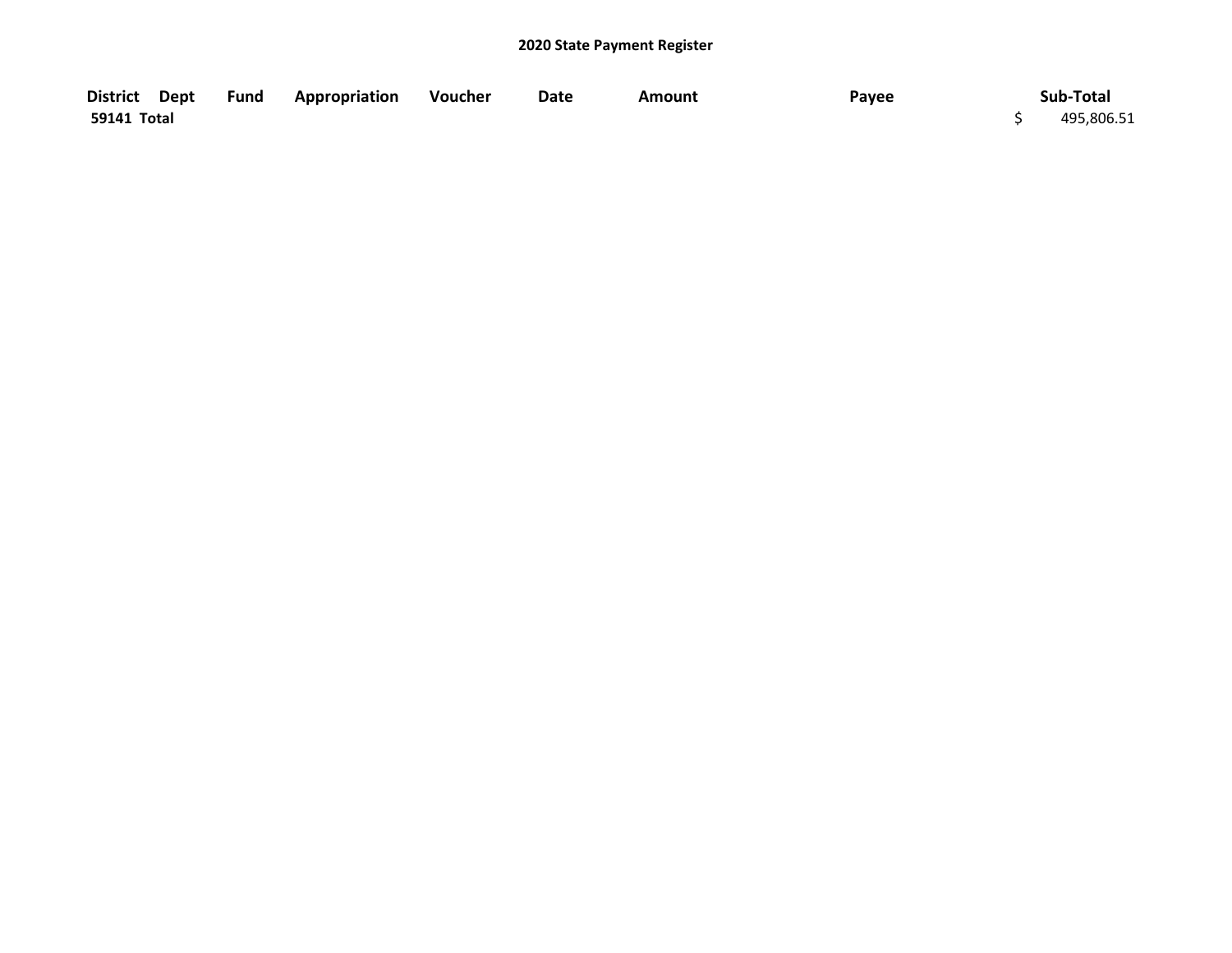## 2020 State Payment Register

| District | Dept | Fund | Appropriation | Voucher | Date | Amount | Payee | Sub-Total |
|---|---|---|---|---|---|---|---|---|
| 59141 Total | | | | | | | | $ 495,806.51 |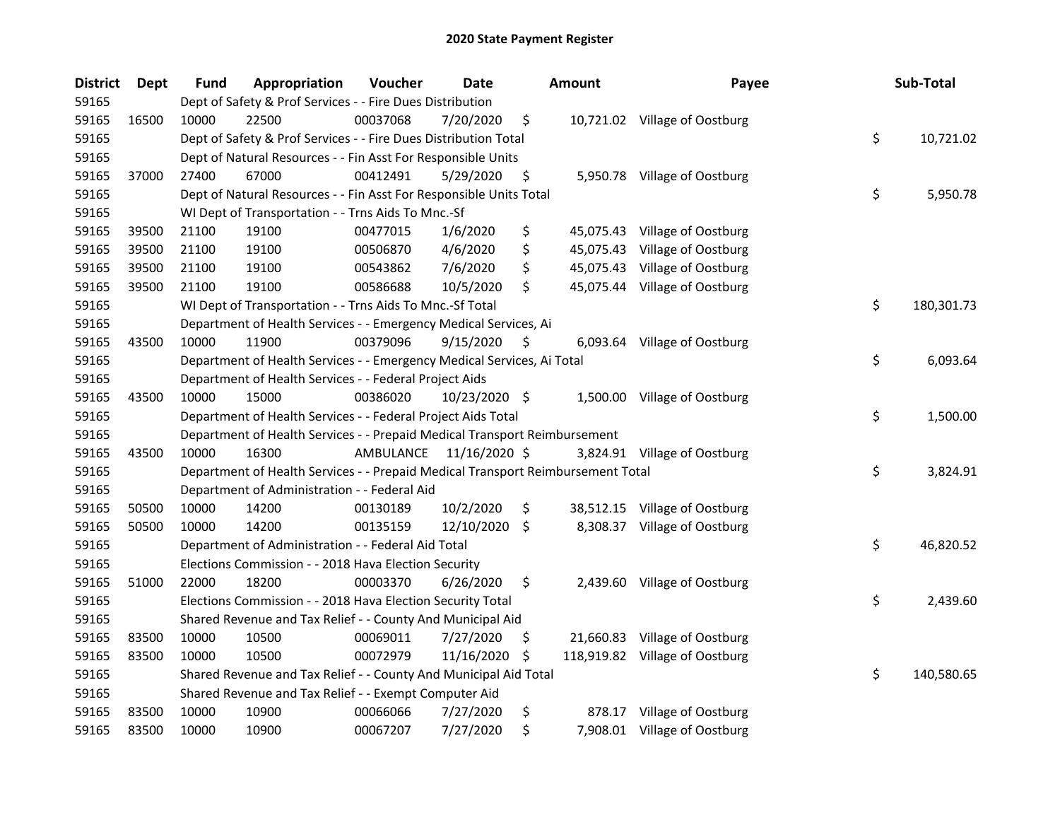# 2020 State Payment Register

| District | Dept | Fund | Appropriation | Voucher | Date | Amount | Payee | Sub-Total |
|---|---|---|---|---|---|---|---|---|
| 59165 | | Dept of Safety & Prof Services - - Fire Dues Distribution | | | | | | |
| 59165 | 16500 | 10000 | 22500 | 00037068 | 7/20/2020 | $ 10,721.02 | Village of Oostburg | |
| 59165 | | Dept of Safety & Prof Services - - Fire Dues Distribution Total | | | | | | $ 10,721.02 |
| 59165 | | Dept of Natural Resources - - Fin Asst For Responsible Units | | | | | | |
| 59165 | 37000 | 27400 | 67000 | 00412491 | 5/29/2020 | $ 5,950.78 | Village of Oostburg | |
| 59165 | | Dept of Natural Resources - - Fin Asst For Responsible Units Total | | | | | | $ 5,950.78 |
| 59165 | | WI Dept of Transportation - - Trns Aids To Mnc.-Sf | | | | | | |
| 59165 | 39500 | 21100 | 19100 | 00477015 | 1/6/2020 | $ 45,075.43 | Village of Oostburg | |
| 59165 | 39500 | 21100 | 19100 | 00506870 | 4/6/2020 | $ 45,075.43 | Village of Oostburg | |
| 59165 | 39500 | 21100 | 19100 | 00543862 | 7/6/2020 | $ 45,075.43 | Village of Oostburg | |
| 59165 | 39500 | 21100 | 19100 | 00586688 | 10/5/2020 | $ 45,075.44 | Village of Oostburg | |
| 59165 | | WI Dept of Transportation - - Trns Aids To Mnc.-Sf Total | | | | | | $ 180,301.73 |
| 59165 | | Department of Health Services - - Emergency Medical Services, Ai | | | | | | |
| 59165 | 43500 | 10000 | 11900 | 00379096 | 9/15/2020 | $ 6,093.64 | Village of Oostburg | |
| 59165 | | Department of Health Services - - Emergency Medical Services, Ai Total | | | | | | $ 6,093.64 |
| 59165 | | Department of Health Services - - Federal Project Aids | | | | | | |
| 59165 | 43500 | 10000 | 15000 | 00386020 | 10/23/2020 | $ 1,500.00 | Village of Oostburg | |
| 59165 | | Department of Health Services - - Federal Project Aids Total | | | | | | $ 1,500.00 |
| 59165 | | Department of Health Services - - Prepaid Medical Transport Reimbursement | | | | | | |
| 59165 | 43500 | 10000 | 16300 | AMBULANCE | 11/16/2020 | $ 3,824.91 | Village of Oostburg | |
| 59165 | | Department of Health Services - - Prepaid Medical Transport Reimbursement Total | | | | | | $ 3,824.91 |
| 59165 | | Department of Administration - - Federal Aid | | | | | | |
| 59165 | 50500 | 10000 | 14200 | 00130189 | 10/2/2020 | $ 38,512.15 | Village of Oostburg | |
| 59165 | 50500 | 10000 | 14200 | 00135159 | 12/10/2020 | $ 8,308.37 | Village of Oostburg | |
| 59165 | | Department of Administration - - Federal Aid Total | | | | | | $ 46,820.52 |
| 59165 | | Elections Commission - - 2018 Hava Election Security | | | | | | |
| 59165 | 51000 | 22000 | 18200 | 00003370 | 6/26/2020 | $ 2,439.60 | Village of Oostburg | |
| 59165 | | Elections Commission - - 2018 Hava Election Security Total | | | | | | $ 2,439.60 |
| 59165 | | Shared Revenue and Tax Relief - - County And Municipal Aid | | | | | | |
| 59165 | 83500 | 10000 | 10500 | 00069011 | 7/27/2020 | $ 21,660.83 | Village of Oostburg | |
| 59165 | 83500 | 10000 | 10500 | 00072979 | 11/16/2020 | $ 118,919.82 | Village of Oostburg | |
| 59165 | | Shared Revenue and Tax Relief - - County And Municipal Aid Total | | | | | | $ 140,580.65 |
| 59165 | | Shared Revenue and Tax Relief - - Exempt Computer Aid | | | | | | |
| 59165 | 83500 | 10000 | 10900 | 00066066 | 7/27/2020 | $ 878.17 | Village of Oostburg | |
| 59165 | 83500 | 10000 | 10900 | 00067207 | 7/27/2020 | $ 7,908.01 | Village of Oostburg | |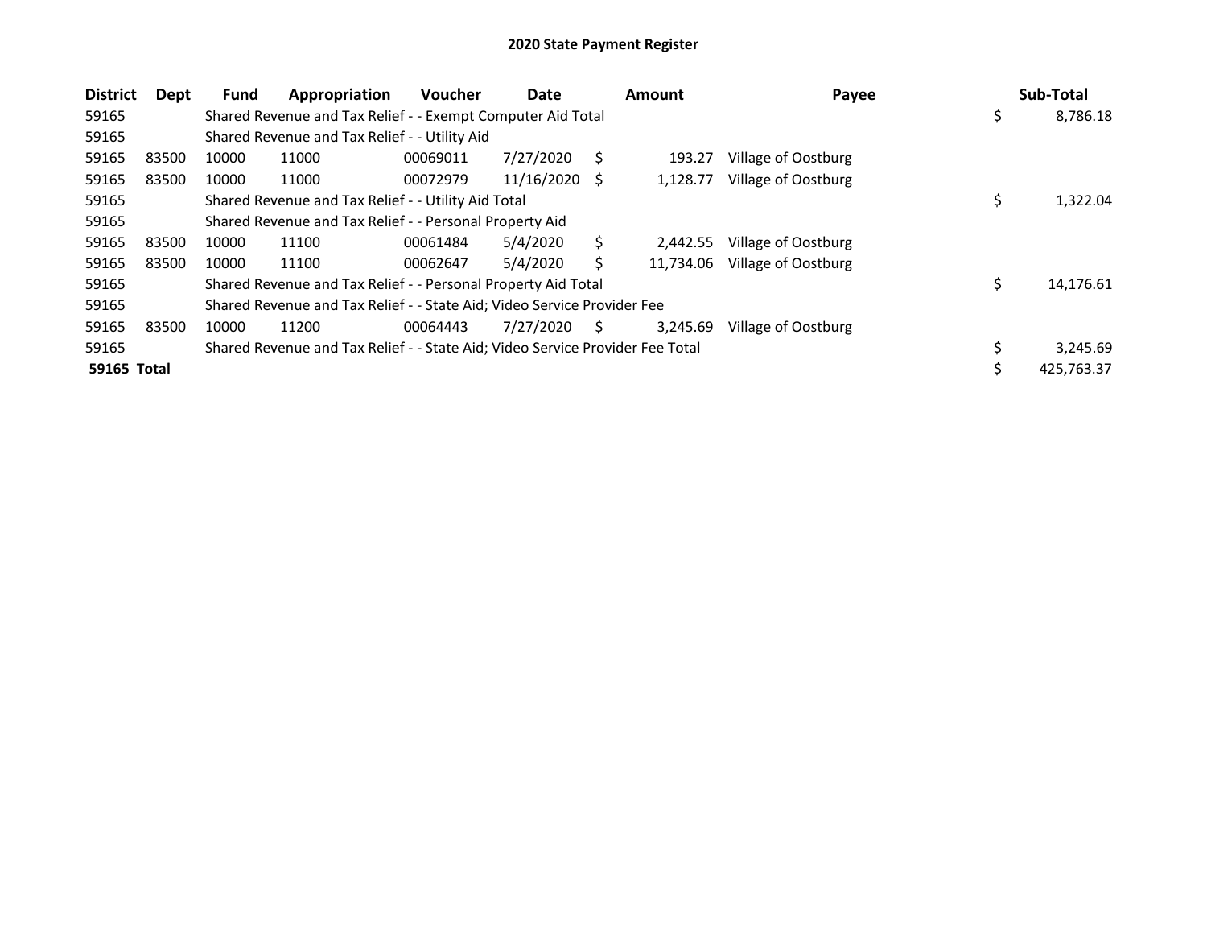# 2020 State Payment Register

| District | Dept | Fund | Appropriation | Voucher | Date | Amount | Payee | Sub-Total |
|---|---|---|---|---|---|---|---|---|
| 59165 | | Shared Revenue and Tax Relief - - Exempt Computer Aid Total | | | | | | $ 8,786.18 |
| 59165 | | Shared Revenue and Tax Relief - - Utility Aid | | | | | | |
| 59165 | 83500 | 10000 | 11000 | 00069011 | 7/27/2020 | $ 193.27 | Village of Oostburg | |
| 59165 | 83500 | 10000 | 11000 | 00072979 | 11/16/2020 | $ 1,128.77 | Village of Oostburg | |
| 59165 | | Shared Revenue and Tax Relief - - Utility Aid Total | | | | | | $ 1,322.04 |
| 59165 | | Shared Revenue and Tax Relief - - Personal Property Aid | | | | | | |
| 59165 | 83500 | 10000 | 11100 | 00061484 | 5/4/2020 | $ 2,442.55 | Village of Oostburg | |
| 59165 | 83500 | 10000 | 11100 | 00062647 | 5/4/2020 | $ 11,734.06 | Village of Oostburg | |
| 59165 | | Shared Revenue and Tax Relief - - Personal Property Aid Total | | | | | | $ 14,176.61 |
| 59165 | | Shared Revenue and Tax Relief - - State Aid; Video Service Provider Fee | | | | | | |
| 59165 | 83500 | 10000 | 11200 | 00064443 | 7/27/2020 | $ 3,245.69 | Village of Oostburg | |
| 59165 | | Shared Revenue and Tax Relief - - State Aid; Video Service Provider Fee Total | | | | | | $ 3,245.69 |
| **59165 Total** | | | | | | | | $ 425,763.37 |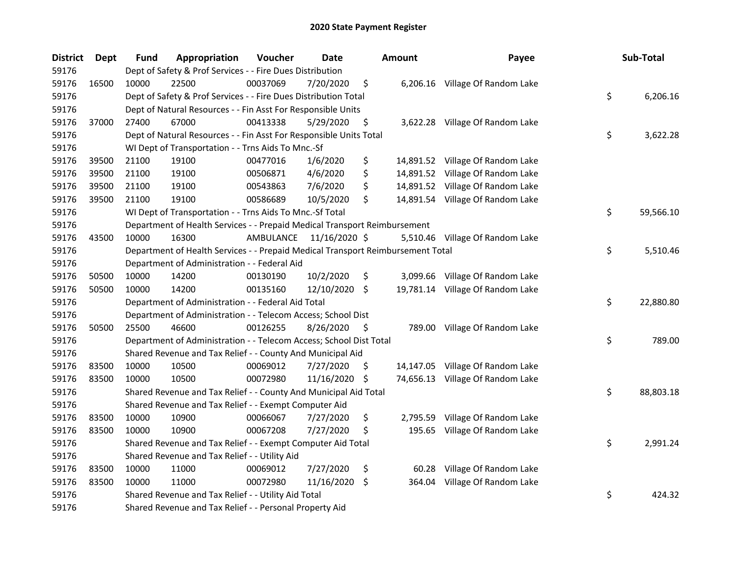# 2020 State Payment Register

| District | Dept | Fund | Appropriation | Voucher | Date | Amount | Payee | Sub-Total |
|---|---|---|---|---|---|---|---|---|
| 59176 | | Dept of Safety & Prof Services - - Fire Dues Distribution | | | | | | |
| 59176 | 16500 | 10000 | 22500 | 00037069 | 7/20/2020 | $ 6,206.16 | Village Of Random Lake | |
| 59176 | | Dept of Safety & Prof Services - - Fire Dues Distribution Total | | | | | | $ 6,206.16 |
| 59176 | | Dept of Natural Resources - - Fin Asst For Responsible Units | | | | | | |
| 59176 | 37000 | 27400 | 67000 | 00413338 | 5/29/2020 | $ 3,622.28 | Village Of Random Lake | |
| 59176 | | Dept of Natural Resources - - Fin Asst For Responsible Units Total | | | | | | $ 3,622.28 |
| 59176 | | WI Dept of Transportation - - Trns Aids To Mnc.-Sf | | | | | | |
| 59176 | 39500 | 21100 | 19100 | 00477016 | 1/6/2020 | $ 14,891.52 | Village Of Random Lake | |
| 59176 | 39500 | 21100 | 19100 | 00506871 | 4/6/2020 | $ 14,891.52 | Village Of Random Lake | |
| 59176 | 39500 | 21100 | 19100 | 00543863 | 7/6/2020 | $ 14,891.52 | Village Of Random Lake | |
| 59176 | 39500 | 21100 | 19100 | 00586689 | 10/5/2020 | $ 14,891.54 | Village Of Random Lake | |
| 59176 | | WI Dept of Transportation - - Trns Aids To Mnc.-Sf Total | | | | | | $ 59,566.10 |
| 59176 | | Department of Health Services - - Prepaid Medical Transport Reimbursement | | | | | | |
| 59176 | 43500 | 10000 | 16300 | AMBULANCE | 11/16/2020 | $ 5,510.46 | Village Of Random Lake | |
| 59176 | | Department of Health Services - - Prepaid Medical Transport Reimbursement Total | | | | | | $ 5,510.46 |
| 59176 | | Department of Administration - - Federal Aid | | | | | | |
| 59176 | 50500 | 10000 | 14200 | 00130190 | 10/2/2020 | $ 3,099.66 | Village Of Random Lake | |
| 59176 | 50500 | 10000 | 14200 | 00135160 | 12/10/2020 | $ 19,781.14 | Village Of Random Lake | |
| 59176 | | Department of Administration - - Federal Aid Total | | | | | | $ 22,880.80 |
| 59176 | | Department of Administration - - Telecom Access; School Dist | | | | | | |
| 59176 | 50500 | 25500 | 46600 | 00126255 | 8/26/2020 | $ 789.00 | Village Of Random Lake | |
| 59176 | | Department of Administration - - Telecom Access; School Dist Total | | | | | | $ 789.00 |
| 59176 | | Shared Revenue and Tax Relief - - County And Municipal Aid | | | | | | |
| 59176 | 83500 | 10000 | 10500 | 00069012 | 7/27/2020 | $ 14,147.05 | Village Of Random Lake | |
| 59176 | 83500 | 10000 | 10500 | 00072980 | 11/16/2020 | $ 74,656.13 | Village Of Random Lake | |
| 59176 | | Shared Revenue and Tax Relief - - County And Municipal Aid Total | | | | | | $ 88,803.18 |
| 59176 | | Shared Revenue and Tax Relief - - Exempt Computer Aid | | | | | | |
| 59176 | 83500 | 10000 | 10900 | 00066067 | 7/27/2020 | $ 2,795.59 | Village Of Random Lake | |
| 59176 | 83500 | 10000 | 10900 | 00067208 | 7/27/2020 | $ 195.65 | Village Of Random Lake | |
| 59176 | | Shared Revenue and Tax Relief - - Exempt Computer Aid Total | | | | | | $ 2,991.24 |
| 59176 | | Shared Revenue and Tax Relief - - Utility Aid | | | | | | |
| 59176 | 83500 | 10000 | 11000 | 00069012 | 7/27/2020 | $ 60.28 | Village Of Random Lake | |
| 59176 | 83500 | 10000 | 11000 | 00072980 | 11/16/2020 | $ 364.04 | Village Of Random Lake | |
| 59176 | | Shared Revenue and Tax Relief - - Utility Aid Total | | | | | | $ 424.32 |
| 59176 | | Shared Revenue and Tax Relief - - Personal Property Aid | | | | | | |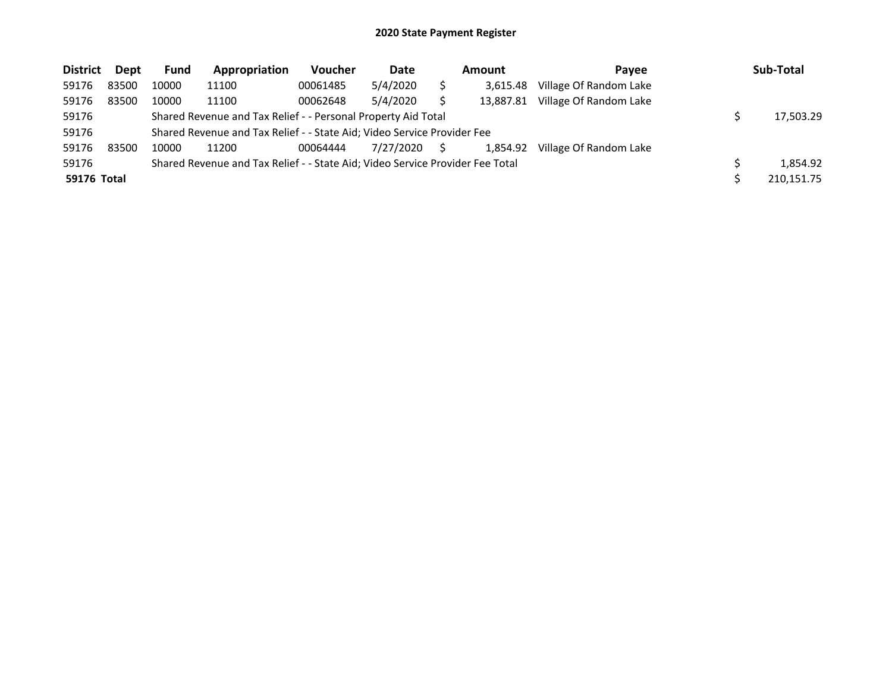## 2020 State Payment Register

| District | Dept | Fund | Appropriation | Voucher | Date | Amount | Payee | Sub-Total |
|---|---|---|---|---|---|---|---|---|
| 59176 | 83500 | 10000 | 11100 | 00061485 | 5/4/2020 | $ 3,615.48 | Village Of Random Lake | |
| 59176 | 83500 | 10000 | 11100 | 00062648 | 5/4/2020 | $ 13,887.81 | Village Of Random Lake | |
| 59176 | | Shared Revenue and Tax Relief - - Personal Property Aid Total | | | | | | $ 17,503.29 |
| 59176 | | Shared Revenue and Tax Relief - - State Aid; Video Service Provider Fee | | | | | | |
| 59176 | 83500 | 10000 | 11200 | 00064444 | 7/27/2020 | $ 1,854.92 | Village Of Random Lake | |
| 59176 | | Shared Revenue and Tax Relief - - State Aid; Video Service Provider Fee Total | | | | | | $ 1,854.92 |
| **59176 Total** | | | | | | | | $ 210,151.75 |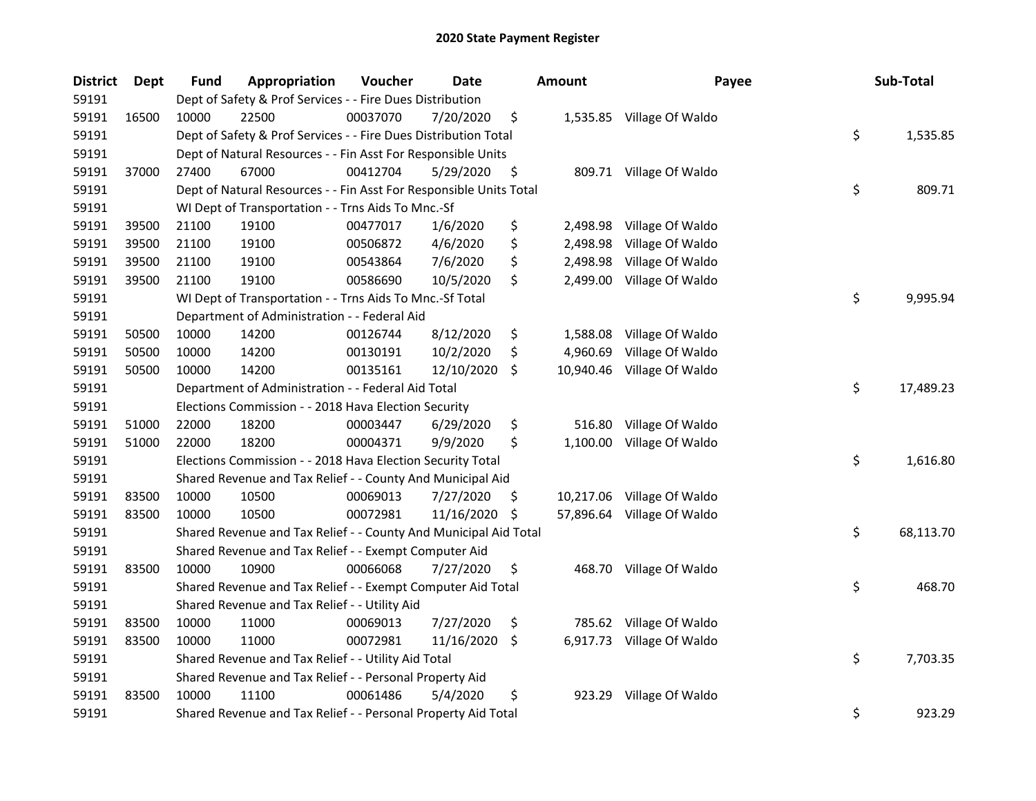# 2020 State Payment Register

| District | Dept | Fund | Appropriation | Voucher | Date | Amount | Payee | Sub-Total |
|---|---|---|---|---|---|---|---|---|
| 59191 | | Dept of Safety & Prof Services - - Fire Dues Distribution | | | | | | |
| 59191 | 16500 | 10000 | 22500 | 00037070 | 7/20/2020 | $ 1,535.85 | Village Of Waldo | |
| 59191 | | Dept of Safety & Prof Services - - Fire Dues Distribution Total | | | | | | $ 1,535.85 |
| 59191 | | Dept of Natural Resources - - Fin Asst For Responsible Units | | | | | | |
| 59191 | 37000 | 27400 | 67000 | 00412704 | 5/29/2020 | $ 809.71 | Village Of Waldo | |
| 59191 | | Dept of Natural Resources - - Fin Asst For Responsible Units Total | | | | | | $ 809.71 |
| 59191 | | WI Dept of Transportation - - Trns Aids To Mnc.-Sf | | | | | | |
| 59191 | 39500 | 21100 | 19100 | 00477017 | 1/6/2020 | $ 2,498.98 | Village Of Waldo | |
| 59191 | 39500 | 21100 | 19100 | 00506872 | 4/6/2020 | $ 2,498.98 | Village Of Waldo | |
| 59191 | 39500 | 21100 | 19100 | 00543864 | 7/6/2020 | $ 2,498.98 | Village Of Waldo | |
| 59191 | 39500 | 21100 | 19100 | 00586690 | 10/5/2020 | $ 2,499.00 | Village Of Waldo | |
| 59191 | | WI Dept of Transportation - - Trns Aids To Mnc.-Sf Total | | | | | | $ 9,995.94 |
| 59191 | | Department of Administration - - Federal Aid | | | | | | |
| 59191 | 50500 | 10000 | 14200 | 00126744 | 8/12/2020 | $ 1,588.08 | Village Of Waldo | |
| 59191 | 50500 | 10000 | 14200 | 00130191 | 10/2/2020 | $ 4,960.69 | Village Of Waldo | |
| 59191 | 50500 | 10000 | 14200 | 00135161 | 12/10/2020 | $ 10,940.46 | Village Of Waldo | |
| 59191 | | Department of Administration - - Federal Aid Total | | | | | | $ 17,489.23 |
| 59191 | | Elections Commission - - 2018 Hava Election Security | | | | | | |
| 59191 | 51000 | 22000 | 18200 | 00003447 | 6/29/2020 | $ 516.80 | Village Of Waldo | |
| 59191 | 51000 | 22000 | 18200 | 00004371 | 9/9/2020 | $ 1,100.00 | Village Of Waldo | |
| 59191 | | Elections Commission - - 2018 Hava Election Security Total | | | | | | $ 1,616.80 |
| 59191 | | Shared Revenue and Tax Relief - - County And Municipal Aid | | | | | | |
| 59191 | 83500 | 10000 | 10500 | 00069013 | 7/27/2020 | $ 10,217.06 | Village Of Waldo | |
| 59191 | 83500 | 10000 | 10500 | 00072981 | 11/16/2020 | $ 57,896.64 | Village Of Waldo | |
| 59191 | | Shared Revenue and Tax Relief - - County And Municipal Aid Total | | | | | | $ 68,113.70 |
| 59191 | | Shared Revenue and Tax Relief - - Exempt Computer Aid | | | | | | |
| 59191 | 83500 | 10000 | 10900 | 00066068 | 7/27/2020 | $ 468.70 | Village Of Waldo | |
| 59191 | | Shared Revenue and Tax Relief - - Exempt Computer Aid Total | | | | | | $ 468.70 |
| 59191 | | Shared Revenue and Tax Relief - - Utility Aid | | | | | | |
| 59191 | 83500 | 10000 | 11000 | 00069013 | 7/27/2020 | $ 785.62 | Village Of Waldo | |
| 59191 | 83500 | 10000 | 11000 | 00072981 | 11/16/2020 | $ 6,917.73 | Village Of Waldo | |
| 59191 | | Shared Revenue and Tax Relief - - Utility Aid Total | | | | | | $ 7,703.35 |
| 59191 | | Shared Revenue and Tax Relief - - Personal Property Aid | | | | | | |
| 59191 | 83500 | 10000 | 11100 | 00061486 | 5/4/2020 | $ 923.29 | Village Of Waldo | |
| 59191 | | Shared Revenue and Tax Relief - - Personal Property Aid Total | | | | | | $ 923.29 |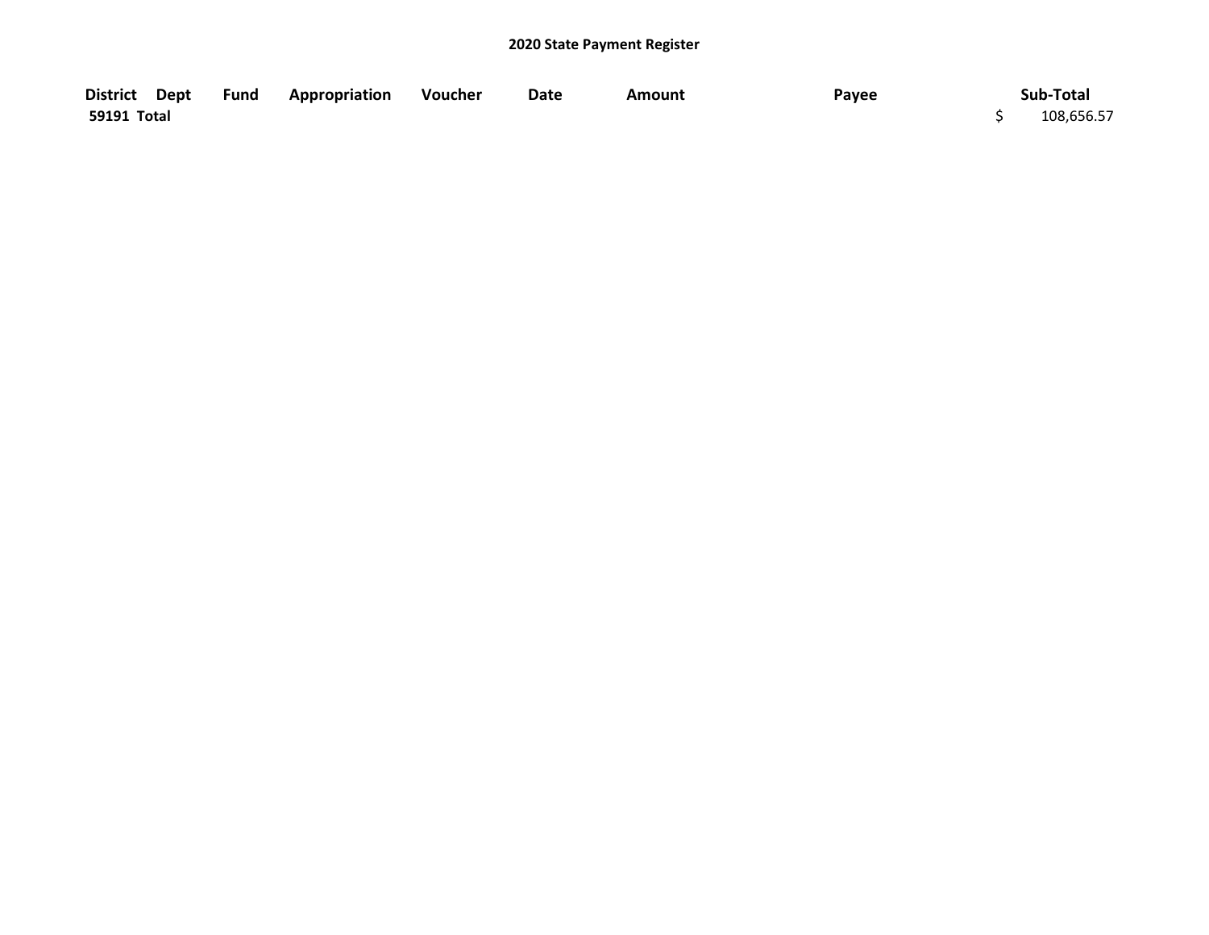# 2020 State Payment Register

| District | Dept | Fund | Appropriation | Voucher | Date | Amount | Payee | Sub-Total |
|---|---|---|---|---|---|---|---|---|
| 59191 Total | | | | | | | | $ 108,656.57 |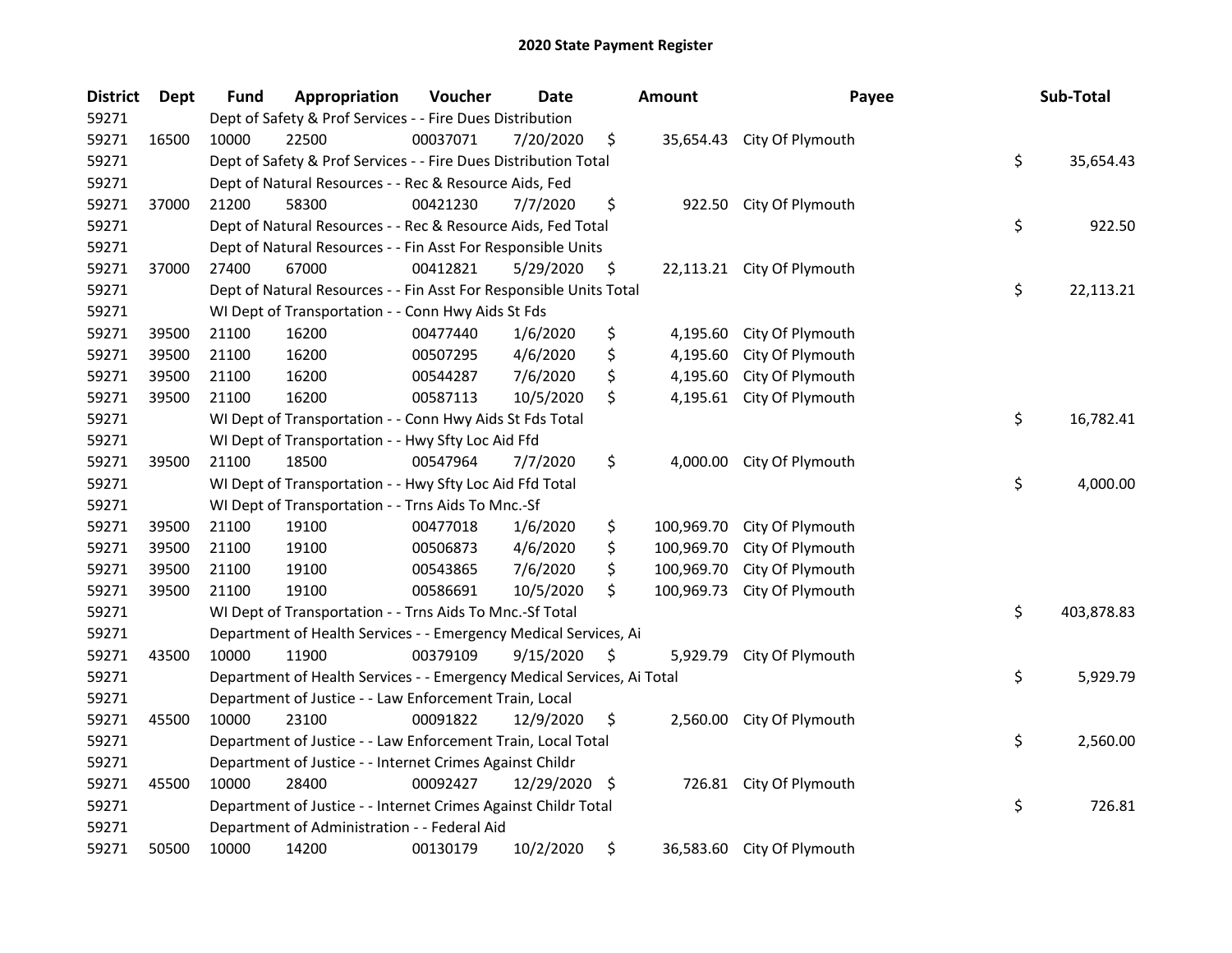# 2020 State Payment Register

| District | Dept | Fund | Appropriation | Voucher | Date | Amount | Payee | Sub-Total |
|---|---|---|---|---|---|---|---|---|
| 59271 | | Dept of Safety & Prof Services - - Fire Dues Distribution | | | | | | |
| 59271 | 16500 | 10000 | 22500 | 00037071 | 7/20/2020 | $ 35,654.43 | City Of Plymouth | |
| 59271 | | Dept of Safety & Prof Services - - Fire Dues Distribution Total | | | | | | $ 35,654.43 |
| 59271 | | Dept of Natural Resources - - Rec & Resource Aids, Fed | | | | | | |
| 59271 | 37000 | 21200 | 58300 | 00421230 | 7/7/2020 | $ 922.50 | City Of Plymouth | |
| 59271 | | Dept of Natural Resources - - Rec & Resource Aids, Fed Total | | | | | | $ 922.50 |
| 59271 | | Dept of Natural Resources - - Fin Asst For Responsible Units | | | | | | |
| 59271 | 37000 | 27400 | 67000 | 00412821 | 5/29/2020 | $ 22,113.21 | City Of Plymouth | |
| 59271 | | Dept of Natural Resources - - Fin Asst For Responsible Units Total | | | | | | $ 22,113.21 |
| 59271 | | WI Dept of Transportation - - Conn Hwy Aids St Fds | | | | | | |
| 59271 | 39500 | 21100 | 16200 | 00477440 | 1/6/2020 | $ 4,195.60 | City Of Plymouth | |
| 59271 | 39500 | 21100 | 16200 | 00507295 | 4/6/2020 | $ 4,195.60 | City Of Plymouth | |
| 59271 | 39500 | 21100 | 16200 | 00544287 | 7/6/2020 | $ 4,195.60 | City Of Plymouth | |
| 59271 | 39500 | 21100 | 16200 | 00587113 | 10/5/2020 | $ 4,195.61 | City Of Plymouth | |
| 59271 | | WI Dept of Transportation - - Conn Hwy Aids St Fds Total | | | | | | $ 16,782.41 |
| 59271 | | WI Dept of Transportation - - Hwy Sfty Loc Aid Ffd | | | | | | |
| 59271 | 39500 | 21100 | 18500 | 00547964 | 7/7/2020 | $ 4,000.00 | City Of Plymouth | |
| 59271 | | WI Dept of Transportation - - Hwy Sfty Loc Aid Ffd Total | | | | | | $ 4,000.00 |
| 59271 | | WI Dept of Transportation - - Trns Aids To Mnc.-Sf | | | | | | |
| 59271 | 39500 | 21100 | 19100 | 00477018 | 1/6/2020 | $ 100,969.70 | City Of Plymouth | |
| 59271 | 39500 | 21100 | 19100 | 00506873 | 4/6/2020 | $ 100,969.70 | City Of Plymouth | |
| 59271 | 39500 | 21100 | 19100 | 00543865 | 7/6/2020 | $ 100,969.70 | City Of Plymouth | |
| 59271 | 39500 | 21100 | 19100 | 00586691 | 10/5/2020 | $ 100,969.73 | City Of Plymouth | |
| 59271 | | WI Dept of Transportation - - Trns Aids To Mnc.-Sf Total | | | | | | $ 403,878.83 |
| 59271 | | Department of Health Services - - Emergency Medical Services, Ai | | | | | | |
| 59271 | 43500 | 10000 | 11900 | 00379109 | 9/15/2020 | $ 5,929.79 | City Of Plymouth | |
| 59271 | | Department of Health Services - - Emergency Medical Services, Ai Total | | | | | | $ 5,929.79 |
| 59271 | | Department of Justice - - Law Enforcement Train, Local | | | | | | |
| 59271 | 45500 | 10000 | 23100 | 00091822 | 12/9/2020 | $ 2,560.00 | City Of Plymouth | |
| 59271 | | Department of Justice - - Law Enforcement Train, Local Total | | | | | | $ 2,560.00 |
| 59271 | | Department of Justice - - Internet Crimes Against Childr | | | | | | |
| 59271 | 45500 | 10000 | 28400 | 00092427 | 12/29/2020 | $ 726.81 | City Of Plymouth | |
| 59271 | | Department of Justice - - Internet Crimes Against Childr Total | | | | | | $ 726.81 |
| 59271 | | Department of Administration - - Federal Aid | | | | | | |
| 59271 | 50500 | 10000 | 14200 | 00130179 | 10/2/2020 | $ 36,583.60 | City Of Plymouth | |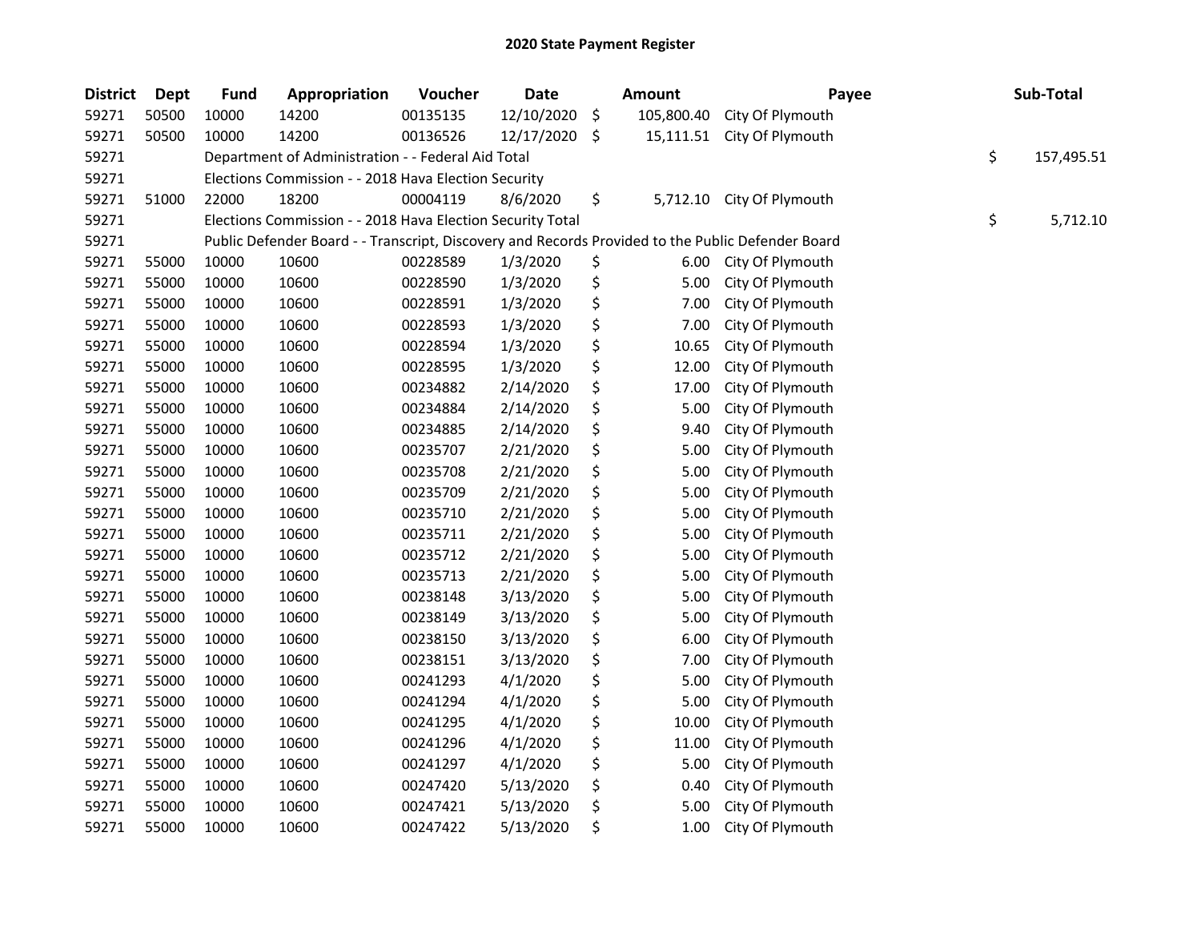# 2020 State Payment Register

| District | Dept | Fund | Appropriation | Voucher | Date | Amount | Payee | Sub-Total |
|---|---|---|---|---|---|---|---|---|
| 59271 | 50500 | 10000 | 14200 | 00135135 | 12/10/2020 | $ 105,800.40 | City Of Plymouth | |
| 59271 | 50500 | 10000 | 14200 | 00136526 | 12/17/2020 | $ 15,111.51 | City Of Plymouth | |
| 59271 | | Department of Administration - - Federal Aid Total | | | | | | $ 157,495.51 |
| 59271 | | Elections Commission - - 2018 Hava Election Security | | | | | | |
| 59271 | 51000 | 22000 | 18200 | 00004119 | 8/6/2020 | $ 5,712.10 | City Of Plymouth | |
| 59271 | | Elections Commission - - 2018 Hava Election Security Total | | | | | | $ 5,712.10 |
| 59271 | | Public Defender Board - - Transcript, Discovery and Records Provided to the Public Defender Board | | | | | | |
| 59271 | 55000 | 10000 | 10600 | 00228589 | 1/3/2020 | $ 6.00 | City Of Plymouth | |
| 59271 | 55000 | 10000 | 10600 | 00228590 | 1/3/2020 | $ 5.00 | City Of Plymouth | |
| 59271 | 55000 | 10000 | 10600 | 00228591 | 1/3/2020 | $ 7.00 | City Of Plymouth | |
| 59271 | 55000 | 10000 | 10600 | 00228593 | 1/3/2020 | $ 7.00 | City Of Plymouth | |
| 59271 | 55000 | 10000 | 10600 | 00228594 | 1/3/2020 | $ 10.65 | City Of Plymouth | |
| 59271 | 55000 | 10000 | 10600 | 00228595 | 1/3/2020 | $ 12.00 | City Of Plymouth | |
| 59271 | 55000 | 10000 | 10600 | 00234882 | 2/14/2020 | $ 17.00 | City Of Plymouth | |
| 59271 | 55000 | 10000 | 10600 | 00234884 | 2/14/2020 | $ 5.00 | City Of Plymouth | |
| 59271 | 55000 | 10000 | 10600 | 00234885 | 2/14/2020 | $ 9.40 | City Of Plymouth | |
| 59271 | 55000 | 10000 | 10600 | 00235707 | 2/21/2020 | $ 5.00 | City Of Plymouth | |
| 59271 | 55000 | 10000 | 10600 | 00235708 | 2/21/2020 | $ 5.00 | City Of Plymouth | |
| 59271 | 55000 | 10000 | 10600 | 00235709 | 2/21/2020 | $ 5.00 | City Of Plymouth | |
| 59271 | 55000 | 10000 | 10600 | 00235710 | 2/21/2020 | $ 5.00 | City Of Plymouth | |
| 59271 | 55000 | 10000 | 10600 | 00235711 | 2/21/2020 | $ 5.00 | City Of Plymouth | |
| 59271 | 55000 | 10000 | 10600 | 00235712 | 2/21/2020 | $ 5.00 | City Of Plymouth | |
| 59271 | 55000 | 10000 | 10600 | 00235713 | 2/21/2020 | $ 5.00 | City Of Plymouth | |
| 59271 | 55000 | 10000 | 10600 | 00238148 | 3/13/2020 | $ 5.00 | City Of Plymouth | |
| 59271 | 55000 | 10000 | 10600 | 00238149 | 3/13/2020 | $ 5.00 | City Of Plymouth | |
| 59271 | 55000 | 10000 | 10600 | 00238150 | 3/13/2020 | $ 6.00 | City Of Plymouth | |
| 59271 | 55000 | 10000 | 10600 | 00238151 | 3/13/2020 | $ 7.00 | City Of Plymouth | |
| 59271 | 55000 | 10000 | 10600 | 00241293 | 4/1/2020 | $ 5.00 | City Of Plymouth | |
| 59271 | 55000 | 10000 | 10600 | 00241294 | 4/1/2020 | $ 5.00 | City Of Plymouth | |
| 59271 | 55000 | 10000 | 10600 | 00241295 | 4/1/2020 | $ 10.00 | City Of Plymouth | |
| 59271 | 55000 | 10000 | 10600 | 00241296 | 4/1/2020 | $ 11.00 | City Of Plymouth | |
| 59271 | 55000 | 10000 | 10600 | 00241297 | 4/1/2020 | $ 5.00 | City Of Plymouth | |
| 59271 | 55000 | 10000 | 10600 | 00247420 | 5/13/2020 | $ 0.40 | City Of Plymouth | |
| 59271 | 55000 | 10000 | 10600 | 00247421 | 5/13/2020 | $ 5.00 | City Of Plymouth | |
| 59271 | 55000 | 10000 | 10600 | 00247422 | 5/13/2020 | $ 1.00 | City Of Plymouth | |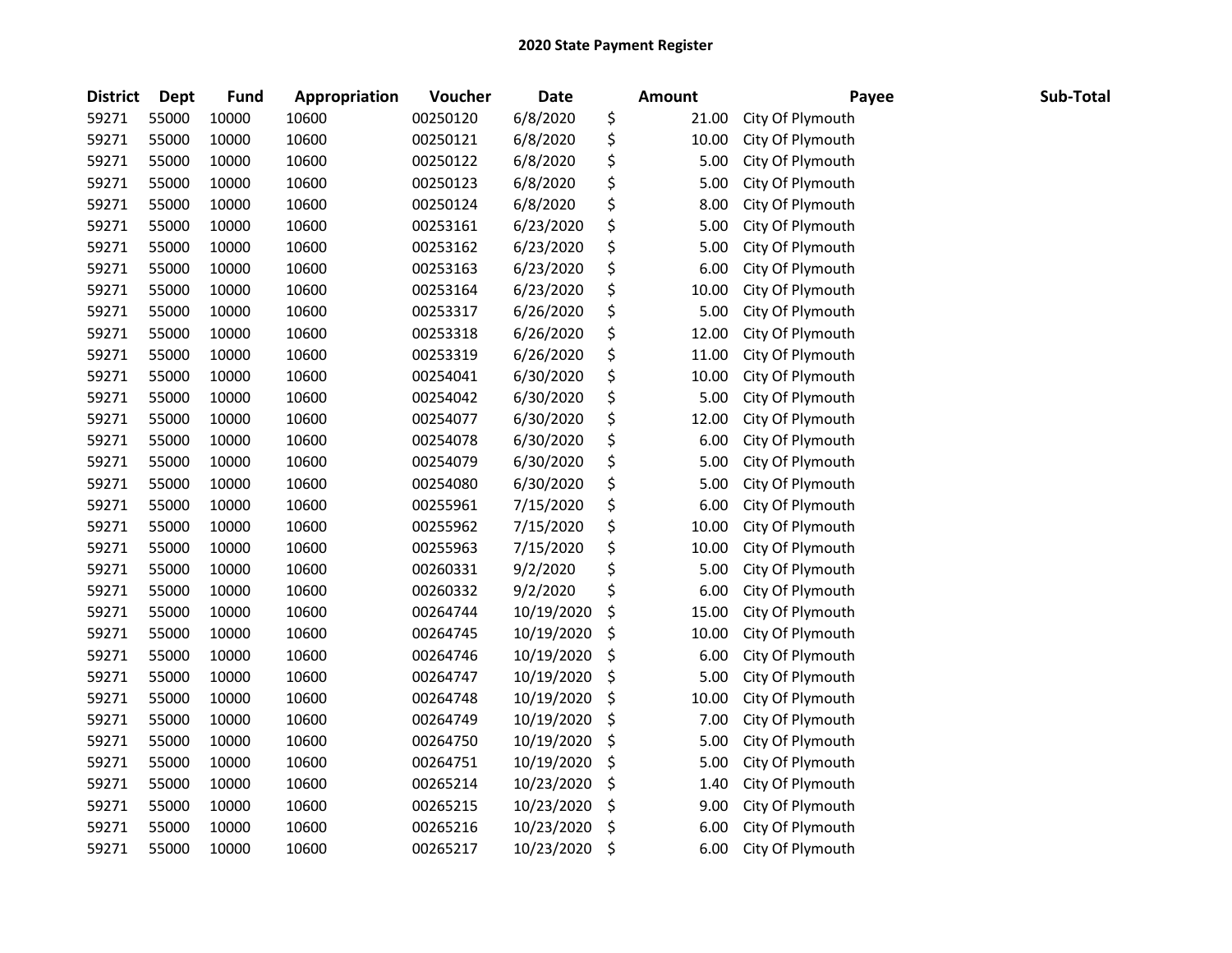# 2020 State Payment Register

| District | Dept | Fund | Appropriation | Voucher | Date | Amount | Payee | Sub-Total |
|---|---|---|---|---|---|---|---|---|
| 59271 | 55000 | 10000 | 10600 | 00250120 | 6/8/2020 | $ 21.00 | City Of Plymouth | |
| 59271 | 55000 | 10000 | 10600 | 00250121 | 6/8/2020 | $ 10.00 | City Of Plymouth | |
| 59271 | 55000 | 10000 | 10600 | 00250122 | 6/8/2020 | $ 5.00 | City Of Plymouth | |
| 59271 | 55000 | 10000 | 10600 | 00250123 | 6/8/2020 | $ 5.00 | City Of Plymouth | |
| 59271 | 55000 | 10000 | 10600 | 00250124 | 6/8/2020 | $ 8.00 | City Of Plymouth | |
| 59271 | 55000 | 10000 | 10600 | 00253161 | 6/23/2020 | $ 5.00 | City Of Plymouth | |
| 59271 | 55000 | 10000 | 10600 | 00253162 | 6/23/2020 | $ 5.00 | City Of Plymouth | |
| 59271 | 55000 | 10000 | 10600 | 00253163 | 6/23/2020 | $ 6.00 | City Of Plymouth | |
| 59271 | 55000 | 10000 | 10600 | 00253164 | 6/23/2020 | $ 10.00 | City Of Plymouth | |
| 59271 | 55000 | 10000 | 10600 | 00253317 | 6/26/2020 | $ 5.00 | City Of Plymouth | |
| 59271 | 55000 | 10000 | 10600 | 00253318 | 6/26/2020 | $ 12.00 | City Of Plymouth | |
| 59271 | 55000 | 10000 | 10600 | 00253319 | 6/26/2020 | $ 11.00 | City Of Plymouth | |
| 59271 | 55000 | 10000 | 10600 | 00254041 | 6/30/2020 | $ 10.00 | City Of Plymouth | |
| 59271 | 55000 | 10000 | 10600 | 00254042 | 6/30/2020 | $ 5.00 | City Of Plymouth | |
| 59271 | 55000 | 10000 | 10600 | 00254077 | 6/30/2020 | $ 12.00 | City Of Plymouth | |
| 59271 | 55000 | 10000 | 10600 | 00254078 | 6/30/2020 | $ 6.00 | City Of Plymouth | |
| 59271 | 55000 | 10000 | 10600 | 00254079 | 6/30/2020 | $ 5.00 | City Of Plymouth | |
| 59271 | 55000 | 10000 | 10600 | 00254080 | 6/30/2020 | $ 5.00 | City Of Plymouth | |
| 59271 | 55000 | 10000 | 10600 | 00255961 | 7/15/2020 | $ 6.00 | City Of Plymouth | |
| 59271 | 55000 | 10000 | 10600 | 00255962 | 7/15/2020 | $ 10.00 | City Of Plymouth | |
| 59271 | 55000 | 10000 | 10600 | 00255963 | 7/15/2020 | $ 10.00 | City Of Plymouth | |
| 59271 | 55000 | 10000 | 10600 | 00260331 | 9/2/2020 | $ 5.00 | City Of Plymouth | |
| 59271 | 55000 | 10000 | 10600 | 00260332 | 9/2/2020 | $ 6.00 | City Of Plymouth | |
| 59271 | 55000 | 10000 | 10600 | 00264744 | 10/19/2020 | $ 15.00 | City Of Plymouth | |
| 59271 | 55000 | 10000 | 10600 | 00264745 | 10/19/2020 | $ 10.00 | City Of Plymouth | |
| 59271 | 55000 | 10000 | 10600 | 00264746 | 10/19/2020 | $ 6.00 | City Of Plymouth | |
| 59271 | 55000 | 10000 | 10600 | 00264747 | 10/19/2020 | $ 5.00 | City Of Plymouth | |
| 59271 | 55000 | 10000 | 10600 | 00264748 | 10/19/2020 | $ 10.00 | City Of Plymouth | |
| 59271 | 55000 | 10000 | 10600 | 00264749 | 10/19/2020 | $ 7.00 | City Of Plymouth | |
| 59271 | 55000 | 10000 | 10600 | 00264750 | 10/19/2020 | $ 5.00 | City Of Plymouth | |
| 59271 | 55000 | 10000 | 10600 | 00264751 | 10/19/2020 | $ 5.00 | City Of Plymouth | |
| 59271 | 55000 | 10000 | 10600 | 00265214 | 10/23/2020 | $ 1.40 | City Of Plymouth | |
| 59271 | 55000 | 10000 | 10600 | 00265215 | 10/23/2020 | $ 9.00 | City Of Plymouth | |
| 59271 | 55000 | 10000 | 10600 | 00265216 | 10/23/2020 | $ 6.00 | City Of Plymouth | |
| 59271 | 55000 | 10000 | 10600 | 00265217 | 10/23/2020 | $ 6.00 | City Of Plymouth | |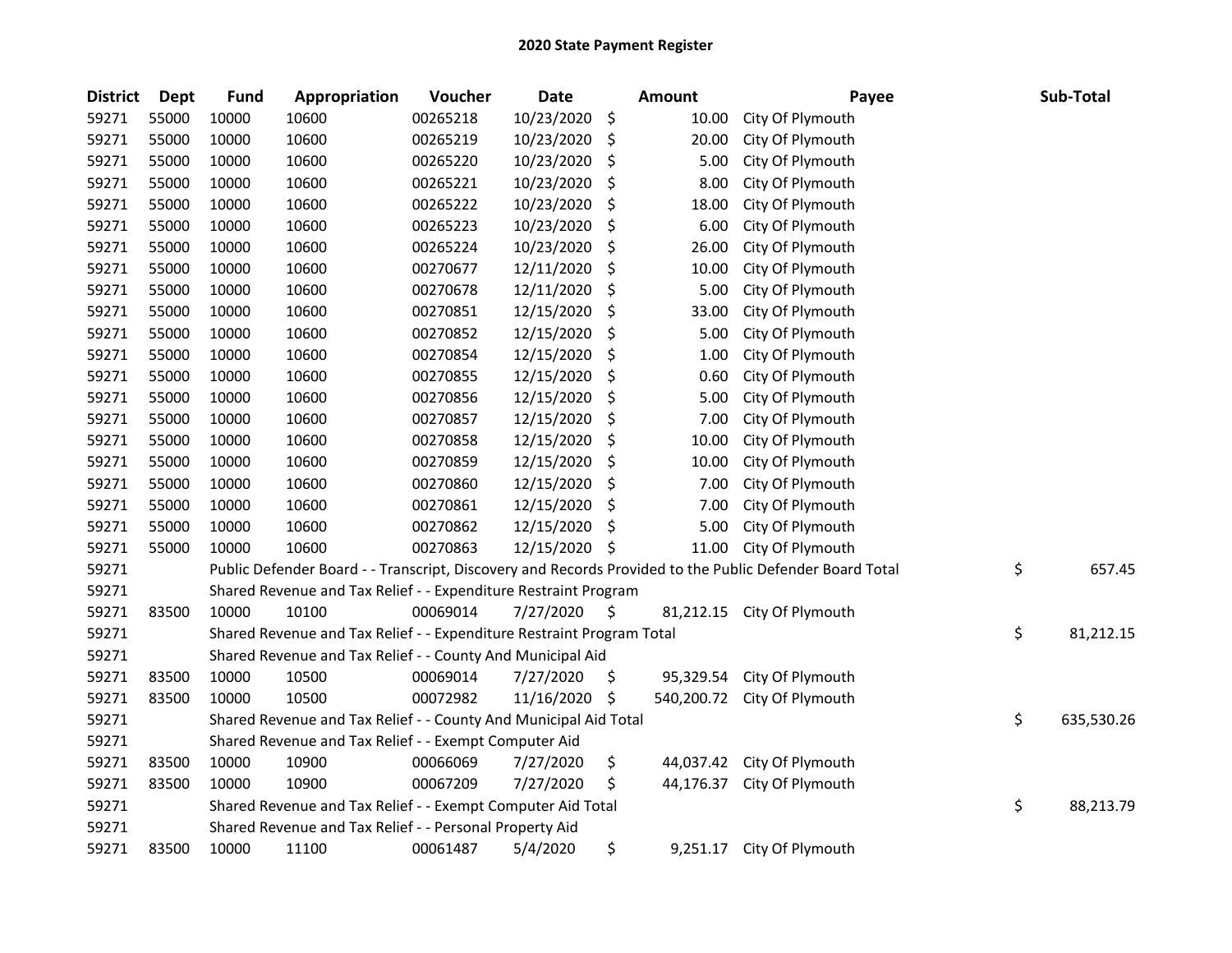# 2020 State Payment Register

| District | Dept | Fund | Appropriation | Voucher | Date | Amount | Payee | Sub-Total |
|---|---|---|---|---|---|---|---|---|
| 59271 | 55000 | 10000 | 10600 | 00265218 | 10/23/2020 | $ 10.00 | City Of Plymouth | |
| 59271 | 55000 | 10000 | 10600 | 00265219 | 10/23/2020 | $ 20.00 | City Of Plymouth | |
| 59271 | 55000 | 10000 | 10600 | 00265220 | 10/23/2020 | $ 5.00 | City Of Plymouth | |
| 59271 | 55000 | 10000 | 10600 | 00265221 | 10/23/2020 | $ 8.00 | City Of Plymouth | |
| 59271 | 55000 | 10000 | 10600 | 00265222 | 10/23/2020 | $ 18.00 | City Of Plymouth | |
| 59271 | 55000 | 10000 | 10600 | 00265223 | 10/23/2020 | $ 6.00 | City Of Plymouth | |
| 59271 | 55000 | 10000 | 10600 | 00265224 | 10/23/2020 | $ 26.00 | City Of Plymouth | |
| 59271 | 55000 | 10000 | 10600 | 00270677 | 12/11/2020 | $ 10.00 | City Of Plymouth | |
| 59271 | 55000 | 10000 | 10600 | 00270678 | 12/11/2020 | $ 5.00 | City Of Plymouth | |
| 59271 | 55000 | 10000 | 10600 | 00270851 | 12/15/2020 | $ 33.00 | City Of Plymouth | |
| 59271 | 55000 | 10000 | 10600 | 00270852 | 12/15/2020 | $ 5.00 | City Of Plymouth | |
| 59271 | 55000 | 10000 | 10600 | 00270854 | 12/15/2020 | $ 1.00 | City Of Plymouth | |
| 59271 | 55000 | 10000 | 10600 | 00270855 | 12/15/2020 | $ 0.60 | City Of Plymouth | |
| 59271 | 55000 | 10000 | 10600 | 00270856 | 12/15/2020 | $ 5.00 | City Of Plymouth | |
| 59271 | 55000 | 10000 | 10600 | 00270857 | 12/15/2020 | $ 7.00 | City Of Plymouth | |
| 59271 | 55000 | 10000 | 10600 | 00270858 | 12/15/2020 | $ 10.00 | City Of Plymouth | |
| 59271 | 55000 | 10000 | 10600 | 00270859 | 12/15/2020 | $ 10.00 | City Of Plymouth | |
| 59271 | 55000 | 10000 | 10600 | 00270860 | 12/15/2020 | $ 7.00 | City Of Plymouth | |
| 59271 | 55000 | 10000 | 10600 | 00270861 | 12/15/2020 | $ 7.00 | City Of Plymouth | |
| 59271 | 55000 | 10000 | 10600 | 00270862 | 12/15/2020 | $ 5.00 | City Of Plymouth | |
| 59271 | 55000 | 10000 | 10600 | 00270863 | 12/15/2020 | $ 11.00 | City Of Plymouth | |
| 59271 | | Public Defender Board - - Transcript, Discovery and Records Provided to the Public Defender Board Total | | | | | | $ 657.45 |
| 59271 | | Shared Revenue and Tax Relief - - Expenditure Restraint Program | | | | | | |
| 59271 | 83500 | 10000 | 10100 | 00069014 | 7/27/2020 | $ 81,212.15 | City Of Plymouth | |
| 59271 | | Shared Revenue and Tax Relief - - Expenditure Restraint Program Total | | | | | | $ 81,212.15 |
| 59271 | | Shared Revenue and Tax Relief - - County And Municipal Aid | | | | | | |
| 59271 | 83500 | 10000 | 10500 | 00069014 | 7/27/2020 | $ 95,329.54 | City Of Plymouth | |
| 59271 | 83500 | 10000 | 10500 | 00072982 | 11/16/2020 | $ 540,200.72 | City Of Plymouth | |
| 59271 | | Shared Revenue and Tax Relief - - County And Municipal Aid Total | | | | | | $ 635,530.26 |
| 59271 | | Shared Revenue and Tax Relief - - Exempt Computer Aid | | | | | | |
| 59271 | 83500 | 10000 | 10900 | 00066069 | 7/27/2020 | $ 44,037.42 | City Of Plymouth | |
| 59271 | 83500 | 10000 | 10900 | 00067209 | 7/27/2020 | $ 44,176.37 | City Of Plymouth | |
| 59271 | | Shared Revenue and Tax Relief - - Exempt Computer Aid Total | | | | | | $ 88,213.79 |
| 59271 | | Shared Revenue and Tax Relief - - Personal Property Aid | | | | | | |
| 59271 | 83500 | 10000 | 11100 | 00061487 | 5/4/2020 | $ 9,251.17 | City Of Plymouth | |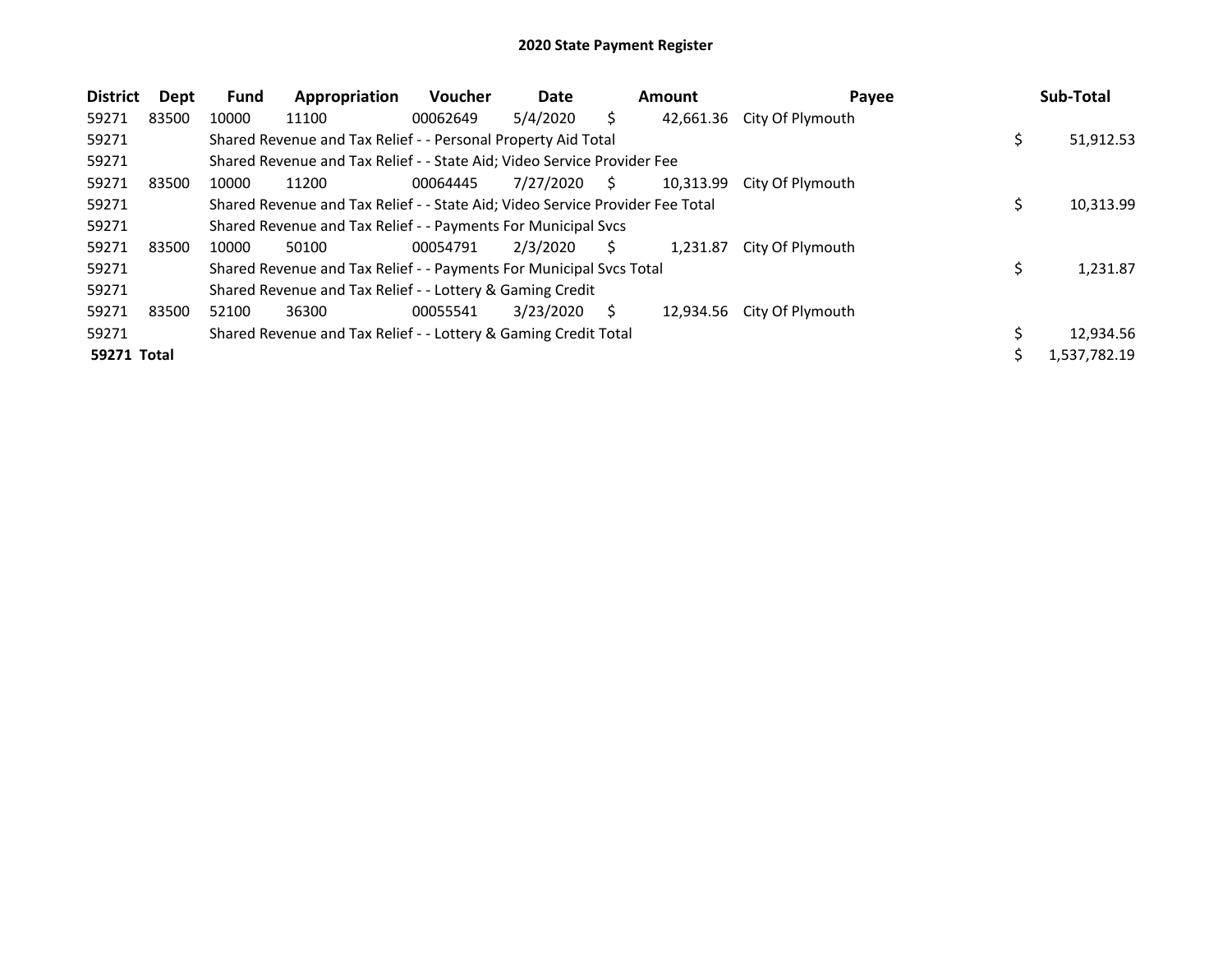# 2020 State Payment Register

| District | Dept | Fund | Appropriation | Voucher | Date | Amount | Payee | Sub-Total |
|---|---|---|---|---|---|---|---|---|
| 59271 | 83500 | 10000 | 11100 | 00062649 | 5/4/2020 | $ 42,661.36 | City Of Plymouth | |
| 59271 | | Shared Revenue and Tax Relief - - Personal Property Aid Total | | | | | | $ 51,912.53 |
| 59271 | | Shared Revenue and Tax Relief - - State Aid; Video Service Provider Fee | | | | | | |
| 59271 | 83500 | 10000 | 11200 | 00064445 | 7/27/2020 | $ 10,313.99 | City Of Plymouth | |
| 59271 | | Shared Revenue and Tax Relief - - State Aid; Video Service Provider Fee Total | | | | | | $ 10,313.99 |
| 59271 | | Shared Revenue and Tax Relief - - Payments For Municipal Svcs | | | | | | |
| 59271 | 83500 | 10000 | 50100 | 00054791 | 2/3/2020 | $ 1,231.87 | City Of Plymouth | |
| 59271 | | Shared Revenue and Tax Relief - - Payments For Municipal Svcs Total | | | | | | $ 1,231.87 |
| 59271 | | Shared Revenue and Tax Relief - - Lottery & Gaming Credit | | | | | | |
| 59271 | 83500 | 52100 | 36300 | 00055541 | 3/23/2020 | $ 12,934.56 | City Of Plymouth | |
| 59271 | | Shared Revenue and Tax Relief - - Lottery & Gaming Credit Total | | | | | | $ 12,934.56 |
| **59271 Total** | | | | | | | | $ 1,537,782.19 |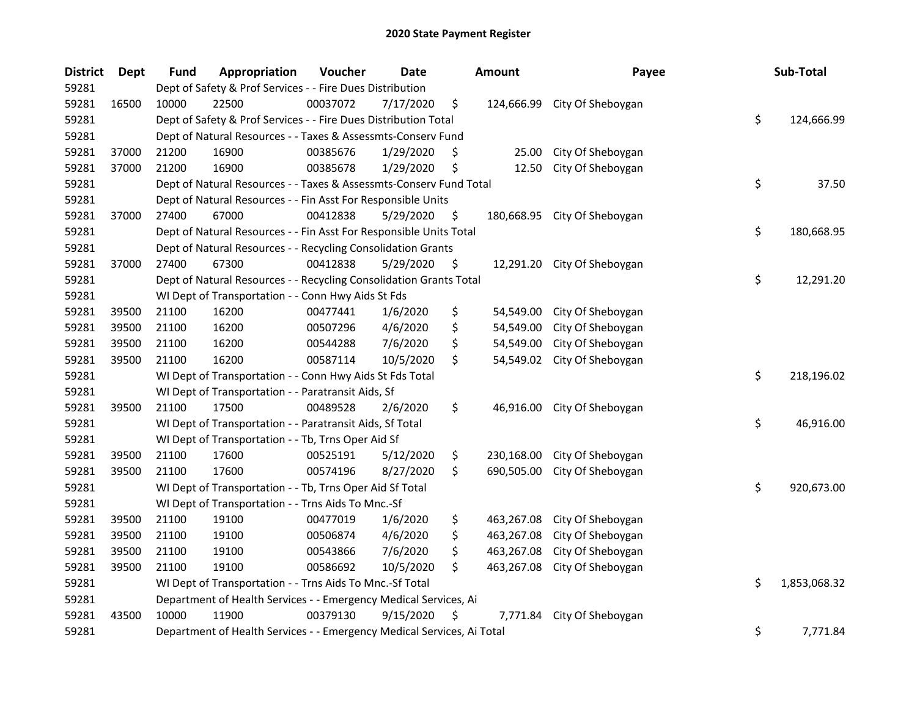# 2020 State Payment Register

| District | Dept | Fund | Appropriation | Voucher | Date | Amount | Payee | Sub-Total |
|---|---|---|---|---|---|---|---|---|
| 59281 | | Dept of Safety & Prof Services - - Fire Dues Distribution | | | | | | |
| 59281 | 16500 | 10000 | 22500 | 00037072 | 7/17/2020 | $ 124,666.99 | City Of Sheboygan | |
| 59281 | | Dept of Safety & Prof Services - - Fire Dues Distribution Total | | | | | | $ 124,666.99 |
| 59281 | | Dept of Natural Resources - - Taxes & Assessmts-Conserv Fund | | | | | | |
| 59281 | 37000 | 21200 | 16900 | 00385676 | 1/29/2020 | $ 25.00 | City Of Sheboygan | |
| 59281 | 37000 | 21200 | 16900 | 00385678 | 1/29/2020 | $ 12.50 | City Of Sheboygan | |
| 59281 | | Dept of Natural Resources - - Taxes & Assessmts-Conserv Fund Total | | | | | | $ 37.50 |
| 59281 | | Dept of Natural Resources - - Fin Asst For Responsible Units | | | | | | |
| 59281 | 37000 | 27400 | 67000 | 00412838 | 5/29/2020 | $ 180,668.95 | City Of Sheboygan | |
| 59281 | | Dept of Natural Resources - - Fin Asst For Responsible Units Total | | | | | | $ 180,668.95 |
| 59281 | | Dept of Natural Resources - - Recycling Consolidation Grants | | | | | | |
| 59281 | 37000 | 27400 | 67300 | 00412838 | 5/29/2020 | $ 12,291.20 | City Of Sheboygan | |
| 59281 | | Dept of Natural Resources - - Recycling Consolidation Grants Total | | | | | | $ 12,291.20 |
| 59281 | | WI Dept of Transportation - - Conn Hwy Aids St Fds | | | | | | |
| 59281 | 39500 | 21100 | 16200 | 00477441 | 1/6/2020 | $ 54,549.00 | City Of Sheboygan | |
| 59281 | 39500 | 21100 | 16200 | 00507296 | 4/6/2020 | $ 54,549.00 | City Of Sheboygan | |
| 59281 | 39500 | 21100 | 16200 | 00544288 | 7/6/2020 | $ 54,549.00 | City Of Sheboygan | |
| 59281 | 39500 | 21100 | 16200 | 00587114 | 10/5/2020 | $ 54,549.02 | City Of Sheboygan | |
| 59281 | | WI Dept of Transportation - - Conn Hwy Aids St Fds Total | | | | | | $ 218,196.02 |
| 59281 | | WI Dept of Transportation - - Paratransit Aids, Sf | | | | | | |
| 59281 | 39500 | 21100 | 17500 | 00489528 | 2/6/2020 | $ 46,916.00 | City Of Sheboygan | |
| 59281 | | WI Dept of Transportation - - Paratransit Aids, Sf Total | | | | | | $ 46,916.00 |
| 59281 | | WI Dept of Transportation - - Tb, Trns Oper Aid Sf | | | | | | |
| 59281 | 39500 | 21100 | 17600 | 00525191 | 5/12/2020 | $ 230,168.00 | City Of Sheboygan | |
| 59281 | 39500 | 21100 | 17600 | 00574196 | 8/27/2020 | $ 690,505.00 | City Of Sheboygan | |
| 59281 | | WI Dept of Transportation - - Tb, Trns Oper Aid Sf Total | | | | | | $ 920,673.00 |
| 59281 | | WI Dept of Transportation - - Trns Aids To Mnc.-Sf | | | | | | |
| 59281 | 39500 | 21100 | 19100 | 00477019 | 1/6/2020 | $ 463,267.08 | City Of Sheboygan | |
| 59281 | 39500 | 21100 | 19100 | 00506874 | 4/6/2020 | $ 463,267.08 | City Of Sheboygan | |
| 59281 | 39500 | 21100 | 19100 | 00543866 | 7/6/2020 | $ 463,267.08 | City Of Sheboygan | |
| 59281 | 39500 | 21100 | 19100 | 00586692 | 10/5/2020 | $ 463,267.08 | City Of Sheboygan | |
| 59281 | | WI Dept of Transportation - - Trns Aids To Mnc.-Sf Total | | | | | | $ 1,853,068.32 |
| 59281 | | Department of Health Services - - Emergency Medical Services, Ai | | | | | | |
| 59281 | 43500 | 10000 | 11900 | 00379130 | 9/15/2020 | $ 7,771.84 | City Of Sheboygan | |
| 59281 | | Department of Health Services - - Emergency Medical Services, Ai Total | | | | | | $ 7,771.84 |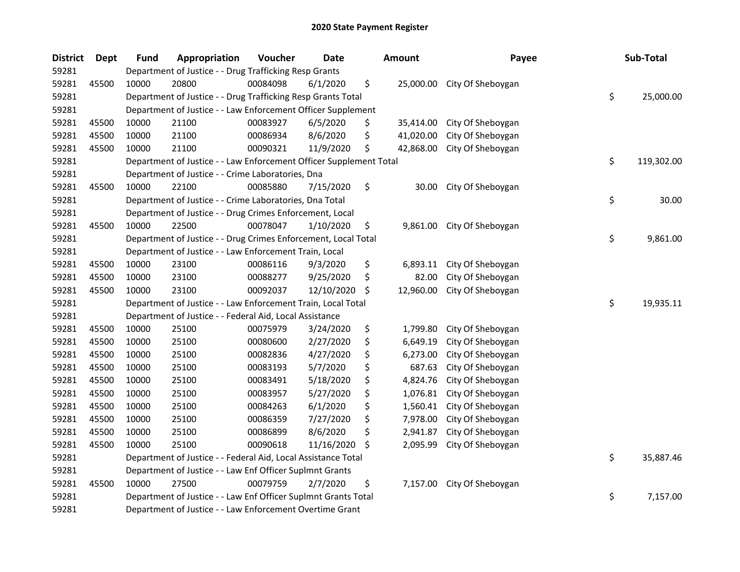# 2020 State Payment Register

| District | Dept | Fund | Appropriation | Voucher | Date | Amount | Payee | Sub-Total |
|---|---|---|---|---|---|---|---|---|
| 59281 | | Department of Justice - - Drug Trafficking Resp Grants | | | | | | |
| 59281 | 45500 | 10000 | 20800 | 00084098 | 6/1/2020 | $ 25,000.00 | City Of Sheboygan | |
| 59281 | | Department of Justice - - Drug Trafficking Resp Grants Total | | | | | | $ 25,000.00 |
| 59281 | | Department of Justice - - Law Enforcement Officer Supplement | | | | | | |
| 59281 | 45500 | 10000 | 21100 | 00083927 | 6/5/2020 | $ 35,414.00 | City Of Sheboygan | |
| 59281 | 45500 | 10000 | 21100 | 00086934 | 8/6/2020 | $ 41,020.00 | City Of Sheboygan | |
| 59281 | 45500 | 10000 | 21100 | 00090321 | 11/9/2020 | $ 42,868.00 | City Of Sheboygan | |
| 59281 | | Department of Justice - - Law Enforcement Officer Supplement Total | | | | | | $ 119,302.00 |
| 59281 | | Department of Justice - - Crime Laboratories, Dna | | | | | | |
| 59281 | 45500 | 10000 | 22100 | 00085880 | 7/15/2020 | $ 30.00 | City Of Sheboygan | |
| 59281 | | Department of Justice - - Crime Laboratories, Dna Total | | | | | | $ 30.00 |
| 59281 | | Department of Justice - - Drug Crimes Enforcement, Local | | | | | | |
| 59281 | 45500 | 10000 | 22500 | 00078047 | 1/10/2020 | $ 9,861.00 | City Of Sheboygan | |
| 59281 | | Department of Justice - - Drug Crimes Enforcement, Local Total | | | | | | $ 9,861.00 |
| 59281 | | Department of Justice - - Law Enforcement Train, Local | | | | | | |
| 59281 | 45500 | 10000 | 23100 | 00086116 | 9/3/2020 | $ 6,893.11 | City Of Sheboygan | |
| 59281 | 45500 | 10000 | 23100 | 00088277 | 9/25/2020 | $ 82.00 | City Of Sheboygan | |
| 59281 | 45500 | 10000 | 23100 | 00092037 | 12/10/2020 | $ 12,960.00 | City Of Sheboygan | |
| 59281 | | Department of Justice - - Law Enforcement Train, Local Total | | | | | | $ 19,935.11 |
| 59281 | | Department of Justice - - Federal Aid, Local Assistance | | | | | | |
| 59281 | 45500 | 10000 | 25100 | 00075979 | 3/24/2020 | $ 1,799.80 | City Of Sheboygan | |
| 59281 | 45500 | 10000 | 25100 | 00080600 | 2/27/2020 | $ 6,649.19 | City Of Sheboygan | |
| 59281 | 45500 | 10000 | 25100 | 00082836 | 4/27/2020 | $ 6,273.00 | City Of Sheboygan | |
| 59281 | 45500 | 10000 | 25100 | 00083193 | 5/7/2020 | $ 687.63 | City Of Sheboygan | |
| 59281 | 45500 | 10000 | 25100 | 00083491 | 5/18/2020 | $ 4,824.76 | City Of Sheboygan | |
| 59281 | 45500 | 10000 | 25100 | 00083957 | 5/27/2020 | $ 1,076.81 | City Of Sheboygan | |
| 59281 | 45500 | 10000 | 25100 | 00084263 | 6/1/2020 | $ 1,560.41 | City Of Sheboygan | |
| 59281 | 45500 | 10000 | 25100 | 00086359 | 7/27/2020 | $ 7,978.00 | City Of Sheboygan | |
| 59281 | 45500 | 10000 | 25100 | 00086899 | 8/6/2020 | $ 2,941.87 | City Of Sheboygan | |
| 59281 | 45500 | 10000 | 25100 | 00090618 | 11/16/2020 | $ 2,095.99 | City Of Sheboygan | |
| 59281 | | Department of Justice - - Federal Aid, Local Assistance Total | | | | | | $ 35,887.46 |
| 59281 | | Department of Justice - - Law Enf Officer Suplmnt Grants | | | | | | |
| 59281 | 45500 | 10000 | 27500 | 00079759 | 2/7/2020 | $ 7,157.00 | City Of Sheboygan | |
| 59281 | | Department of Justice - - Law Enf Officer Suplmnt Grants Total | | | | | | $ 7,157.00 |
| 59281 | | Department of Justice - - Law Enforcement Overtime Grant | | | | | | |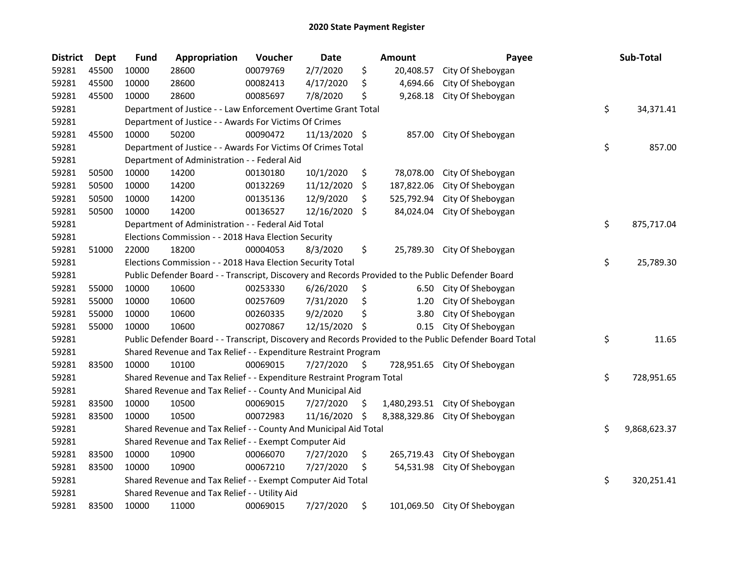# 2020 State Payment Register

| District | Dept | Fund | Appropriation | Voucher | Date | Amount | Payee | Sub-Total |
|---|---|---|---|---|---|---|---|---|
| 59281 | 45500 | 10000 | 28600 | 00079769 | 2/7/2020 | $ 20,408.57 | City Of Sheboygan | |
| 59281 | 45500 | 10000 | 28600 | 00082413 | 4/17/2020 | $ 4,694.66 | City Of Sheboygan | |
| 59281 | 45500 | 10000 | 28600 | 00085697 | 7/8/2020 | $ 9,268.18 | City Of Sheboygan | |
| 59281 | | Department of Justice - - Law Enforcement Overtime Grant Total | | | | | | $ 34,371.41 |
| 59281 | | Department of Justice - - Awards For Victims Of Crimes | | | | | | |
| 59281 | 45500 | 10000 | 50200 | 00090472 | 11/13/2020 | $ 857.00 | City Of Sheboygan | |
| 59281 | | Department of Justice - - Awards For Victims Of Crimes Total | | | | | | $ 857.00 |
| 59281 | | Department of Administration - - Federal Aid | | | | | | |
| 59281 | 50500 | 10000 | 14200 | 00130180 | 10/1/2020 | $ 78,078.00 | City Of Sheboygan | |
| 59281 | 50500 | 10000 | 14200 | 00132269 | 11/12/2020 | $ 187,822.06 | City Of Sheboygan | |
| 59281 | 50500 | 10000 | 14200 | 00135136 | 12/9/2020 | $ 525,792.94 | City Of Sheboygan | |
| 59281 | 50500 | 10000 | 14200 | 00136527 | 12/16/2020 | $ 84,024.04 | City Of Sheboygan | |
| 59281 | | Department of Administration - - Federal Aid Total | | | | | | $ 875,717.04 |
| 59281 | | Elections Commission - - 2018 Hava Election Security | | | | | | |
| 59281 | 51000 | 22000 | 18200 | 00004053 | 8/3/2020 | $ 25,789.30 | City Of Sheboygan | |
| 59281 | | Elections Commission - - 2018 Hava Election Security Total | | | | | | $ 25,789.30 |
| 59281 | | Public Defender Board - - Transcript, Discovery and Records Provided to the Public Defender Board | | | | | | |
| 59281 | 55000 | 10000 | 10600 | 00253330 | 6/26/2020 | $ 6.50 | City Of Sheboygan | |
| 59281 | 55000 | 10000 | 10600 | 00257609 | 7/31/2020 | $ 1.20 | City Of Sheboygan | |
| 59281 | 55000 | 10000 | 10600 | 00260335 | 9/2/2020 | $ 3.80 | City Of Sheboygan | |
| 59281 | 55000 | 10000 | 10600 | 00270867 | 12/15/2020 | $ 0.15 | City Of Sheboygan | |
| 59281 | | Public Defender Board - - Transcript, Discovery and Records Provided to the Public Defender Board Total | | | | | | $ 11.65 |
| 59281 | | Shared Revenue and Tax Relief - - Expenditure Restraint Program | | | | | | |
| 59281 | 83500 | 10000 | 10100 | 00069015 | 7/27/2020 | $ 728,951.65 | City Of Sheboygan | |
| 59281 | | Shared Revenue and Tax Relief - - Expenditure Restraint Program Total | | | | | | $ 728,951.65 |
| 59281 | | Shared Revenue and Tax Relief - - County And Municipal Aid | | | | | | |
| 59281 | 83500 | 10000 | 10500 | 00069015 | 7/27/2020 | $ 1,480,293.51 | City Of Sheboygan | |
| 59281 | 83500 | 10000 | 10500 | 00072983 | 11/16/2020 | $ 8,388,329.86 | City Of Sheboygan | |
| 59281 | | Shared Revenue and Tax Relief - - County And Municipal Aid Total | | | | | | $ 9,868,623.37 |
| 59281 | | Shared Revenue and Tax Relief - - Exempt Computer Aid | | | | | | |
| 59281 | 83500 | 10000 | 10900 | 00066070 | 7/27/2020 | $ 265,719.43 | City Of Sheboygan | |
| 59281 | 83500 | 10000 | 10900 | 00067210 | 7/27/2020 | $ 54,531.98 | City Of Sheboygan | |
| 59281 | | Shared Revenue and Tax Relief - - Exempt Computer Aid Total | | | | | | $ 320,251.41 |
| 59281 | | Shared Revenue and Tax Relief - - Utility Aid | | | | | | |
| 59281 | 83500 | 10000 | 11000 | 00069015 | 7/27/2020 | $ 101,069.50 | City Of Sheboygan | |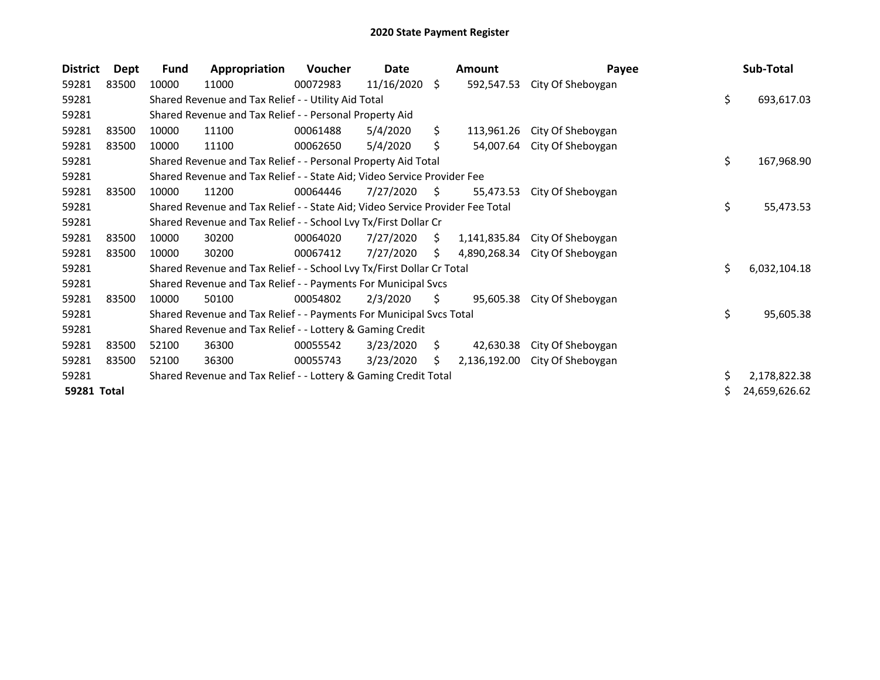# 2020 State Payment Register

| District | Dept | Fund | Appropriation | Voucher | Date | Amount | Payee | Sub-Total |
|---|---|---|---|---|---|---|---|---|
| 59281 | 83500 | 10000 | 11000 | 00072983 | 11/16/2020 | $ 592,547.53 | City Of Sheboygan | |
| 59281 | | Shared Revenue and Tax Relief - - Utility Aid Total | | | | | | $ 693,617.03 |
| 59281 | | Shared Revenue and Tax Relief - - Personal Property Aid | | | | | | |
| 59281 | 83500 | 10000 | 11100 | 00061488 | 5/4/2020 | $ 113,961.26 | City Of Sheboygan | |
| 59281 | 83500 | 10000 | 11100 | 00062650 | 5/4/2020 | $ 54,007.64 | City Of Sheboygan | |
| 59281 | | Shared Revenue and Tax Relief - - Personal Property Aid Total | | | | | | $ 167,968.90 |
| 59281 | | Shared Revenue and Tax Relief - - State Aid; Video Service Provider Fee | | | | | | |
| 59281 | 83500 | 10000 | 11200 | 00064446 | 7/27/2020 | $ 55,473.53 | City Of Sheboygan | |
| 59281 | | Shared Revenue and Tax Relief - - State Aid; Video Service Provider Fee Total | | | | | | $ 55,473.53 |
| 59281 | | Shared Revenue and Tax Relief - - School Lvy Tx/First Dollar Cr | | | | | | |
| 59281 | 83500 | 10000 | 30200 | 00064020 | 7/27/2020 | $ 1,141,835.84 | City Of Sheboygan | |
| 59281 | 83500 | 10000 | 30200 | 00067412 | 7/27/2020 | $ 4,890,268.34 | City Of Sheboygan | |
| 59281 | | Shared Revenue and Tax Relief - - School Lvy Tx/First Dollar Cr Total | | | | | | $ 6,032,104.18 |
| 59281 | | Shared Revenue and Tax Relief - - Payments For Municipal Svcs | | | | | | |
| 59281 | 83500 | 10000 | 50100 | 00054802 | 2/3/2020 | $ 95,605.38 | City Of Sheboygan | |
| 59281 | | Shared Revenue and Tax Relief - - Payments For Municipal Svcs Total | | | | | | $ 95,605.38 |
| 59281 | | Shared Revenue and Tax Relief - - Lottery & Gaming Credit | | | | | | |
| 59281 | 83500 | 52100 | 36300 | 00055542 | 3/23/2020 | $ 42,630.38 | City Of Sheboygan | |
| 59281 | 83500 | 52100 | 36300 | 00055743 | 3/23/2020 | $ 2,136,192.00 | City Of Sheboygan | |
| 59281 | | Shared Revenue and Tax Relief - - Lottery & Gaming Credit Total | | | | | | $ 2,178,822.38 |
| **59281 Total** | | | | | | | | $ 24,659,626.62 |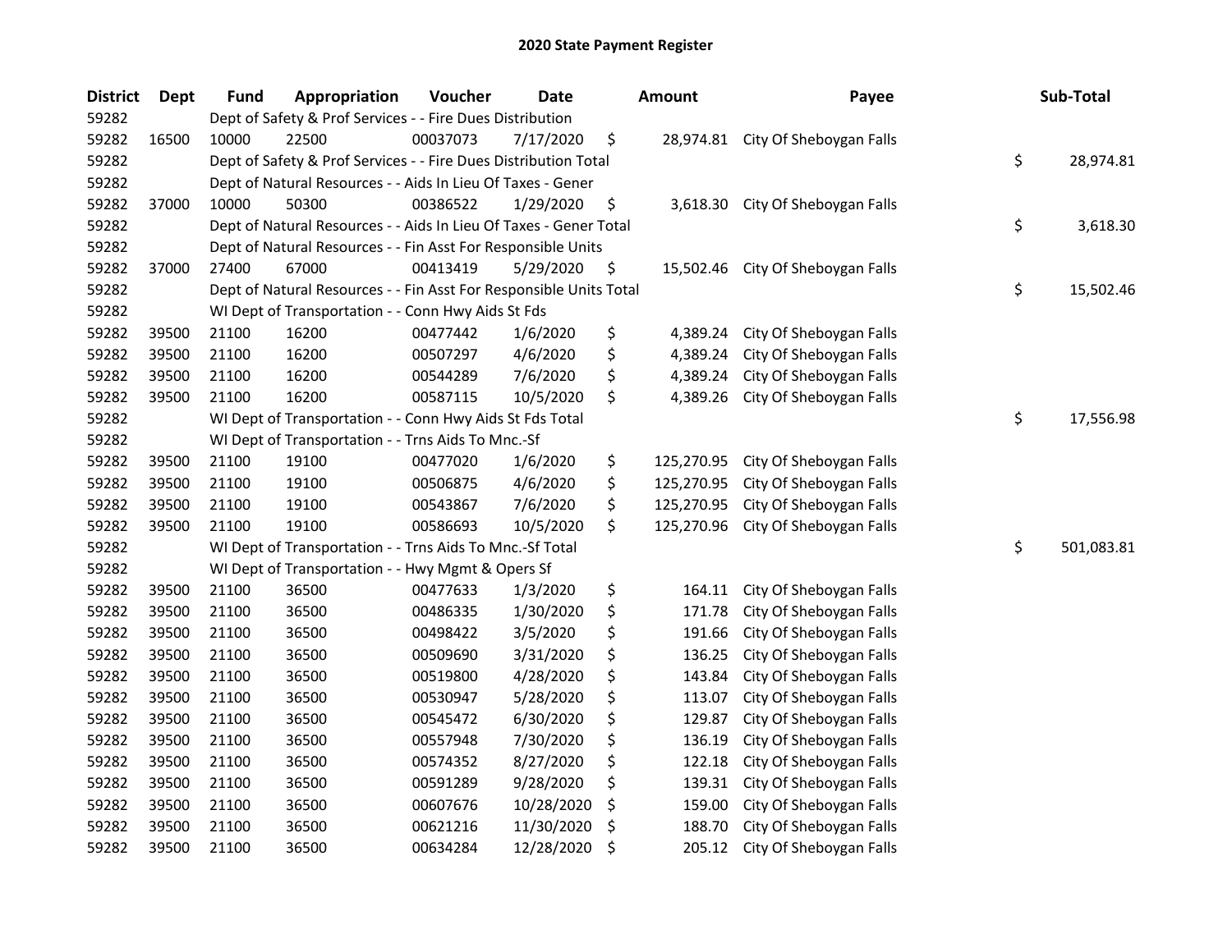# 2020 State Payment Register

| District | Dept | Fund | Appropriation | Voucher | Date | Amount | Payee | Sub-Total |
|---|---|---|---|---|---|---|---|---|
| 59282 | | Dept of Safety & Prof Services - - Fire Dues Distribution | | | | | | |
| 59282 | 16500 | 10000 | 22500 | 00037073 | 7/17/2020 | $ 28,974.81 | City Of Sheboygan Falls | |
| 59282 | | Dept of Safety & Prof Services - - Fire Dues Distribution Total | | | | | | $ 28,974.81 |
| 59282 | | Dept of Natural Resources - - Aids In Lieu Of Taxes - Gener | | | | | | |
| 59282 | 37000 | 10000 | 50300 | 00386522 | 1/29/2020 | $ 3,618.30 | City Of Sheboygan Falls | |
| 59282 | | Dept of Natural Resources - - Aids In Lieu Of Taxes - Gener Total | | | | | | $ 3,618.30 |
| 59282 | | Dept of Natural Resources - - Fin Asst For Responsible Units | | | | | | |
| 59282 | 37000 | 27400 | 67000 | 00413419 | 5/29/2020 | $ 15,502.46 | City Of Sheboygan Falls | |
| 59282 | | Dept of Natural Resources - - Fin Asst For Responsible Units Total | | | | | | $ 15,502.46 |
| 59282 | | WI Dept of Transportation - - Conn Hwy Aids St Fds | | | | | | |
| 59282 | 39500 | 21100 | 16200 | 00477442 | 1/6/2020 | $ 4,389.24 | City Of Sheboygan Falls | |
| 59282 | 39500 | 21100 | 16200 | 00507297 | 4/6/2020 | $ 4,389.24 | City Of Sheboygan Falls | |
| 59282 | 39500 | 21100 | 16200 | 00544289 | 7/6/2020 | $ 4,389.24 | City Of Sheboygan Falls | |
| 59282 | 39500 | 21100 | 16200 | 00587115 | 10/5/2020 | $ 4,389.26 | City Of Sheboygan Falls | |
| 59282 | | WI Dept of Transportation - - Conn Hwy Aids St Fds Total | | | | | | $ 17,556.98 |
| 59282 | | WI Dept of Transportation - - Trns Aids To Mnc.-Sf | | | | | | |
| 59282 | 39500 | 21100 | 19100 | 00477020 | 1/6/2020 | $ 125,270.95 | City Of Sheboygan Falls | |
| 59282 | 39500 | 21100 | 19100 | 00506875 | 4/6/2020 | $ 125,270.95 | City Of Sheboygan Falls | |
| 59282 | 39500 | 21100 | 19100 | 00543867 | 7/6/2020 | $ 125,270.95 | City Of Sheboygan Falls | |
| 59282 | 39500 | 21100 | 19100 | 00586693 | 10/5/2020 | $ 125,270.96 | City Of Sheboygan Falls | |
| 59282 | | WI Dept of Transportation - - Trns Aids To Mnc.-Sf Total | | | | | | $ 501,083.81 |
| 59282 | | WI Dept of Transportation - - Hwy Mgmt & Opers Sf | | | | | | |
| 59282 | 39500 | 21100 | 36500 | 00477633 | 1/3/2020 | $ 164.11 | City Of Sheboygan Falls | |
| 59282 | 39500 | 21100 | 36500 | 00486335 | 1/30/2020 | $ 171.78 | City Of Sheboygan Falls | |
| 59282 | 39500 | 21100 | 36500 | 00498422 | 3/5/2020 | $ 191.66 | City Of Sheboygan Falls | |
| 59282 | 39500 | 21100 | 36500 | 00509690 | 3/31/2020 | $ 136.25 | City Of Sheboygan Falls | |
| 59282 | 39500 | 21100 | 36500 | 00519800 | 4/28/2020 | $ 143.84 | City Of Sheboygan Falls | |
| 59282 | 39500 | 21100 | 36500 | 00530947 | 5/28/2020 | $ 113.07 | City Of Sheboygan Falls | |
| 59282 | 39500 | 21100 | 36500 | 00545472 | 6/30/2020 | $ 129.87 | City Of Sheboygan Falls | |
| 59282 | 39500 | 21100 | 36500 | 00557948 | 7/30/2020 | $ 136.19 | City Of Sheboygan Falls | |
| 59282 | 39500 | 21100 | 36500 | 00574352 | 8/27/2020 | $ 122.18 | City Of Sheboygan Falls | |
| 59282 | 39500 | 21100 | 36500 | 00591289 | 9/28/2020 | $ 139.31 | City Of Sheboygan Falls | |
| 59282 | 39500 | 21100 | 36500 | 00607676 | 10/28/2020 | $ 159.00 | City Of Sheboygan Falls | |
| 59282 | 39500 | 21100 | 36500 | 00621216 | 11/30/2020 | $ 188.70 | City Of Sheboygan Falls | |
| 59282 | 39500 | 21100 | 36500 | 00634284 | 12/28/2020 | $ 205.12 | City Of Sheboygan Falls | |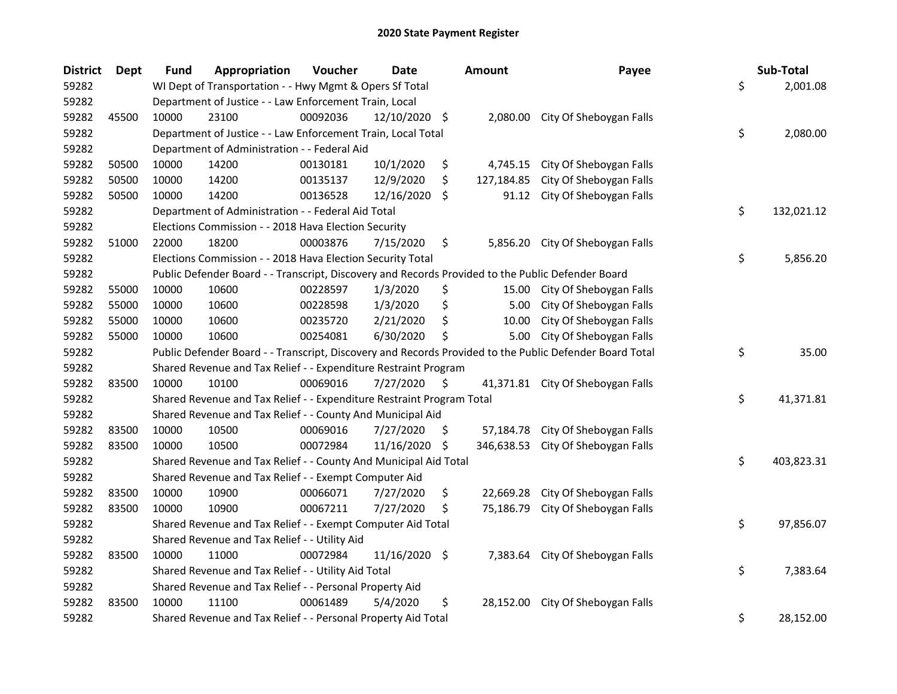## 2020 State Payment Register

| District | Dept | Fund | Appropriation | Voucher | Date | Amount | Payee | Sub-Total |
|---|---|---|---|---|---|---|---|---|
| 59282 | | WI Dept of Transportation - - Hwy Mgmt & Opers Sf Total | | | | | | $ 2,001.08 |
| 59282 | | Department of Justice - - Law Enforcement Train, Local | | | | | | |
| 59282 | 45500 | 10000 | 23100 | 00092036 | 12/10/2020 | $ 2,080.00 | City Of Sheboygan Falls | |
| 59282 | | Department of Justice - - Law Enforcement Train, Local Total | | | | | | $ 2,080.00 |
| 59282 | | Department of Administration - - Federal Aid | | | | | | |
| 59282 | 50500 | 10000 | 14200 | 00130181 | 10/1/2020 | $ 4,745.15 | City Of Sheboygan Falls | |
| 59282 | 50500 | 10000 | 14200 | 00135137 | 12/9/2020 | $ 127,184.85 | City Of Sheboygan Falls | |
| 59282 | 50500 | 10000 | 14200 | 00136528 | 12/16/2020 | $ 91.12 | City Of Sheboygan Falls | |
| 59282 | | Department of Administration - - Federal Aid Total | | | | | | $ 132,021.12 |
| 59282 | | Elections Commission - - 2018 Hava Election Security | | | | | | |
| 59282 | 51000 | 22000 | 18200 | 00003876 | 7/15/2020 | $ 5,856.20 | City Of Sheboygan Falls | |
| 59282 | | Elections Commission - - 2018 Hava Election Security Total | | | | | | $ 5,856.20 |
| 59282 | | Public Defender Board - - Transcript, Discovery and Records Provided to the Public Defender Board | | | | | | |
| 59282 | 55000 | 10000 | 10600 | 00228597 | 1/3/2020 | $ 15.00 | City Of Sheboygan Falls | |
| 59282 | 55000 | 10000 | 10600 | 00228598 | 1/3/2020 | $ 5.00 | City Of Sheboygan Falls | |
| 59282 | 55000 | 10000 | 10600 | 00235720 | 2/21/2020 | $ 10.00 | City Of Sheboygan Falls | |
| 59282 | 55000 | 10000 | 10600 | 00254081 | 6/30/2020 | $ 5.00 | City Of Sheboygan Falls | |
| 59282 | | Public Defender Board - - Transcript, Discovery and Records Provided to the Public Defender Board Total | | | | | | $ 35.00 |
| 59282 | | Shared Revenue and Tax Relief - - Expenditure Restraint Program | | | | | | |
| 59282 | 83500 | 10000 | 10100 | 00069016 | 7/27/2020 | $ 41,371.81 | City Of Sheboygan Falls | |
| 59282 | | Shared Revenue and Tax Relief - - Expenditure Restraint Program Total | | | | | | $ 41,371.81 |
| 59282 | | Shared Revenue and Tax Relief - - County And Municipal Aid | | | | | | |
| 59282 | 83500 | 10000 | 10500 | 00069016 | 7/27/2020 | $ 57,184.78 | City Of Sheboygan Falls | |
| 59282 | 83500 | 10000 | 10500 | 00072984 | 11/16/2020 | $ 346,638.53 | City Of Sheboygan Falls | |
| 59282 | | Shared Revenue and Tax Relief - - County And Municipal Aid Total | | | | | | $ 403,823.31 |
| 59282 | | Shared Revenue and Tax Relief - - Exempt Computer Aid | | | | | | |
| 59282 | 83500 | 10000 | 10900 | 00066071 | 7/27/2020 | $ 22,669.28 | City Of Sheboygan Falls | |
| 59282 | 83500 | 10000 | 10900 | 00067211 | 7/27/2020 | $ 75,186.79 | City Of Sheboygan Falls | |
| 59282 | | Shared Revenue and Tax Relief - - Exempt Computer Aid Total | | | | | | $ 97,856.07 |
| 59282 | | Shared Revenue and Tax Relief - - Utility Aid | | | | | | |
| 59282 | 83500 | 10000 | 11000 | 00072984 | 11/16/2020 | $ 7,383.64 | City Of Sheboygan Falls | |
| 59282 | | Shared Revenue and Tax Relief - - Utility Aid Total | | | | | | $ 7,383.64 |
| 59282 | | Shared Revenue and Tax Relief - - Personal Property Aid | | | | | | |
| 59282 | 83500 | 10000 | 11100 | 00061489 | 5/4/2020 | $ 28,152.00 | City Of Sheboygan Falls | |
| 59282 | | Shared Revenue and Tax Relief - - Personal Property Aid Total | | | | | | $ 28,152.00 |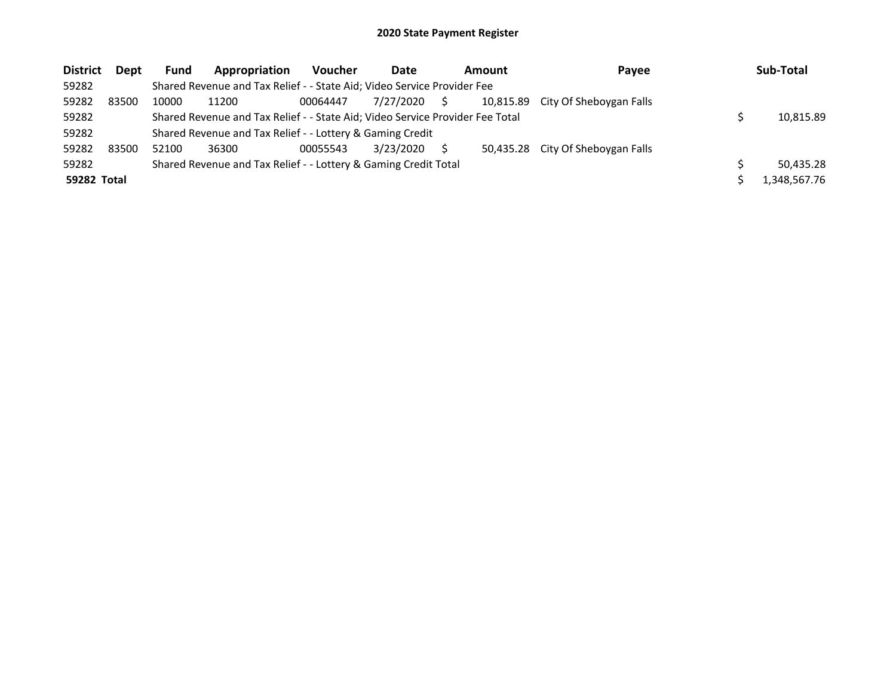## 2020 State Payment Register

| District | Dept | Fund | Appropriation | Voucher | Date | Amount | Payee | Sub-Total |
|---|---|---|---|---|---|---|---|---|
| 59282 | | Shared Revenue and Tax Relief - - State Aid; Video Service Provider Fee | | | | | | |
| 59282 | 83500 | 10000 | 11200 | 00064447 | 7/27/2020 | $ 10,815.89 | City Of Sheboygan Falls | |
| 59282 | | Shared Revenue and Tax Relief - - State Aid; Video Service Provider Fee Total | | | | | | $ 10,815.89 |
| 59282 | | Shared Revenue and Tax Relief - - Lottery & Gaming Credit | | | | | | |
| 59282 | 83500 | 52100 | 36300 | 00055543 | 3/23/2020 | $ 50,435.28 | City Of Sheboygan Falls | |
| 59282 | | Shared Revenue and Tax Relief - - Lottery & Gaming Credit Total | | | | | | $ 50,435.28 |
| **59282 Total** | | | | | | | | $ 1,348,567.76 |